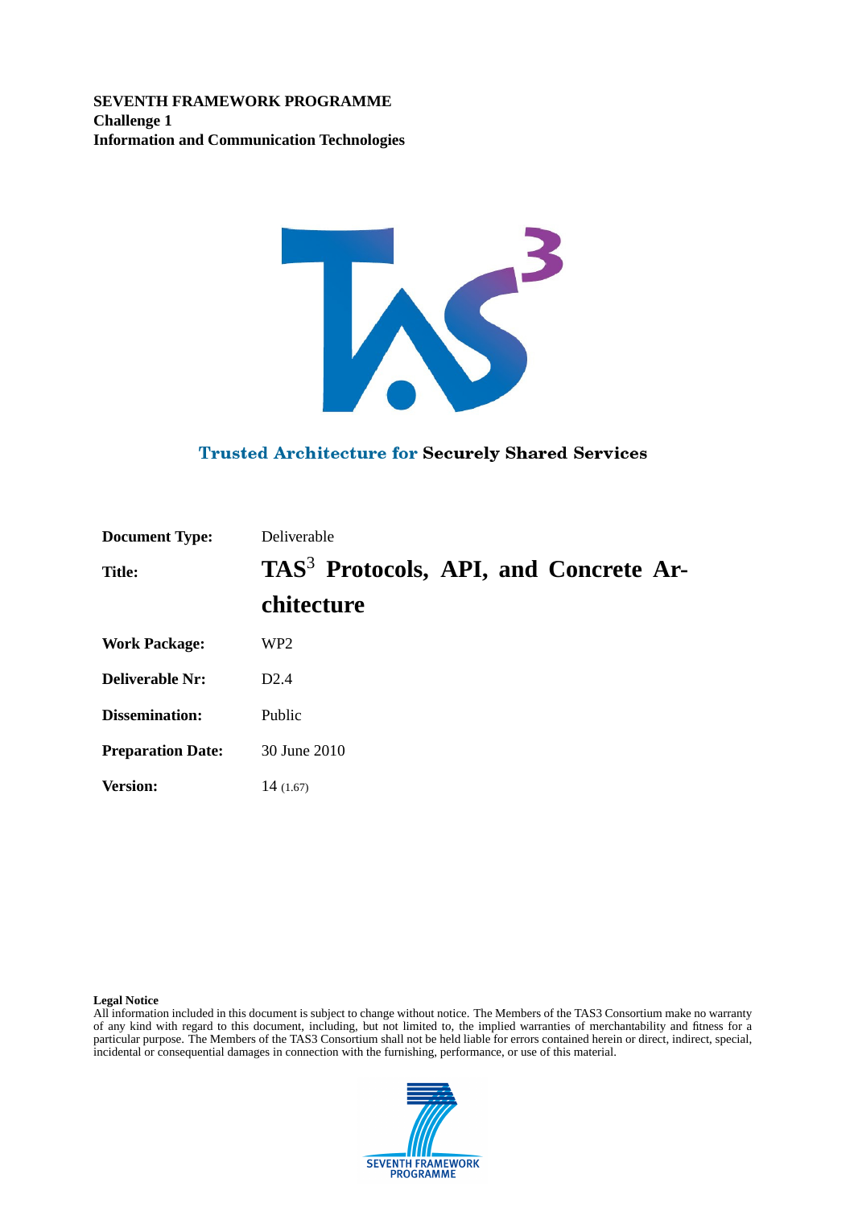**SEVENTH FRAMEWORK PROGRAMME**
**Challenge 1**
**Information and Communication Technologies**

Trusted Architecture for Securely Shared Services

| | |
|---|---|
| **Document Type:** | Deliverable |
| **Title:** | **$TAS^3$ Protocols, API, and Concrete Architecture** |
| **Work Package:** | WP2 |
| **Deliverable Nr:** | D2.4 |
| **Dissemination:** | Public |
| **Preparation Date:** | 30 June 2010 |
| **Version:** | 14 (1.67) |

**Legal Notice**
All information included in this document is subject to change without notice. The Members of the TAS3 Consortium make no warranty of any kind with regard to this document, including, but not limited to, the implied warranties of merchantability and fitness for a particular purpose. The Members of the TAS3 Consortium shall not be held liable for errors contained herein or direct, indirect, special, incidental or consequential damages in connection with the furnishing, performance, or use of this material.

SEVENTH FRAMEWORK PROGRAMME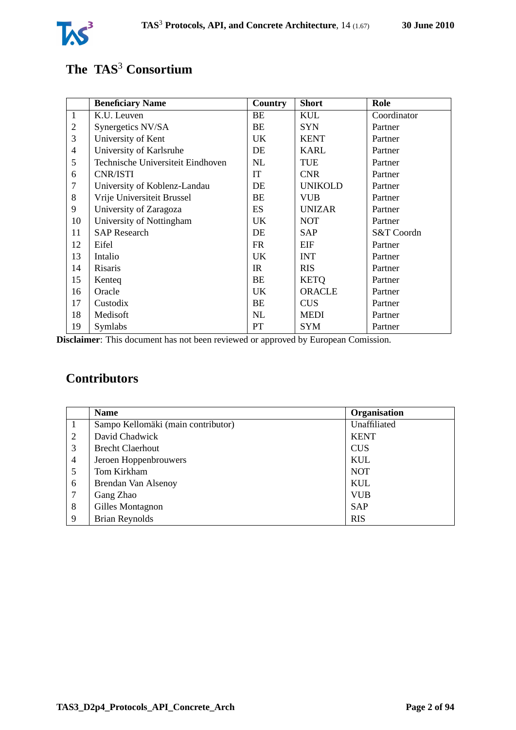# The TAS$^3$ Consortium

|  | **Beneficiary Name** | **Country** | **Short** | **Role** |
|---|---|---|---|---|
| 1 | K.U. Leuven | BE | KUL | Coordinator |
| 2 | Synergetics NV/SA | BE | SYN | Partner |
| 3 | University of Kent | UK | KENT | Partner |
| 4 | University of Karlsruhe | DE | KARL | Partner |
| 5 | Technische Universiteit Eindhoven | NL | TUE | Partner |
| 6 | CNR/ISTI | IT | CNR | Partner |
| 7 | University of Koblenz-Landau | DE | UNIKOLD | Partner |
| 8 | Vrije Universiteit Brussel | BE | VUB | Partner |
| 9 | University of Zaragoza | ES | UNIZAR | Partner |
| 10 | University of Nottingham | UK | NOT | Partner |
| 11 | SAP Research | DE | SAP | S&T Coordn |
| 12 | Eifel | FR | EIF | Partner |
| 13 | Intalio | UK | INT | Partner |
| 14 | Risaris | IR | RIS | Partner |
| 15 | Kenteq | BE | KETQ | Partner |
| 16 | Oracle | UK | ORACLE | Partner |
| 17 | Custodix | BE | CUS | Partner |
| 18 | Medisoft | NL | MEDI | Partner |
| 19 | Symlabs | PT | SYM | Partner |

**Disclaimer**: This document has not been reviewed or approved by European Comission.

# Contributors

|  | **Name** | **Organisation** |
|---|---|---|
| 1 | Sampo Kellomäki (main contributor) | Unaffiliated |
| 2 | David Chadwick | KENT |
| 3 | Brecht Claerhout | CUS |
| 4 | Jeroen Hoppenbrouwers | KUL |
| 5 | Tom Kirkham | NOT |
| 6 | Brendan Van Alsenoy | KUL |
| 7 | Gang Zhao | VUB |
| 8 | Gilles Montagnon | SAP |
| 9 | Brian Reynolds | RIS |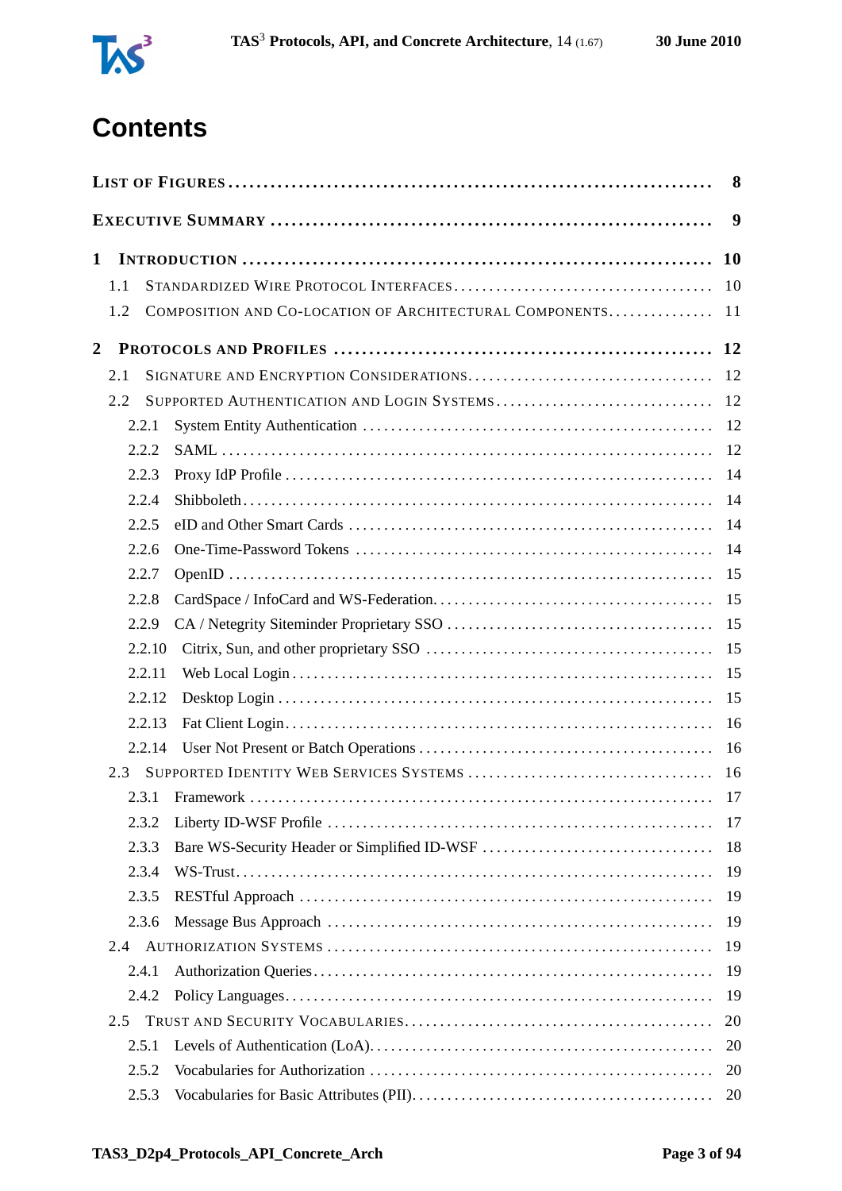# Contents

List of Figures ........ 8

Executive Summary ........ 9

1 Introduction ........ 10
- 1.1 Standardized Wire Protocol Interfaces ........ 10
- 1.2 Composition and Co-location of Architectural Components ........ 11

2 Protocols and Profiles ........ 12
- 2.1 Signature and Encryption Considerations ........ 12
- 2.2 Supported Authentication and Login Systems ........ 12
  - 2.2.1 System Entity Authentication ........ 12
  - 2.2.2 SAML ........ 12
  - 2.2.3 Proxy IdP Profile ........ 14
  - 2.2.4 Shibboleth ........ 14
  - 2.2.5 eID and Other Smart Cards ........ 14
  - 2.2.6 One-Time-Password Tokens ........ 14
  - 2.2.7 OpenID ........ 15
  - 2.2.8 CardSpace / InfoCard and WS-Federation ........ 15
  - 2.2.9 CA / Netegrity Siteminder Proprietary SSO ........ 15
  - 2.2.10 Citrix, Sun, and other proprietary SSO ........ 15
  - 2.2.11 Web Local Login ........ 15
  - 2.2.12 Desktop Login ........ 15
  - 2.2.13 Fat Client Login ........ 16
  - 2.2.14 User Not Present or Batch Operations ........ 16
- 2.3 Supported Identity Web Services Systems ........ 16
  - 2.3.1 Framework ........ 17
  - 2.3.2 Liberty ID-WSF Profile ........ 17
  - 2.3.3 Bare WS-Security Header or Simplified ID-WSF ........ 18
  - 2.3.4 WS-Trust ........ 19
  - 2.3.5 RESTful Approach ........ 19
  - 2.3.6 Message Bus Approach ........ 19
- 2.4 Authorization Systems ........ 19
  - 2.4.1 Authorization Queries ........ 19
  - 2.4.2 Policy Languages ........ 19
- 2.5 Trust and Security Vocabularies ........ 20
  - 2.5.1 Levels of Authentication (LoA) ........ 20
  - 2.5.2 Vocabularies for Authorization ........ 20
  - 2.5.3 Vocabularies for Basic Attributes (PII) ........ 20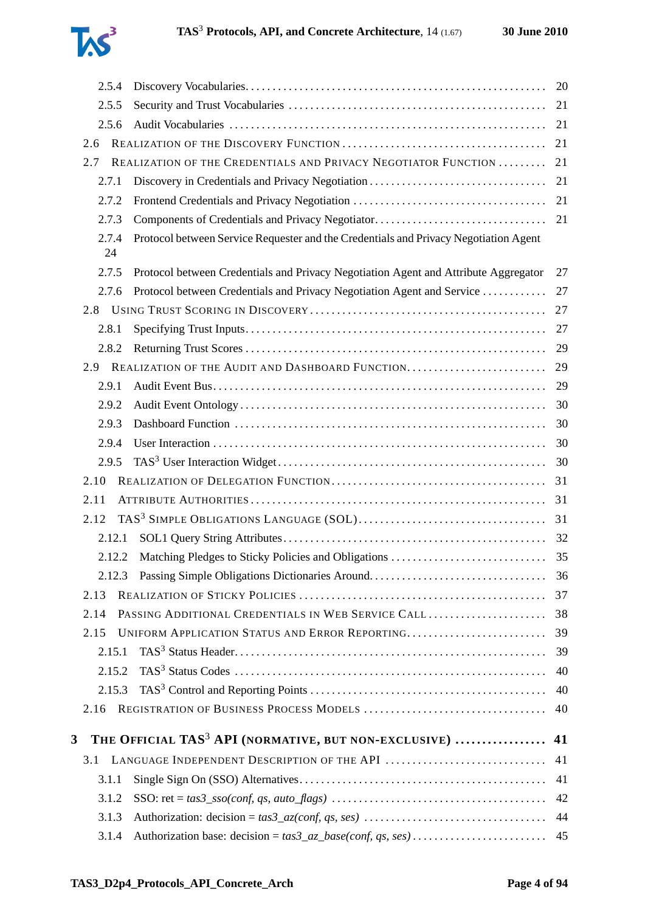- 2.5.4 Discovery Vocabularies . . . . . 20
- 2.5.5 Security and Trust Vocabularies . . . . . 21
- 2.5.6 Audit Vocabularies . . . . . 21
- 2.6 Realization of the Discovery Function . . . . . 21
- 2.7 Realization of the Credentials and Privacy Negotiator Function . . . . . 21
  - 2.7.1 Discovery in Credentials and Privacy Negotiation . . . . . 21
  - 2.7.2 Frontend Credentials and Privacy Negotiation . . . . . 21
  - 2.7.3 Components of Credentials and Privacy Negotiator . . . . . 21
  - 2.7.4 Protocol between Service Requester and the Credentials and Privacy Negotiation Agent 24
  - 2.7.5 Protocol between Credentials and Privacy Negotiation Agent and Attribute Aggregator 27
  - 2.7.6 Protocol between Credentials and Privacy Negotiation Agent and Service . . . . . 27
- 2.8 Using Trust Scoring in Discovery . . . . . 27
  - 2.8.1 Specifying Trust Inputs . . . . . 27
  - 2.8.2 Returning Trust Scores . . . . . 29
- 2.9 Realization of the Audit and Dashboard Function . . . . . 29
  - 2.9.1 Audit Event Bus . . . . . 29
  - 2.9.2 Audit Event Ontology . . . . . 30
  - 2.9.3 Dashboard Function . . . . . 30
  - 2.9.4 User Interaction . . . . . 30
  - 2.9.5 TAS3 User Interaction Widget . . . . . 30
- 2.10 Realization of Delegation Function . . . . . 31
- 2.11 Attribute Authorities . . . . . 31
- 2.12 TAS3 Simple Obligations Language (SOL) . . . . . 31
  - 2.12.1 SOL1 Query String Attributes . . . . . 32
  - 2.12.2 Matching Pledges to Sticky Policies and Obligations . . . . . 35
  - 2.12.3 Passing Simple Obligations Dictionaries Around . . . . . 36
- 2.13 Realization of Sticky Policies . . . . . 37
- 2.14 Passing Additional Credentials in Web Service Call . . . . . 38
- 2.15 Uniform Application Status and Error Reporting . . . . . 39
  - 2.15.1 TAS3 Status Header . . . . . 39
  - 2.15.2 TAS3 Status Codes . . . . . 40
  - 2.15.3 TAS3 Control and Reporting Points . . . . . 40
- 2.16 Registration of Business Process Models . . . . . 40

**3 The Official TAS3 API (normative, but non-exclusive) . . . . . 41**

- 3.1 Language Independent Description of the API . . . . . 41
  - 3.1.1 Single Sign On (SSO) Alternatives . . . . . 41
  - 3.1.2 SSO: ret = *tas3_sso(conf, qs, auto_flags)* . . . . . 42
  - 3.1.3 Authorization: decision = *tas3_az(conf, qs, ses)* . . . . . 44
  - 3.1.4 Authorization base: decision = *tas3_az_base(conf, qs, ses)* . . . . . 45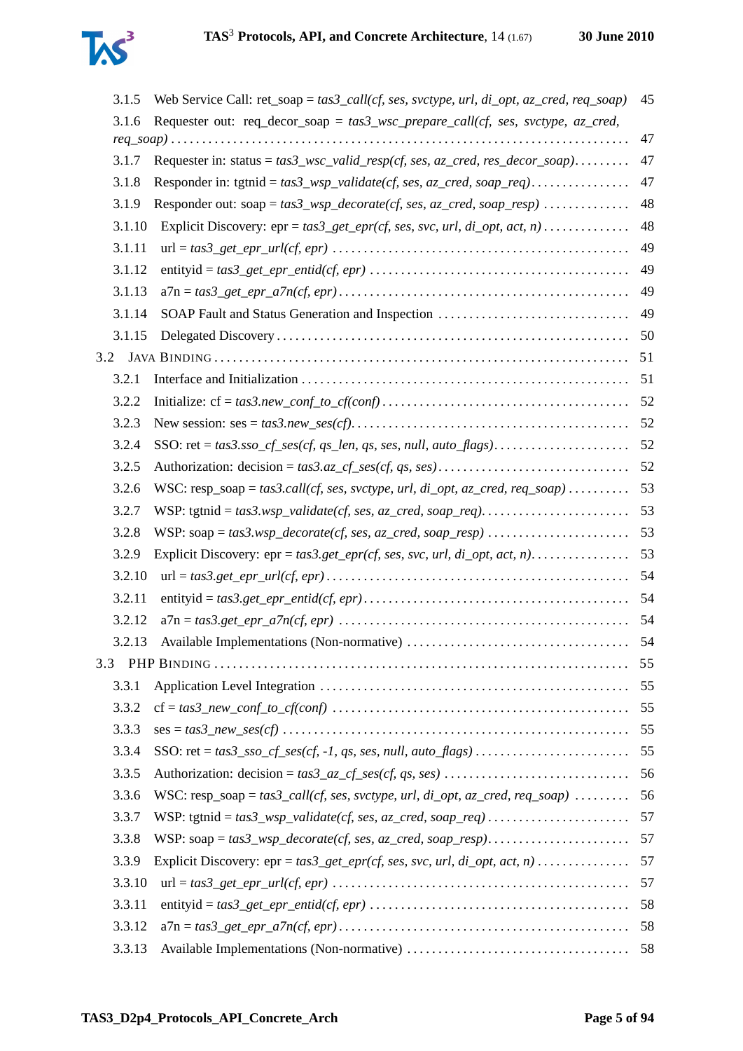3.1.5 Web Service Call: ret_soap = *tas3_call(cf, ses, svctype, url, di_opt, az_cred, req_soap)* 45

3.1.6 Requester out: req_decor_soap = *tas3_wsc_prepare_call(cf, ses, svctype, az_cred, req_soap)* 47

3.1.7 Requester in: status = *tas3_wsc_valid_resp(cf, ses, az_cred, res_decor_soap)* 47

3.1.8 Responder in: tgtnid = *tas3_wsp_validate(cf, ses, az_cred, soap_req)* 47

3.1.9 Responder out: soap = *tas3_wsp_decorate(cf, ses, az_cred, soap_resp)* 48

3.1.10 Explicit Discovery: epr = *tas3_get_epr(cf, ses, svc, url, di_opt, act, n)* 48

3.1.11 url = *tas3_get_epr_url(cf, epr)* 49

3.1.12 entityid = *tas3_get_epr_entid(cf, epr)* 49

3.1.13 a7n = *tas3_get_epr_a7n(cf, epr)* 49

3.1.14 SOAP Fault and Status Generation and Inspection 49

3.1.15 Delegated Discovery 50

3.2 JAVA BINDING 51

3.2.1 Interface and Initialization 51

3.2.2 Initialize: cf = *tas3.new_conf_to_cf(conf)* 52

3.2.3 New session: ses = *tas3.new_ses(cf)*. 52

3.2.4 SSO: ret = *tas3.sso_cf_ses(cf, qs_len, qs, ses, null, auto_flags)* 52

3.2.5 Authorization: decision = *tas3.az_cf_ses(cf, qs, ses)* 52

3.2.6 WSC: resp_soap = *tas3.call(cf, ses, svctype, url, di_opt, az_cred, req_soap)* 53

3.2.7 WSP: tgtnid = *tas3.wsp_validate(cf, ses, az_cred, soap_req)*. 53

3.2.8 WSP: soap = *tas3.wsp_decorate(cf, ses, az_cred, soap_resp)* 53

3.2.9 Explicit Discovery: epr = *tas3.get_epr(cf, ses, svc, url, di_opt, act, n)*. 53

3.2.10 url = *tas3.get_epr_url(cf, epr)* 54

3.2.11 entityid = *tas3.get_epr_entid(cf, epr)* 54

3.2.12 a7n = *tas3.get_epr_a7n(cf, epr)* 54

3.2.13 Available Implementations (Non-normative) 54

3.3 PHP BINDING 55

3.3.1 Application Level Integration 55

3.3.2 cf = *tas3_new_conf_to_cf(conf)* 55

3.3.3 ses = *tas3_new_ses(cf)* 55

3.3.4 SSO: ret = *tas3_sso_cf_ses(cf, -1, qs, ses, null, auto_flags)* 55

3.3.5 Authorization: decision = *tas3_az_cf_ses(cf, qs, ses)* 56

3.3.6 WSC: resp_soap = *tas3_call(cf, ses, svctype, url, di_opt, az_cred, req_soap)* 56

3.3.7 WSP: tgtnid = *tas3_wsp_validate(cf, ses, az_cred, soap_req)* 57

3.3.8 WSP: soap = *tas3_wsp_decorate(cf, ses, az_cred, soap_resp)* 57

3.3.9 Explicit Discovery: epr = *tas3_get_epr(cf, ses, svc, url, di_opt, act, n)* 57

3.3.10 url = *tas3_get_epr_url(cf, epr)* 57

3.3.11 entityid = *tas3_get_epr_entid(cf, epr)* 58

3.3.12 a7n = *tas3_get_epr_a7n(cf, epr)* 58

3.3.13 Available Implementations (Non-normative) 58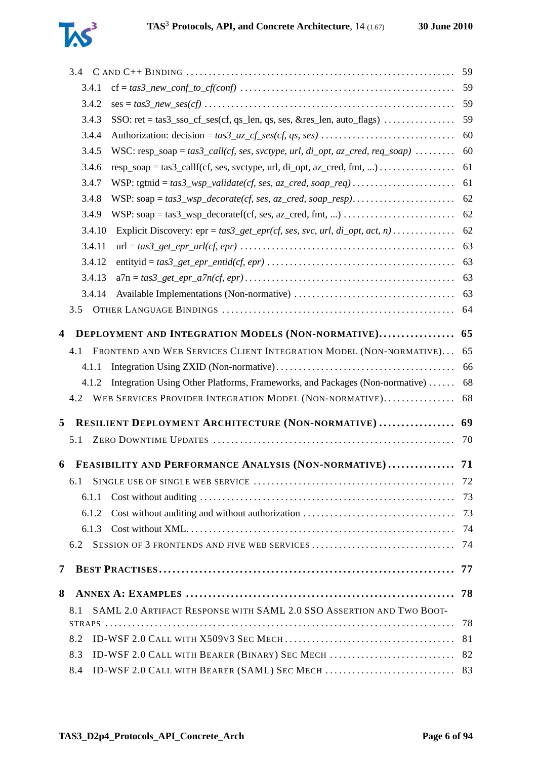- 3.4 C and C++ Binding ... 59
  - 3.4.1 cf = *tas3_new_conf_to_cf(conf)* ... 59
  - 3.4.2 ses = *tas3_new_ses(cf)* ... 59
  - 3.4.3 SSO: ret = tas3_sso_cf_ses(cf, qs_len, qs, ses, &res_len, auto_flags) ... 59
  - 3.4.4 Authorization: decision = *tas3_az_cf_ses(cf, qs, ses)* ... 60
  - 3.4.5 WSC: resp_soap = *tas3_call(cf, ses, svctype, url, di_opt, az_cred, req_soap)* ... 60
  - 3.4.6 resp_soap = tas3_callf(cf, ses, svctype, url, di_opt, az_cred, fmt, ...) ... 61
  - 3.4.7 WSP: tgtnid = *tas3_wsp_validate(cf, ses, az_cred, soap_req)* ... 61
  - 3.4.8 WSP: soap = *tas3_wsp_decorate(cf, ses, az_cred, soap_resp)* ... 62
  - 3.4.9 WSP: soap = tas3_wsp_decoratef(cf, ses, az_cred, fmt, ...) ... 62
  - 3.4.10 Explicit Discovery: epr = *tas3_get_epr(cf, ses, svc, url, di_opt, act, n)* ... 62
  - 3.4.11 url = *tas3_get_epr_url(cf, epr)* ... 63
  - 3.4.12 entityid = *tas3_get_epr_entid(cf, epr)* ... 63
  - 3.4.13 a7n = *tas3_get_epr_a7n(cf, epr)* ... 63
  - 3.4.14 Available Implementations (Non-normative) ... 63
- 3.5 Other Language Bindings ... 64

**4 Deployment and Integration Models (Non-normative) ... 65**

- 4.1 Frontend and Web Services Client Integration Model (Non-normative) ... 65
  - 4.1.1 Integration Using ZXID (Non-normative) ... 66
  - 4.1.2 Integration Using Other Platforms, Frameworks, and Packages (Non-normative) ... 68
- 4.2 Web Services Provider Integration Model (Non-normative) ... 68

**5 Resilient Deployment Architecture (Non-normative) ... 69**

- 5.1 Zero Downtime Updates ... 70

**6 Feasibility and Performance Analysis (Non-normative) ... 71**

- 6.1 Single use of single web service ... 72
  - 6.1.1 Cost without auditing ... 73
  - 6.1.2 Cost without auditing and without authorization ... 73
  - 6.1.3 Cost without XML ... 74
- 6.2 Session of 3 frontends and five web services ... 74

**7 Best Practises ... 77**

**8 Annex A: Examples ... 78**

- 8.1 SAML 2.0 Artifact Response with SAML 2.0 SSO Assertion and Two Bootstraps ... 78
- 8.2 ID-WSF 2.0 Call with X509v3 Sec Mech ... 81
- 8.3 ID-WSF 2.0 Call with Bearer (Binary) Sec Mech ... 82
- 8.4 ID-WSF 2.0 Call with Bearer (SAML) Sec Mech ... 83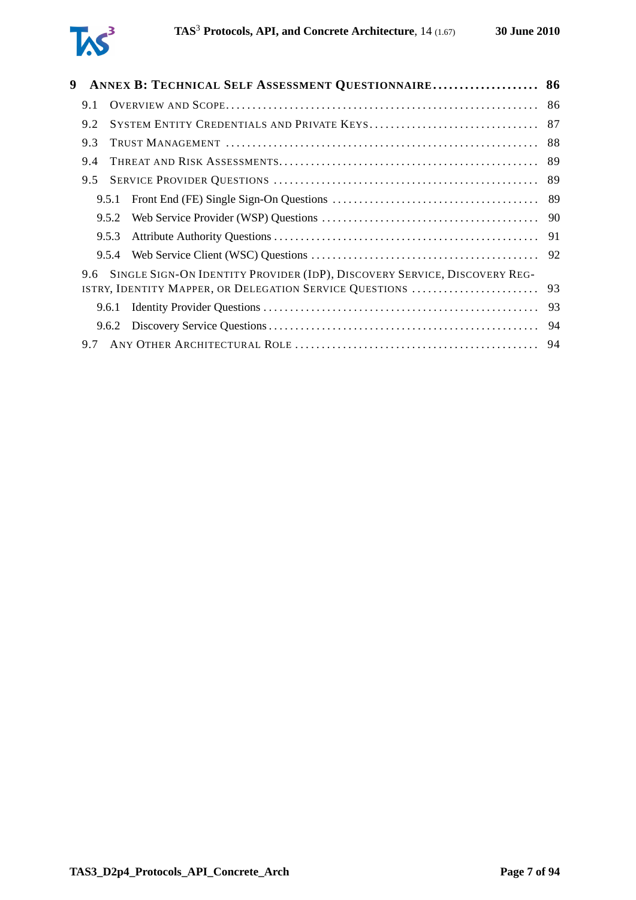**9 Annex B: Technical Self Assessment Questionnaire .................... 86**

9.1 Overview and Scope .................... 86

9.2 System Entity Credentials and Private Keys .................... 87

9.3 Trust Management .................... 88

9.4 Threat and Risk Assessments .................... 89

9.5 Service Provider Questions .................... 89

9.5.1 Front End (FE) Single Sign-On Questions .................... 89

9.5.2 Web Service Provider (WSP) Questions .................... 90

9.5.3 Attribute Authority Questions .................... 91

9.5.4 Web Service Client (WSC) Questions .................... 92

9.6 Single Sign-On Identity Provider (IdP), Discovery Service, Discovery Registry, Identity Mapper, or Delegation Service Questions .................... 93

9.6.1 Identity Provider Questions .................... 93

9.6.2 Discovery Service Questions .................... 94

9.7 Any Other Architectural Role .................... 94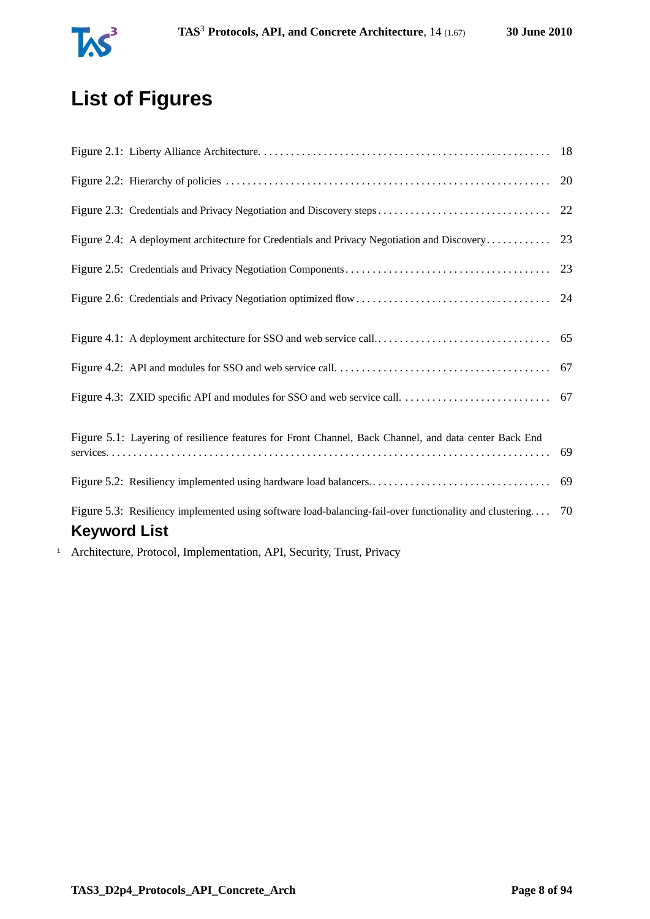# List of Figures

Figure 2.1: Liberty Alliance Architecture. . . . . . . . . . . . . . . . . . . . . . . . . . . . . . . . . . . . . . . . . . . . . . . . . . . . . 18

Figure 2.2: Hierarchy of policies . . . . . . . . . . . . . . . . . . . . . . . . . . . . . . . . . . . . . . . . . . . . . . . . . . . . . . . . . . . 20

Figure 2.3: Credentials and Privacy Negotiation and Discovery steps . . . . . . . . . . . . . . . . . . . . . . . . . . . . . . . . 22

Figure 2.4: A deployment architecture for Credentials and Privacy Negotiation and Discovery . . . . . . . . . . . . 23

Figure 2.5: Credentials and Privacy Negotiation Components . . . . . . . . . . . . . . . . . . . . . . . . . . . . . . . . . . . . . . 23

Figure 2.6: Credentials and Privacy Negotiation optimized flow . . . . . . . . . . . . . . . . . . . . . . . . . . . . . . . . . . . . 24

Figure 4.1: A deployment architecture for SSO and web service call. . . . . . . . . . . . . . . . . . . . . . . . . . . . . . . . . 65

Figure 4.2: API and modules for SSO and web service call. . . . . . . . . . . . . . . . . . . . . . . . . . . . . . . . . . . . . . . . 67

Figure 4.3: ZXID specific API and modules for SSO and web service call. . . . . . . . . . . . . . . . . . . . . . . . . . . . 67

Figure 5.1: Layering of resilience features for Front Channel, Back Channel, and data center Back End services. . . . . . . . . . . . . . . . . . . . . . . . . . . . . . . . . . . . . . . . . . . . . . . . . . . . . . . . . . . . . . . . . . . . . . . . . . 69

Figure 5.2: Resiliency implemented using hardware load balancers.. . . . . . . . . . . . . . . . . . . . . . . . . . . . . . . . . 69

Figure 5.3: Resiliency implemented using software load-balancing-fail-over functionality and clustering. . . . 70

# Keyword List

Architecture, Protocol, Implementation, API, Security, Trust, Privacy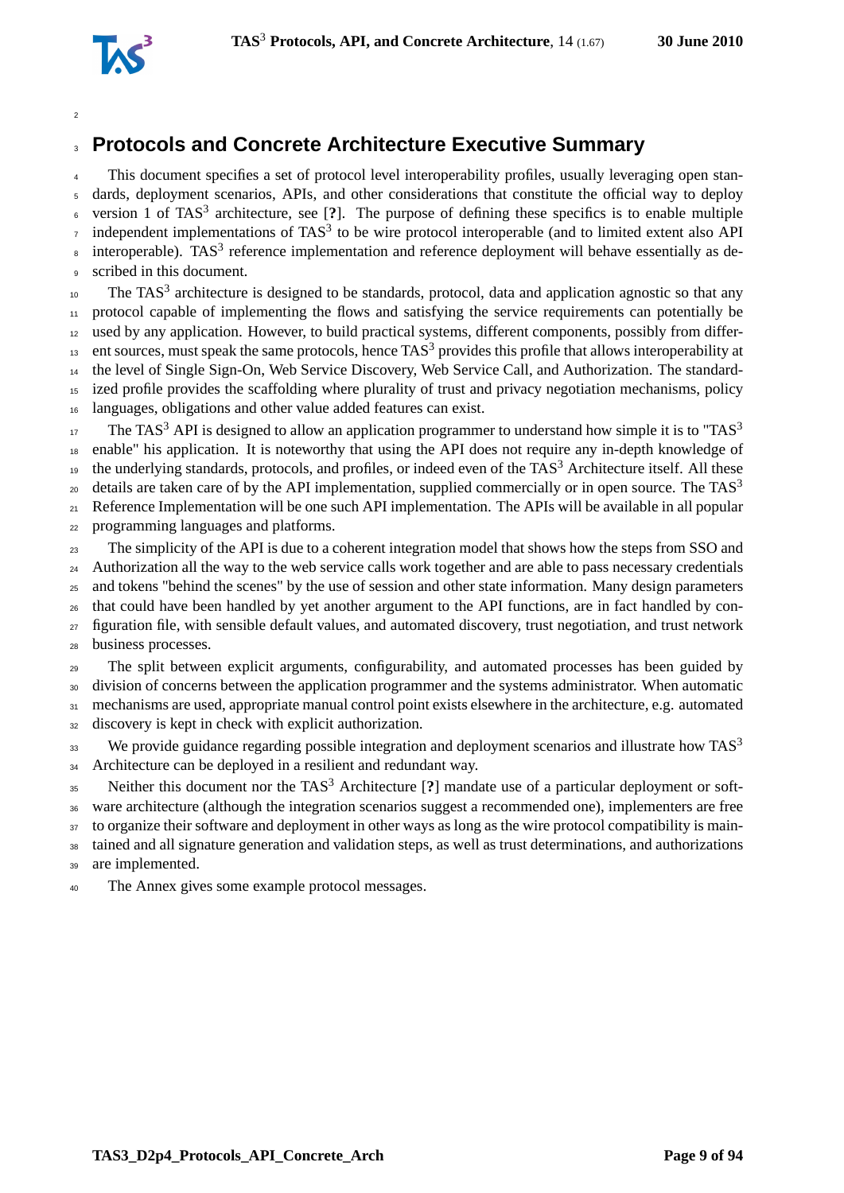# Protocols and Concrete Architecture Executive Summary

This document specifies a set of protocol level interoperability profiles, usually leveraging open standards, deployment scenarios, APIs, and other considerations that constitute the official way to deploy version 1 of TAS$^3$ architecture, see [**?**]. The purpose of defining these specifics is to enable multiple independent implementations of TAS$^3$ to be wire protocol interoperable (and to limited extent also API interoperable). TAS$^3$ reference implementation and reference deployment will behave essentially as described in this document.

The TAS$^3$ architecture is designed to be standards, protocol, data and application agnostic so that any protocol capable of implementing the flows and satisfying the service requirements can potentially be used by any application. However, to build practical systems, different components, possibly from different sources, must speak the same protocols, hence TAS$^3$ provides this profile that allows interoperability at the level of Single Sign-On, Web Service Discovery, Web Service Call, and Authorization. The standardized profile provides the scaffolding where plurality of trust and privacy negotiation mechanisms, policy languages, obligations and other value added features can exist.

The TAS$^3$ API is designed to allow an application programmer to understand how simple it is to "TAS$^3$ enable" his application. It is noteworthy that using the API does not require any in-depth knowledge of the underlying standards, protocols, and profiles, or indeed even of the TAS$^3$ Architecture itself. All these details are taken care of by the API implementation, supplied commercially or in open source. The TAS$^3$ Reference Implementation will be one such API implementation. The APIs will be available in all popular programming languages and platforms.

The simplicity of the API is due to a coherent integration model that shows how the steps from SSO and Authorization all the way to the web service calls work together and are able to pass necessary credentials and tokens "behind the scenes" by the use of session and other state information. Many design parameters that could have been handled by yet another argument to the API functions, are in fact handled by configuration file, with sensible default values, and automated discovery, trust negotiation, and trust network business processes.

The split between explicit arguments, configurability, and automated processes has been guided by division of concerns between the application programmer and the systems administrator. When automatic mechanisms are used, appropriate manual control point exists elsewhere in the architecture, e.g. automated discovery is kept in check with explicit authorization.

We provide guidance regarding possible integration and deployment scenarios and illustrate how TAS$^3$ Architecture can be deployed in a resilient and redundant way.

Neither this document nor the TAS$^3$ Architecture [**?**] mandate use of a particular deployment or software architecture (although the integration scenarios suggest a recommended one), implementers are free to organize their software and deployment in other ways as long as the wire protocol compatibility is maintained and all signature generation and validation steps, as well as trust determinations, and authorizations are implemented.

The Annex gives some example protocol messages.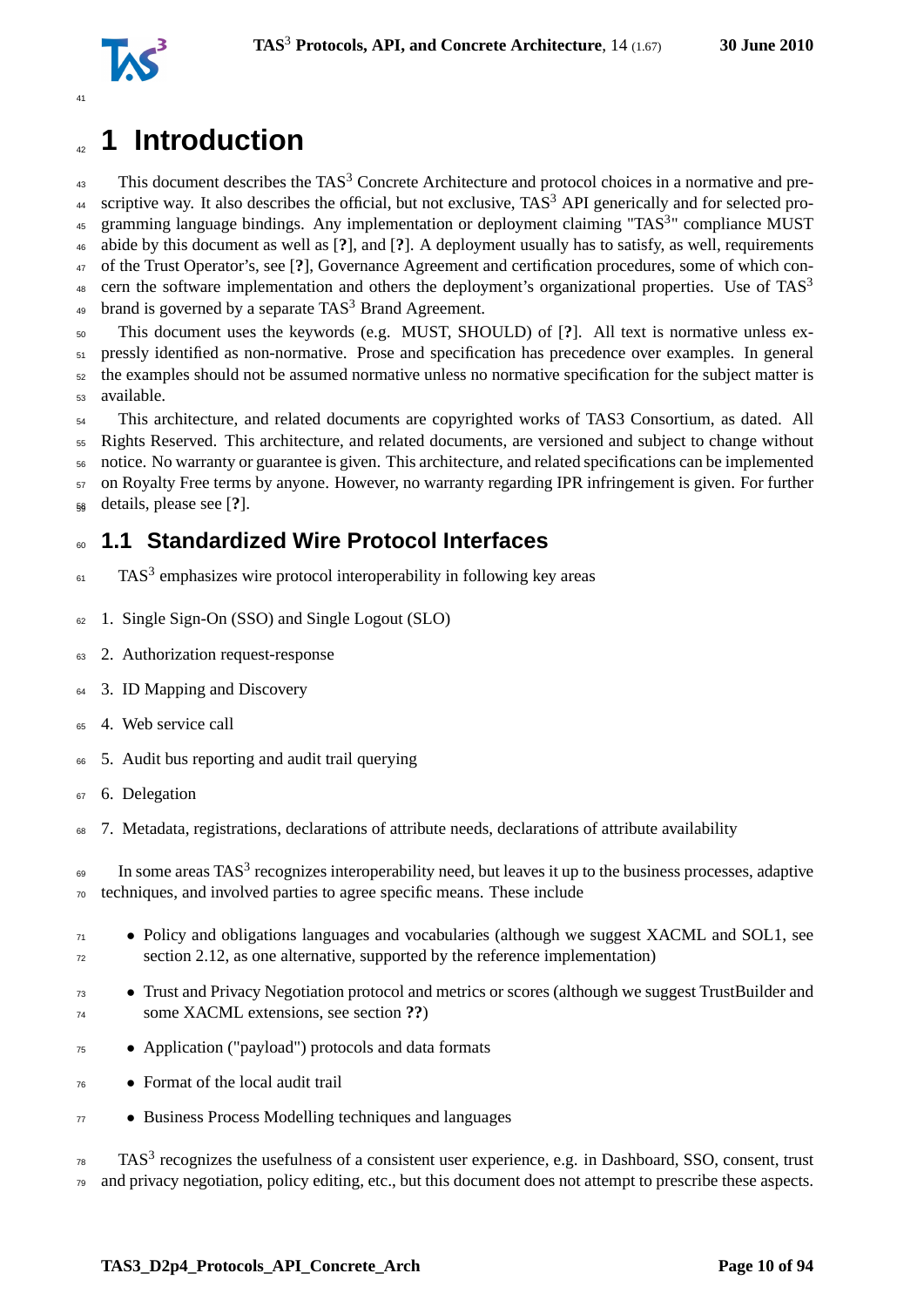# 1 Introduction

This document describes the TAS$^3$ Concrete Architecture and protocol choices in a normative and prescriptive way. It also describes the official, but not exclusive, TAS$^3$ API generically and for selected programming language bindings. Any implementation or deployment claiming "TAS$^3$" compliance MUST abide by this document as well as [**?**], and [**?**]. A deployment usually has to satisfy, as well, requirements of the Trust Operator's, see [**?**], Governance Agreement and certification procedures, some of which concern the software implementation and others the deployment's organizational properties. Use of TAS$^3$ brand is governed by a separate TAS$^3$ Brand Agreement.

This document uses the keywords (e.g. MUST, SHOULD) of [**?**]. All text is normative unless expressly identified as non-normative. Prose and specification has precedence over examples. In general the examples should not be assumed normative unless no normative specification for the subject matter is available.

This architecture, and related documents are copyrighted works of TAS3 Consortium, as dated. All Rights Reserved. This architecture, and related documents, are versioned and subject to change without notice. No warranty or guarantee is given. This architecture, and related specifications can be implemented on Royalty Free terms by anyone. However, no warranty regarding IPR infringement is given. For further details, please see [**?**].

## 1.1 Standardized Wire Protocol Interfaces

TAS$^3$ emphasizes wire protocol interoperability in following key areas

1. Single Sign-On (SSO) and Single Logout (SLO)
2. Authorization request-response
3. ID Mapping and Discovery
4. Web service call
5. Audit bus reporting and audit trail querying
6. Delegation
7. Metadata, registrations, declarations of attribute needs, declarations of attribute availability

In some areas TAS$^3$ recognizes interoperability need, but leaves it up to the business processes, adaptive techniques, and involved parties to agree specific means. These include

- Policy and obligations languages and vocabularies (although we suggest XACML and SOL1, see section 2.12, as one alternative, supported by the reference implementation)
- Trust and Privacy Negotiation protocol and metrics or scores (although we suggest TrustBuilder and some XACML extensions, see section **??**)
- Application ("payload") protocols and data formats
- Format of the local audit trail
- Business Process Modelling techniques and languages

TAS$^3$ recognizes the usefulness of a consistent user experience, e.g. in Dashboard, SSO, consent, trust and privacy negotiation, policy editing, etc., but this document does not attempt to prescribe these aspects.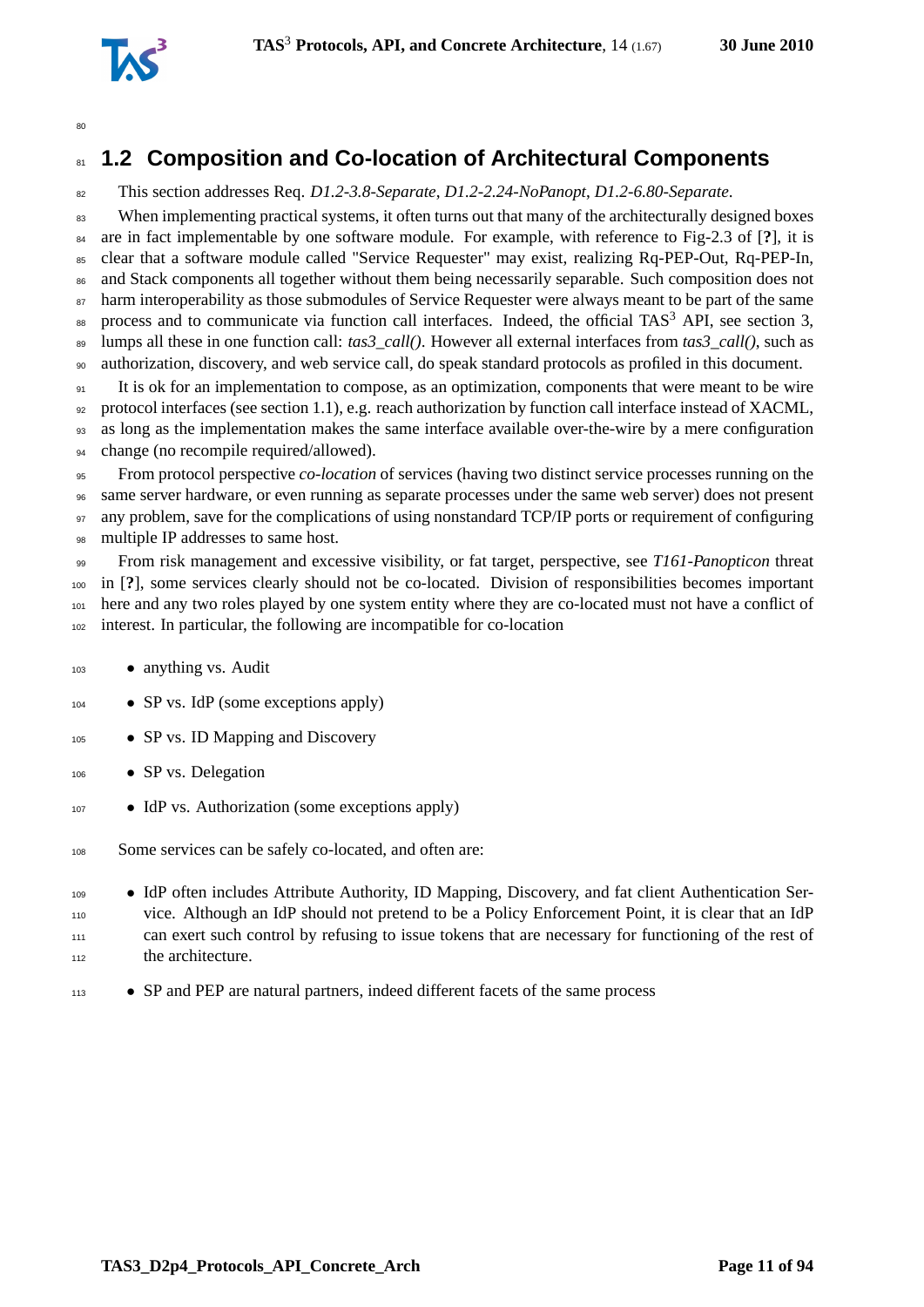## 1.2 Composition and Co-location of Architectural Components

This section addresses Req. *D1.2-3.8-Separate*, *D1.2-2.24-NoPanopt*, *D1.2-6.80-Separate*.

When implementing practical systems, it often turns out that many of the architecturally designed boxes are in fact implementable by one software module. For example, with reference to Fig-2.3 of [**?**], it is clear that a software module called "Service Requester" may exist, realizing Rq-PEP-Out, Rq-PEP-In, and Stack components all together without them being necessarily separable. Such composition does not harm interoperability as those submodules of Service Requester were always meant to be part of the same process and to communicate via function call interfaces. Indeed, the official TAS$^3$ API, see section 3, lumps all these in one function call: *tas3_call()*. However all external interfaces from *tas3_call()*, such as authorization, discovery, and web service call, do speak standard protocols as profiled in this document.

It is ok for an implementation to compose, as an optimization, components that were meant to be wire protocol interfaces (see section 1.1), e.g. reach authorization by function call interface instead of XACML, as long as the implementation makes the same interface available over-the-wire by a mere configuration change (no recompile required/allowed).

From protocol perspective *co-location* of services (having two distinct service processes running on the same server hardware, or even running as separate processes under the same web server) does not present any problem, save for the complications of using nonstandard TCP/IP ports or requirement of configuring multiple IP addresses to same host.

From risk management and excessive visibility, or fat target, perspective, see *T161-Panopticon* threat in [**?**], some services clearly should not be co-located. Division of responsibilities becomes important here and any two roles played by one system entity where they are co-located must not have a conflict of interest. In particular, the following are incompatible for co-location

- anything vs. Audit
- SP vs. IdP (some exceptions apply)
- SP vs. ID Mapping and Discovery
- SP vs. Delegation
- IdP vs. Authorization (some exceptions apply)

Some services can be safely co-located, and often are:

- IdP often includes Attribute Authority, ID Mapping, Discovery, and fat client Authentication Service. Although an IdP should not pretend to be a Policy Enforcement Point, it is clear that an IdP can exert such control by refusing to issue tokens that are necessary for functioning of the rest of the architecture.
- SP and PEP are natural partners, indeed different facets of the same process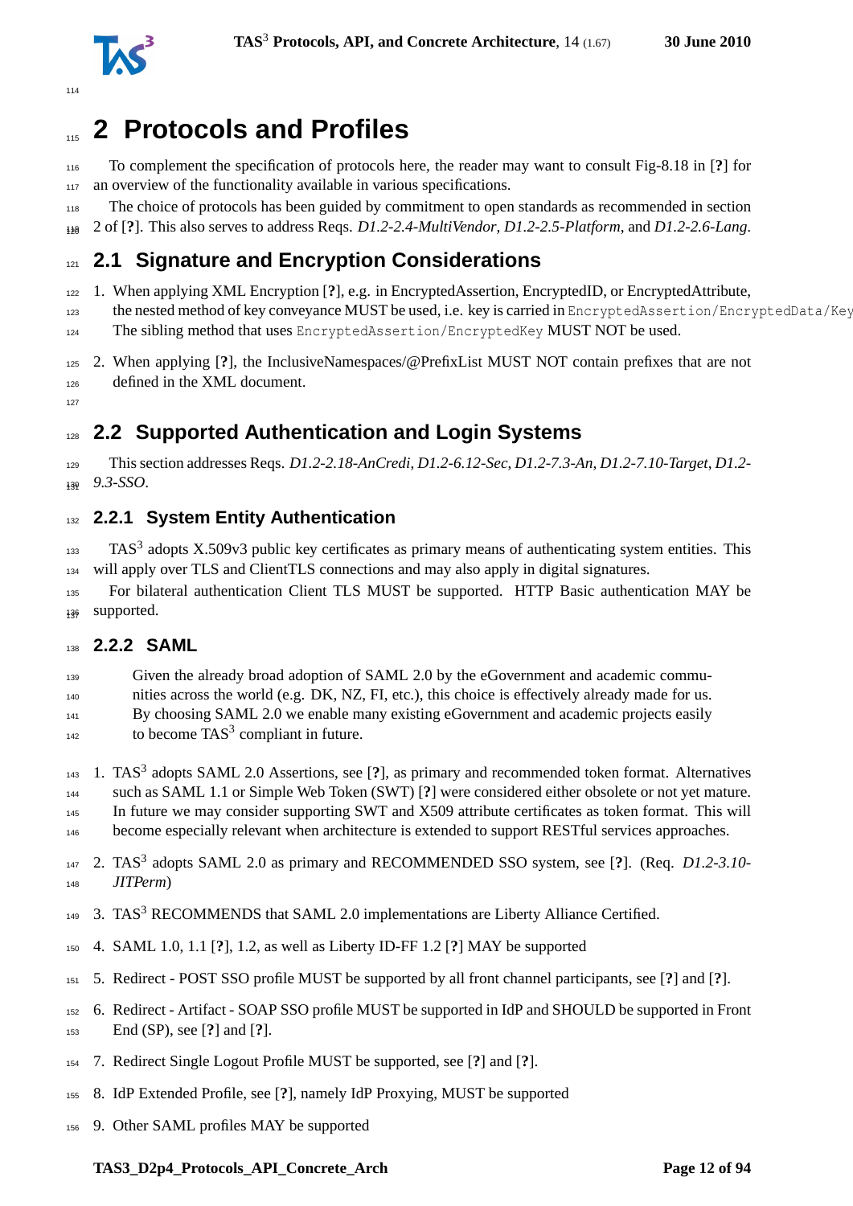# 2 Protocols and Profiles

To complement the specification of protocols here, the reader may want to consult Fig-8.18 in [?] for an overview of the functionality available in various specifications.

The choice of protocols has been guided by commitment to open standards as recommended in section 2 of [?]. This also serves to address Reqs. *D1.2-2.4-MultiVendor*, *D1.2-2.5-Platform*, and *D1.2-2.6-Lang*.

## 2.1 Signature and Encryption Considerations

1. When applying XML Encryption [?], e.g. in EncryptedAssertion, EncryptedID, or EncryptedAttribute, the nested method of key conveyance MUST be used, i.e. key is carried in `EncryptedAssertion/EncryptedData/Key` The sibling method that uses `EncryptedAssertion/EncryptedKey` MUST NOT be used.
2. When applying [?], the InclusiveNamespaces/@PrefixList MUST NOT contain prefixes that are not defined in the XML document.

## 2.2 Supported Authentication and Login Systems

This section addresses Reqs. *D1.2-2.18-AnCredi*, *D1.2-6.12-Sec*, *D1.2-7.3-An*, *D1.2-7.10-Target*, *D1.2-9.3-SSO*.

### 2.2.1 System Entity Authentication

TAS3 adopts X.509v3 public key certificates as primary means of authenticating system entities. This will apply over TLS and ClientTLS connections and may also apply in digital signatures.

For bilateral authentication Client TLS MUST be supported. HTTP Basic authentication MAY be supported.

### 2.2.2 SAML

> Given the already broad adoption of SAML 2.0 by the eGovernment and academic communities across the world (e.g. DK, NZ, FI, etc.), this choice is effectively already made for us. By choosing SAML 2.0 we enable many existing eGovernment and academic projects easily to become TAS3 compliant in future.

1. TAS3 adopts SAML 2.0 Assertions, see [?], as primary and recommended token format. Alternatives such as SAML 1.1 or Simple Web Token (SWT) [?] were considered either obsolete or not yet mature. In future we may consider supporting SWT and X509 attribute certificates as token format. This will become especially relevant when architecture is extended to support RESTful services approaches.
2. TAS3 adopts SAML 2.0 as primary and RECOMMENDED SSO system, see [?]. (Req. *D1.2-3.10-JITPerm*)
3. TAS3 RECOMMENDS that SAML 2.0 implementations are Liberty Alliance Certified.
4. SAML 1.0, 1.1 [?], 1.2, as well as Liberty ID-FF 1.2 [?] MAY be supported
5. Redirect - POST SSO profile MUST be supported by all front channel participants, see [?] and [?].
6. Redirect - Artifact - SOAP SSO profile MUST be supported in IdP and SHOULD be supported in Front End (SP), see [?] and [?].
7. Redirect Single Logout Profile MUST be supported, see [?] and [?].
8. IdP Extended Profile, see [?], namely IdP Proxying, MUST be supported
9. Other SAML profiles MAY be supported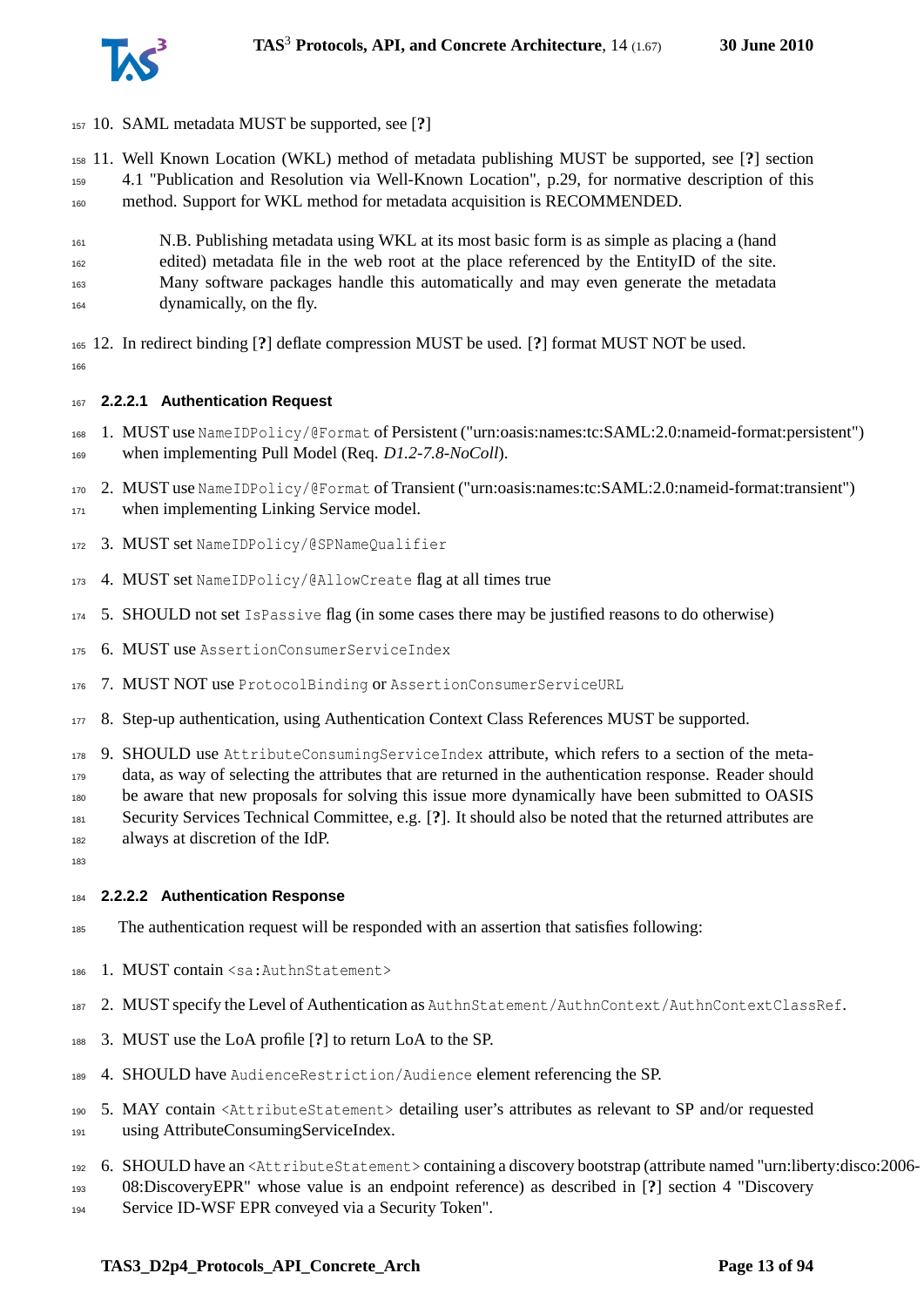10. SAML metadata MUST be supported, see [?]

11. Well Known Location (WKL) method of metadata publishing MUST be supported, see [?] section 4.1 "Publication and Resolution via Well-Known Location", p.29, for normative description of this method. Support for WKL method for metadata acquisition is RECOMMENDED.

    N.B. Publishing metadata using WKL at its most basic form is as simple as placing a (hand edited) metadata file in the web root at the place referenced by the EntityID of the site. Many software packages handle this automatically and may even generate the metadata dynamically, on the fly.

12. In redirect binding [?] deflate compression MUST be used. [?] format MUST NOT be used.

#### 2.2.2.1 Authentication Request

1. MUST use `NameIDPolicy/@Format` of Persistent ("urn:oasis:names:tc:SAML:2.0:nameid-format:persistent") when implementing Pull Model (Req. *D1.2-7.8-NoColl*).
2. MUST use `NameIDPolicy/@Format` of Transient ("urn:oasis:names:tc:SAML:2.0:nameid-format:transient") when implementing Linking Service model.
3. MUST set `NameIDPolicy/@SPNameQualifier`
4. MUST set `NameIDPolicy/@AllowCreate` flag at all times true
5. SHOULD not set `IsPassive` flag (in some cases there may be justified reasons to do otherwise)
6. MUST use `AssertionConsumerServiceIndex`
7. MUST NOT use `ProtocolBinding` or `AssertionConsumerServiceURL`
8. Step-up authentication, using Authentication Context Class References MUST be supported.
9. SHOULD use `AttributeConsumingServiceIndex` attribute, which refers to a section of the metadata, as way of selecting the attributes that are returned in the authentication response. Reader should be aware that new proposals for solving this issue more dynamically have been submitted to OASIS Security Services Technical Committee, e.g. [?]. It should also be noted that the returned attributes are always at discretion of the IdP.

#### 2.2.2.2 Authentication Response

The authentication request will be responded with an assertion that satisfies following:

1. MUST contain `<sa:AuthnStatement>`
2. MUST specify the Level of Authentication as `AuthnStatement/AuthnContext/AuthnContextClassRef`.
3. MUST use the LoA profile [?] to return LoA to the SP.
4. SHOULD have `AudienceRestriction/Audience` element referencing the SP.
5. MAY contain `<AttributeStatement>` detailing user's attributes as relevant to SP and/or requested using AttributeConsumingServiceIndex.
6. SHOULD have an `<AttributeStatement>` containing a discovery bootstrap (attribute named "urn:liberty:disco:2006-08:DiscoveryEPR" whose value is an endpoint reference) as described in [?] section 4 "Discovery Service ID-WSF EPR conveyed via a Security Token".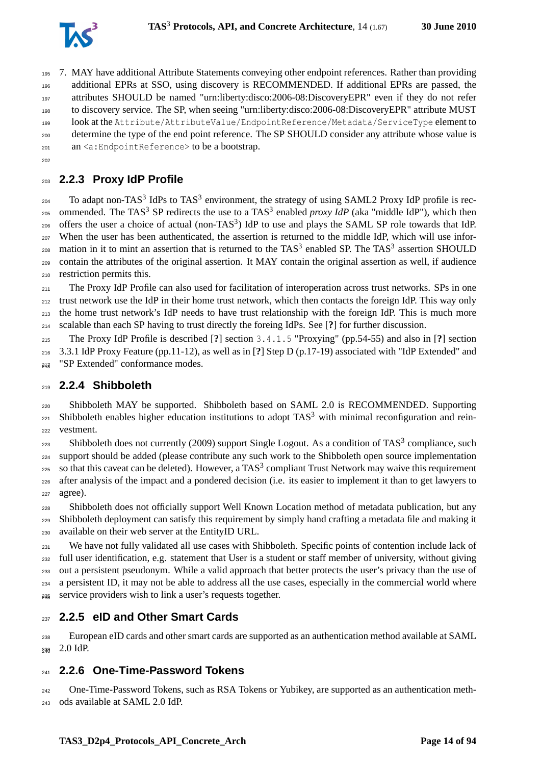7. MAY have additional Attribute Statements conveying other endpoint references. Rather than providing additional EPRs at SSO, using discovery is RECOMMENDED. If additional EPRs are passed, the attributes SHOULD be named "urn:liberty:disco:2006-08:DiscoveryEPR" even if they do not refer to discovery service. The SP, when seeing "urn:liberty:disco:2006-08:DiscoveryEPR" attribute MUST look at the `Attribute/AttributeValue/EndpointReference/Metadata/ServiceType` element to determine the type of the end point reference. The SP SHOULD consider any attribute whose value is an `<a:EndpointReference>` to be a bootstrap.

### 2.2.3 Proxy IdP Profile

To adapt non-TAS$^3$ IdPs to TAS$^3$ environment, the strategy of using SAML2 Proxy IdP profile is recommended. The TAS$^3$ SP redirects the use to a TAS$^3$ enabled *proxy IdP* (aka "middle IdP"), which then offers the user a choice of actual (non-TAS$^3$) IdP to use and plays the SAML SP role towards that IdP. When the user has been authenticated, the assertion is returned to the middle IdP, which will use information in it to mint an assertion that is returned to the TAS$^3$ enabled SP. The TAS$^3$ assertion SHOULD contain the attributes of the original assertion. It MAY contain the original assertion as well, if audience restriction permits this.

The Proxy IdP Profile can also used for facilitation of interoperation across trust networks. SPs in one trust network use the IdP in their home trust network, which then contacts the foreign IdP. This way only the home trust network's IdP needs to have trust relationship with the foreign IdP. This is much more scalable than each SP having to trust directly the foreing IdPs. See [**?**] for further discussion.

The Proxy IdP Profile is described [**?**] section `3.4.1.5` "Proxying" (pp.54-55) and also in [**?**] section 3.3.1 IdP Proxy Feature (pp.11-12), as well as in [**?**] Step D (p.17-19) associated with "IdP Extended" and "SP Extended" conformance modes.

### 2.2.4 Shibboleth

Shibboleth MAY be supported. Shibboleth based on SAML 2.0 is RECOMMENDED. Supporting Shibboleth enables higher education institutions to adopt TAS$^3$ with minimal reconfiguration and reinvestment.

Shibboleth does not currently (2009) support Single Logout. As a condition of TAS$^3$ compliance, such support should be added (please contribute any such work to the Shibboleth open source implementation so that this caveat can be deleted). However, a TAS$^3$ compliant Trust Network may waive this requirement after analysis of the impact and a pondered decision (i.e. its easier to implement it than to get lawyers to agree).

Shibboleth does not officially support Well Known Location method of metadata publication, but any Shibboleth deployment can satisfy this requirement by simply hand crafting a metadata file and making it available on their web server at the EntityID URL.

We have not fully validated all use cases with Shibboleth. Specific points of contention include lack of full user identification, e.g. statement that User is a student or staff member of university, without giving out a persistent pseudonym. While a valid approach that better protects the user's privacy than the use of a persistent ID, it may not be able to address all the use cases, especially in the commercial world where service providers wish to link a user's requests together.

### 2.2.5 eID and Other Smart Cards

European eID cards and other smart cards are supported as an authentication method available at SAML 2.0 IdP.

### 2.2.6 One-Time-Password Tokens

One-Time-Password Tokens, such as RSA Tokens or Yubikey, are supported as an authentication methods available at SAML 2.0 IdP.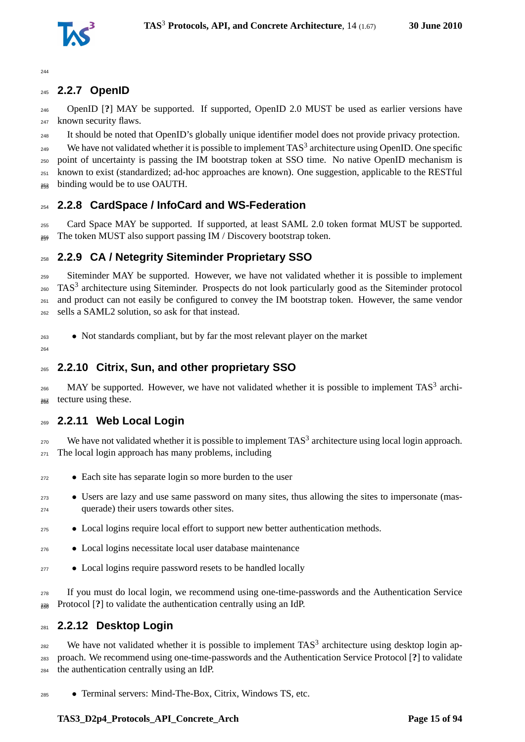### 2.2.7 OpenID

OpenID [?] MAY be supported. If supported, OpenID 2.0 MUST be used as earlier versions have known security flaws.

It should be noted that OpenID's globally unique identifier model does not provide privacy protection.

We have not validated whether it is possible to implement TAS$^3$ architecture using OpenID. One specific point of uncertainty is passing the IM bootstrap token at SSO time. No native OpenID mechanism is known to exist (standardized; ad-hoc approaches are known). One suggestion, applicable to the RESTful binding would be to use OAUTH.

### 2.2.8 CardSpace / InfoCard and WS-Federation

Card Space MAY be supported. If supported, at least SAML 2.0 token format MUST be supported. The token MUST also support passing IM / Discovery bootstrap token.

### 2.2.9 CA / Netegrity Siteminder Proprietary SSO

Siteminder MAY be supported. However, we have not validated whether it is possible to implement TAS$^3$ architecture using Siteminder. Prospects do not look particularly good as the Siteminder protocol and product can not easily be configured to convey the IM bootstrap token. However, the same vendor sells a SAML2 solution, so ask for that instead.

- Not standards compliant, but by far the most relevant player on the market

### 2.2.10 Citrix, Sun, and other proprietary SSO

MAY be supported. However, we have not validated whether it is possible to implement TAS$^3$ architecture using these.

### 2.2.11 Web Local Login

We have not validated whether it is possible to implement TAS$^3$ architecture using local login approach. The local login approach has many problems, including

- Each site has separate login so more burden to the user
- Users are lazy and use same password on many sites, thus allowing the sites to impersonate (masquerade) their users towards other sites.
- Local logins require local effort to support new better authentication methods.
- Local logins necessitate local user database maintenance
- Local logins require password resets to be handled locally

If you must do local login, we recommend using one-time-passwords and the Authentication Service Protocol [?] to validate the authentication centrally using an IdP.

### 2.2.12 Desktop Login

We have not validated whether it is possible to implement TAS$^3$ architecture using desktop login approach. We recommend using one-time-passwords and the Authentication Service Protocol [?] to validate the authentication centrally using an IdP.

- Terminal servers: Mind-The-Box, Citrix, Windows TS, etc.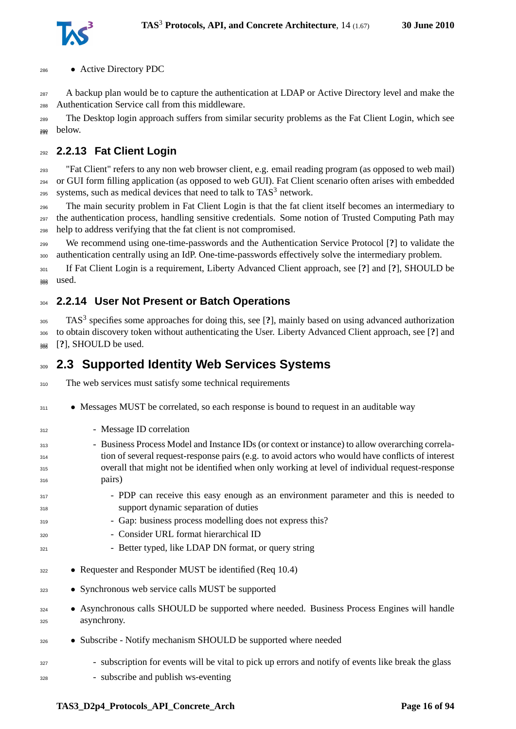- Active Directory PDC

A backup plan would be to capture the authentication at LDAP or Active Directory level and make the Authentication Service call from this middleware.

The Desktop login approach suffers from similar security problems as the Fat Client Login, which see below.

### 2.2.13 Fat Client Login

"Fat Client" refers to any non web browser client, e.g. email reading program (as opposed to web mail) or GUI form filling application (as opposed to web GUI). Fat Client scenario often arises with embedded systems, such as medical devices that need to talk to TAS$^3$ network.

The main security problem in Fat Client Login is that the fat client itself becomes an intermediary to the authentication process, handling sensitive credentials. Some notion of Trusted Computing Path may help to address verifying that the fat client is not compromised.

We recommend using one-time-passwords and the Authentication Service Protocol [**?**] to validate the authentication centrally using an IdP. One-time-passwords effectively solve the intermediary problem.

If Fat Client Login is a requirement, Liberty Advanced Client approach, see [?] and [?], SHOULD be used.

### 2.2.14 User Not Present or Batch Operations

TAS$^3$ specifies some approaches for doing this, see [**?**], mainly based on using advanced authorization to obtain discovery token without authenticating the User. Liberty Advanced Client approach, see [?] and [**?**], SHOULD be used.

## 2.3 Supported Identity Web Services Systems

The web services must satisfy some technical requirements

- Messages MUST be correlated, so each response is bound to request in an auditable way
  - Message ID correlation
  - Business Process Model and Instance IDs (or context or instance) to allow overarching correlation of several request-response pairs (e.g. to avoid actors who would have conflicts of interest overall that might not be identified when only working at level of individual request-response pairs)
    - PDP can receive this easy enough as an environment parameter and this is needed to support dynamic separation of duties
    - Gap: business process modelling does not express this?
    - Consider URL format hierarchical ID
    - Better typed, like LDAP DN format, or query string
- Requester and Responder MUST be identified (Req 10.4)
- Synchronous web service calls MUST be supported
- Asynchronous calls SHOULD be supported where needed. Business Process Engines will handle asynchrony.
- Subscribe - Notify mechanism SHOULD be supported where needed
  - subscription for events will be vital to pick up errors and notify of events like break the glass
  - subscribe and publish ws-eventing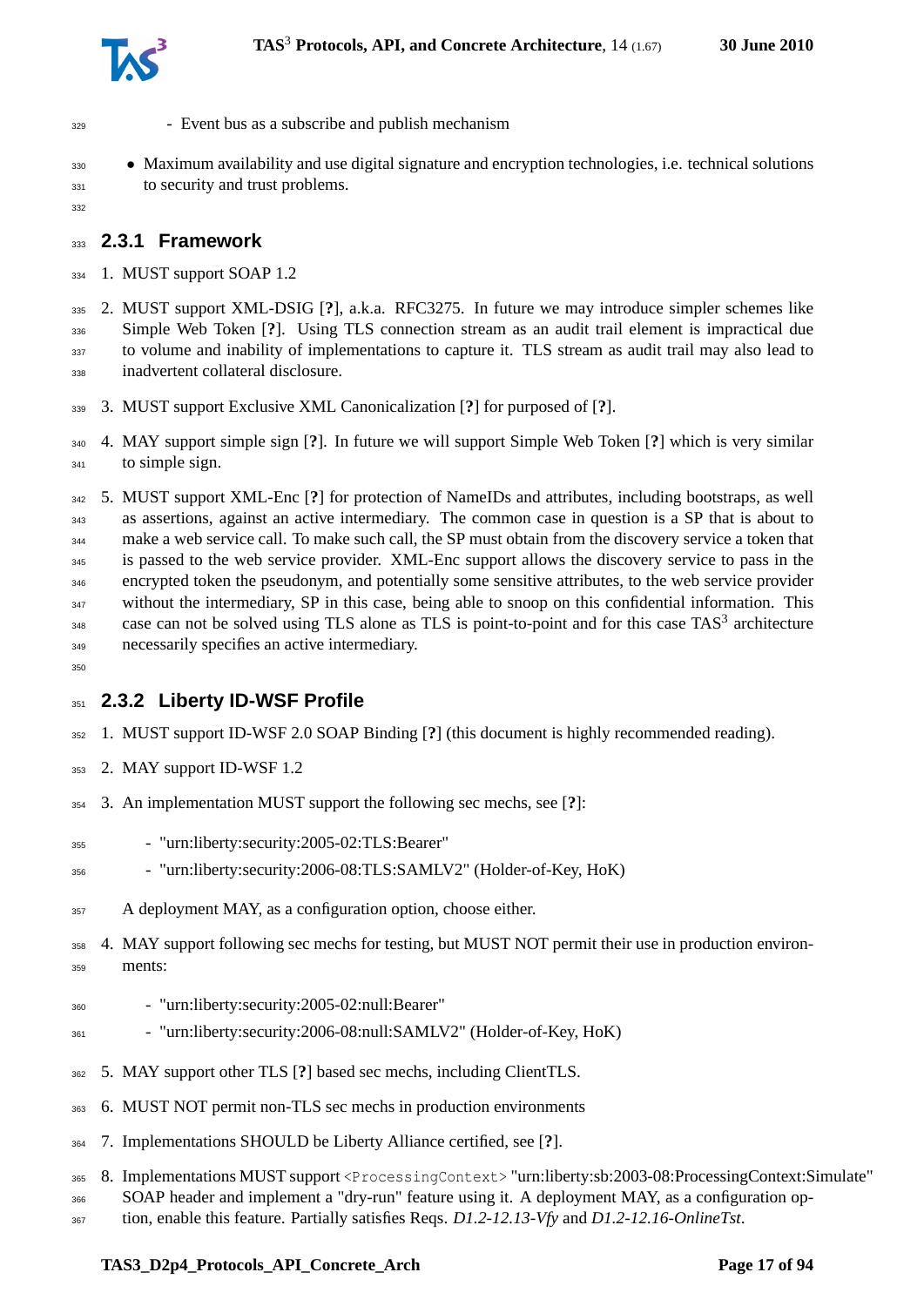- Event bus as a subscribe and publish mechanism

- Maximum availability and use digital signature and encryption technologies, i.e. technical solutions to security and trust problems.

### 2.3.1 Framework

1. MUST support SOAP 1.2
2. MUST support XML-DSIG [?], a.k.a. RFC3275. In future we may introduce simpler schemes like Simple Web Token [?]. Using TLS connection stream as an audit trail element is impractical due to volume and inability of implementations to capture it. TLS stream as audit trail may also lead to inadvertent collateral disclosure.
3. MUST support Exclusive XML Canonicalization [?] for purposed of [?].
4. MAY support simple sign [?]. In future we will support Simple Web Token [?] which is very similar to simple sign.
5. MUST support XML-Enc [?] for protection of NameIDs and attributes, including bootstraps, as well as assertions, against an active intermediary. The common case in question is a SP that is about to make a web service call. To make such call, the SP must obtain from the discovery service a token that is passed to the web service provider. XML-Enc support allows the discovery service to pass in the encrypted token the pseudonym, and potentially some sensitive attributes, to the web service provider without the intermediary, SP in this case, being able to snoop on this confidential information. This case can not be solved using TLS alone as TLS is point-to-point and for this case TAS$^3$ architecture necessarily specifies an active intermediary.

### 2.3.2 Liberty ID-WSF Profile

1. MUST support ID-WSF 2.0 SOAP Binding [?] (this document is highly recommended reading).
2. MAY support ID-WSF 1.2
3. An implementation MUST support the following sec mechs, see [?]:
   - "urn:liberty:security:2005-02:TLS:Bearer"
   - "urn:liberty:security:2006-08:TLS:SAMLV2" (Holder-of-Key, HoK)

   A deployment MAY, as a configuration option, choose either.
4. MAY support following sec mechs for testing, but MUST NOT permit their use in production environments:
   - "urn:liberty:security:2005-02:null:Bearer"
   - "urn:liberty:security:2006-08:null:SAMLV2" (Holder-of-Key, HoK)
5. MAY support other TLS [?] based sec mechs, including ClientTLS.
6. MUST NOT permit non-TLS sec mechs in production environments
7. Implementations SHOULD be Liberty Alliance certified, see [?].
8. Implementations MUST support `<ProcessingContext>` "urn:liberty:sb:2003-08:ProcessingContext:Simulate" SOAP header and implement a "dry-run" feature using it. A deployment MAY, as a configuration option, enable this feature. Partially satisfies Reqs. *D1.2-12.13-Vfy* and *D1.2-12.16-OnlineTst*.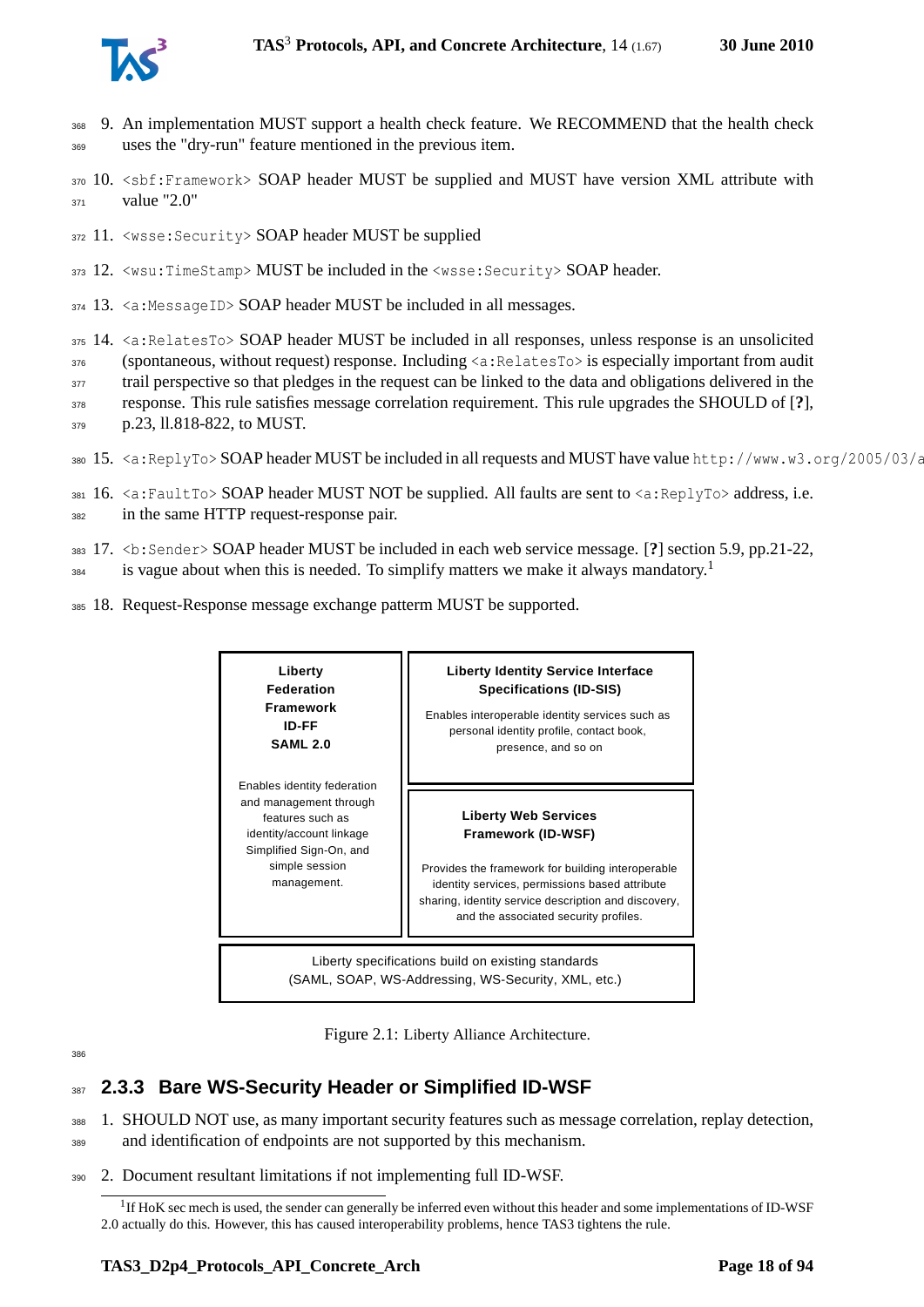9. An implementation MUST support a health check feature. We RECOMMEND that the health check uses the "dry-run" feature mentioned in the previous item.

10. `<sbf:Framework>` SOAP header MUST be supplied and MUST have version XML attribute with value "2.0"

11. `<wsse:Security>` SOAP header MUST be supplied

12. `<wsu:TimeStamp>` MUST be included in the `<wsse:Security>` SOAP header.

13. `<a:MessageID>` SOAP header MUST be included in all messages.

14. `<a:RelatesTo>` SOAP header MUST be included in all responses, unless response is an unsolicited (spontaneous, without request) response. Including `<a:RelatesTo>` is especially important from audit trail perspective so that pledges in the request can be linked to the data and obligations delivered in the response. This rule satisfies message correlation requirement. This rule upgrades the SHOULD of [**?**], p.23, ll.818-822, to MUST.

15. `<a:ReplyTo>` SOAP header MUST be included in all requests and MUST have value `http://www.w3.org/2005/03/a`

16. `<a:FaultTo>` SOAP header MUST NOT be supplied. All faults are sent to `<a:ReplyTo>` address, i.e. in the same HTTP request-response pair.

17. `<b:Sender>` SOAP header MUST be included in each web service message. [**?**] section 5.9, pp.21-22, is vague about when this is needed. To simplify matters we make it always mandatory.[1]

18. Request-Response message exchange patterm MUST be supported.

| Liberty Federation Framework ID-FF SAML 2.0<br><br>Enables identity federation and management through features such as identity/account linkage Simplified Sign-On, and simple session management. | **Liberty Identity Service Interface Specifications (ID-SIS)**<br><br>Enables interoperable identity services such as personal identity profile, contact book, presence, and so on<br><br>**Liberty Web Services Framework (ID-WSF)**<br><br>Provides the framework for building interoperable identity services, permissions based attribute sharing, identity service description and discovery, and the associated security profiles. |
|---|---|
| Liberty specifications build on existing standards (SAML, SOAP, WS-Addressing, WS-Security, XML, etc.) | |

Figure 2.1: Liberty Alliance Architecture.

### 2.3.3 Bare WS-Security Header or Simplified ID-WSF

1. SHOULD NOT use, as many important security features such as message correlation, replay detection, and identification of endpoints are not supported by this mechanism.

2. Document resultant limitations if not implementing full ID-WSF.

[1] If HoK sec mech is used, the sender can generally be inferred even without this header and some implementations of ID-WSF 2.0 actually do this. However, this has caused interoperability problems, hence TAS3 tightens the rule.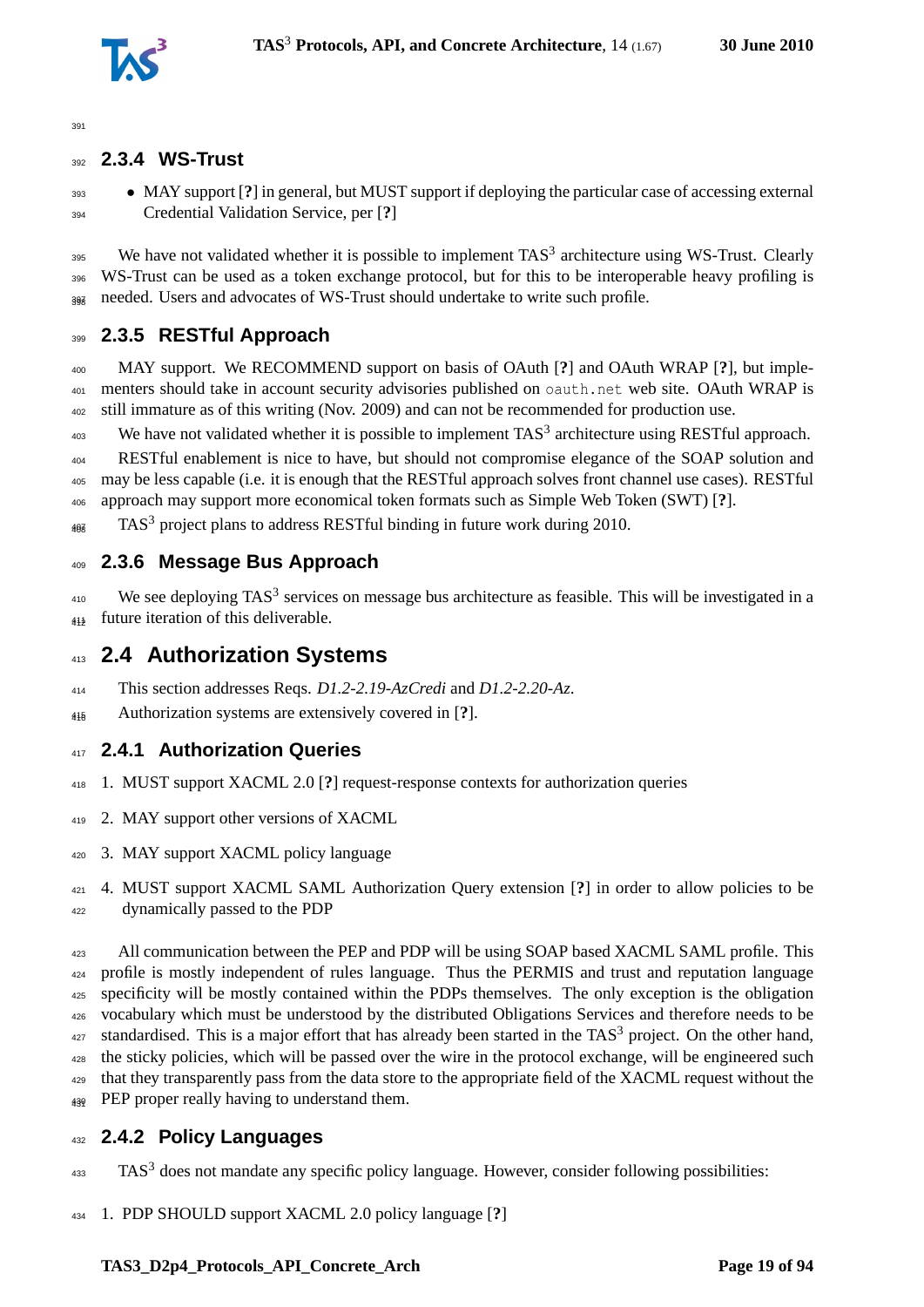### 2.3.4 WS-Trust

- MAY support [?] in general, but MUST support if deploying the particular case of accessing external Credential Validation Service, per [?]

We have not validated whether it is possible to implement TAS$^3$ architecture using WS-Trust. Clearly WS-Trust can be used as a token exchange protocol, but for this to be interoperable heavy profiling is needed. Users and advocates of WS-Trust should undertake to write such profile.

### 2.3.5 RESTful Approach

MAY support. We RECOMMEND support on basis of OAuth [?] and OAuth WRAP [?], but implementers should take in account security advisories published on `oauth.net` web site. OAuth WRAP is still immature as of this writing (Nov. 2009) and can not be recommended for production use.

We have not validated whether it is possible to implement TAS$^3$ architecture using RESTful approach.

RESTful enablement is nice to have, but should not compromise elegance of the SOAP solution and may be less capable (i.e. it is enough that the RESTful approach solves front channel use cases). RESTful approach may support more economical token formats such as Simple Web Token (SWT) [?].

TAS$^3$ project plans to address RESTful binding in future work during 2010.

### 2.3.6 Message Bus Approach

We see deploying TAS$^3$ services on message bus architecture as feasible. This will be investigated in a future iteration of this deliverable.

## 2.4 Authorization Systems

This section addresses Reqs. *D1.2-2.19-AzCredi* and *D1.2-2.20-Az*.

Authorization systems are extensively covered in [?].

### 2.4.1 Authorization Queries

1. MUST support XACML 2.0 [?] request-response contexts for authorization queries
2. MAY support other versions of XACML
3. MAY support XACML policy language
4. MUST support XACML SAML Authorization Query extension [?] in order to allow policies to be dynamically passed to the PDP

All communication between the PEP and PDP will be using SOAP based XACML SAML profile. This profile is mostly independent of rules language. Thus the PERMIS and trust and reputation language specificity will be mostly contained within the PDPs themselves. The only exception is the obligation vocabulary which must be understood by the distributed Obligations Services and therefore needs to be standardised. This is a major effort that has already been started in the TAS$^3$ project. On the other hand, the sticky policies, which will be passed over the wire in the protocol exchange, will be engineered such that they transparently pass from the data store to the appropriate field of the XACML request without the PEP proper really having to understand them.

### 2.4.2 Policy Languages

TAS$^3$ does not mandate any specific policy language. However, consider following possibilities:

1. PDP SHOULD support XACML 2.0 policy language [?]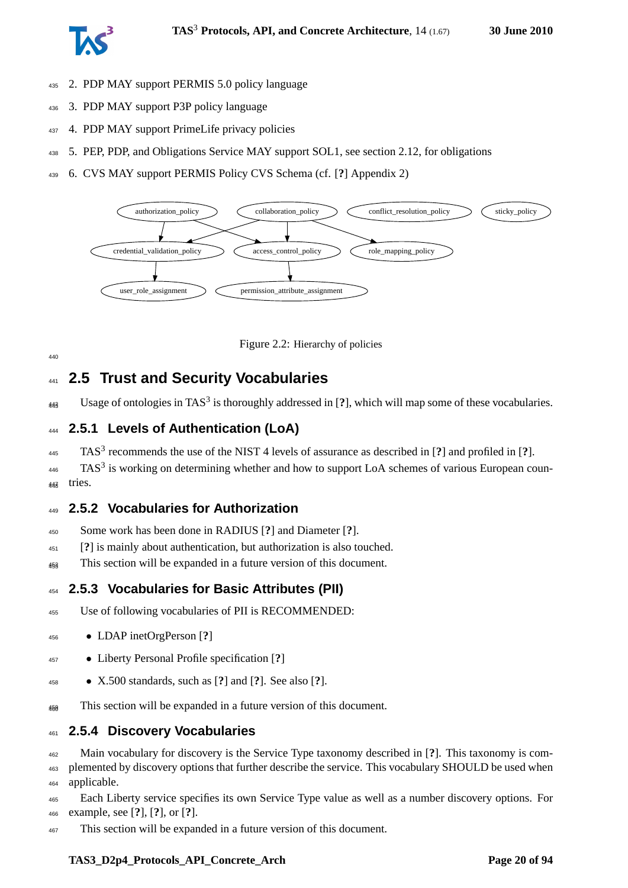2. PDP MAY support PERMIS 5.0 policy language
3. PDP MAY support P3P policy language
4. PDP MAY support PrimeLife privacy policies
5. PEP, PDP, and Obligations Service MAY support SOL1, see section 2.12, for obligations
6. CVS MAY support PERMIS Policy CVS Schema (cf. [?] Appendix 2)

Figure 2.2: Hierarchy of policies

## 2.5 Trust and Security Vocabularies

Usage of ontologies in TAS[3] is thoroughly addressed in [?], which will map some of these vocabularies.

### 2.5.1 Levels of Authentication (LoA)

TAS[3] recommends the use of the NIST 4 levels of assurance as described in [?] and profiled in [?].

TAS[3] is working on determining whether and how to support LoA schemes of various European countries.

### 2.5.2 Vocabularies for Authorization

Some work has been done in RADIUS [?] and Diameter [?].

[?] is mainly about authentication, but authorization is also touched.

This section will be expanded in a future version of this document.

### 2.5.3 Vocabularies for Basic Attributes (PII)

Use of following vocabularies of PII is RECOMMENDED:

- LDAP inetOrgPerson [?]
- Liberty Personal Profile specification [?]
- X.500 standards, such as [?] and [?]. See also [?].

This section will be expanded in a future version of this document.

### 2.5.4 Discovery Vocabularies

Main vocabulary for discovery is the Service Type taxonomy described in [?]. This taxonomy is complemented by discovery options that further describe the service. This vocabulary SHOULD be used when applicable.

Each Liberty service specifies its own Service Type value as well as a number discovery options. For example, see [?], [?], or [?].

This section will be expanded in a future version of this document.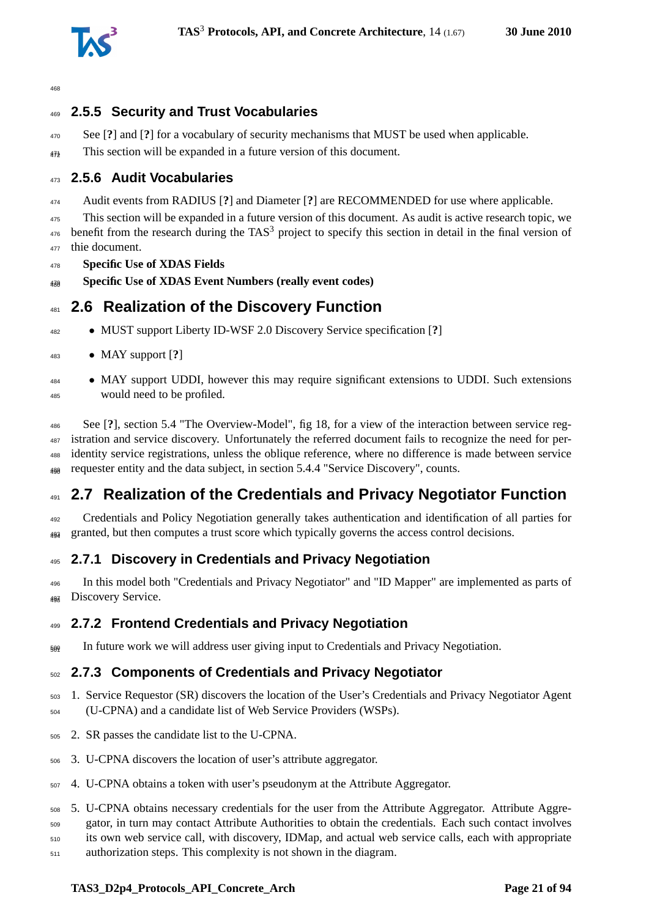### 2.5.5 Security and Trust Vocabularies

See [?] and [?] for a vocabulary of security mechanisms that MUST be used when applicable.

This section will be expanded in a future version of this document.

### 2.5.6 Audit Vocabularies

Audit events from RADIUS [?] and Diameter [?] are RECOMMENDED for use where applicable.

This section will be expanded in a future version of this document. As audit is active research topic, we benefit from the research during the TAS[3] project to specify this section in detail in the final version of thie document.

**Specific Use of XDAS Fields**

**Specific Use of XDAS Event Numbers (really event codes)**

## 2.6 Realization of the Discovery Function

- MUST support Liberty ID-WSF 2.0 Discovery Service specification [?]
- MAY support [?]
- MAY support UDDI, however this may require significant extensions to UDDI. Such extensions would need to be profiled.

See [?], section 5.4 "The Overview-Model", fig 18, for a view of the interaction between service registration and service discovery. Unfortunately the referred document fails to recognize the need for per-identity service registrations, unless the oblique reference, where no difference is made between service requester entity and the data subject, in section 5.4.4 "Service Discovery", counts.

## 2.7 Realization of the Credentials and Privacy Negotiator Function

Credentials and Policy Negotiation generally takes authentication and identification of all parties for granted, but then computes a trust score which typically governs the access control decisions.

### 2.7.1 Discovery in Credentials and Privacy Negotiation

In this model both "Credentials and Privacy Negotiator" and "ID Mapper" are implemented as parts of Discovery Service.

### 2.7.2 Frontend Credentials and Privacy Negotiation

In future work we will address user giving input to Credentials and Privacy Negotiation.

### 2.7.3 Components of Credentials and Privacy Negotiator

1. Service Requestor (SR) discovers the location of the User's Credentials and Privacy Negotiator Agent (U-CPNA) and a candidate list of Web Service Providers (WSPs).
2. SR passes the candidate list to the U-CPNA.
3. U-CPNA discovers the location of user's attribute aggregator.
4. U-CPNA obtains a token with user's pseudonym at the Attribute Aggregator.
5. U-CPNA obtains necessary credentials for the user from the Attribute Aggregator. Attribute Aggregator, in turn may contact Attribute Authorities to obtain the credentials. Each such contact involves its own web service call, with discovery, IDMap, and actual web service calls, each with appropriate authorization steps. This complexity is not shown in the diagram.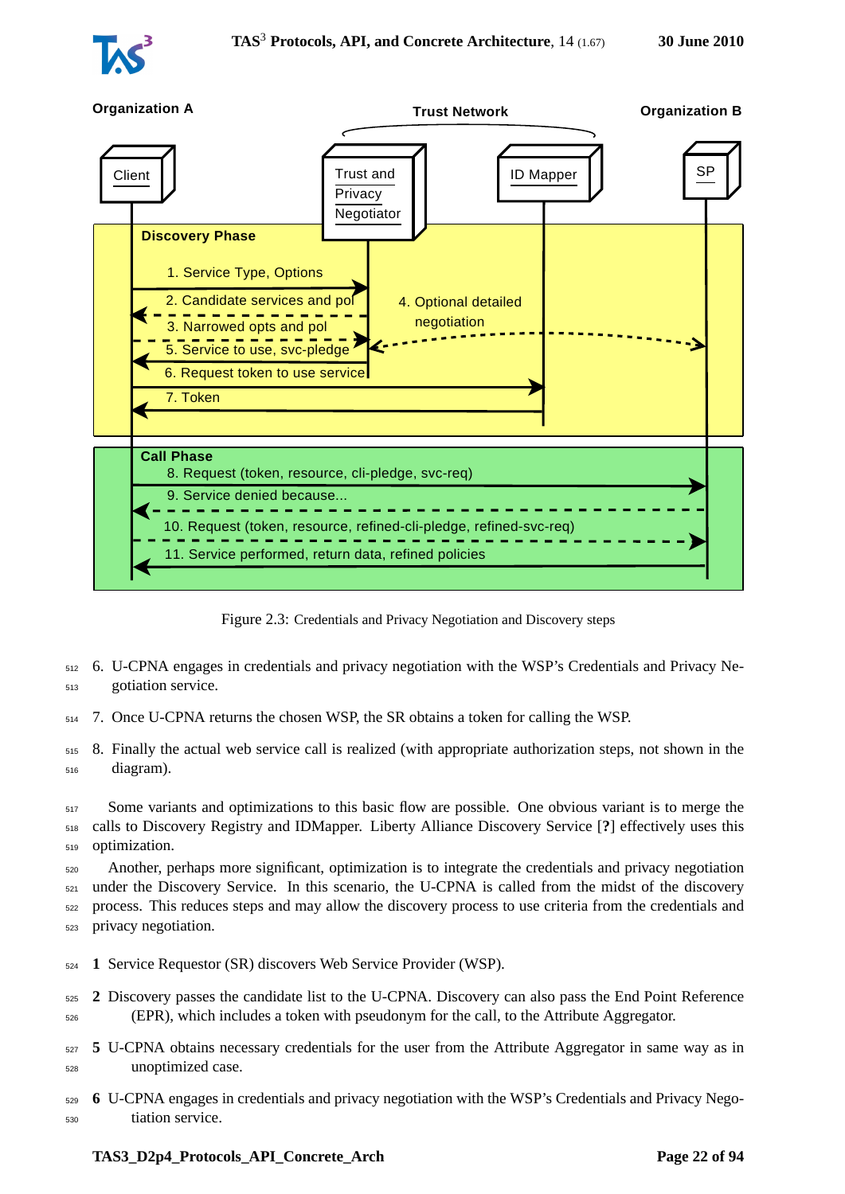Figure 2.3: Credentials and Privacy Negotiation and Discovery steps

6. U-CPNA engages in credentials and privacy negotiation with the WSP's Credentials and Privacy Negotiation service.

7. Once U-CPNA returns the chosen WSP, the SR obtains a token for calling the WSP.

8. Finally the actual web service call is realized (with appropriate authorization steps, not shown in the diagram).

Some variants and optimizations to this basic flow are possible. One obvious variant is to merge the calls to Discovery Registry and IDMapper. Liberty Alliance Discovery Service [**?**] effectively uses this optimization.

Another, perhaps more significant, optimization is to integrate the credentials and privacy negotiation under the Discovery Service. In this scenario, the U-CPNA is called from the midst of the discovery process. This reduces steps and may allow the discovery process to use criteria from the credentials and privacy negotiation.

**1** Service Requestor (SR) discovers Web Service Provider (WSP).

**2** Discovery passes the candidate list to the U-CPNA. Discovery can also pass the End Point Reference (EPR), which includes a token with pseudonym for the call, to the Attribute Aggregator.

**5** U-CPNA obtains necessary credentials for the user from the Attribute Aggregator in same way as in unoptimized case.

**6** U-CPNA engages in credentials and privacy negotiation with the WSP's Credentials and Privacy Negotiation service.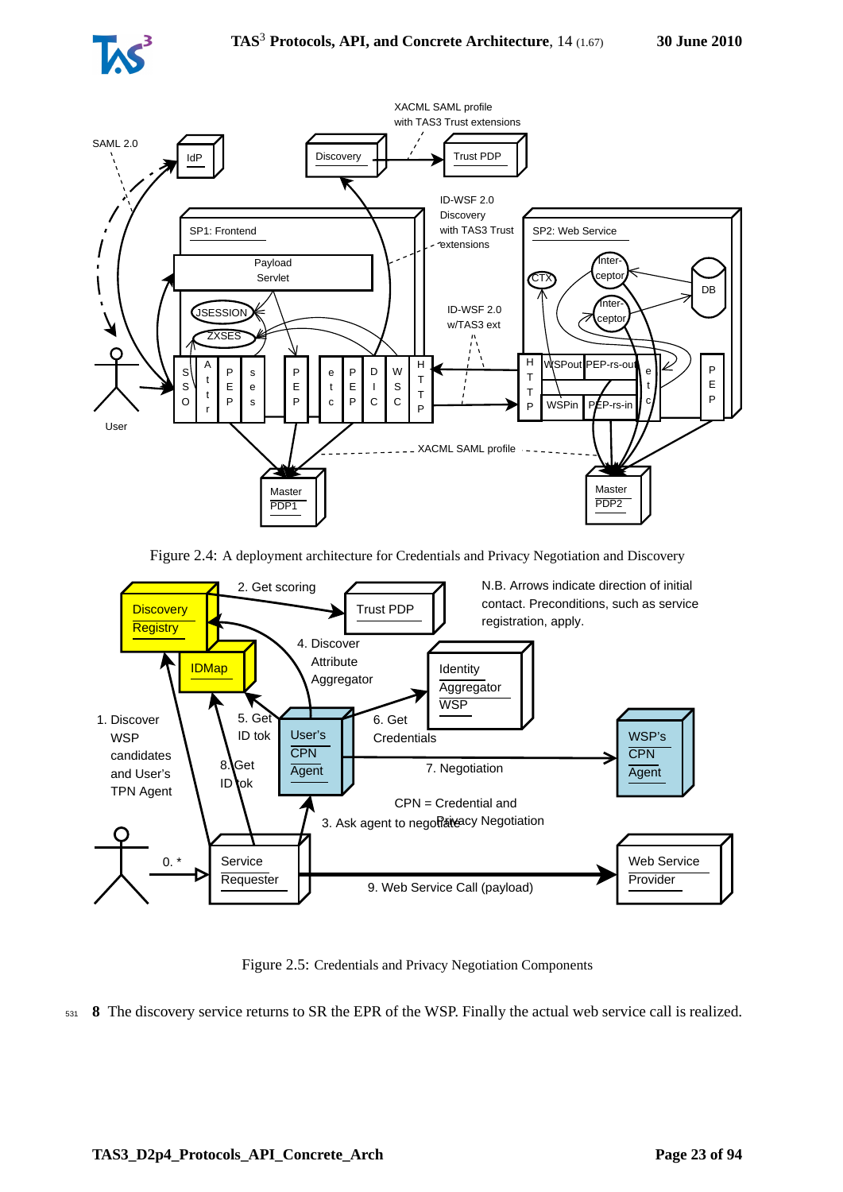Figure 2.4: A deployment architecture for Credentials and Privacy Negotiation and Discovery

Figure 2.5: Credentials and Privacy Negotiation Components

**8** The discovery service returns to SR the EPR of the WSP. Finally the actual web service call is realized.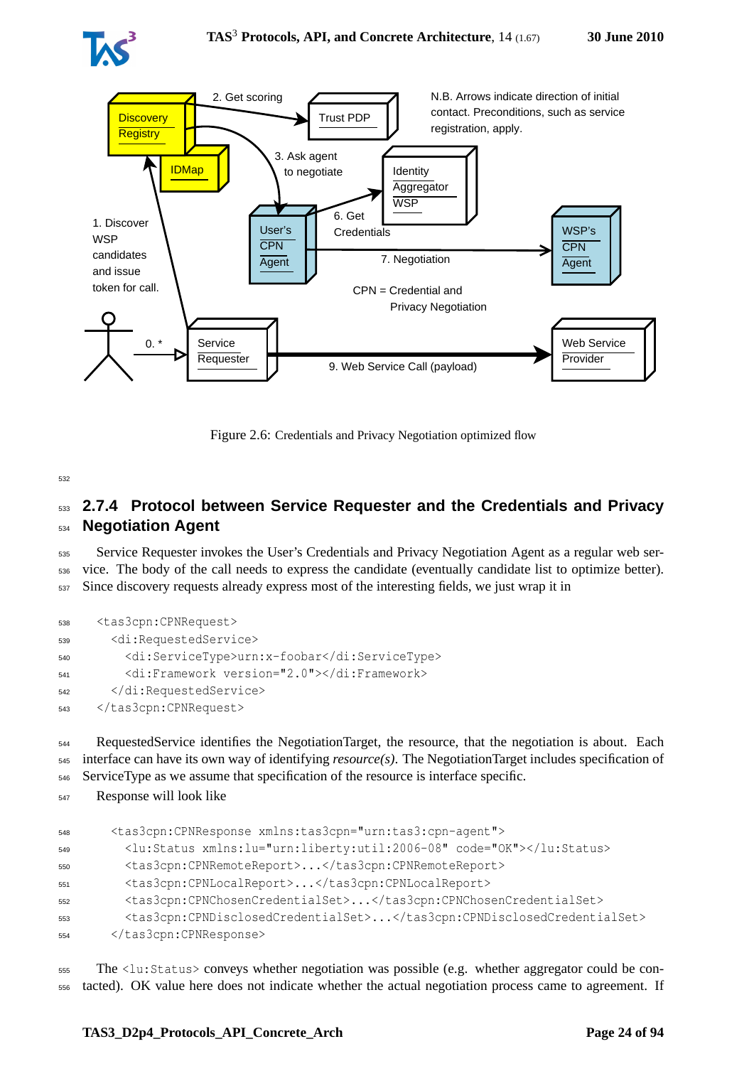Figure 2.6: Credentials and Privacy Negotiation optimized flow

### 2.7.4 Protocol between Service Requester and the Credentials and Privacy Negotiation Agent

Service Requester invokes the User's Credentials and Privacy Negotiation Agent as a regular web service. The body of the call needs to express the candidate (eventually candidate list to optimize better). Since discovery requests already express most of the interesting fields, we just wrap it in

```
<tas3cpn:CPNRequest>
  <di:RequestedService>
    <di:ServiceType>urn:x-foobar</di:ServiceType>
    <di:Framework version="2.0"></di:Framework>
  </di:RequestedService>
</tas3cpn:CPNRequest>
```

RequestedService identifies the NegotiationTarget, the resource, that the negotiation is about. Each interface can have its own way of identifying *resource(s)*. The NegotiationTarget includes specification of ServiceType as we assume that specification of the resource is interface specific.

Response will look like

```
<tas3cpn:CPNResponse xmlns:tas3cpn="urn:tas3:cpn-agent">
  <lu:Status xmlns:lu="urn:liberty:util:2006-08" code="OK"></lu:Status>
  <tas3cpn:CPNRemoteReport>...</tas3cpn:CPNRemoteReport>
  <tas3cpn:CPNLocalReport>...</tas3cpn:CPNLocalReport>
  <tas3cpn:CPNChosenCredentialSet>...</tas3cpn:CPNChosenCredentialSet>
  <tas3cpn:CPNDisclosedCredentialSet>...</tas3cpn:CPNDisclosedCredentialSet>
</tas3cpn:CPNResponse>
```

The `<lu:Status>` conveys whether negotiation was possible (e.g. whether aggregator could be contacted). OK value here does not indicate whether the actual negotiation process came to agreement. If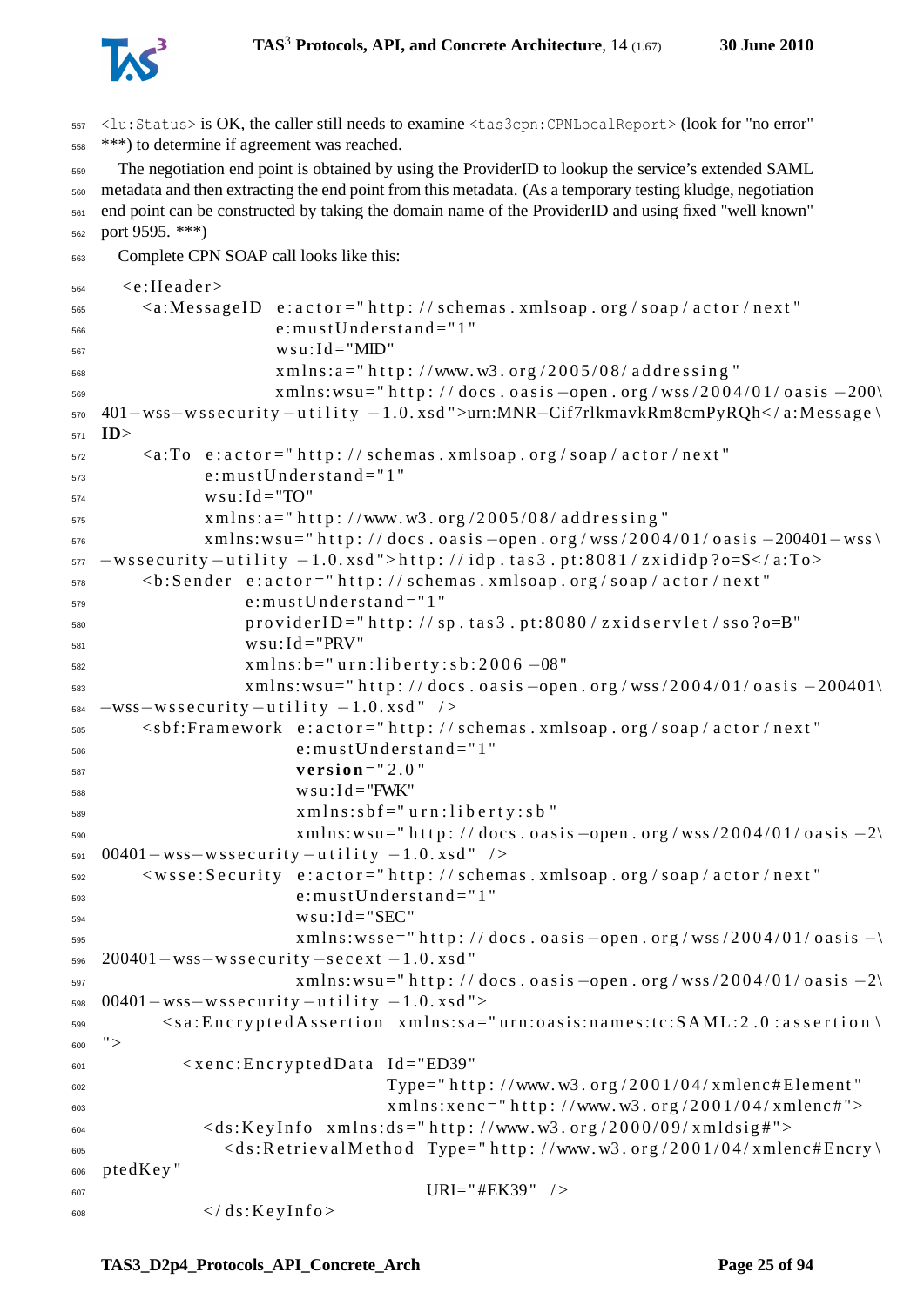`<lu:Status>` is OK, the caller still needs to examine `<tas3cpn:CPNLocalReport>` (look for "no error" ***) to determine if agreement was reached.

The negotiation end point is obtained by using the ProviderID to lookup the service's extended SAML metadata and then extracting the end point from this metadata. (As a temporary testing kludge, negotiation end point can be constructed by taking the domain name of the ProviderID and using fixed "well known" port 9595. ***)

Complete CPN SOAP call looks like this:

```
 <e:Header>
    <a:MessageID  e:actor="http://schemas.xmlsoap.org/soap/actor/next"
                  e:mustUnderstand="1"
                  wsu:Id="MID"
                  xmlns:a="http://www.w3.org/2005/08/addressing"
                  xmlns:wsu="http://docs.oasis-open.org/wss/2004/01/oasis-200\
401-wss-wssecurity-utility-1.0.xsd">urn:MNR-Cif7rlkmavkRm8cmPyRQh</a:Message\
ID>
    <a:To  e:actor="http://schemas.xmlsoap.org/soap/actor/next"
           e:mustUnderstand="1"
           wsu:Id="TO"
           xmlns:a="http://www.w3.org/2005/08/addressing"
           xmlns:wsu="http://docs.oasis-open.org/wss/2004/01/oasis-200401-wss\
-wssecurity-utility-1.0.xsd">http://idp.tas3.pt:8081/zxididp?o=S</a:To>
    <b:Sender  e:actor="http://schemas.xmlsoap.org/soap/actor/next"
               e:mustUnderstand="1"
               providerID="http://sp.tas3.pt:8080/zxidservlet/sso?o=B"
               wsu:Id="PRV"
               xmlns:b="urn:liberty:sb:2006-08"
               xmlns:wsu="http://docs.oasis-open.org/wss/2004/01/oasis-200401\
-wss-wssecurity-utility-1.0.xsd" />
    <sbf:Framework  e:actor="http://schemas.xmlsoap.org/soap/actor/next"
                    e:mustUnderstand="1"
                    version="2.0"
                    wsu:Id="FWK"
                    xmlns:sbf="urn:liberty:sb"
                    xmlns:wsu="http://docs.oasis-open.org/wss/2004/01/oasis-2\
00401-wss-wssecurity-utility-1.0.xsd" />
    <wsse:Security  e:actor="http://schemas.xmlsoap.org/soap/actor/next"
                    e:mustUnderstand="1"
                    wsu:Id="SEC"
                    xmlns:wsse="http://docs.oasis-open.org/wss/2004/01/oasis-\
200401-wss-wssecurity-secext-1.0.xsd"
                    xmlns:wsu="http://docs.oasis-open.org/wss/2004/01/oasis-2\
00401-wss-wssecurity-utility-1.0.xsd">
      <sa:EncryptedAssertion  xmlns:sa="urn:oasis:names:tc:SAML:2.0:assertion\
">
        <xenc:EncryptedData  Id="ED39"
                             Type="http://www.w3.org/2001/04/xmlenc#Element"
                             xmlns:xenc="http://www.w3.org/2001/04/xmlenc#">
          <ds:KeyInfo  xmlns:ds="http://www.w3.org/2000/09/xmldsig#">
            <ds:RetrievalMethod  Type="http://www.w3.org/2001/04/xmlenc#Encry\
ptedKey"
                                 URI="#EK39"  />
          </ds:KeyInfo>
```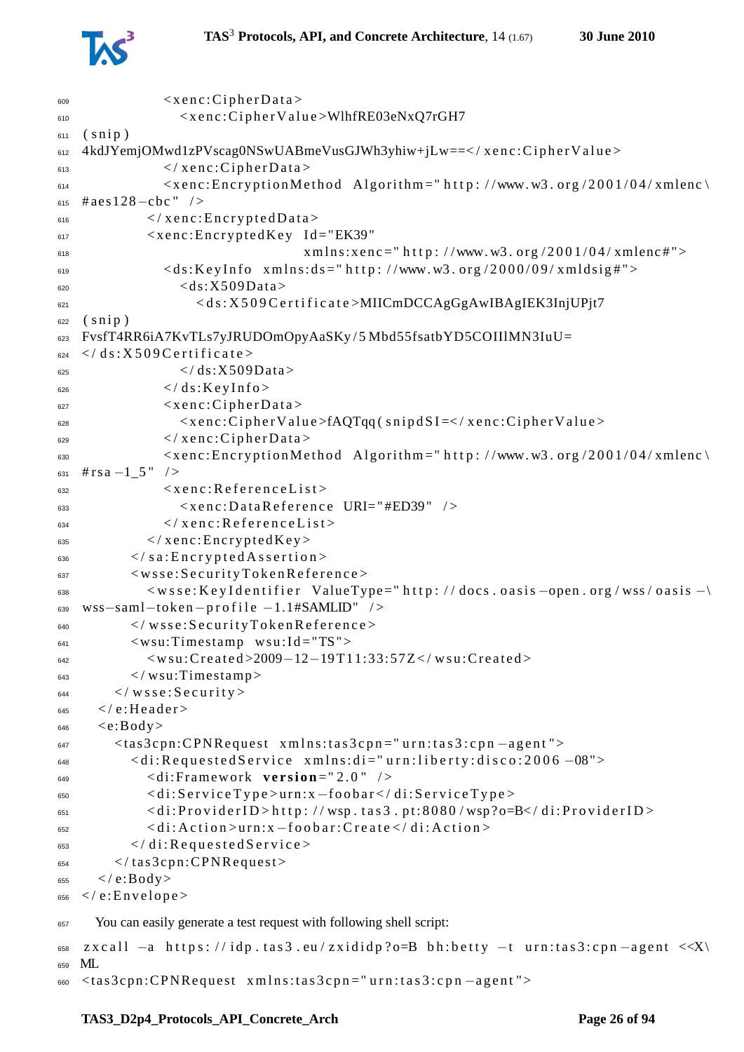```
            <xenc:CipherData>
              <xenc:CipherValue>WlhfRE03eNxQ7rGH7
(snip)
4kdJYemjOMwd1zPVscag0NSwUABmeVusGJWh3yhiw+jLw==</xenc:CipherValue>
            </xenc:CipherData>
            <xenc:EncryptionMethod Algorithm="http://www.w3.org/2001/04/xmlenc\
#aes128-cbc" />
          </xenc:EncryptedData>
          <xenc:EncryptedKey Id="EK39"
                             xmlns:xenc="http://www.w3.org/2001/04/xmlenc#">
            <ds:KeyInfo xmlns:ds="http://www.w3.org/2000/09/xmldsig#">
              <ds:X509Data>
                <ds:X509Certificate>MIICmDCCAgGgAwIBAgIEK3InjUPjt7
(snip)
FvsfT4RR6iA7KvTLs7yJRUDOmOpyAaSKy/5Mbd55fsatbYD5COIIlMN3IuU=
</ds:X509Certificate>
              </ds:X509Data>
            </ds:KeyInfo>
            <xenc:CipherData>
              <xenc:CipherValue>fAQTqq(snipdSI=</xenc:CipherValue>
            </xenc:CipherData>
            <xenc:EncryptionMethod Algorithm="http://www.w3.org/2001/04/xmlenc\
#rsa-1_5" />
            <xenc:ReferenceList>
              <xenc:DataReference URI="#ED39" />
            </xenc:ReferenceList>
          </xenc:EncryptedKey>
        </sa:EncryptedAssertion>
        <wsse:SecurityTokenReference>
          <wsse:KeyIdentifier ValueType="http://docs.oasis-open.org/wss/oasis-\
wss-saml-token-profile-1.1#SAMLID" />
        </wsse:SecurityTokenReference>
        <wsu:Timestamp wsu:Id="TS">
          <wsu:Created>2009-12-19T11:33:57Z</wsu:Created>
        </wsu:Timestamp>
      </wsse:Security>
    </e:Header>
    <e:Body>
      <tas3cpn:CPNRequest xmlns:tas3cpn="urn:tas3:cpn-agent">
        <di:RequestedService xmlns:di="urn:liberty:disco:2006-08">
          <di:Framework version="2.0" />
          <di:ServiceType>urn:x-foobar</di:ServiceType>
          <di:ProviderID>http://wsp.tas3.pt:8080/wsp?o=B</di:ProviderID>
          <di:Action>urn:x-foobar:Create</di:Action>
        </di:RequestedService>
      </tas3cpn:CPNRequest>
    </e:Body>
</e:Envelope>
```

You can easily generate a test request with following shell script:

```
zxcall -a https://idp.tas3.eu/zxididp?o=B bh:betty -t urn:tas3:cpn-agent <<X\
ML
<tas3cpn:CPNRequest xmlns:tas3cpn="urn:tas3:cpn-agent">
```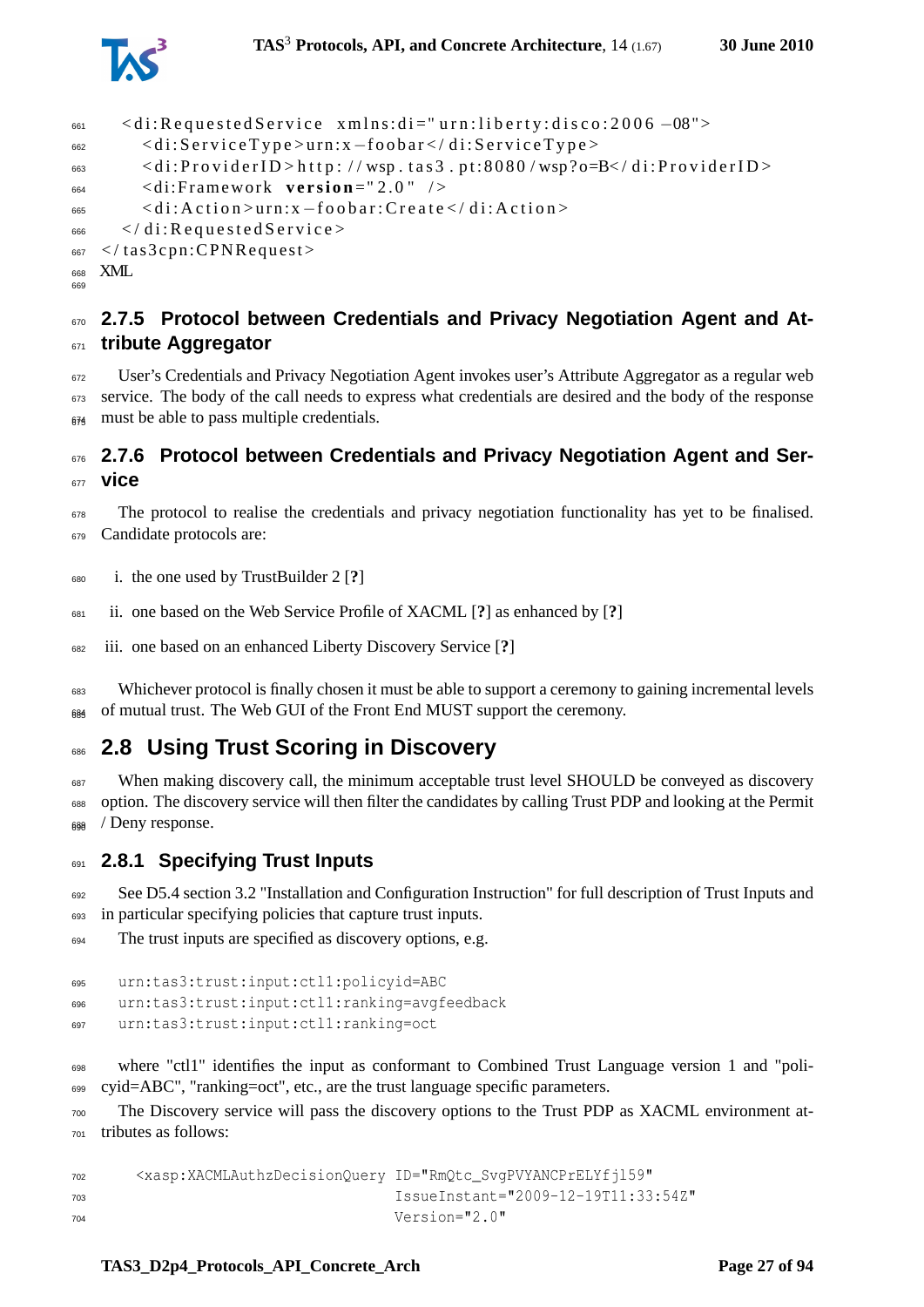```
  <di:RequestedService xmlns:di="urn:liberty:disco:2006-08">
    <di:ServiceType>urn:x-foobar</di:ServiceType>
    <di:ProviderID>http://wsp.tas3.pt:8080/wsp?o=B</di:ProviderID>
    <di:Framework version="2.0" />
    <di:Action>urn:x-foobar:Create</di:Action>
  </di:RequestedService>
</tas3cpn:CPNRequest>
```

XML

### 2.7.5 Protocol between Credentials and Privacy Negotiation Agent and Attribute Aggregator

User's Credentials and Privacy Negotiation Agent invokes user's Attribute Aggregator as a regular web service. The body of the call needs to express what credentials are desired and the body of the response must be able to pass multiple credentials.

### 2.7.6 Protocol between Credentials and Privacy Negotiation Agent and Service

The protocol to realise the credentials and privacy negotiation functionality has yet to be finalised. Candidate protocols are:

i. the one used by TrustBuilder 2 [**?**]

ii. one based on the Web Service Profile of XACML [**?**] as enhanced by [**?**]

iii. one based on an enhanced Liberty Discovery Service [**?**]

Whichever protocol is finally chosen it must be able to support a ceremony to gaining incremental levels of mutual trust. The Web GUI of the Front End MUST support the ceremony.

## 2.8 Using Trust Scoring in Discovery

When making discovery call, the minimum acceptable trust level SHOULD be conveyed as discovery option. The discovery service will then filter the candidates by calling Trust PDP and looking at the Permit / Deny response.

### 2.8.1 Specifying Trust Inputs

See D5.4 section 3.2 "Installation and Configuration Instruction" for full description of Trust Inputs and in particular specifying policies that capture trust inputs.

The trust inputs are specified as discovery options, e.g.

```
urn:tas3:trust:input:ctl1:policyid=ABC
urn:tas3:trust:input:ctl1:ranking=avgfeedback
urn:tas3:trust:input:ctl1:ranking=oct
```

where "ctl1" identifies the input as conformant to Combined Trust Language version 1 and "policyid=ABC", "ranking=oct", etc., are the trust language specific parameters.

The Discovery service will pass the discovery options to the Trust PDP as XACML environment attributes as follows:

```
<xasp:XACMLAuthzDecisionQuery ID="RmQtc_SvgPVYANCPrELYfjl59"
                              IssueInstant="2009-12-19T11:33:54Z"
                              Version="2.0"
```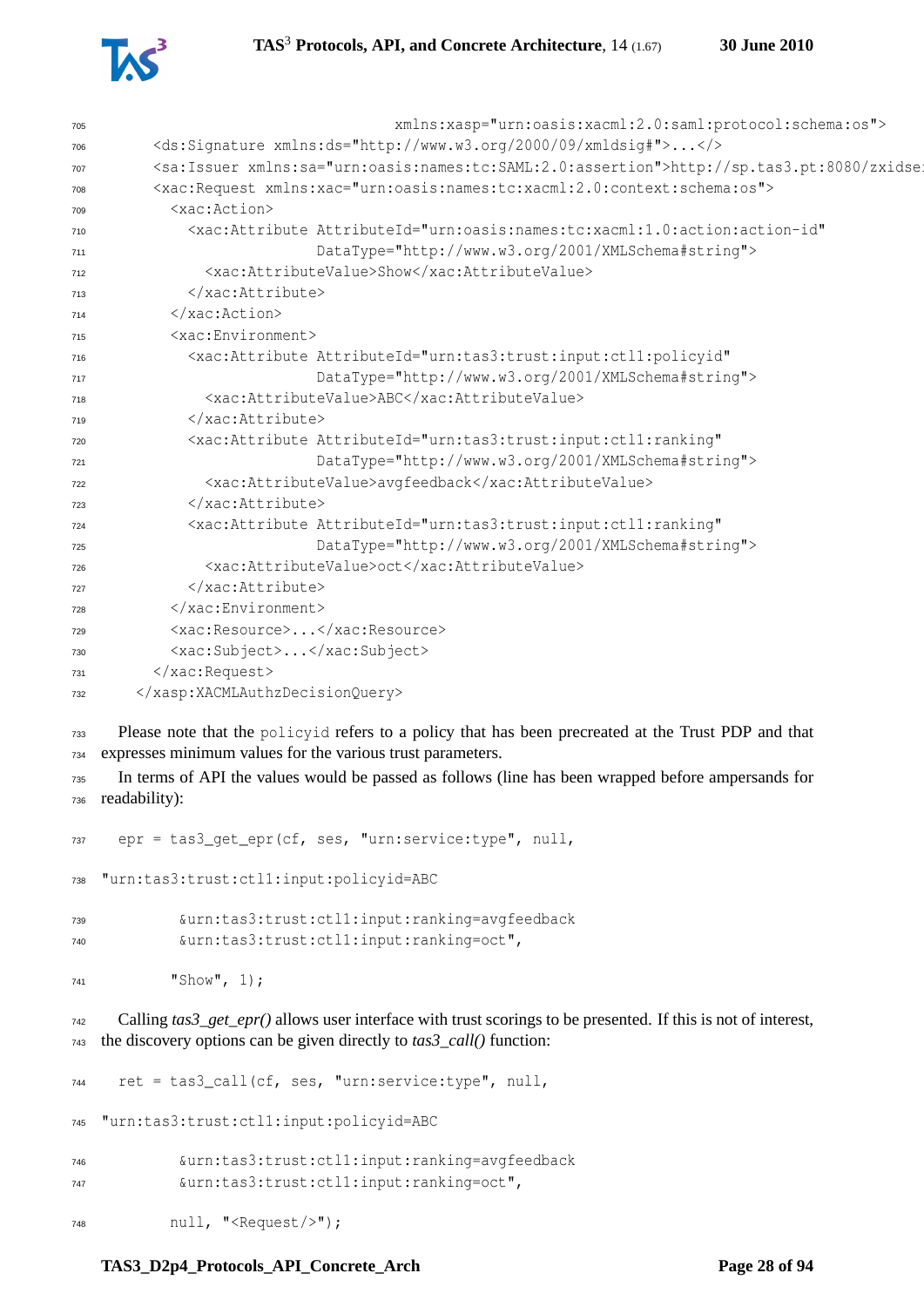```
                                xmlns:xasp="urn:oasis:xacml:2.0:saml:protocol:schema:os">
      <ds:Signature xmlns:ds="http://www.w3.org/2000/09/xmldsig#">...</>
      <sa:Issuer xmlns:sa="urn:oasis:names:tc:SAML:2.0:assertion">http://sp.tas3.pt:8080/zxidse
      <xac:Request xmlns:xac="urn:oasis:names:tc:xacml:2.0:context:schema:os">
        <xac:Action>
          <xac:Attribute AttributeId="urn:oasis:names:tc:xacml:1.0:action:action-id"
                         DataType="http://www.w3.org/2001/XMLSchema#string">
            <xac:AttributeValue>Show</xac:AttributeValue>
          </xac:Attribute>
        </xac:Action>
        <xac:Environment>
          <xac:Attribute AttributeId="urn:tas3:trust:input:ctl1:policyid"
                         DataType="http://www.w3.org/2001/XMLSchema#string">
            <xac:AttributeValue>ABC</xac:AttributeValue>
          </xac:Attribute>
          <xac:Attribute AttributeId="urn:tas3:trust:input:ctl1:ranking"
                         DataType="http://www.w3.org/2001/XMLSchema#string">
            <xac:AttributeValue>avgfeedback</xac:AttributeValue>
          </xac:Attribute>
          <xac:Attribute AttributeId="urn:tas3:trust:input:ctl1:ranking"
                         DataType="http://www.w3.org/2001/XMLSchema#string">
            <xac:AttributeValue>oct</xac:AttributeValue>
          </xac:Attribute>
        </xac:Environment>
        <xac:Resource>...</xac:Resource>
        <xac:Subject>...</xac:Subject>
      </xac:Request>
    </xasp:XACMLAuthzDecisionQuery>
```

Please note that the `policyid` refers to a policy that has been precreated at the Trust PDP and that expresses minimum values for the various trust parameters.

In terms of API the values would be passed as follows (line has been wrapped before ampersands for readability):

```
  epr = tas3_get_epr(cf, ses, "urn:service:type", null,
"urn:tas3:trust:ctl1:input:policyid=ABC
         &urn:tas3:trust:ctl1:input:ranking=avgfeedback
         &urn:tas3:trust:ctl1:input:ranking=oct",
        "Show", 1);
```

Calling *tas3_get_epr()* allows user interface with trust scorings to be presented. If this is not of interest, the discovery options can be given directly to *tas3_call()* function:

```
  ret = tas3_call(cf, ses, "urn:service:type", null,
"urn:tas3:trust:ctl1:input:policyid=ABC
         &urn:tas3:trust:ctl1:input:ranking=avgfeedback
         &urn:tas3:trust:ctl1:input:ranking=oct",
        null, "<Request/>");
```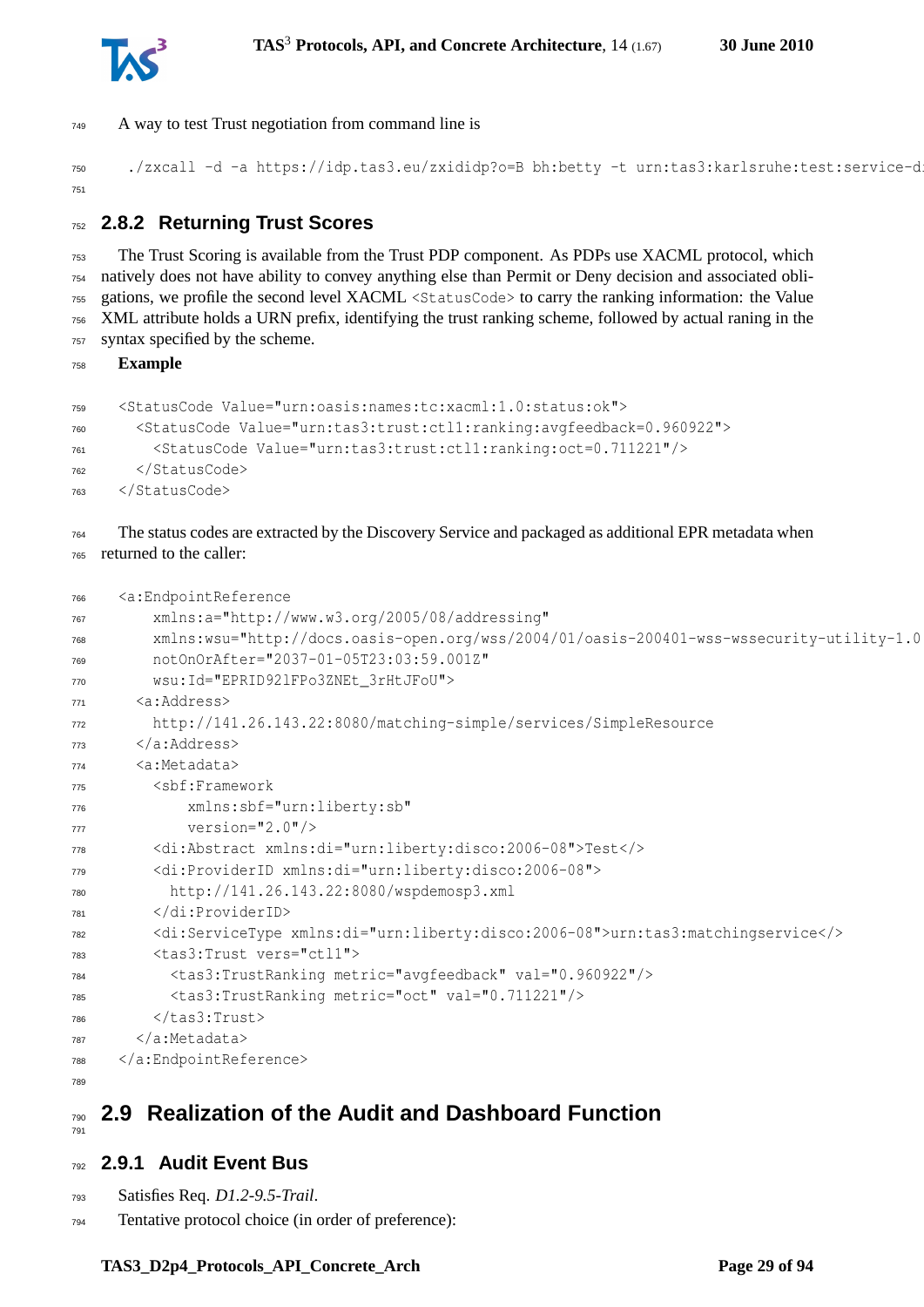A way to test Trust negotiation from command line is

```
./zxcall -d -a https://idp.tas3.eu/zxididp?o=B bh:betty -t urn:tas3:karlsruhe:test:service-di
```

### 2.8.2 Returning Trust Scores

The Trust Scoring is available from the Trust PDP component. As PDPs use XACML protocol, which natively does not have ability to convey anything else than Permit or Deny decision and associated obligations, we profile the second level XACML `<StatusCode>` to carry the ranking information: the Value XML attribute holds a URN prefix, identifying the trust ranking scheme, followed by actual raning in the syntax specified by the scheme.

**Example**

```
<StatusCode Value="urn:oasis:names:tc:xacml:1.0:status:ok">
  <StatusCode Value="urn:tas3:trust:ctl1:ranking:avgfeedback=0.960922">
    <StatusCode Value="urn:tas3:trust:ctl1:ranking:oct=0.711221"/>
  </StatusCode>
</StatusCode>
```

The status codes are extracted by the Discovery Service and packaged as additional EPR metadata when returned to the caller:

```
<a:EndpointReference
    xmlns:a="http://www.w3.org/2005/08/addressing"
    xmlns:wsu="http://docs.oasis-open.org/wss/2004/01/oasis-200401-wss-wssecurity-utility-1.0
    notOnOrAfter="2037-01-05T23:03:59.001Z"
    wsu:Id="EPRID921FPo3ZNEt_3rHtJFoU">
  <a:Address>
    http://141.26.143.22:8080/matching-simple/services/SimpleResource
  </a:Address>
  <a:Metadata>
    <sbf:Framework
        xmlns:sbf="urn:liberty:sb"
        version="2.0"/>
    <di:Abstract xmlns:di="urn:liberty:disco:2006-08">Test</>
    <di:ProviderID xmlns:di="urn:liberty:disco:2006-08">
      http://141.26.143.22:8080/wspdemosp3.xml
    </di:ProviderID>
    <di:ServiceType xmlns:di="urn:liberty:disco:2006-08">urn:tas3:matchingservice</>
    <tas3:Trust vers="ctl1">
      <tas3:TrustRanking metric="avgfeedback" val="0.960922"/>
      <tas3:TrustRanking metric="oct" val="0.711221"/>
    </tas3:Trust>
  </a:Metadata>
</a:EndpointReference>
```

## 2.9 Realization of the Audit and Dashboard Function

### 2.9.1 Audit Event Bus

Satisfies Req. *D1.2-9.5-Trail*.

Tentative protocol choice (in order of preference):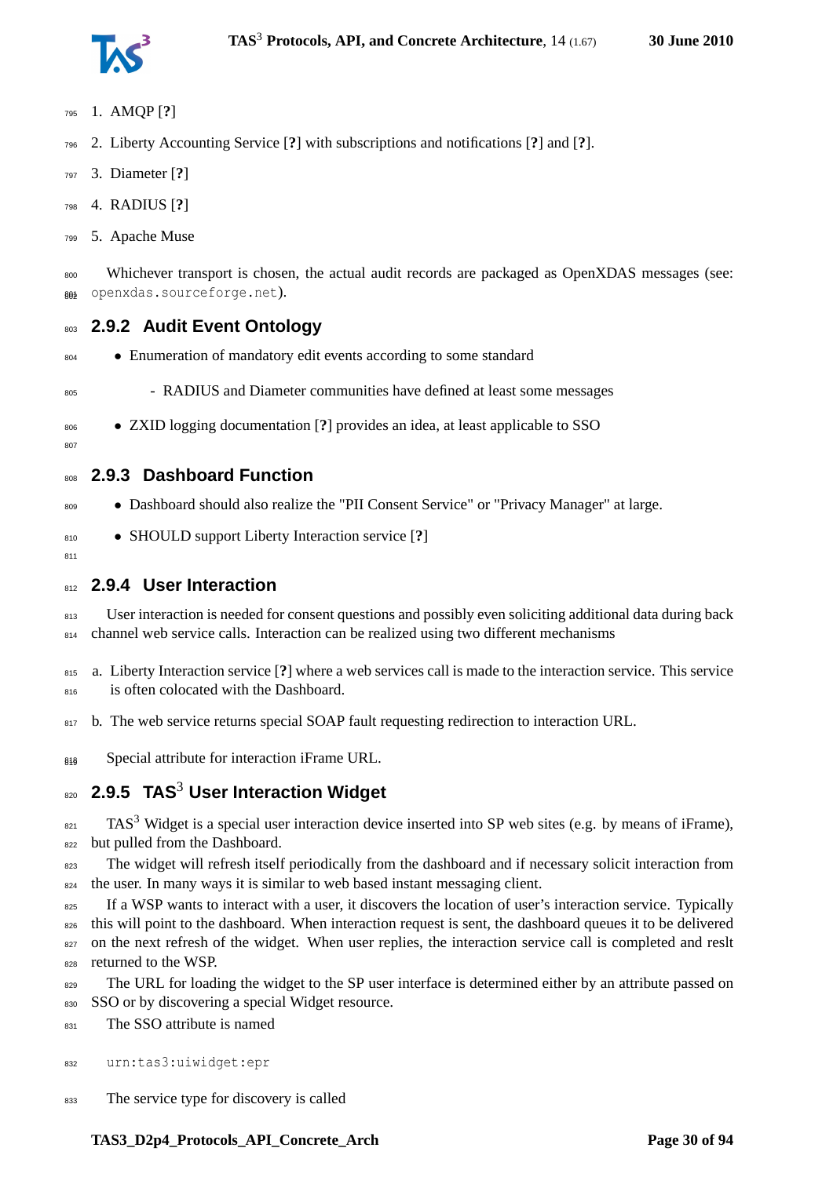1. AMQP [?]
2. Liberty Accounting Service [?] with subscriptions and notifications [?] and [?].
3. Diameter [?]
4. RADIUS [?]
5. Apache Muse

Whichever transport is chosen, the actual audit records are packaged as OpenXDAS messages (see: `openxdas.sourceforge.net`).

### 2.9.2 Audit Event Ontology

- Enumeration of mandatory edit events according to some standard
  - RADIUS and Diameter communities have defined at least some messages
- ZXID logging documentation [?] provides an idea, at least applicable to SSO

### 2.9.3 Dashboard Function

- Dashboard should also realize the "PII Consent Service" or "Privacy Manager" at large.
- SHOULD support Liberty Interaction service [?]

### 2.9.4 User Interaction

User interaction is needed for consent questions and possibly even soliciting additional data during back channel web service calls. Interaction can be realized using two different mechanisms

a. Liberty Interaction service [?] where a web services call is made to the interaction service. This service is often colocated with the Dashboard.

b. The web service returns special SOAP fault requesting redirection to interaction URL.

Special attribute for interaction iFrame URL.

### 2.9.5 TAS[3] User Interaction Widget

TAS[3] Widget is a special user interaction device inserted into SP web sites (e.g. by means of iFrame), but pulled from the Dashboard.

The widget will refresh itself periodically from the dashboard and if necessary solicit interaction from the user. In many ways it is similar to web based instant messaging client.

If a WSP wants to interact with a user, it discovers the location of user's interaction service. Typically this will point to the dashboard. When interaction request is sent, the dashboard queues it to be delivered on the next refresh of the widget. When user replies, the interaction service call is completed and reslt returned to the WSP.

The URL for loading the widget to the SP user interface is determined either by an attribute passed on SSO or by discovering a special Widget resource.

The SSO attribute is named

```
urn:tas3:uiwidget:epr
```

The service type for discovery is called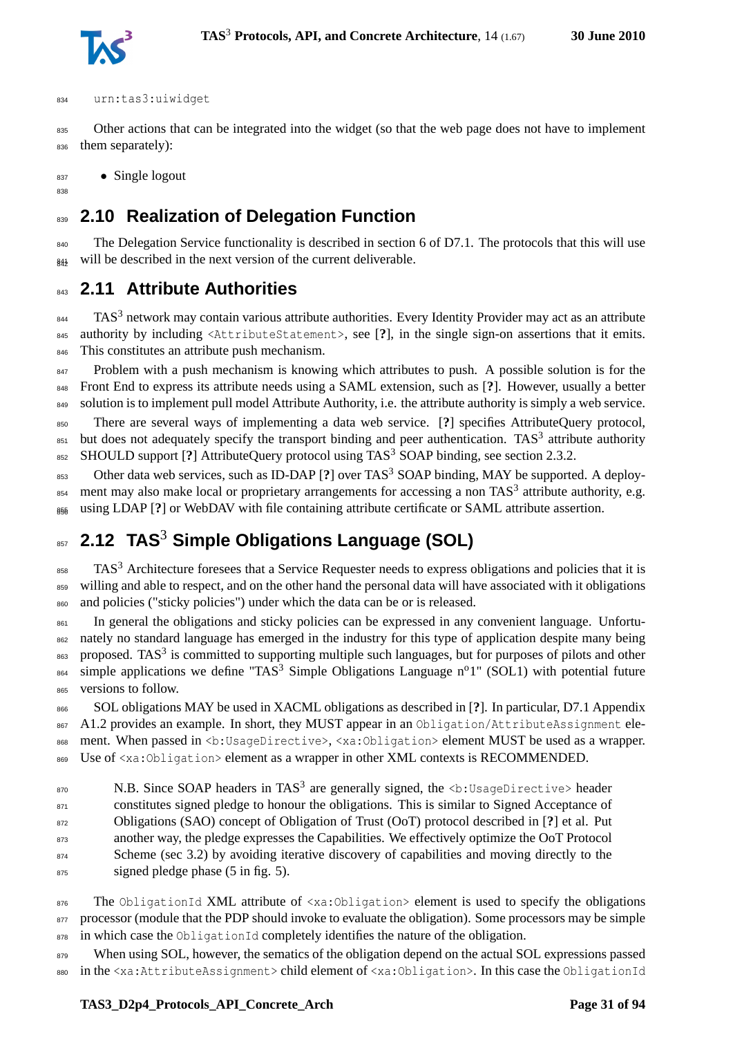urn:tas3:uiwidget

Other actions that can be integrated into the widget (so that the web page does not have to implement them separately):

- Single logout

## 2.10 Realization of Delegation Function

The Delegation Service functionality is described in section 6 of D7.1. The protocols that this will use will be described in the next version of the current deliverable.

## 2.11 Attribute Authorities

TAS$^3$ network may contain various attribute authorities. Every Identity Provider may act as an attribute authority by including `<AttributeStatement>`, see [**?**], in the single sign-on assertions that it emits. This constitutes an attribute push mechanism.

Problem with a push mechanism is knowing which attributes to push. A possible solution is for the Front End to express its attribute needs using a SAML extension, such as [**?**]. However, usually a better solution is to implement pull model Attribute Authority, i.e. the attribute authority is simply a web service.

There are several ways of implementing a data web service. [**?**] specifies AttributeQuery protocol, but does not adequately specify the transport binding and peer authentication. TAS$^3$ attribute authority SHOULD support [**?**] AttributeQuery protocol using TAS$^3$ SOAP binding, see section 2.3.2.

Other data web services, such as ID-DAP [**?**] over TAS$^3$ SOAP binding, MAY be supported. A deployment may also make local or proprietary arrangements for accessing a non TAS$^3$ attribute authority, e.g. using LDAP [**?**] or WebDAV with file containing attribute certificate or SAML attribute assertion.

## 2.12 TAS$^3$ Simple Obligations Language (SOL)

TAS$^3$ Architecture foresees that a Service Requester needs to express obligations and policies that it is willing and able to respect, and on the other hand the personal data will have associated with it obligations and policies ("sticky policies") under which the data can be or is released.

In general the obligations and sticky policies can be expressed in any convenient language. Unfortunately no standard language has emerged in the industry for this type of application despite many being proposed. TAS$^3$ is committed to supporting multiple such languages, but for purposes of pilots and other simple applications we define "TAS$^3$ Simple Obligations Language n$^o$1" (SOL1) with potential future versions to follow.

SOL obligations MAY be used in XACML obligations as described in [**?**]. In particular, D7.1 Appendix A1.2 provides an example. In short, they MUST appear in an `Obligation/AttributeAssignment` element. When passed in `<b:UsageDirective>`, `<xa:Obligation>` element MUST be used as a wrapper. Use of `<xa:Obligation>` element as a wrapper in other XML contexts is RECOMMENDED.

> N.B. Since SOAP headers in TAS$^3$ are generally signed, the `<b:UsageDirective>` header constitutes signed pledge to honour the obligations. This is similar to Signed Acceptance of Obligations (SAO) concept of Obligation of Trust (OoT) protocol described in [**?**] et al. Put another way, the pledge expresses the Capabilities. We effectively optimize the OoT Protocol Scheme (sec 3.2) by avoiding iterative discovery of capabilities and moving directly to the signed pledge phase (5 in fig. 5).

The `ObligationId` XML attribute of `<xa:Obligation>` element is used to specify the obligations processor (module that the PDP should invoke to evaluate the obligation). Some processors may be simple in which case the `ObligationId` completely identifies the nature of the obligation.

When using SOL, however, the sematics of the obligation depend on the actual SOL expressions passed in the `<xa:AttributeAssignment>` child element of `<xa:Obligation>`. In this case the `ObligationId`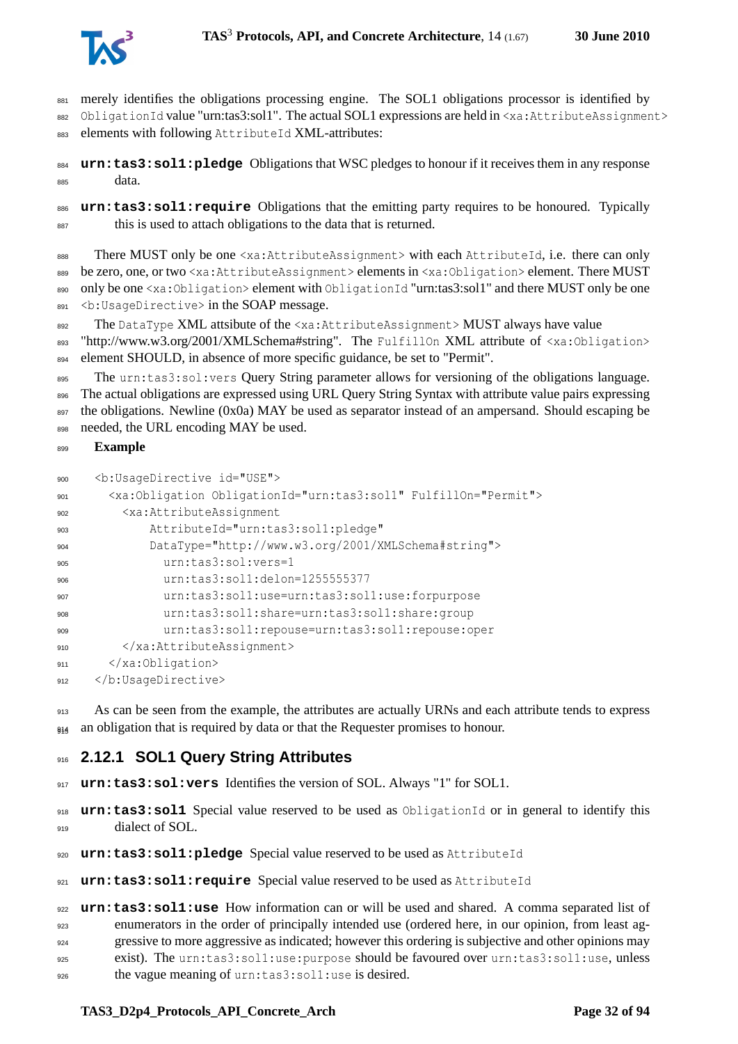merely identifies the obligations processing engine. The SOL1 obligations processor is identified by `ObligationId` value "urn:tas3:sol1". The actual SOL1 expressions are held in `<xa:AttributeAssignment>` elements with following `AttributeId` XML-attributes:

**`urn:tas3:sol1:pledge`** Obligations that WSC pledges to honour if it receives them in any response data.

**`urn:tas3:sol1:require`** Obligations that the emitting party requires to be honoured. Typically this is used to attach obligations to the data that is returned.

There MUST only be one `<xa:AttributeAssignment>` with each `AttributeId`, i.e. there can only be zero, one, or two `<xa:AttributeAssignment>` elements in `<xa:Obligation>` element. There MUST only be one `<xa:Obligation>` element with `ObligationId` "urn:tas3:sol1" and there MUST only be one `<b:UsageDirective>` in the SOAP message.

The `DataType` XML attsibute of the `<xa:AttributeAssignment>` MUST always have value "http://www.w3.org/2001/XMLSchema#string". The `FulfillOn` XML attribute of `<xa:Obligation>` element SHOULD, in absence of more specific guidance, be set to "Permit".

The `urn:tas3:sol:vers` Query String parameter allows for versioning of the obligations language. The actual obligations are expressed using URL Query String Syntax with attribute value pairs expressing the obligations. Newline (0x0a) MAY be used as separator instead of an ampersand. Should escaping be needed, the URL encoding MAY be used.

**Example**

```
<b:UsageDirective id="USE">
  <xa:Obligation ObligationId="urn:tas3:sol1" FulfillOn="Permit">
    <xa:AttributeAssignment
        AttributeId="urn:tas3:sol1:pledge"
        DataType="http://www.w3.org/2001/XMLSchema#string">
          urn:tas3:sol:vers=1
          urn:tas3:sol1:delon=1255555377
          urn:tas3:sol1:use=urn:tas3:sol1:use:forpurpose
          urn:tas3:sol1:share=urn:tas3:sol1:share:group
          urn:tas3:sol1:repouse=urn:tas3:sol1:repouse:oper
    </xa:AttributeAssignment>
  </xa:Obligation>
</b:UsageDirective>
```

As can be seen from the example, the attributes are actually URNs and each attribute tends to express an obligation that is required by data or that the Requester promises to honour.

### 2.12.1 SOL1 Query String Attributes

**`urn:tas3:sol:vers`** Identifies the version of SOL. Always "1" for SOL1.

**`urn:tas3:sol1`** Special value reserved to be used as `ObligationId` or in general to identify this dialect of SOL.

**`urn:tas3:sol1:pledge`** Special value reserved to be used as `AttributeId`

**`urn:tas3:sol1:require`** Special value reserved to be used as `AttributeId`

**`urn:tas3:sol1:use`** How information can or will be used and shared. A comma separated list of enumerators in the order of principally intended use (ordered here, in our opinion, from least aggressive to more aggressive as indicated; however this ordering is subjective and other opinions may exist). The `urn:tas3:sol1:use:purpose` should be favoured over `urn:tas3:sol1:use`, unless the vague meaning of `urn:tas3:sol1:use` is desired.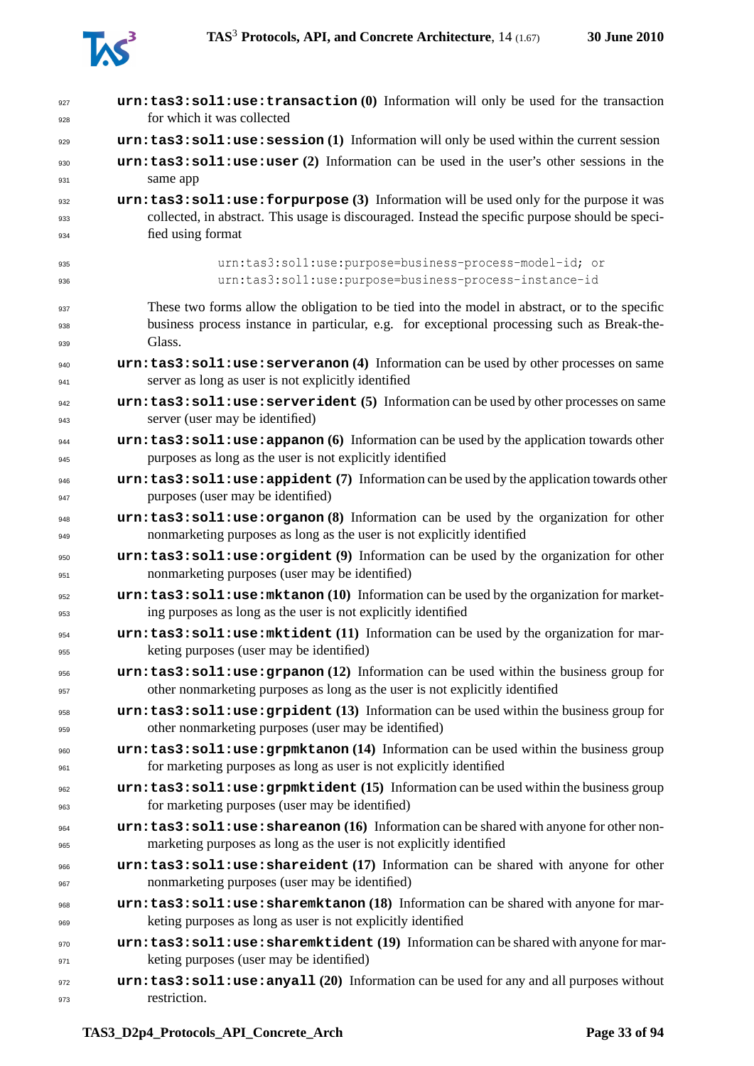**`urn:tas3:sol1:use:transaction` (0)** Information will only be used for the transaction for which it was collected

**`urn:tas3:sol1:use:session` (1)** Information will only be used within the current session

**`urn:tas3:sol1:use:user` (2)** Information can be used in the user's other sessions in the same app

**`urn:tas3:sol1:use:forpurpose` (3)** Information will be used only for the purpose it was collected, in abstract. This usage is discouraged. Instead the specific purpose should be specified using format

```
urn:tas3:sol1:use:purpose=business-process-model-id; or
urn:tas3:sol1:use:purpose=business-process-instance-id
```

These two forms allow the obligation to be tied into the model in abstract, or to the specific business process instance in particular, e.g. for exceptional processing such as Break-the-Glass.

**`urn:tas3:sol1:use:serveranon` (4)** Information can be used by other processes on same server as long as user is not explicitly identified

**`urn:tas3:sol1:use:serverident` (5)** Information can be used by other processes on same server (user may be identified)

**`urn:tas3:sol1:use:appanon` (6)** Information can be used by the application towards other purposes as long as the user is not explicitly identified

**`urn:tas3:sol1:use:appident` (7)** Information can be used by the application towards other purposes (user may be identified)

**`urn:tas3:sol1:use:organon` (8)** Information can be used by the organization for other nonmarketing purposes as long as the user is not explicitly identified

**`urn:tas3:sol1:use:orgident` (9)** Information can be used by the organization for other nonmarketing purposes (user may be identified)

**`urn:tas3:sol1:use:mktanon` (10)** Information can be used by the organization for marketing purposes as long as the user is not explicitly identified

**`urn:tas3:sol1:use:mktident` (11)** Information can be used by the organization for marketing purposes (user may be identified)

**`urn:tas3:sol1:use:grpanon` (12)** Information can be used within the business group for other nonmarketing purposes as long as the user is not explicitly identified

**`urn:tas3:sol1:use:grpident` (13)** Information can be used within the business group for other nonmarketing purposes (user may be identified)

**`urn:tas3:sol1:use:grpmktanon` (14)** Information can be used within the business group for marketing purposes as long as user is not explicitly identified

**`urn:tas3:sol1:use:grpmktident` (15)** Information can be used within the business group for marketing purposes (user may be identified)

**`urn:tas3:sol1:use:shareanon` (16)** Information can be shared with anyone for other nonmarketing purposes as long as the user is not explicitly identified

**`urn:tas3:sol1:use:shareident` (17)** Information can be shared with anyone for other nonmarketing purposes (user may be identified)

**`urn:tas3:sol1:use:sharemktanon` (18)** Information can be shared with anyone for marketing purposes as long as user is not explicitly identified

**`urn:tas3:sol1:use:sharemktident` (19)** Information can be shared with anyone for marketing purposes (user may be identified)

**`urn:tas3:sol1:use:anyall` (20)** Information can be used for any and all purposes without restriction.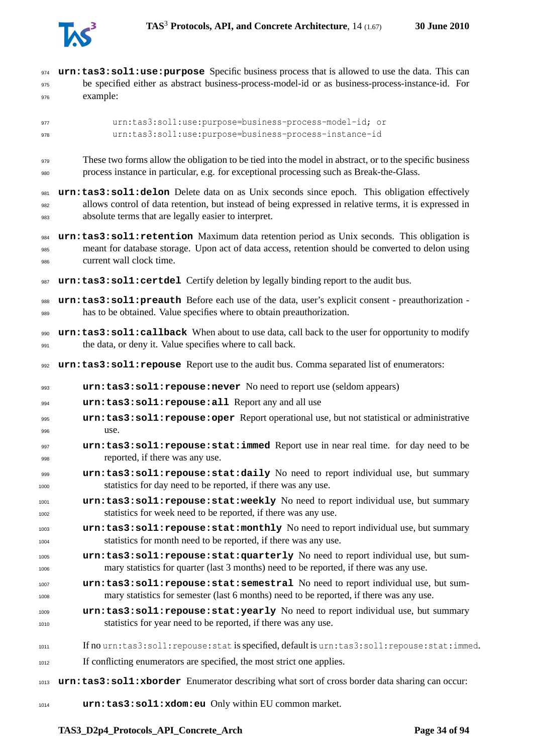**urn:tas3:sol1:use:purpose** Specific business process that is allowed to use the data. This can be specified either as abstract business-process-model-id or as business-process-instance-id. For example:

```
urn:tas3:sol1:use:purpose=business-process-model-id; or
urn:tas3:sol1:use:purpose=business-process-instance-id
```

These two forms allow the obligation to be tied into the model in abstract, or to the specific business process instance in particular, e.g. for exceptional processing such as Break-the-Glass.

**urn:tas3:sol1:delon** Delete data on as Unix seconds since epoch. This obligation effectively allows control of data retention, but instead of being expressed in relative terms, it is expressed in absolute terms that are legally easier to interpret.

**urn:tas3:sol1:retention** Maximum data retention period as Unix seconds. This obligation is meant for database storage. Upon act of data access, retention should be converted to delon using current wall clock time.

**urn:tas3:sol1:certdel** Certify deletion by legally binding report to the audit bus.

**urn:tas3:sol1:preauth** Before each use of the data, user's explicit consent - preauthorization - has to be obtained. Value specifies where to obtain preauthorization.

**urn:tas3:sol1:callback** When about to use data, call back to the user for opportunity to modify the data, or deny it. Value specifies where to call back.

**urn:tas3:sol1:repouse** Report use to the audit bus. Comma separated list of enumerators:

- **urn:tas3:sol1:repouse:never** No need to report use (seldom appears)
- **urn:tas3:sol1:repouse:all** Report any and all use
- **urn:tas3:sol1:repouse:oper** Report operational use, but not statistical or administrative use.
- **urn:tas3:sol1:repouse:stat:immed** Report use in near real time. for day need to be reported, if there was any use.
- **urn:tas3:sol1:repouse:stat:daily** No need to report individual use, but summary statistics for day need to be reported, if there was any use.
- **urn:tas3:sol1:repouse:stat:weekly** No need to report individual use, but summary statistics for week need to be reported, if there was any use.
- **urn:tas3:sol1:repouse:stat:monthly** No need to report individual use, but summary statistics for month need to be reported, if there was any use.
- **urn:tas3:sol1:repouse:stat:quarterly** No need to report individual use, but summary statistics for quarter (last 3 months) need to be reported, if there was any use.
- **urn:tas3:sol1:repouse:stat:semestral** No need to report individual use, but summary statistics for semester (last 6 months) need to be reported, if there was any use.
- **urn:tas3:sol1:repouse:stat:yearly** No need to report individual use, but summary statistics for year need to be reported, if there was any use.

If no `urn:tas3:sol1:repouse:stat` is specified, default is `urn:tas3:sol1:repouse:stat:immed`.

If conflicting enumerators are specified, the most strict one applies.

**urn:tas3:sol1:xborder** Enumerator describing what sort of cross border data sharing can occur:

- **urn:tas3:sol1:xdom:eu** Only within EU common market.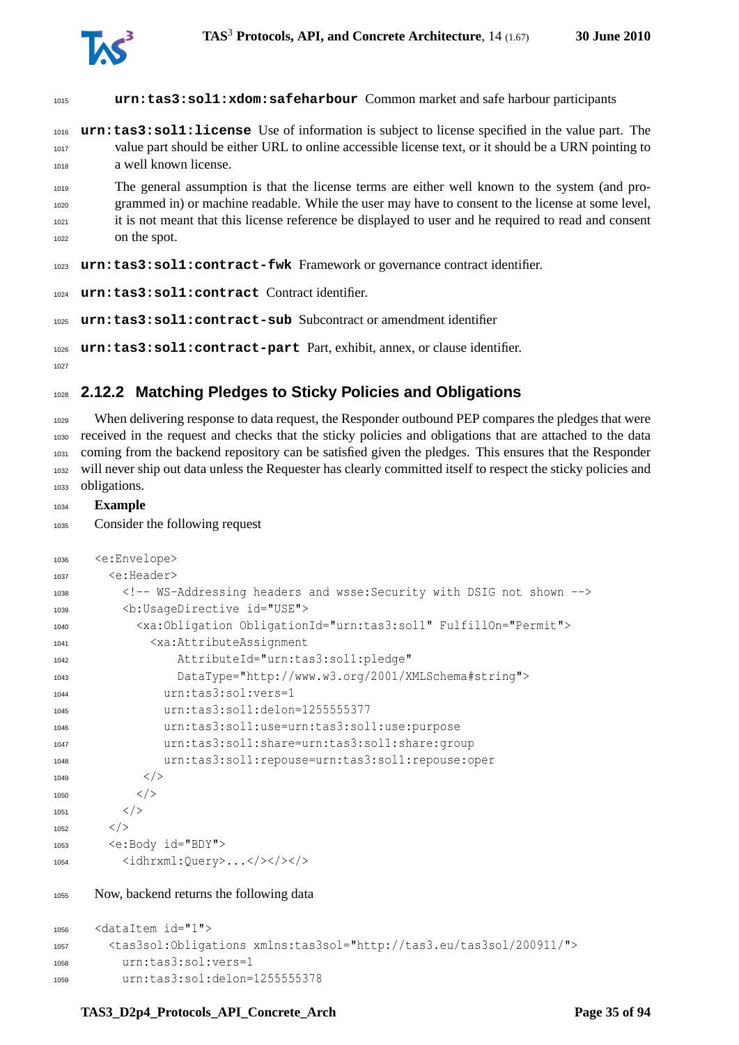**urn:tas3:sol1:xdom:safeharbour** Common market and safe harbour participants

**urn:tas3:sol1:license** Use of information is subject to license specified in the value part. The value part should be either URL to online accessible license text, or it should be a URN pointing to a well known license.

The general assumption is that the license terms are either well known to the system (and programmed in) or machine readable. While the user may have to consent to the license at some level, it is not meant that this license reference be displayed to user and he required to read and consent on the spot.

**urn:tas3:sol1:contract-fwk** Framework or governance contract identifier.

**urn:tas3:sol1:contract** Contract identifier.

**urn:tas3:sol1:contract-sub** Subcontract or amendment identifier

**urn:tas3:sol1:contract-part** Part, exhibit, annex, or clause identifier.

### 2.12.2 Matching Pledges to Sticky Policies and Obligations

When delivering response to data request, the Responder outbound PEP compares the pledges that were received in the request and checks that the sticky policies and obligations that are attached to the data coming from the backend repository can be satisfied given the pledges. This ensures that the Responder will never ship out data unless the Requester has clearly committed itself to respect the sticky policies and obligations.

**Example**

Consider the following request

```
<e:Envelope>
  <e:Header>
    <!-- WS-Addressing headers and wsse:Security with DSIG not shown -->
    <b:UsageDirective id="USE">
      <xa:Obligation ObligationId="urn:tas3:sol1" FulfillOn="Permit">
        <xa:AttributeAssignment
            AttributeId="urn:tas3:sol1:pledge"
            DataType="http://www.w3.org/2001/XMLSchema#string">
          urn:tas3:sol:vers=1
          urn:tas3:sol1:delon=1255555377
          urn:tas3:sol1:use=urn:tas3:sol1:use:purpose
          urn:tas3:sol1:share=urn:tas3:sol1:share:group
          urn:tas3:sol1:repouse=urn:tas3:sol1:repouse:oper
        </>
      </>
    </>
  </>
  <e:Body id="BDY">
    <idhrxml:Query>...</></></>
```

Now, backend returns the following data

```
<dataItem id="1">
  <tas3sol:Obligations xmlns:tas3sol="http://tas3.eu/tas3sol/200911/">
    urn:tas3:sol:vers=1
    urn:tas3:sol:delon=1255555378
```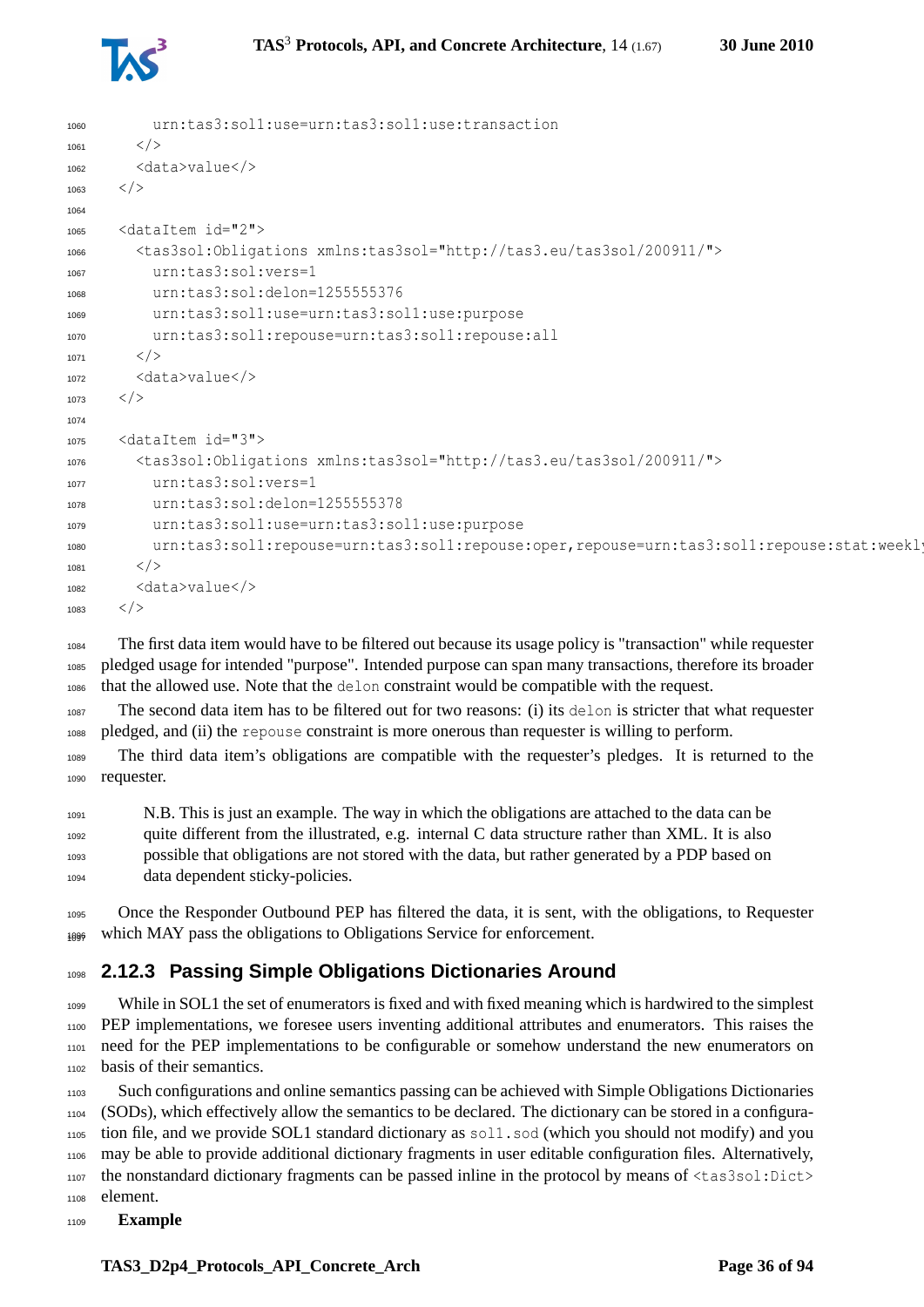```
      urn:tas3:sol1:use=urn:tas3:sol1:use:transaction
    </>
    <data>value</>
  </>

  <dataItem id="2">
    <tas3sol:Obligations xmlns:tas3sol="http://tas3.eu/tas3sol/200911/">
      urn:tas3:sol:vers=1
      urn:tas3:sol:delon=1255555376
      urn:tas3:sol1:use=urn:tas3:sol1:use:purpose
      urn:tas3:sol1:repouse=urn:tas3:sol1:repouse:all
    </>
    <data>value</>
  </>

  <dataItem id="3">
    <tas3sol:Obligations xmlns:tas3sol="http://tas3.eu/tas3sol/200911/">
      urn:tas3:sol:vers=1
      urn:tas3:sol:delon=1255555378
      urn:tas3:sol1:use=urn:tas3:sol1:use:purpose
      urn:tas3:sol1:repouse=urn:tas3:sol1:repouse:oper,repouse=urn:tas3:sol1:repouse:stat:weekly
    </>
    <data>value</>
  </>
```

The first data item would have to be filtered out because its usage policy is "transaction" while requester pledged usage for intended "purpose". Intended purpose can span many transactions, therefore its broader that the allowed use. Note that the `delon` constraint would be compatible with the request.

The second data item has to be filtered out for two reasons: (i) its `delon` is stricter that what requester pledged, and (ii) the `repouse` constraint is more onerous than requester is willing to perform.

The third data item's obligations are compatible with the requester's pledges. It is returned to the requester.

> N.B. This is just an example. The way in which the obligations are attached to the data can be quite different from the illustrated, e.g. internal C data structure rather than XML. It is also possible that obligations are not stored with the data, but rather generated by a PDP based on data dependent sticky-policies.

Once the Responder Outbound PEP has filtered the data, it is sent, with the obligations, to Requester which MAY pass the obligations to Obligations Service for enforcement.

### 2.12.3 Passing Simple Obligations Dictionaries Around

While in SOL1 the set of enumerators is fixed and with fixed meaning which is hardwired to the simplest PEP implementations, we foresee users inventing additional attributes and enumerators. This raises the need for the PEP implementations to be configurable or somehow understand the new enumerators on basis of their semantics.

Such configurations and online semantics passing can be achieved with Simple Obligations Dictionaries (SODs), which effectively allow the semantics to be declared. The dictionary can be stored in a configuration file, and we provide SOL1 standard dictionary as `sol1.sod` (which you should not modify) and you may be able to provide additional dictionary fragments in user editable configuration files. Alternatively, the nonstandard dictionary fragments can be passed inline in the protocol by means of `<tas3sol:Dict>` element.

**Example**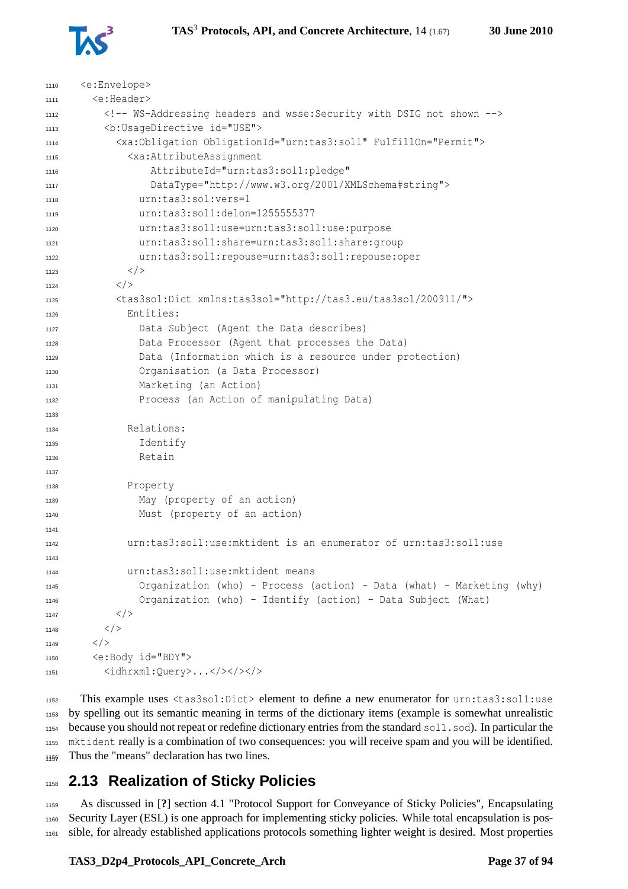```
<e:Envelope>
  <e:Header>
    <!-- WS-Addressing headers and wsse:Security with DSIG not shown -->
    <b:UsageDirective id="USE">
      <xa:Obligation ObligationId="urn:tas3:sol1" FulfillOn="Permit">
        <xa:AttributeAssignment
            AttributeId="urn:tas3:sol1:pledge"
            DataType="http://www.w3.org/2001/XMLSchema#string">
          urn:tas3:sol:vers=1
          urn:tas3:sol1:delon=1255555377
          urn:tas3:sol1:use=urn:tas3:sol1:use:purpose
          urn:tas3:sol1:share=urn:tas3:sol1:share:group
          urn:tas3:sol1:repouse=urn:tas3:sol1:repouse:oper
        </>
      </>
      <tas3sol:Dict xmlns:tas3sol="http://tas3.eu/tas3sol/200911/">
        Entities:
          Data Subject (Agent the Data describes)
          Data Processor (Agent that processes the Data)
          Data (Information which is a resource under protection)
          Organisation (a Data Processor)
          Marketing (an Action)
          Process (an Action of manipulating Data)

        Relations:
          Identify
          Retain

        Property
          May (property of an action)
          Must (property of an action)

        urn:tas3:sol1:use:mktident is an enumerator of urn:tas3:sol1:use

        urn:tas3:sol1:use:mktident means
          Organization (who) - Process (action) - Data (what) - Marketing (why)
          Organization (who) - Identify (action) - Data Subject (What)
      </>
    </>
  </>
  <e:Body id="BDY">
    <idhrxml:Query>...</></></>
```

This example uses `<tas3sol:Dict>` element to define a new enumerator for `urn:tas3:sol1:use` by spelling out its semantic meaning in terms of the dictionary items (example is somewhat unrealistic because you should not repeat or redefine dictionary entries from the standard `sol1.sod`). In particular the `mktident` really is a combination of two consequences: you will receive spam and you will be identified. Thus the "means" declaration has two lines.

## 2.13 Realization of Sticky Policies

As discussed in [?] section 4.1 "Protocol Support for Conveyance of Sticky Policies", Encapsulating Security Layer (ESL) is one approach for implementing sticky policies. While total encapsulation is possible, for already established applications protocols something lighter weight is desired. Most properties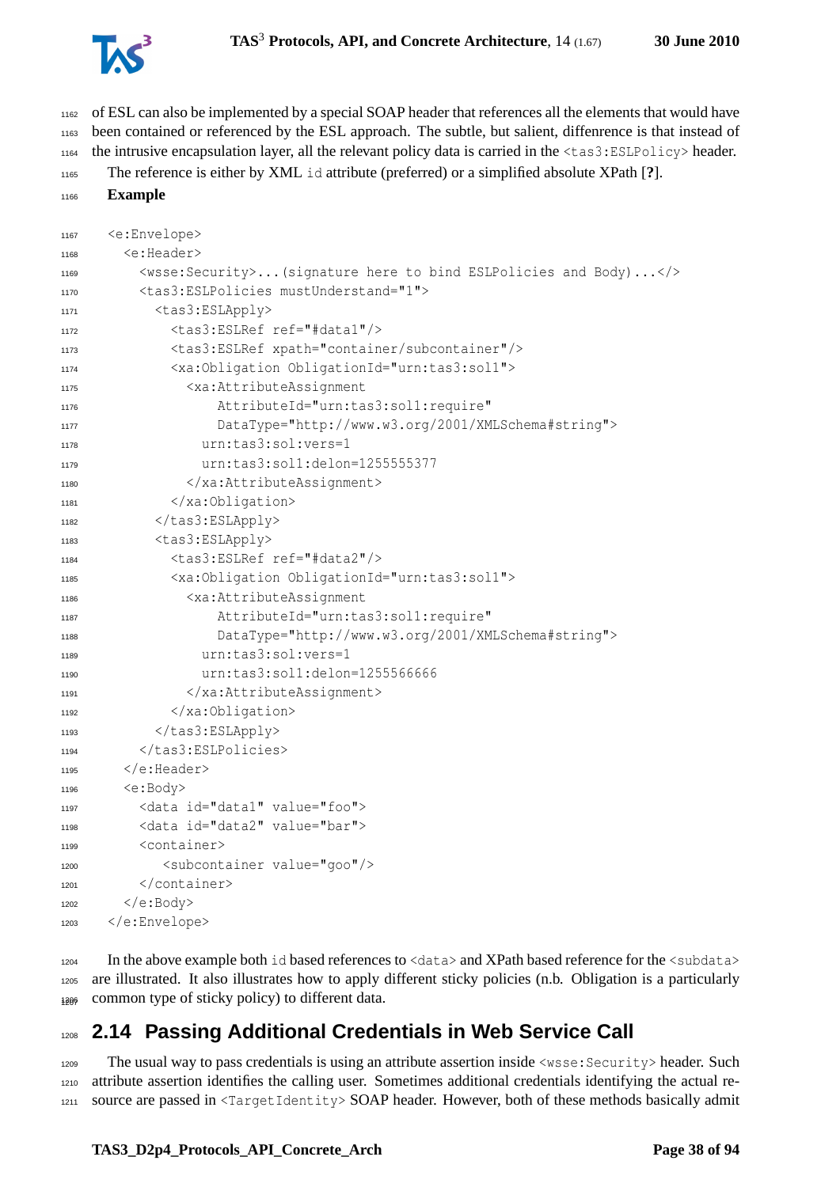of ESL can also be implemented by a special SOAP header that references all the elements that would have been contained or referenced by the ESL approach. The subtle, but salient, diffenrence is that instead of the intrusive encapsulation layer, all the relevant policy data is carried in the `<tas3:ESLPolicy>` header. The reference is either by XML `id` attribute (preferred) or a simplified absolute XPath [**?**].

**Example**

```
<e:Envelope>
  <e:Header>
    <wsse:Security>...(signature here to bind ESLPolicies and Body)...</>
    <tas3:ESLPolicies mustUnderstand="1">
      <tas3:ESLApply>
        <tas3:ESLRef ref="#data1"/>
        <tas3:ESLRef xpath="container/subcontainer"/>
        <xa:Obligation ObligationId="urn:tas3:sol1">
          <xa:AttributeAssignment
              AttributeId="urn:tas3:sol1:require"
              DataType="http://www.w3.org/2001/XMLSchema#string">
            urn:tas3:sol:vers=1
            urn:tas3:sol1:delon=1255555377
          </xa:AttributeAssignment>
        </xa:Obligation>
      </tas3:ESLApply>
      <tas3:ESLApply>
        <tas3:ESLRef ref="#data2"/>
        <xa:Obligation ObligationId="urn:tas3:sol1">
          <xa:AttributeAssignment
              AttributeId="urn:tas3:sol1:require"
              DataType="http://www.w3.org/2001/XMLSchema#string">
            urn:tas3:sol:vers=1
            urn:tas3:sol1:delon=1255566666
          </xa:AttributeAssignment>
        </xa:Obligation>
      </tas3:ESLApply>
    </tas3:ESLPolicies>
  </e:Header>
  <e:Body>
    <data id="data1" value="foo">
    <data id="data2" value="bar">
    <container>
       <subcontainer value="goo"/>
    </container>
  </e:Body>
</e:Envelope>
```

In the above example both `id` based references to `<data>` and XPath based reference for the `<subdata>` are illustrated. It also illustrates how to apply different sticky policies (n.b. Obligation is a particularly common type of sticky policy) to different data.

## 2.14 Passing Additional Credentials in Web Service Call

The usual way to pass credentials is using an attribute assertion inside `<wsse:Security>` header. Such attribute assertion identifies the calling user. Sometimes additional credentials identifying the actual resource are passed in `<TargetIdentity>` SOAP header. However, both of these methods basically admit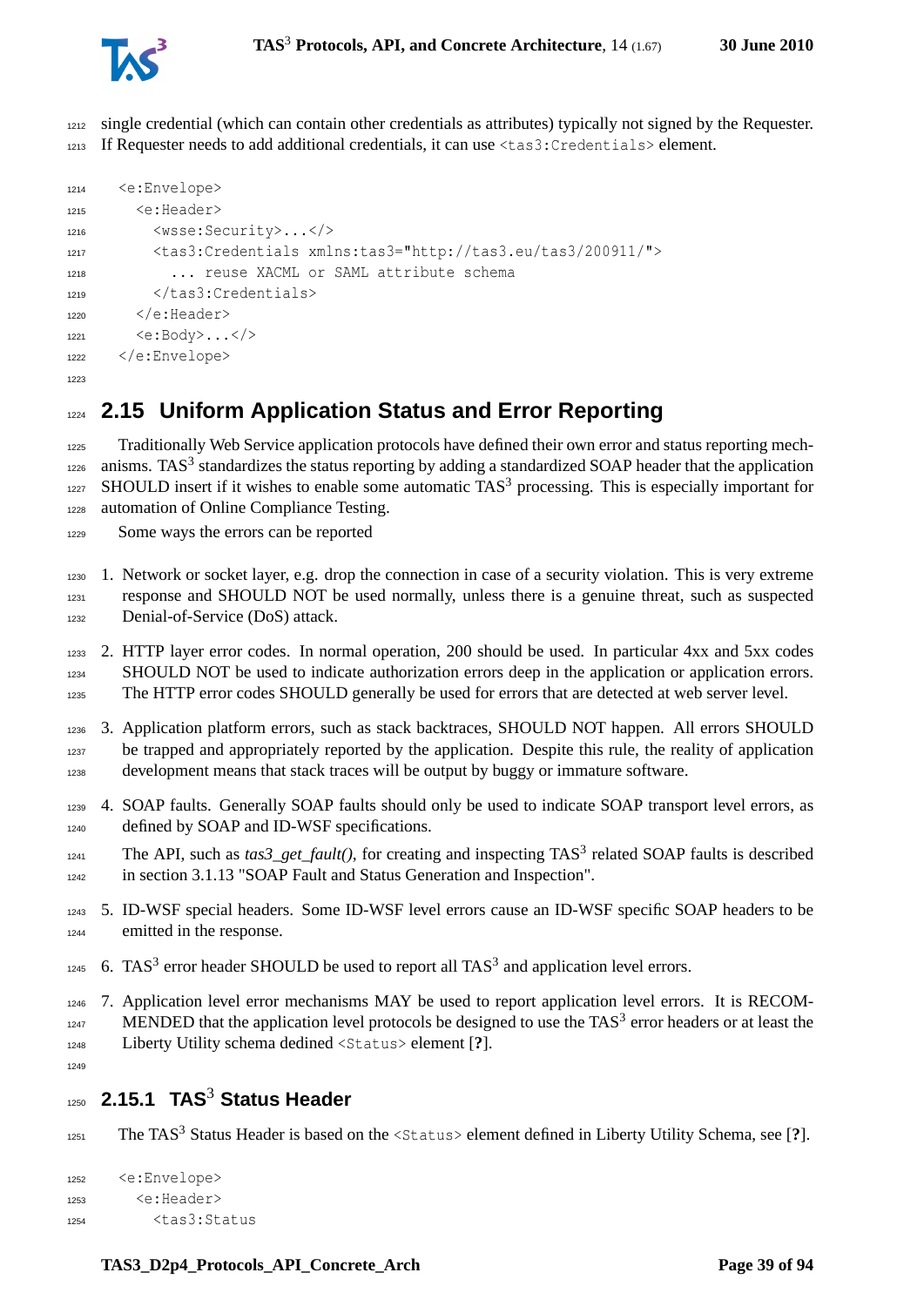single credential (which can contain other credentials as attributes) typically not signed by the Requester. If Requester needs to add additional credentials, it can use `<tas3:Credentials>` element.

```
<e:Envelope>
  <e:Header>
    <wsse:Security>...</>
    <tas3:Credentials xmlns:tas3="http://tas3.eu/tas3/200911/">
      ... reuse XACML or SAML attribute schema
    </tas3:Credentials>
  </e:Header>
  <e:Body>...</>
</e:Envelope>
```

## 2.15 Uniform Application Status and Error Reporting

Traditionally Web Service application protocols have defined their own error and status reporting mechanisms. TAS[3] standardizes the status reporting by adding a standardized SOAP header that the application SHOULD insert if it wishes to enable some automatic TAS[3] processing. This is especially important for automation of Online Compliance Testing.

Some ways the errors can be reported

1. Network or socket layer, e.g. drop the connection in case of a security violation. This is very extreme response and SHOULD NOT be used normally, unless there is a genuine threat, such as suspected Denial-of-Service (DoS) attack.

2. HTTP layer error codes. In normal operation, 200 should be used. In particular 4xx and 5xx codes SHOULD NOT be used to indicate authorization errors deep in the application or application errors. The HTTP error codes SHOULD generally be used for errors that are detected at web server level.

3. Application platform errors, such as stack backtraces, SHOULD NOT happen. All errors SHOULD be trapped and appropriately reported by the application. Despite this rule, the reality of application development means that stack traces will be output by buggy or immature software.

4. SOAP faults. Generally SOAP faults should only be used to indicate SOAP transport level errors, as defined by SOAP and ID-WSF specifications.

   The API, such as *tas3_get_fault()*, for creating and inspecting TAS[3] related SOAP faults is described in section 3.1.13 "SOAP Fault and Status Generation and Inspection".

5. ID-WSF special headers. Some ID-WSF level errors cause an ID-WSF specific SOAP headers to be emitted in the response.

6. TAS[3] error header SHOULD be used to report all TAS[3] and application level errors.

7. Application level error mechanisms MAY be used to report application level errors. It is RECOMMENDED that the application level protocols be designed to use the TAS[3] error headers or at least the Liberty Utility schema dedined `<Status>` element [**?**].

### 2.15.1 TAS[3] Status Header

The TAS[3] Status Header is based on the `<Status>` element defined in Liberty Utility Schema, see [**?**].

```
<e:Envelope>
  <e:Header>
    <tas3:Status
```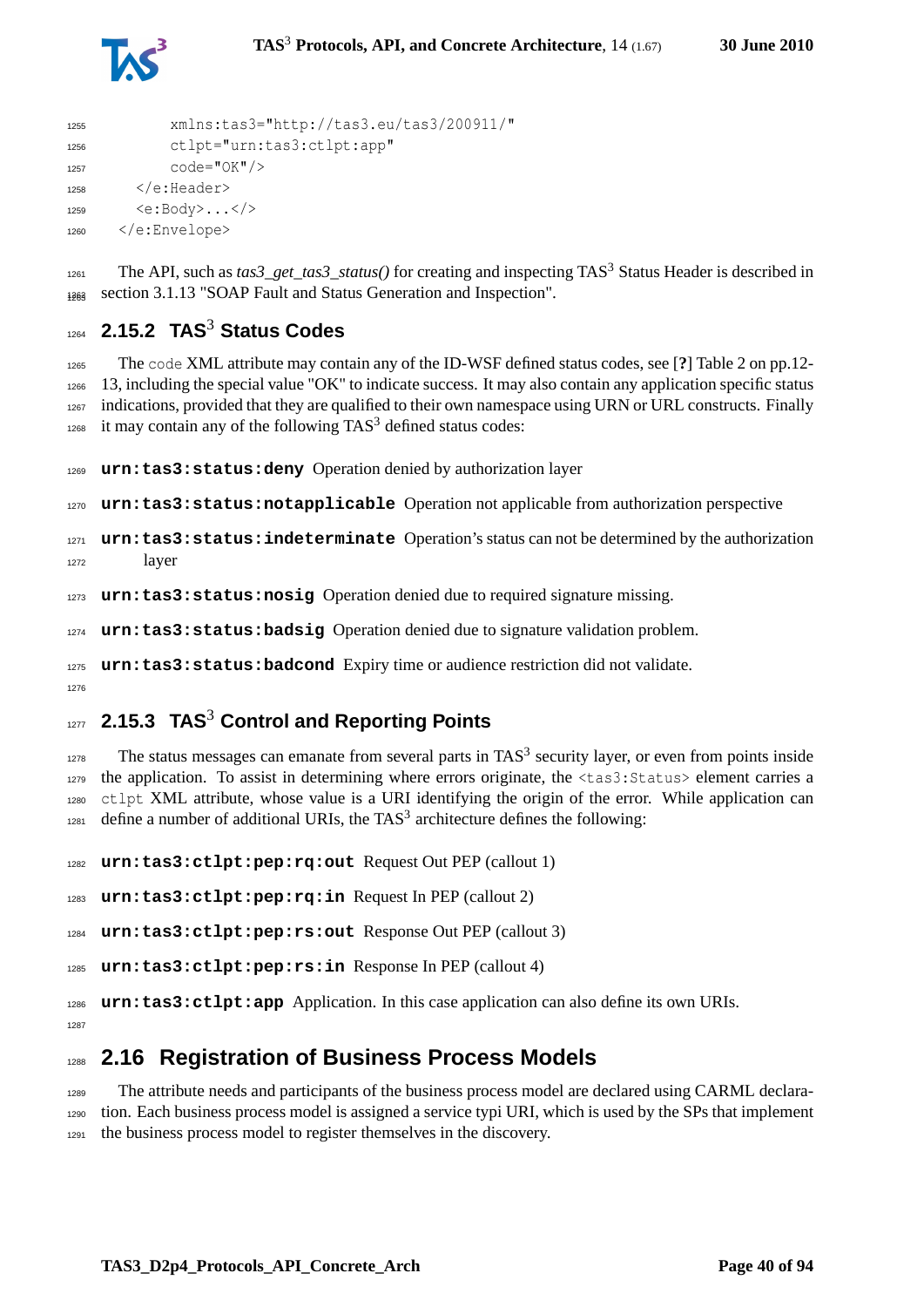```
        xmlns:tas3="http://tas3.eu/tas3/200911/"
        ctlpt="urn:tas3:ctlpt:app"
        code="OK"/>
    </e:Header>
    <e:Body>...</>
  </e:Envelope>
```

The API, such as *tas3_get_tas3_status()* for creating and inspecting TAS[3] Status Header is described in section 3.1.13 "SOAP Fault and Status Generation and Inspection".

### 2.15.2 TAS[3] Status Codes

The `code` XML attribute may contain any of the ID-WSF defined status codes, see [**?**] Table 2 on pp.12-13, including the special value "OK" to indicate success. It may also contain any application specific status indications, provided that they are qualified to their own namespace using URN or URL constructs. Finally it may contain any of the following TAS[3] defined status codes:

**`urn:tas3:status:deny`** Operation denied by authorization layer

**`urn:tas3:status:notapplicable`** Operation not applicable from authorization perspective

**`urn:tas3:status:indeterminate`** Operation's status can not be determined by the authorization layer

**`urn:tas3:status:nosig`** Operation denied due to required signature missing.

**`urn:tas3:status:badsig`** Operation denied due to signature validation problem.

**`urn:tas3:status:badcond`** Expiry time or audience restriction did not validate.

### 2.15.3 TAS[3] Control and Reporting Points

The status messages can emanate from several parts in TAS[3] security layer, or even from points inside the application. To assist in determining where errors originate, the `<tas3:Status>` element carries a `ctlpt` XML attribute, whose value is a URI identifying the origin of the error. While application can define a number of additional URIs, the TAS[3] architecture defines the following:

**`urn:tas3:ctlpt:pep:rq:out`** Request Out PEP (callout 1)

**`urn:tas3:ctlpt:pep:rq:in`** Request In PEP (callout 2)

**`urn:tas3:ctlpt:pep:rs:out`** Response Out PEP (callout 3)

**`urn:tas3:ctlpt:pep:rs:in`** Response In PEP (callout 4)

**`urn:tas3:ctlpt:app`** Application. In this case application can also define its own URIs.

## 2.16 Registration of Business Process Models

The attribute needs and participants of the business process model are declared using CARML declaration. Each business process model is assigned a service typi URI, which is used by the SPs that implement the business process model to register themselves in the discovery.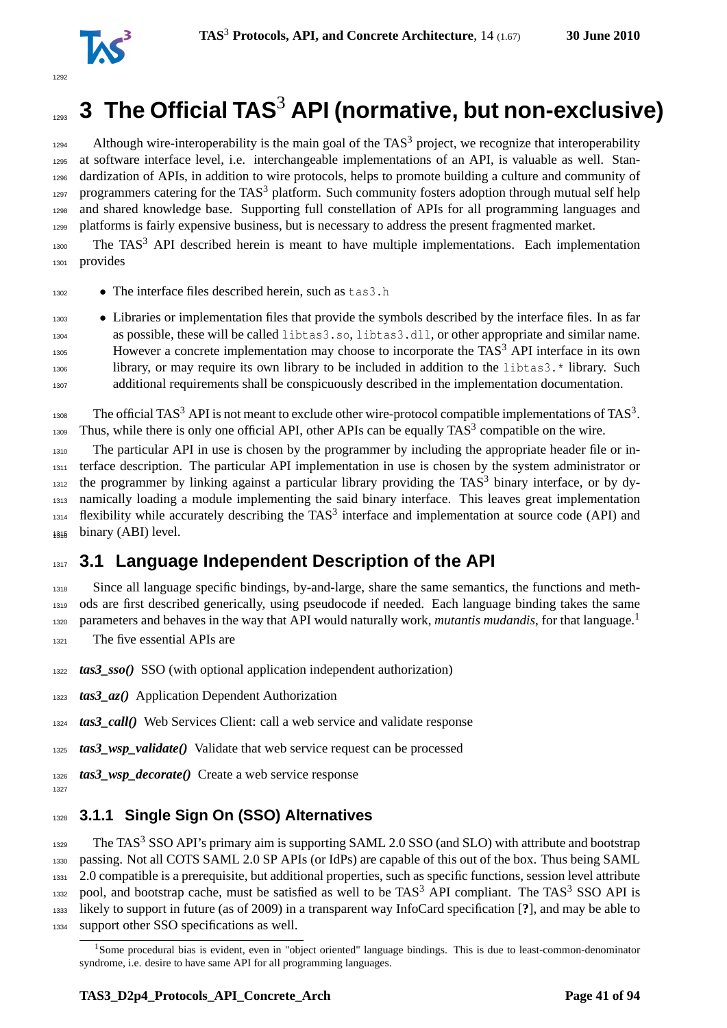# 3 The Official TAS$^3$ API (normative, but non-exclusive)

Although wire-interoperability is the main goal of the TAS$^3$ project, we recognize that interoperability at software interface level, i.e. interchangeable implementations of an API, is valuable as well. Standardization of APIs, in addition to wire protocols, helps to promote building a culture and community of programmers catering for the TAS$^3$ platform. Such community fosters adoption through mutual self help and shared knowledge base. Supporting full constellation of APIs for all programming languages and platforms is fairly expensive business, but is necessary to address the present fragmented market.

The TAS$^3$ API described herein is meant to have multiple implementations. Each implementation provides

- The interface files described herein, such as `tas3.h`
- Libraries or implementation files that provide the symbols described by the interface files. In as far as possible, these will be called `libtas3.so`, `libtas3.dll`, or other appropriate and similar name. However a concrete implementation may choose to incorporate the TAS$^3$ API interface in its own library, or may require its own library to be included in addition to the `libtas3.*` library. Such additional requirements shall be conspicuously described in the implementation documentation.

The official TAS$^3$ API is not meant to exclude other wire-protocol compatible implementations of TAS$^3$. Thus, while there is only one official API, other APIs can be equally TAS$^3$ compatible on the wire.

The particular API in use is chosen by the programmer by including the appropriate header file or interface description. The particular API implementation in use is chosen by the system administrator or the programmer by linking against a particular library providing the TAS$^3$ binary interface, or by dynamically loading a module implementing the said binary interface. This leaves great implementation flexibility while accurately describing the TAS$^3$ interface and implementation at source code (API) and binary (ABI) level.

## 3.1 Language Independent Description of the API

Since all language specific bindings, by-and-large, share the same semantics, the functions and methods are first described generically, using pseudocode if needed. Each language binding takes the same parameters and behaves in the way that API would naturally work, *mutantis mudandis*, for that language.[1]

The five essential APIs are

***tas3_sso()*** SSO (with optional application independent authorization)

***tas3_az()*** Application Dependent Authorization

***tas3_call()*** Web Services Client: call a web service and validate response

***tas3_wsp_validate()*** Validate that web service request can be processed

***tas3_wsp_decorate()*** Create a web service response

### 3.1.1 Single Sign On (SSO) Alternatives

The TAS$^3$ SSO API's primary aim is supporting SAML 2.0 SSO (and SLO) with attribute and bootstrap passing. Not all COTS SAML 2.0 SP APIs (or IdPs) are capable of this out of the box. Thus being SAML 2.0 compatible is a prerequisite, but additional properties, such as specific functions, session level attribute pool, and bootstrap cache, must be satisfied as well to be TAS$^3$ API compliant. The TAS$^3$ SSO API is likely to support in future (as of 2009) in a transparent way InfoCard specification [**?**], and may be able to support other SSO specifications as well.

[1] Some procedural bias is evident, even in "object oriented" language bindings. This is due to least-common-denominator syndrome, i.e. desire to have same API for all programming languages.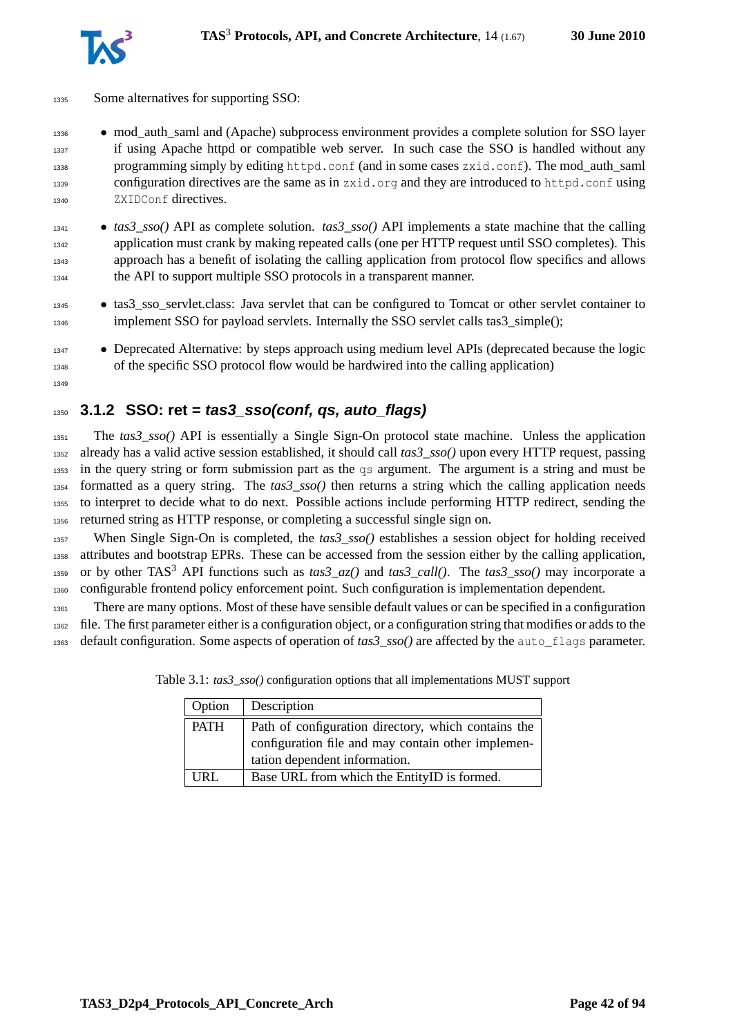Some alternatives for supporting SSO:

- mod_auth_saml and (Apache) subprocess environment provides a complete solution for SSO layer if using Apache httpd or compatible web server. In such case the SSO is handled without any programming simply by editing `httpd.conf` (and in some cases `zxid.conf`). The mod_auth_saml configuration directives are the same as in `zxid.org` and they are introduced to `httpd.conf` using `ZXIDConf` directives.
- *tas3_sso()* API as complete solution. *tas3_sso()* API implements a state machine that the calling application must crank by making repeated calls (one per HTTP request until SSO completes). This approach has a benefit of isolating the calling application from protocol flow specifics and allows the API to support multiple SSO protocols in a transparent manner.
- tas3_sso_servlet.class: Java servlet that can be configured to Tomcat or other servlet container to implement SSO for payload servlets. Internally the SSO servlet calls tas3_simple();
- Deprecated Alternative: by steps approach using medium level APIs (deprecated because the logic of the specific SSO protocol flow would be hardwired into the calling application)

### 3.1.2 SSO: ret = *tas3_sso(conf, qs, auto_flags)*

The *tas3_sso()* API is essentially a Single Sign-On protocol state machine. Unless the application already has a valid active session established, it should call *tas3_sso()* upon every HTTP request, passing in the query string or form submission part as the `qs` argument. The argument is a string and must be formatted as a query string. The *tas3_sso()* then returns a string which the calling application needs to interpret to decide what to do next. Possible actions include performing HTTP redirect, sending the returned string as HTTP response, or completing a successful single sign on.

When Single Sign-On is completed, the *tas3_sso()* establishes a session object for holding received attributes and bootstrap EPRs. These can be accessed from the session either by the calling application, or by other TAS$^3$ API functions such as *tas3_az()* and *tas3_call()*. The *tas3_sso()* may incorporate a configurable frontend policy enforcement point. Such configuration is implementation dependent.

There are many options. Most of these have sensible default values or can be specified in a configuration file. The first parameter either is a configuration object, or a configuration string that modifies or adds to the default configuration. Some aspects of operation of *tas3_sso()* are affected by the `auto_flags` parameter.

Table 3.1: *tas3_sso()* configuration options that all implementations MUST support

| Option | Description |
|---|---|
| PATH | Path of configuration directory, which contains the configuration file and may contain other implementation dependent information. |
| URL | Base URL from which the EntityID is formed. |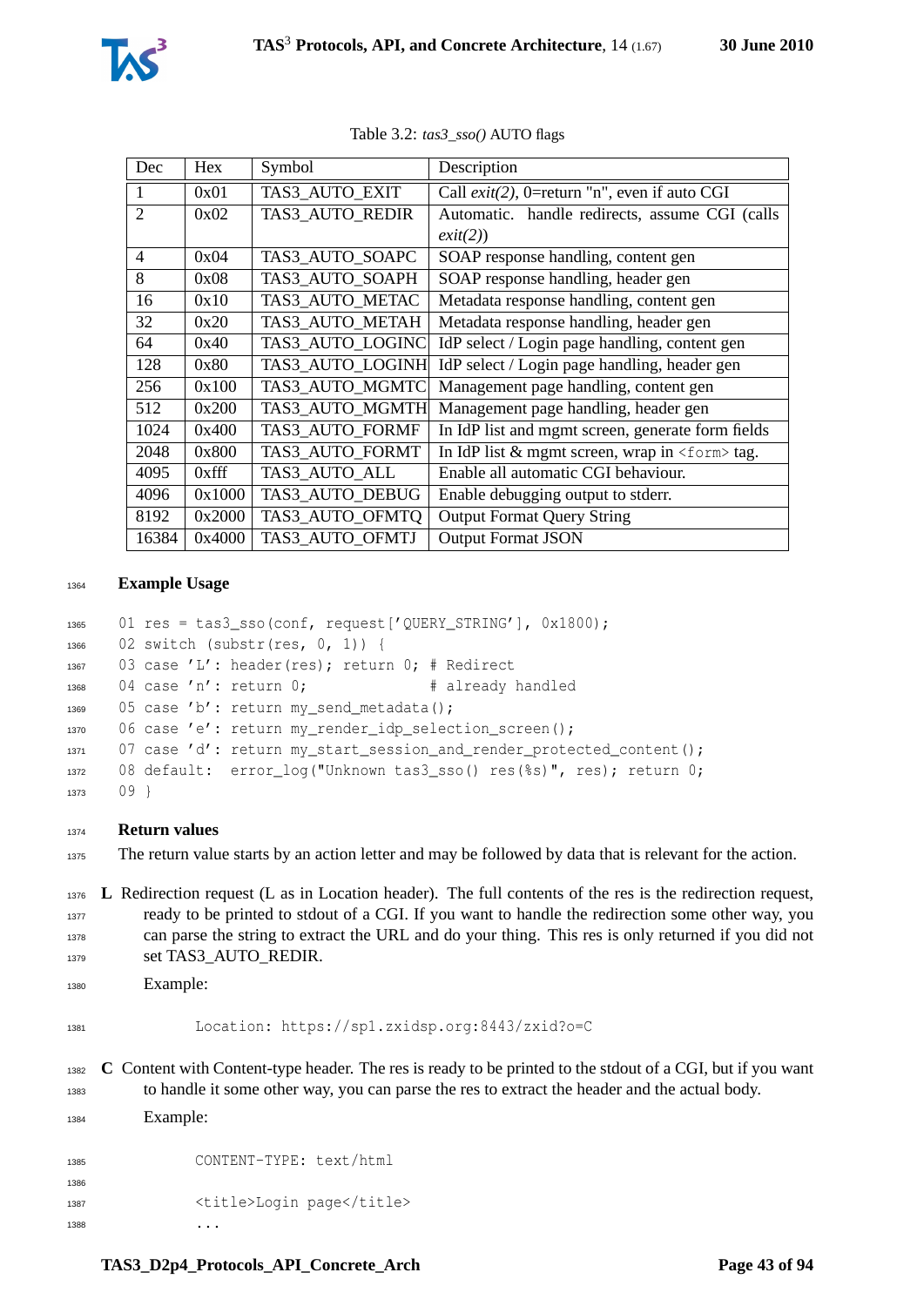Table 3.2: *tas3_sso()* AUTO flags

| Dec | Hex | Symbol | Description |
|---|---|---|---|
| 1 | 0x01 | TAS3_AUTO_EXIT | Call *exit(2)*, 0=return "n", even if auto CGI |
| 2 | 0x02 | TAS3_AUTO_REDIR | Automatic. handle redirects, assume CGI (calls *exit(2)*) |
| 4 | 0x04 | TAS3_AUTO_SOAPC | SOAP response handling, content gen |
| 8 | 0x08 | TAS3_AUTO_SOAPH | SOAP response handling, header gen |
| 16 | 0x10 | TAS3_AUTO_METAC | Metadata response handling, content gen |
| 32 | 0x20 | TAS3_AUTO_METAH | Metadata response handling, header gen |
| 64 | 0x40 | TAS3_AUTO_LOGINC | IdP select / Login page handling, content gen |
| 128 | 0x80 | TAS3_AUTO_LOGINH | IdP select / Login page handling, header gen |
| 256 | 0x100 | TAS3_AUTO_MGMTC | Management page handling, content gen |
| 512 | 0x200 | TAS3_AUTO_MGMTH | Management page handling, header gen |
| 1024 | 0x400 | TAS3_AUTO_FORMF | In IdP list and mgmt screen, generate form fields |
| 2048 | 0x800 | TAS3_AUTO_FORMT | In IdP list & mgmt screen, wrap in `<form>` tag. |
| 4095 | 0xfff | TAS3_AUTO_ALL | Enable all automatic CGI behaviour. |
| 4096 | 0x1000 | TAS3_AUTO_DEBUG | Enable debugging output to stderr. |
| 8192 | 0x2000 | TAS3_AUTO_OFMTQ | Output Format Query String |
| 16384 | 0x4000 | TAS3_AUTO_OFMTJ | Output Format JSON |

**Example Usage**

```
01 res = tas3_sso(conf, request['QUERY_STRING'], 0x1800);
02 switch (substr(res, 0, 1)) {
03 case 'L': header(res); return 0; # Redirect
04 case 'n': return 0;              # already handled
05 case 'b': return my_send_metadata();
06 case 'e': return my_render_idp_selection_screen();
07 case 'd': return my_start_session_and_render_protected_content();
08 default:  error_log("Unknown tas3_sso() res(%s)", res); return 0;
09 }
```

**Return values**

The return value starts by an action letter and may be followed by data that is relevant for the action.

**L** Redirection request (L as in Location header). The full contents of the res is the redirection request, ready to be printed to stdout of a CGI. If you want to handle the redirection some other way, you can parse the string to extract the URL and do your thing. This res is only returned if you did not set TAS3_AUTO_REDIR.

Example:

```
Location: https://sp1.zxidsp.org:8443/zxid?o=C
```

**C** Content with Content-type header. The res is ready to be printed to the stdout of a CGI, but if you want to handle it some other way, you can parse the res to extract the header and the actual body.

Example:

```
CONTENT-TYPE: text/html

<title>Login page</title>
...
```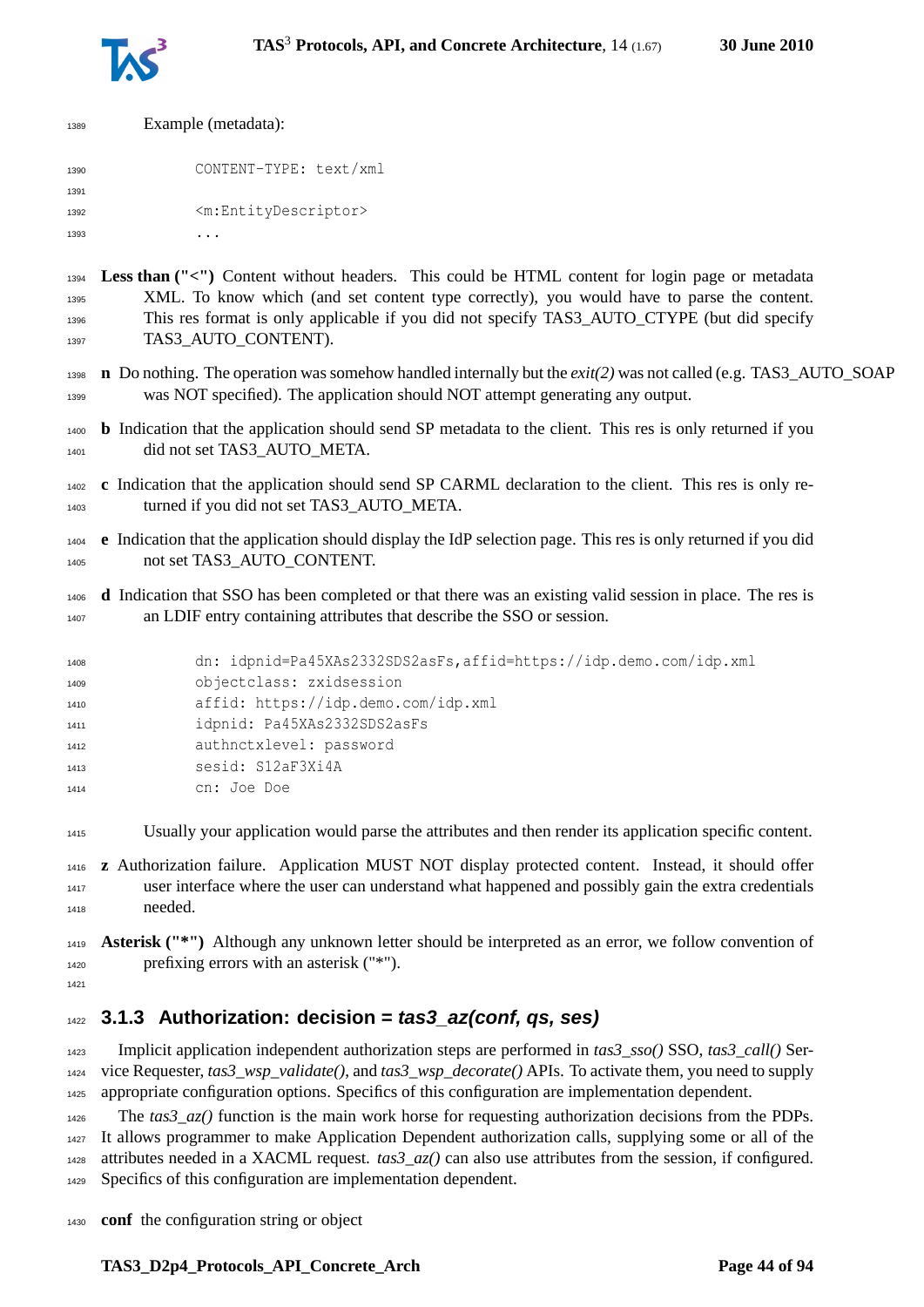Example (metadata):

```
CONTENT-TYPE: text/xml

<m:EntityDescriptor>
...
```

**Less than ("<")** Content without headers. This could be HTML content for login page or metadata XML. To know which (and set content type correctly), you would have to parse the content. This res format is only applicable if you did not specify TAS3_AUTO_CTYPE (but did specify TAS3_AUTO_CONTENT).

**n** Do nothing. The operation was somehow handled internally but the *exit(2)* was not called (e.g. TAS3_AUTO_SOAP was NOT specified). The application should NOT attempt generating any output.

**b** Indication that the application should send SP metadata to the client. This res is only returned if you did not set TAS3_AUTO_META.

**c** Indication that the application should send SP CARML declaration to the client. This res is only returned if you did not set TAS3_AUTO_META.

**e** Indication that the application should display the IdP selection page. This res is only returned if you did not set TAS3_AUTO_CONTENT.

**d** Indication that SSO has been completed or that there was an existing valid session in place. The res is an LDIF entry containing attributes that describe the SSO or session.

```
dn: idpnid=Pa45XAs2332SDS2asFs,affid=https://idp.demo.com/idp.xml
objectclass: zxidsession
affid: https://idp.demo.com/idp.xml
idpnid: Pa45XAs2332SDS2asFs
authnctxlevel: password
sesid: S12aF3Xi4A
cn: Joe Doe
```

Usually your application would parse the attributes and then render its application specific content.

**z** Authorization failure. Application MUST NOT display protected content. Instead, it should offer user interface where the user can understand what happened and possibly gain the extra credentials needed.

**Asterisk ("*")** Although any unknown letter should be interpreted as an error, we follow convention of prefixing errors with an asterisk ("*").

### 3.1.3 Authorization: decision = *tas3_az(conf, qs, ses)*

Implicit application independent authorization steps are performed in *tas3_sso()* SSO, *tas3_call()* Service Requester, *tas3_wsp_validate()*, and *tas3_wsp_decorate()* APIs. To activate them, you need to supply appropriate configuration options. Specifics of this configuration are implementation dependent.

The *tas3_az()* function is the main work horse for requesting authorization decisions from the PDPs. It allows programmer to make Application Dependent authorization calls, supplying some or all of the attributes needed in a XACML request. *tas3_az()* can also use attributes from the session, if configured. Specifics of this configuration are implementation dependent.

**conf** the configuration string or object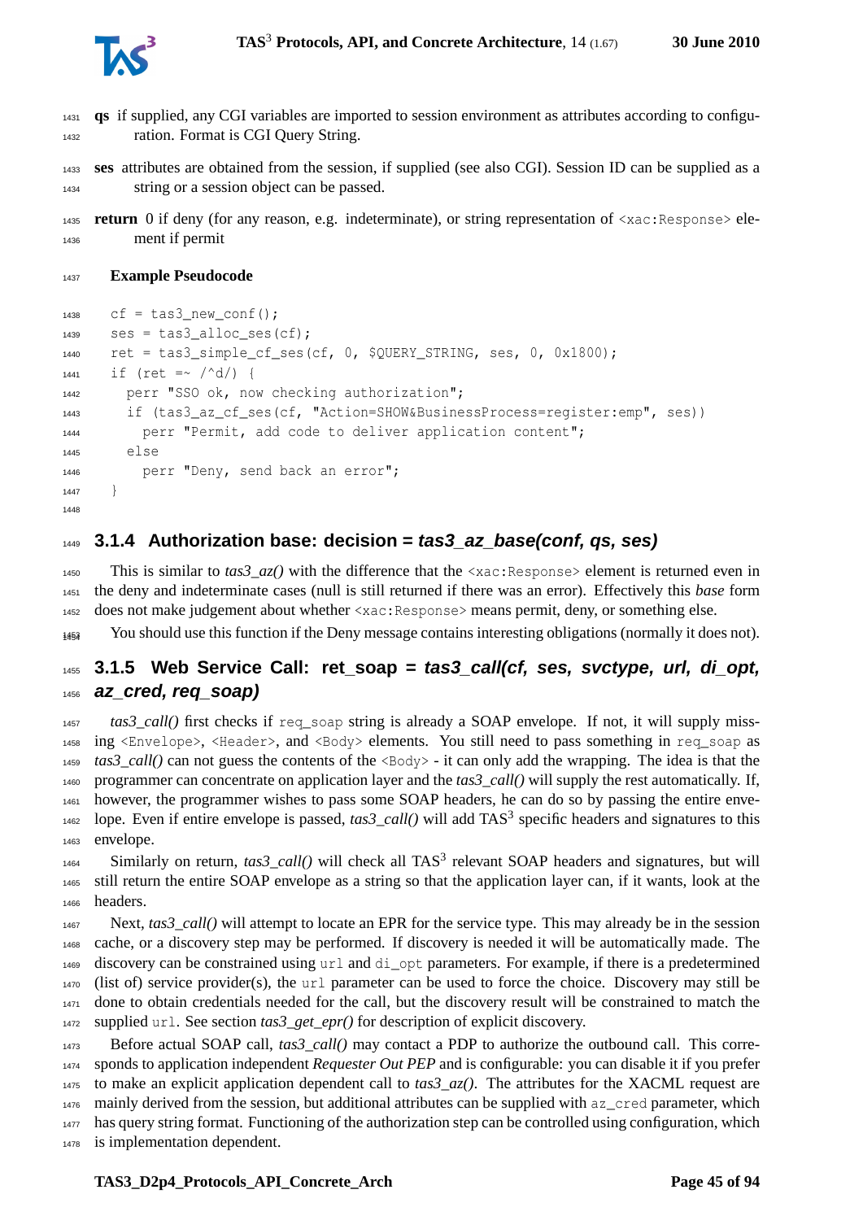**qs** if supplied, any CGI variables are imported to session environment as attributes according to configuration. Format is CGI Query String.

**ses** attributes are obtained from the session, if supplied (see also CGI). Session ID can be supplied as a string or a session object can be passed.

**return** 0 if deny (for any reason, e.g. indeterminate), or string representation of `<xac:Response>` element if permit

**Example Pseudocode**

```
cf = tas3_new_conf();
ses = tas3_alloc_ses(cf);
ret = tas3_simple_cf_ses(cf, 0, $QUERY_STRING, ses, 0, 0x1800);
if (ret =~ /^d/) {
  perr "SSO ok, now checking authorization";
  if (tas3_az_cf_ses(cf, "Action=SHOW&BusinessProcess=register:emp", ses))
    perr "Permit, add code to deliver application content";
  else
    perr "Deny, send back an error";
}
```

### 3.1.4 Authorization base: decision = *tas3_az_base(conf, qs, ses)*

This is similar to *tas3_az()* with the difference that the `<xac:Response>` element is returned even in the deny and indeterminate cases (null is still returned if there was an error). Effectively this *base* form does not make judgement about whether `<xac:Response>` means permit, deny, or something else.

You should use this function if the Deny message contains interesting obligations (normally it does not).

### 3.1.5 Web Service Call: ret_soap = *tas3_call(cf, ses, svctype, url, di_opt, az_cred, req_soap)*

*tas3_call()* first checks if `req_soap` string is already a SOAP envelope. If not, it will supply missing `<Envelope>`, `<Header>`, and `<Body>` elements. You still need to pass something in `req_soap` as *tas3_call()* can not guess the contents of the `<Body>` - it can only add the wrapping. The idea is that the programmer can concentrate on application layer and the *tas3_call()* will supply the rest automatically. If, however, the programmer wishes to pass some SOAP headers, he can do so by passing the entire envelope. Even if entire envelope is passed, *tas3_call()* will add TAS[3] specific headers and signatures to this envelope.

Similarly on return, *tas3_call()* will check all TAS[3] relevant SOAP headers and signatures, but will still return the entire SOAP envelope as a string so that the application layer can, if it wants, look at the headers.

Next, *tas3_call()* will attempt to locate an EPR for the service type. This may already be in the session cache, or a discovery step may be performed. If discovery is needed it will be automatically made. The discovery can be constrained using `url` and `di_opt` parameters. For example, if there is a predetermined (list of) service provider(s), the `url` parameter can be used to force the choice. Discovery may still be done to obtain credentials needed for the call, but the discovery result will be constrained to match the supplied `url`. See section *tas3_get_epr()* for description of explicit discovery.

Before actual SOAP call, *tas3_call()* may contact a PDP to authorize the outbound call. This corresponds to application independent *Requester Out PEP* and is configurable: you can disable it if you prefer to make an explicit application dependent call to *tas3_az()*. The attributes for the XACML request are mainly derived from the session, but additional attributes can be supplied with `az_cred` parameter, which has query string format. Functioning of the authorization step can be controlled using configuration, which is implementation dependent.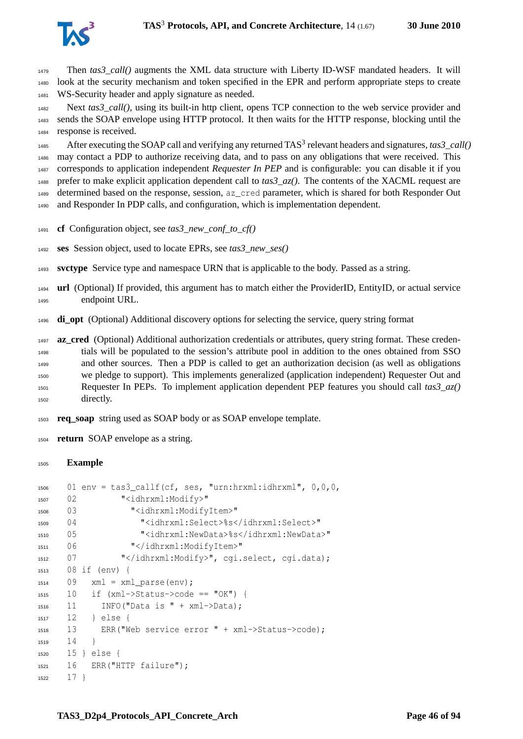Then *tas3_call()* augments the XML data structure with Liberty ID-WSF mandated headers. It will look at the security mechanism and token specified in the EPR and perform appropriate steps to create WS-Security header and apply signature as needed.

Next *tas3_call()*, using its built-in http client, opens TCP connection to the web service provider and sends the SOAP envelope using HTTP protocol. It then waits for the HTTP response, blocking until the response is received.

After executing the SOAP call and verifying any returned TAS$^3$ relevant headers and signatures, *tas3_call()* may contact a PDP to authorize receiving data, and to pass on any obligations that were received. This corresponds to application independent *Requester In PEP* and is configurable: you can disable it if you prefer to make explicit application dependent call to *tas3_az()*. The contents of the XACML request are determined based on the response, session, `az_cred` parameter, which is shared for both Responder Out and Responder In PDP calls, and configuration, which is implementation dependent.

**cf** Configuration object, see *tas3_new_conf_to_cf()*

**ses** Session object, used to locate EPRs, see *tas3_new_ses()*

**svctype** Service type and namespace URN that is applicable to the body. Passed as a string.

**url** (Optional) If provided, this argument has to match either the ProviderID, EntityID, or actual service endpoint URL.

**di_opt** (Optional) Additional discovery options for selecting the service, query string format

**az_cred** (Optional) Additional authorization credentials or attributes, query string format. These credentials will be populated to the session's attribute pool in addition to the ones obtained from SSO and other sources. Then a PDP is called to get an authorization decision (as well as obligations we pledge to support). This implements generalized (application independent) Requester Out and Requester In PEPs. To implement application dependent PEP features you should call *tas3_az()* directly.

**req_soap** string used as SOAP body or as SOAP envelope template.

**return** SOAP envelope as a string.

**Example**

```
01 env = tas3_callf(cf, ses, "urn:hrxml:idhrxml", 0,0,0,
02         "<idhrxml:Modify>"
03           "<idhrxml:ModifyItem>"
04             "<idhrxml:Select>%s</idhrxml:Select>"
05             "<idhrxml:NewData>%s</idhrxml:NewData>"
06           "</idhrxml:ModifyItem>"
07         "</idhrxml:Modify>", cgi.select, cgi.data);
08 if (env) {
09   xml = xml_parse(env);
10   if (xml->Status->code == "OK") {
11     INFO("Data is " + xml->Data);
12   } else {
13     ERR("Web service error " + xml->Status->code);
14   }
15 } else {
16   ERR("HTTP failure");
17 }
```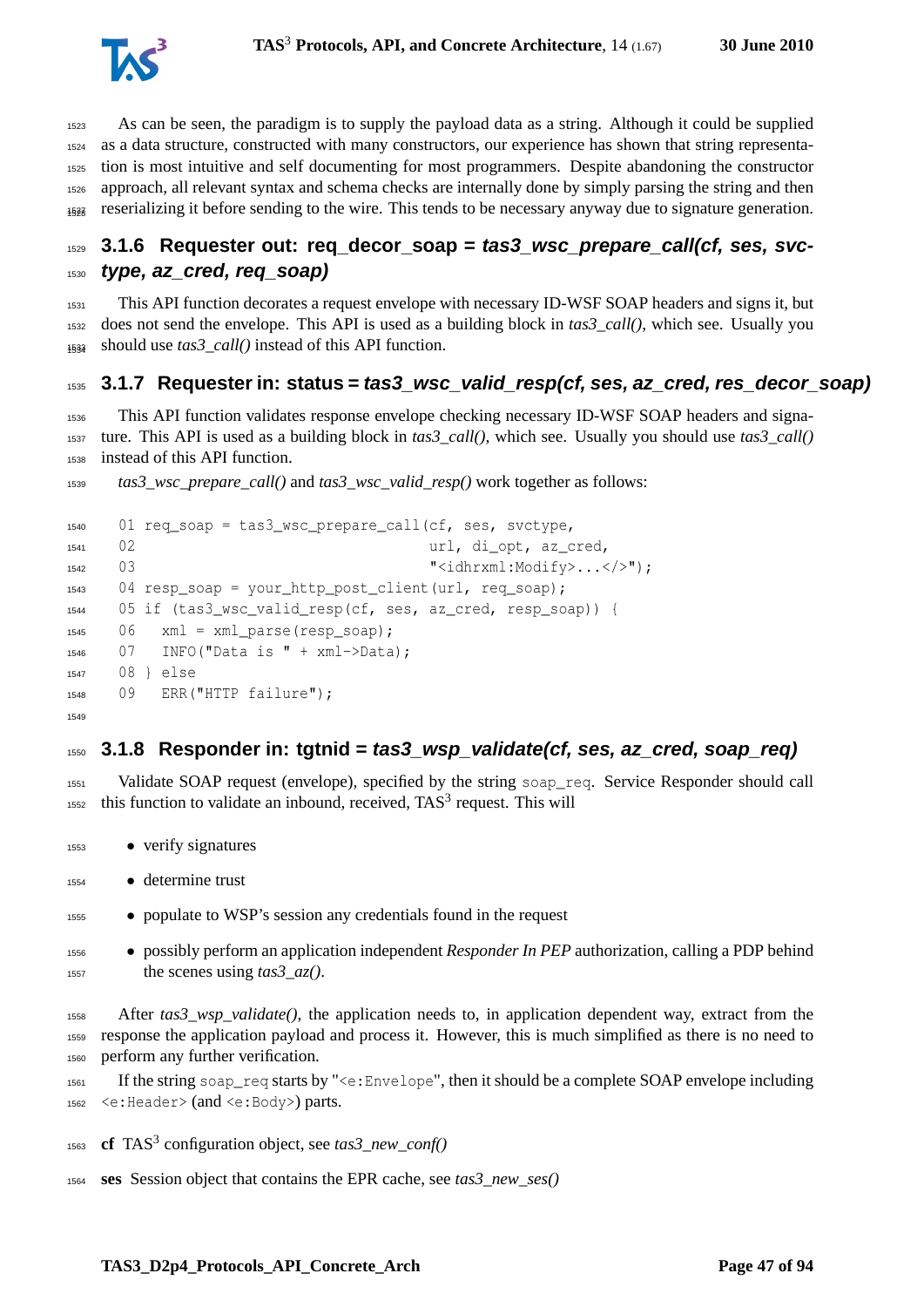As can be seen, the paradigm is to supply the payload data as a string. Although it could be supplied as a data structure, constructed with many constructors, our experience has shown that string representation is most intuitive and self documenting for most programmers. Despite abandoning the constructor approach, all relevant syntax and schema checks are internally done by simply parsing the string and then reserializing it before sending to the wire. This tends to be necessary anyway due to signature generation.

### 3.1.6 Requester out: req_decor_soap = *tas3_wsc_prepare_call(cf, ses, svctype, az_cred, req_soap)*

This API function decorates a request envelope with necessary ID-WSF SOAP headers and signs it, but does not send the envelope. This API is used as a building block in *tas3_call()*, which see. Usually you should use *tas3_call()* instead of this API function.

### 3.1.7 Requester in: status = *tas3_wsc_valid_resp(cf, ses, az_cred, res_decor_soap)*

This API function validates response envelope checking necessary ID-WSF SOAP headers and signature. This API is used as a building block in *tas3_call()*, which see. Usually you should use *tas3_call()* instead of this API function.

*tas3_wsc_prepare_call()* and *tas3_wsc_valid_resp()* work together as follows:

```
01 req_soap = tas3_wsc_prepare_call(cf, ses, svctype,
02                                  url, di_opt, az_cred,
03                                  "<idhrxml:Modify>...</>");
04 resp_soap = your_http_post_client(url, req_soap);
05 if (tas3_wsc_valid_resp(cf, ses, az_cred, resp_soap)) {
06   xml = xml_parse(resp_soap);
07   INFO("Data is " + xml->Data);
08 } else
09   ERR("HTTP failure");
```

### 3.1.8 Responder in: tgtnid = *tas3_wsp_validate(cf, ses, az_cred, soap_req)*

Validate SOAP request (envelope), specified by the string `soap_req`. Service Responder should call this function to validate an inbound, received, TAS$^3$ request. This will

- verify signatures
- determine trust
- populate to WSP's session any credentials found in the request
- possibly perform an application independent *Responder In PEP* authorization, calling a PDP behind the scenes using *tas3_az()*.

After *tas3_wsp_validate()*, the application needs to, in application dependent way, extract from the response the application payload and process it. However, this is much simplified as there is no need to perform any further verification.

If the string `soap_req` starts by "`<e:Envelope`", then it should be a complete SOAP envelope including `<e:Header>` (and `<e:Body>`) parts.

**cf** TAS$^3$ configuration object, see *tas3_new_conf()*

**ses** Session object that contains the EPR cache, see *tas3_new_ses()*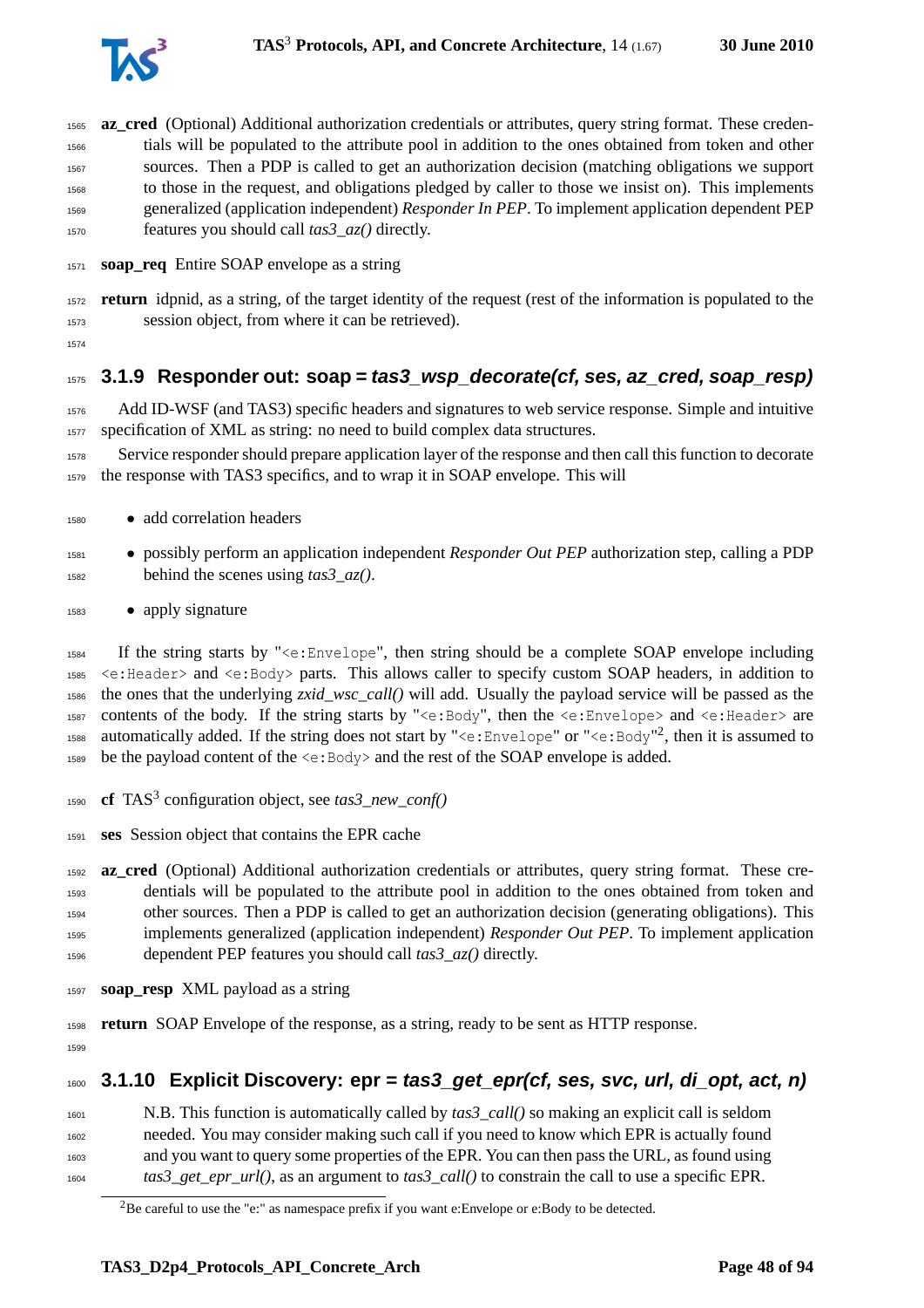**az_cred** (Optional) Additional authorization credentials or attributes, query string format. These credentials will be populated to the attribute pool in addition to the ones obtained from token and other sources. Then a PDP is called to get an authorization decision (matching obligations we support to those in the request, and obligations pledged by caller to those we insist on). This implements generalized (application independent) *Responder In PEP*. To implement application dependent PEP features you should call *tas3_az()* directly.

**soap_req** Entire SOAP envelope as a string

**return** idpnid, as a string, of the target identity of the request (rest of the information is populated to the session object, from where it can be retrieved).

### 3.1.9 Responder out: soap = *tas3_wsp_decorate(cf, ses, az_cred, soap_resp)*

Add ID-WSF (and TAS3) specific headers and signatures to web service response. Simple and intuitive specification of XML as string: no need to build complex data structures.

Service responder should prepare application layer of the response and then call this function to decorate the response with TAS3 specifics, and to wrap it in SOAP envelope. This will

- add correlation headers
- possibly perform an application independent *Responder Out PEP* authorization step, calling a PDP behind the scenes using *tas3_az()*.
- apply signature

If the string starts by "`<e:Envelope`", then string should be a complete SOAP envelope including `<e:Header>` and `<e:Body>` parts. This allows caller to specify custom SOAP headers, in addition to the ones that the underlying *zxid_wsc_call()* will add. Usually the payload service will be passed as the contents of the body. If the string starts by "`<e:Body`", then the `<e:Envelope>` and `<e:Header>` are automatically added. If the string does not start by "`<e:Envelope`" or "`<e:Body`"[2], then it is assumed to be the payload content of the `<e:Body>` and the rest of the SOAP envelope is added.

**cf** TAS$^3$ configuration object, see *tas3_new_conf()*

**ses** Session object that contains the EPR cache

**az_cred** (Optional) Additional authorization credentials or attributes, query string format. These credentials will be populated to the attribute pool in addition to the ones obtained from token and other sources. Then a PDP is called to get an authorization decision (generating obligations). This implements generalized (application independent) *Responder Out PEP*. To implement application dependent PEP features you should call *tas3_az()* directly.

**soap_resp** XML payload as a string

**return** SOAP Envelope of the response, as a string, ready to be sent as HTTP response.

### 3.1.10 Explicit Discovery: epr = *tas3_get_epr(cf, ses, svc, url, di_opt, act, n)*

N.B. This function is automatically called by *tas3_call()* so making an explicit call is seldom needed. You may consider making such call if you need to know which EPR is actually found and you want to query some properties of the EPR. You can then pass the URL, as found using *tas3_get_epr_url()*, as an argument to *tas3_call()* to constrain the call to use a specific EPR.

[2] Be careful to use the "e:" as namespace prefix if you want e:Envelope or e:Body to be detected.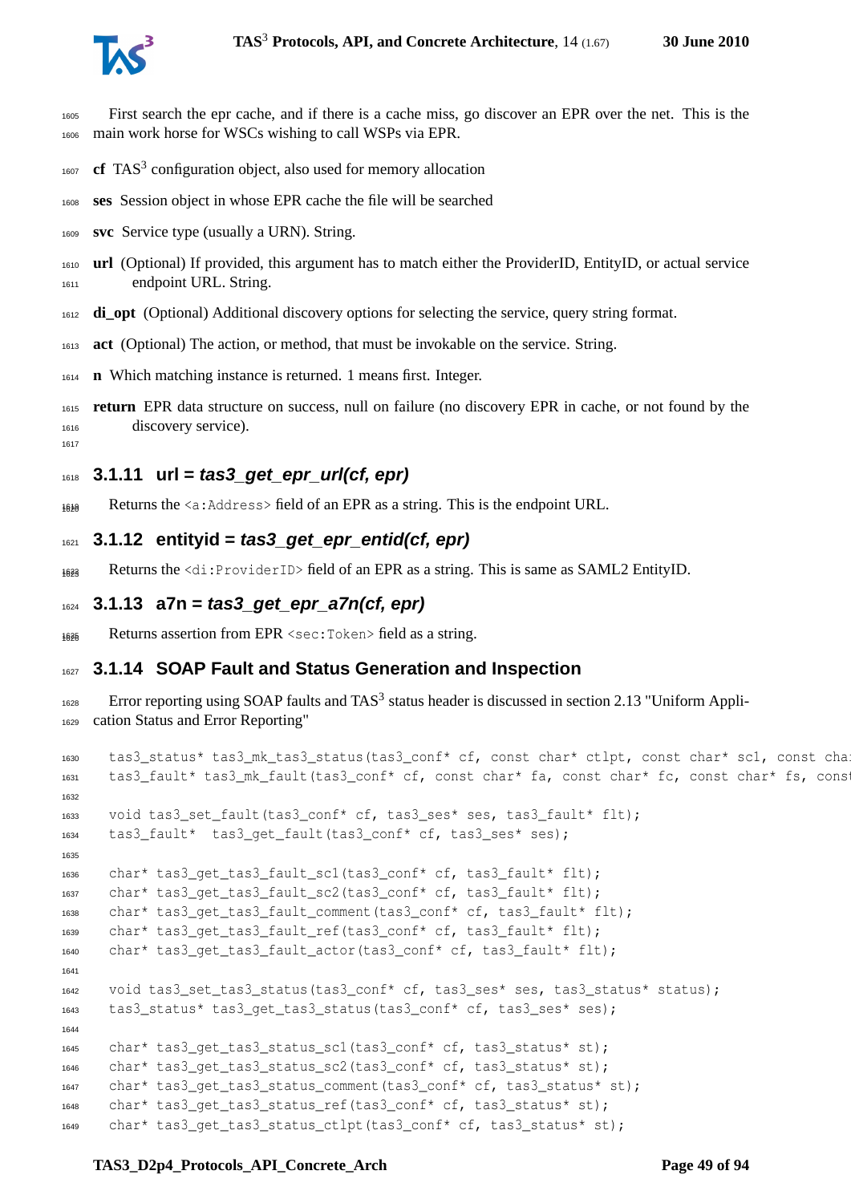First search the epr cache, and if there is a cache miss, go discover an EPR over the net. This is the main work horse for WSCs wishing to call WSPs via EPR.

**cf** TAS[3] configuration object, also used for memory allocation

**ses** Session object in whose EPR cache the file will be searched

**svc** Service type (usually a URN). String.

**url** (Optional) If provided, this argument has to match either the ProviderID, EntityID, or actual service endpoint URL. String.

**di_opt** (Optional) Additional discovery options for selecting the service, query string format.

**act** (Optional) The action, or method, that must be invokable on the service. String.

**n** Which matching instance is returned. 1 means first. Integer.

**return** EPR data structure on success, null on failure (no discovery EPR in cache, or not found by the discovery service).

### 3.1.11 url = *tas3_get_epr_url(cf, epr)*

Returns the `<a:Address>` field of an EPR as a string. This is the endpoint URL.

### 3.1.12 entityid = *tas3_get_epr_entid(cf, epr)*

Returns the `<di:ProviderID>` field of an EPR as a string. This is same as SAML2 EntityID.

### 3.1.13 a7n = *tas3_get_epr_a7n(cf, epr)*

Returns assertion from EPR `<sec:Token>` field as a string.

### 3.1.14 SOAP Fault and Status Generation and Inspection

Error reporting using SOAP faults and TAS[3] status header is discussed in section 2.13 "Uniform Application Status and Error Reporting"

```
tas3_status* tas3_mk_tas3_status(tas3_conf* cf, const char* ctlpt, const char* sc1, const cha
tas3_fault* tas3_mk_fault(tas3_conf* cf, const char* fa, const char* fc, const char* fs, const

void tas3_set_fault(tas3_conf* cf, tas3_ses* ses, tas3_fault* flt);
tas3_fault*  tas3_get_fault(tas3_conf* cf, tas3_ses* ses);

char* tas3_get_tas3_fault_sc1(tas3_conf* cf, tas3_fault* flt);
char* tas3_get_tas3_fault_sc2(tas3_conf* cf, tas3_fault* flt);
char* tas3_get_tas3_fault_comment(tas3_conf* cf, tas3_fault* flt);
char* tas3_get_tas3_fault_ref(tas3_conf* cf, tas3_fault* flt);
char* tas3_get_tas3_fault_actor(tas3_conf* cf, tas3_fault* flt);

void tas3_set_tas3_status(tas3_conf* cf, tas3_ses* ses, tas3_status* status);
tas3_status* tas3_get_tas3_status(tas3_conf* cf, tas3_ses* ses);

char* tas3_get_tas3_status_sc1(tas3_conf* cf, tas3_status* st);
char* tas3_get_tas3_status_sc2(tas3_conf* cf, tas3_status* st);
char* tas3_get_tas3_status_comment(tas3_conf* cf, tas3_status* st);
char* tas3_get_tas3_status_ref(tas3_conf* cf, tas3_status* st);
char* tas3_get_tas3_status_ctlpt(tas3_conf* cf, tas3_status* st);
```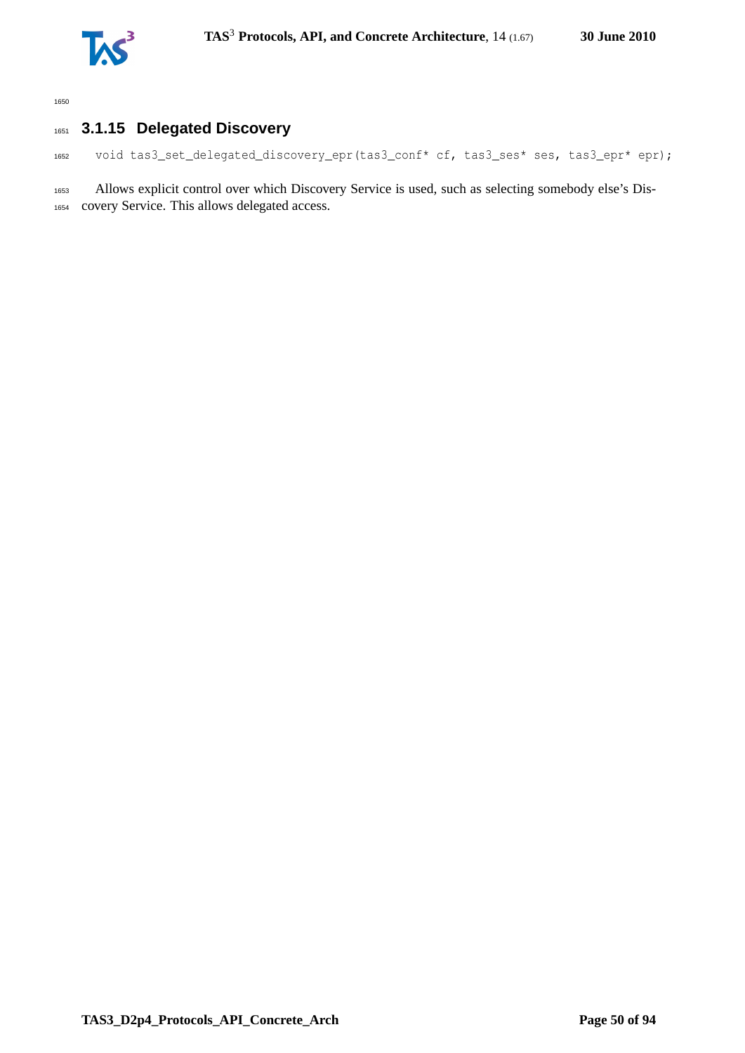### 3.1.15 Delegated Discovery

```
void tas3_set_delegated_discovery_epr(tas3_conf* cf, tas3_ses* ses, tas3_epr* epr);
```

Allows explicit control over which Discovery Service is used, such as selecting somebody else's Discovery Service. This allows delegated access.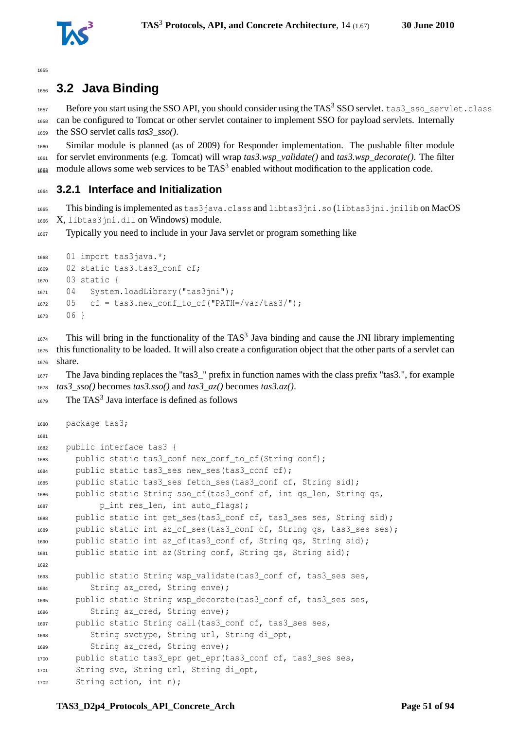## 3.2 Java Binding

Before you start using the SSO API, you should consider using the TAS$^3$ SSO servlet. `tas3_sso_servlet.class` can be configured to Tomcat or other servlet container to implement SSO for payload servlets. Internally the SSO servlet calls *tas3_sso()*.

Similar module is planned (as of 2009) for Responder implementation. The pushable filter module for servlet environments (e.g. Tomcat) will wrap *tas3.wsp_validate()* and *tas3.wsp_decorate()*. The filter module allows some web services to be TAS$^3$ enabled without modification to the application code.

### 3.2.1 Interface and Initialization

This binding is implemented as `tas3java.class` and `libtas3jni.so` (`libtas3jni.jnilib` on MacOS X, `libtas3jni.dll` on Windows) module.

Typically you need to include in your Java servlet or program something like

```
01 import tas3java.*;
02 static tas3.tas3_conf cf;
03 static {
04   System.loadLibrary("tas3jni");
05   cf = tas3.new_conf_to_cf("PATH=/var/tas3/");
06 }
```

This will bring in the functionality of the TAS$^3$ Java binding and cause the JNI library implementing this functionality to be loaded. It will also create a configuration object that the other parts of a servlet can share.

The Java binding replaces the "tas3_" prefix in function names with the class prefix "tas3.", for example *tas3_sso()* becomes *tas3.sso()* and *tas3_az()* becomes *tas3.az()*.

The TAS$^3$ Java interface is defined as follows

```
package tas3;

public interface tas3 {
  public static tas3_conf new_conf_to_cf(String conf);
  public static tas3_ses new_ses(tas3_conf cf);
  public static tas3_ses fetch_ses(tas3_conf cf, String sid);
  public static String sso_cf(tas3_conf cf, int qs_len, String qs,
       p_int res_len, int auto_flags);
  public static int get_ses(tas3_conf cf, tas3_ses ses, String sid);
  public static int az_cf_ses(tas3_conf cf, String qs, tas3_ses ses);
  public static int az_cf(tas3_conf cf, String qs, String sid);
  public static int az(String conf, String qs, String sid);

  public static String wsp_validate(tas3_conf cf, tas3_ses ses,
     String az_cred, String enve);
  public static String wsp_decorate(tas3_conf cf, tas3_ses ses,
     String az_cred, String enve);
  public static String call(tas3_conf cf, tas3_ses ses,
     String svctype, String url, String di_opt,
     String az_cred, String enve);
  public static tas3_epr get_epr(tas3_conf cf, tas3_ses ses,
  String svc, String url, String di_opt,
  String action, int n);
```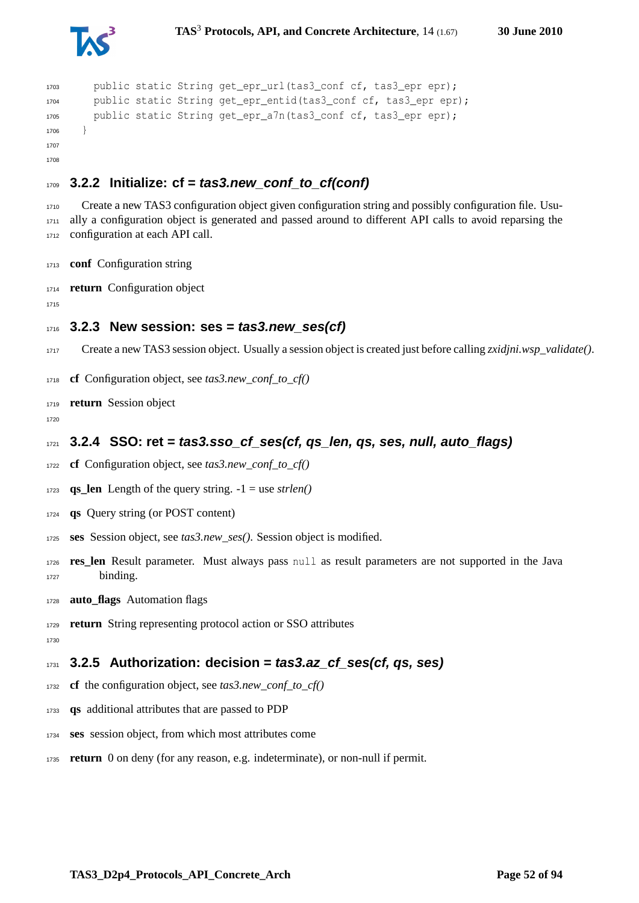```
    public static String get_epr_url(tas3_conf cf, tas3_epr epr);
    public static String get_epr_entid(tas3_conf cf, tas3_epr epr);
    public static String get_epr_a7n(tas3_conf cf, tas3_epr epr);
}
```

### 3.2.2 Initialize: cf = *tas3.new_conf_to_cf(conf)*

Create a new TAS3 configuration object given configuration string and possibly configuration file. Usually a configuration object is generated and passed around to different API calls to avoid reparsing the configuration at each API call.

**conf** Configuration string

**return** Configuration object

### 3.2.3 New session: ses = *tas3.new_ses(cf)*

Create a new TAS3 session object. Usually a session object is created just before calling *zxidjni.wsp_validate()*.

**cf** Configuration object, see *tas3.new_conf_to_cf()*

**return** Session object

### 3.2.4 SSO: ret = *tas3.sso_cf_ses(cf, qs_len, qs, ses, null, auto_flags)*

**cf** Configuration object, see *tas3.new_conf_to_cf()*

**qs_len** Length of the query string. -1 = use *strlen()*

**qs** Query string (or POST content)

**ses** Session object, see *tas3.new_ses()*. Session object is modified.

**res_len** Result parameter. Must always pass `null` as result parameters are not supported in the Java binding.

**auto_flags** Automation flags

**return** String representing protocol action or SSO attributes

### 3.2.5 Authorization: decision = *tas3.az_cf_ses(cf, qs, ses)*

**cf** the configuration object, see *tas3.new_conf_to_cf()*

**qs** additional attributes that are passed to PDP

**ses** session object, from which most attributes come

**return** 0 on deny (for any reason, e.g. indeterminate), or non-null if permit.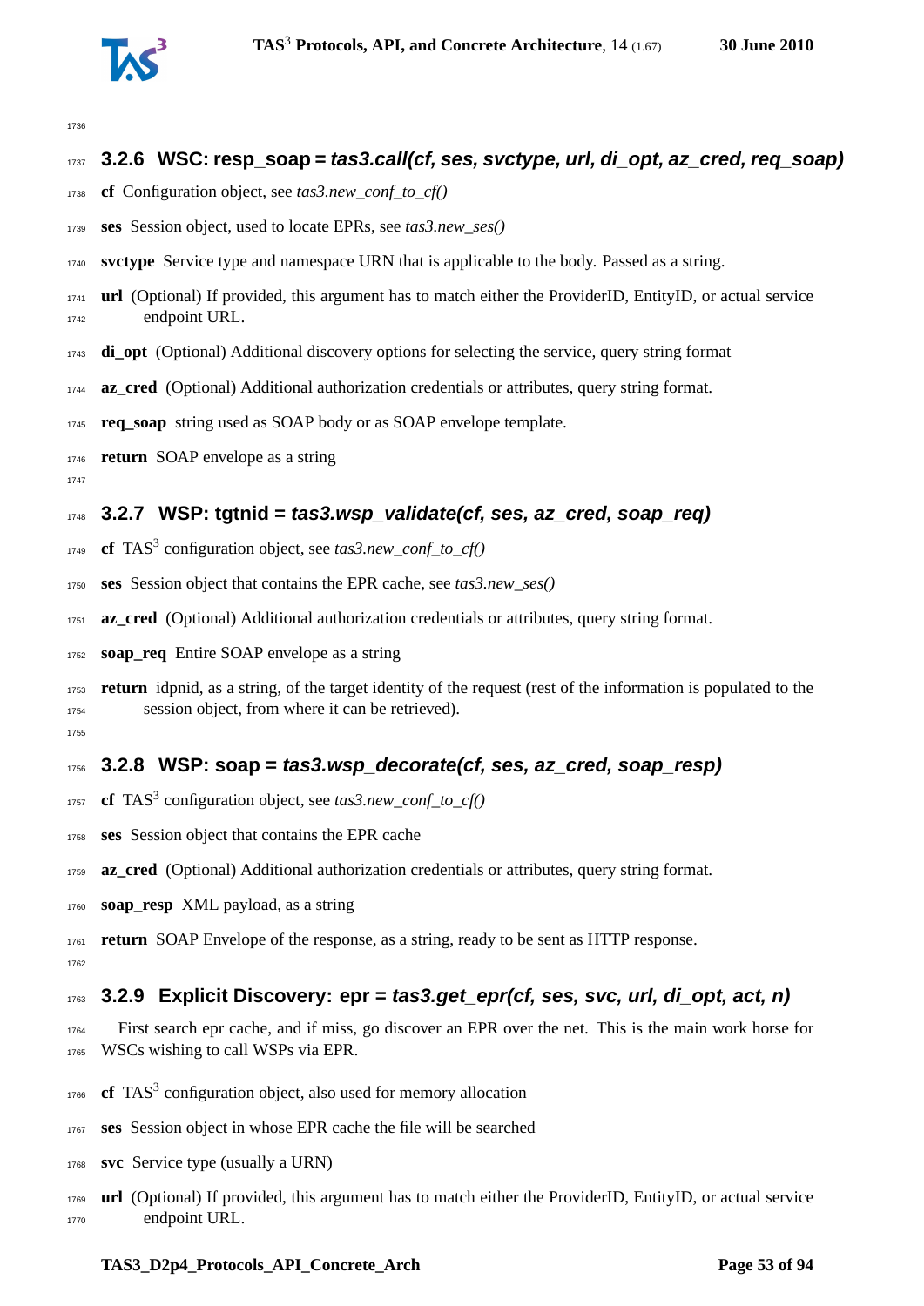### 3.2.6 WSC: resp_soap = *tas3.call(cf, ses, svctype, url, di_opt, az_cred, req_soap)*

**cf** Configuration object, see *tas3.new_conf_to_cf()*

**ses** Session object, used to locate EPRs, see *tas3.new_ses()*

**svctype** Service type and namespace URN that is applicable to the body. Passed as a string.

**url** (Optional) If provided, this argument has to match either the ProviderID, EntityID, or actual service endpoint URL.

**di_opt** (Optional) Additional discovery options for selecting the service, query string format

**az_cred** (Optional) Additional authorization credentials or attributes, query string format.

**req_soap** string used as SOAP body or as SOAP envelope template.

**return** SOAP envelope as a string

### 3.2.7 WSP: tgtnid = *tas3.wsp_validate(cf, ses, az_cred, soap_req)*

**cf** TAS3 configuration object, see *tas3.new_conf_to_cf()*

**ses** Session object that contains the EPR cache, see *tas3.new_ses()*

**az_cred** (Optional) Additional authorization credentials or attributes, query string format.

**soap_req** Entire SOAP envelope as a string

**return** idpnid, as a string, of the target identity of the request (rest of the information is populated to the session object, from where it can be retrieved).

### 3.2.8 WSP: soap = *tas3.wsp_decorate(cf, ses, az_cred, soap_resp)*

**cf** TAS3 configuration object, see *tas3.new_conf_to_cf()*

**ses** Session object that contains the EPR cache

**az_cred** (Optional) Additional authorization credentials or attributes, query string format.

**soap_resp** XML payload, as a string

**return** SOAP Envelope of the response, as a string, ready to be sent as HTTP response.

### 3.2.9 Explicit Discovery: epr = *tas3.get_epr(cf, ses, svc, url, di_opt, act, n)*

First search epr cache, and if miss, go discover an EPR over the net. This is the main work horse for WSCs wishing to call WSPs via EPR.

**cf** TAS3 configuration object, also used for memory allocation

**ses** Session object in whose EPR cache the file will be searched

**svc** Service type (usually a URN)

**url** (Optional) If provided, this argument has to match either the ProviderID, EntityID, or actual service endpoint URL.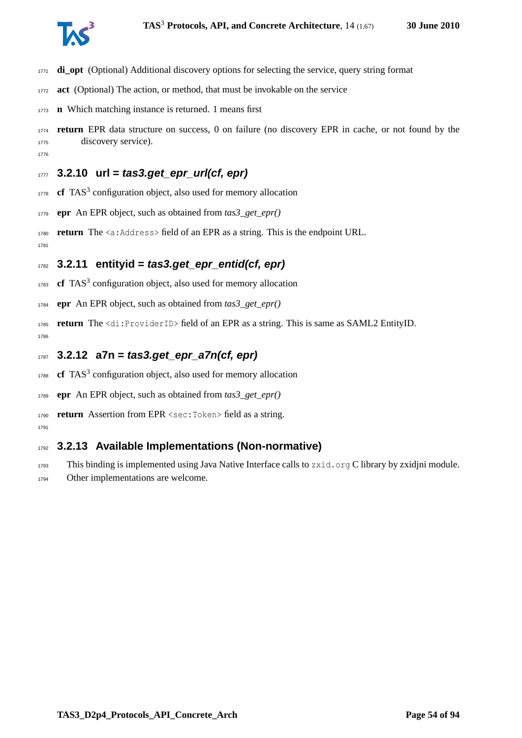**di_opt** (Optional) Additional discovery options for selecting the service, query string format

**act** (Optional) The action, or method, that must be invokable on the service

**n** Which matching instance is returned. 1 means first

**return** EPR data structure on success, 0 on failure (no discovery EPR in cache, or not found by the discovery service).

### 3.2.10 url = *tas3.get_epr_url(cf, epr)*

**cf** TAS$^3$ configuration object, also used for memory allocation

**epr** An EPR object, such as obtained from *tas3_get_epr()*

**return** The `<a:Address>` field of an EPR as a string. This is the endpoint URL.

### 3.2.11 entityid = *tas3.get_epr_entid(cf, epr)*

**cf** TAS$^3$ configuration object, also used for memory allocation

**epr** An EPR object, such as obtained from *tas3_get_epr()*

**return** The `<di:ProviderID>` field of an EPR as a string. This is same as SAML2 EntityID.

### 3.2.12 a7n = *tas3.get_epr_a7n(cf, epr)*

**cf** TAS$^3$ configuration object, also used for memory allocation

**epr** An EPR object, such as obtained from *tas3_get_epr()*

**return** Assertion from EPR `<sec:Token>` field as a string.

### 3.2.13 Available Implementations (Non-normative)

This binding is implemented using Java Native Interface calls to `zxid.org` C library by zxidjni module. Other implementations are welcome.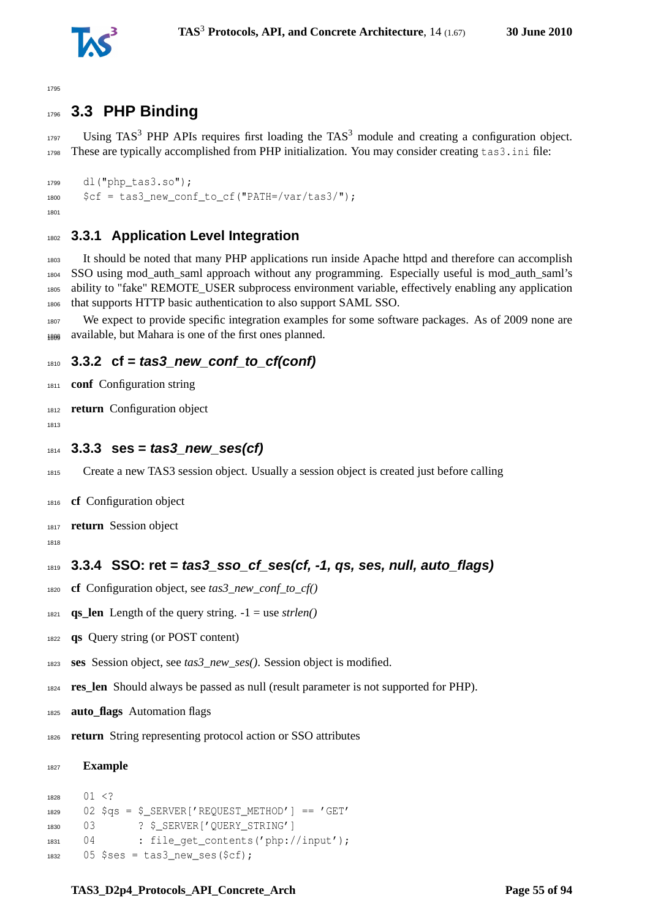## 3.3 PHP Binding

Using TAS[3] PHP APIs requires first loading the TAS[3] module and creating a configuration object. These are typically accomplished from PHP initialization. You may consider creating `tas3.ini` file:

```
dl("php_tas3.so");
$cf = tas3_new_conf_to_cf("PATH=/var/tas3/");
```

### 3.3.1 Application Level Integration

It should be noted that many PHP applications run inside Apache httpd and therefore can accomplish SSO using mod_auth_saml approach without any programming. Especially useful is mod_auth_saml's ability to "fake" REMOTE_USER subprocess environment variable, effectively enabling any application that supports HTTP basic authentication to also support SAML SSO.

We expect to provide specific integration examples for some software packages. As of 2009 none are available, but Mahara is one of the first ones planned.

### 3.3.2 cf = *tas3_new_conf_to_cf(conf)*

**conf** Configuration string

**return** Configuration object

### 3.3.3 ses = *tas3_new_ses(cf)*

Create a new TAS3 session object. Usually a session object is created just before calling

**cf** Configuration object

**return** Session object

### 3.3.4 SSO: ret = *tas3_sso_cf_ses(cf, -1, qs, ses, null, auto_flags)*

**cf** Configuration object, see *tas3_new_conf_to_cf()*

**qs_len** Length of the query string. -1 = use *strlen()*

**qs** Query string (or POST content)

**ses** Session object, see *tas3_new_ses()*. Session object is modified.

**res_len** Should always be passed as null (result parameter is not supported for PHP).

**auto_flags** Automation flags

**return** String representing protocol action or SSO attributes

**Example**

```
01 <?
02 $qs = $_SERVER['REQUEST_METHOD'] == 'GET'
03       ? $_SERVER['QUERY_STRING']
04       : file_get_contents('php://input');
05 $ses = tas3_new_ses($cf);
```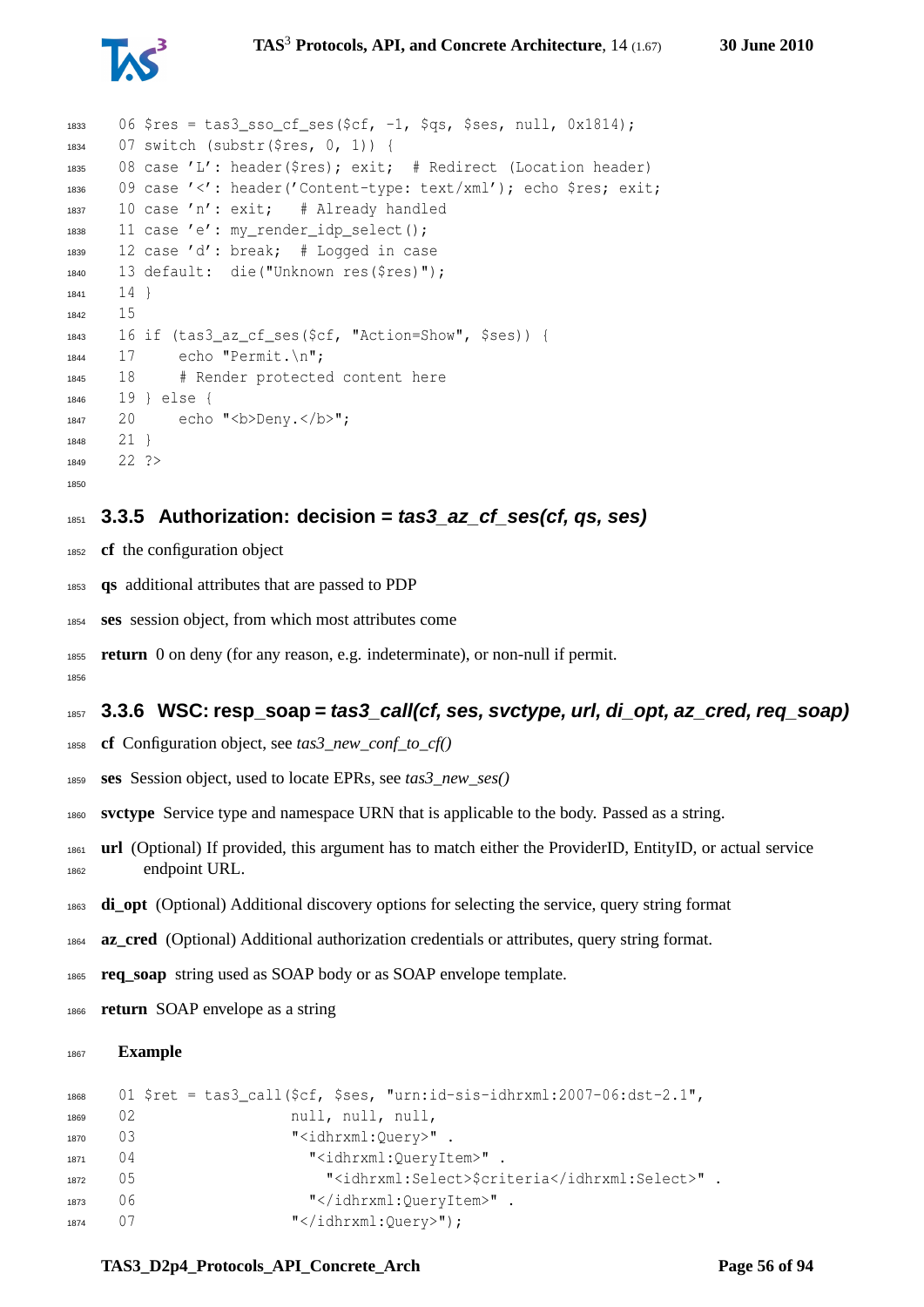```
06 $res = tas3_sso_cf_ses($cf, -1, $qs, $ses, null, 0x1814);
07 switch (substr($res, 0, 1)) {
08 case 'L': header($res); exit;  # Redirect (Location header)
09 case '<': header('Content-type: text/xml'); echo $res; exit;
10 case 'n': exit;   # Already handled
11 case 'e': my_render_idp_select();
12 case 'd': break;  # Logged in case
13 default:  die("Unknown res($res)");
14 }
15
16 if (tas3_az_cf_ses($cf, "Action=Show", $ses)) {
17     echo "Permit.\n";
18     # Render protected content here
19 } else {
20     echo "<b>Deny.</b>";
21 }
22 ?>
```

### 3.3.5 Authorization: decision = *tas3_az_cf_ses(cf, qs, ses)*

**cf** the configuration object

**qs** additional attributes that are passed to PDP

**ses** session object, from which most attributes come

**return** 0 on deny (for any reason, e.g. indeterminate), or non-null if permit.

### 3.3.6 WSC: resp_soap = *tas3_call(cf, ses, svctype, url, di_opt, az_cred, req_soap)*

**cf** Configuration object, see *tas3_new_conf_to_cf()*

**ses** Session object, used to locate EPRs, see *tas3_new_ses()*

**svctype** Service type and namespace URN that is applicable to the body. Passed as a string.

**url** (Optional) If provided, this argument has to match either the ProviderID, EntityID, or actual service endpoint URL.

**di_opt** (Optional) Additional discovery options for selecting the service, query string format

**az_cred** (Optional) Additional authorization credentials or attributes, query string format.

**req_soap** string used as SOAP body or as SOAP envelope template.

**return** SOAP envelope as a string

**Example**

```
01 $ret = tas3_call($cf, $ses, "urn:id-sis-idhrxml:2007-06:dst-2.1",
02                  null, null, null,
03                  "<idhrxml:Query>" .
04                    "<idhrxml:QueryItem>" .
05                      "<idhrxml:Select>$criteria</idhrxml:Select>" .
06                    "</idhrxml:QueryItem>" .
07                  "</idhrxml:Query>");
```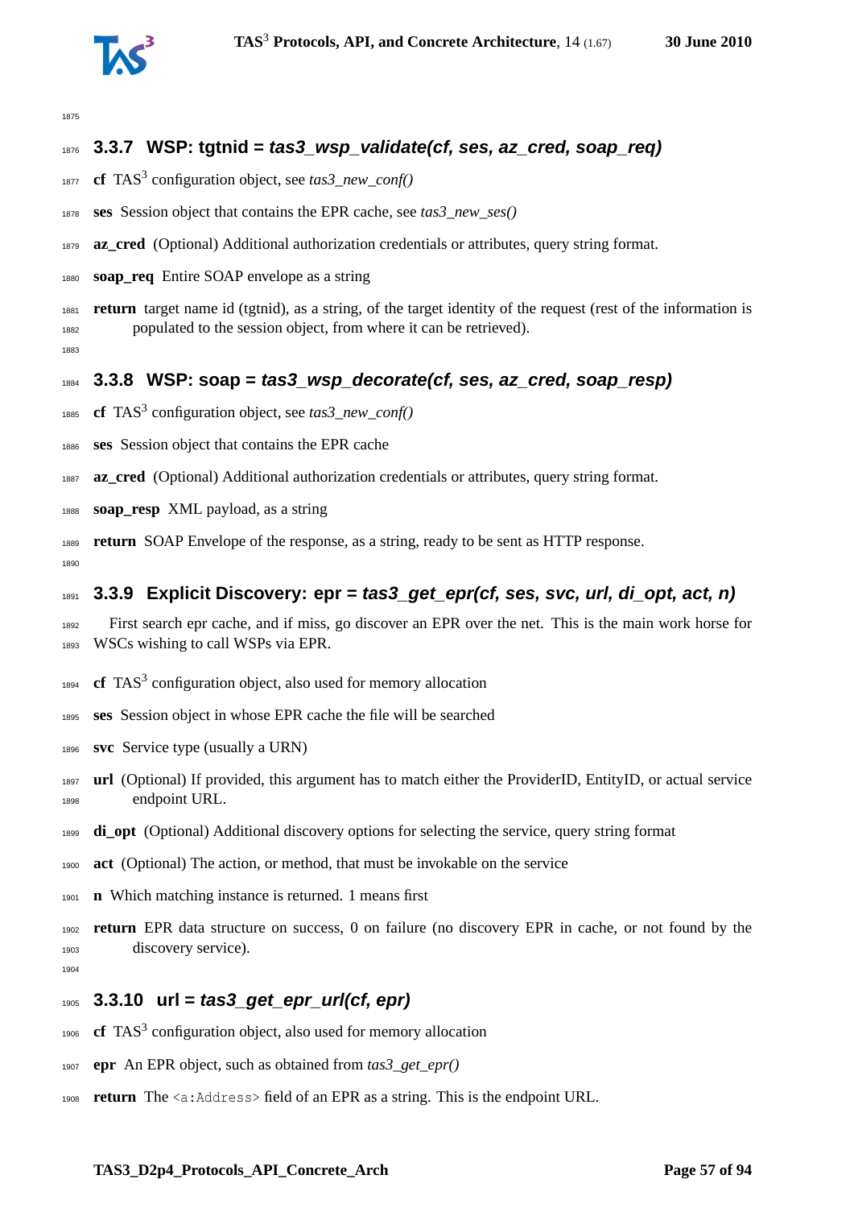### 3.3.7 WSP: tgtnid = *tas3_wsp_validate(cf, ses, az_cred, soap_req)*

**cf** TAS[3] configuration object, see *tas3_new_conf()*

**ses** Session object that contains the EPR cache, see *tas3_new_ses()*

**az_cred** (Optional) Additional authorization credentials or attributes, query string format.

**soap_req** Entire SOAP envelope as a string

**return** target name id (tgtnid), as a string, of the target identity of the request (rest of the information is populated to the session object, from where it can be retrieved).

### 3.3.8 WSP: soap = *tas3_wsp_decorate(cf, ses, az_cred, soap_resp)*

**cf** TAS[3] configuration object, see *tas3_new_conf()*

**ses** Session object that contains the EPR cache

**az_cred** (Optional) Additional authorization credentials or attributes, query string format.

**soap_resp** XML payload, as a string

**return** SOAP Envelope of the response, as a string, ready to be sent as HTTP response.

### 3.3.9 Explicit Discovery: epr = *tas3_get_epr(cf, ses, svc, url, di_opt, act, n)*

First search epr cache, and if miss, go discover an EPR over the net. This is the main work horse for WSCs wishing to call WSPs via EPR.

**cf** TAS[3] configuration object, also used for memory allocation

**ses** Session object in whose EPR cache the file will be searched

**svc** Service type (usually a URN)

**url** (Optional) If provided, this argument has to match either the ProviderID, EntityID, or actual service endpoint URL.

**di_opt** (Optional) Additional discovery options for selecting the service, query string format

**act** (Optional) The action, or method, that must be invokable on the service

**n** Which matching instance is returned. 1 means first

**return** EPR data structure on success, 0 on failure (no discovery EPR in cache, or not found by the discovery service).

### 3.3.10 url = *tas3_get_epr_url(cf, epr)*

**cf** TAS[3] configuration object, also used for memory allocation

**epr** An EPR object, such as obtained from *tas3_get_epr()*

**return** The `<a:Address>` field of an EPR as a string. This is the endpoint URL.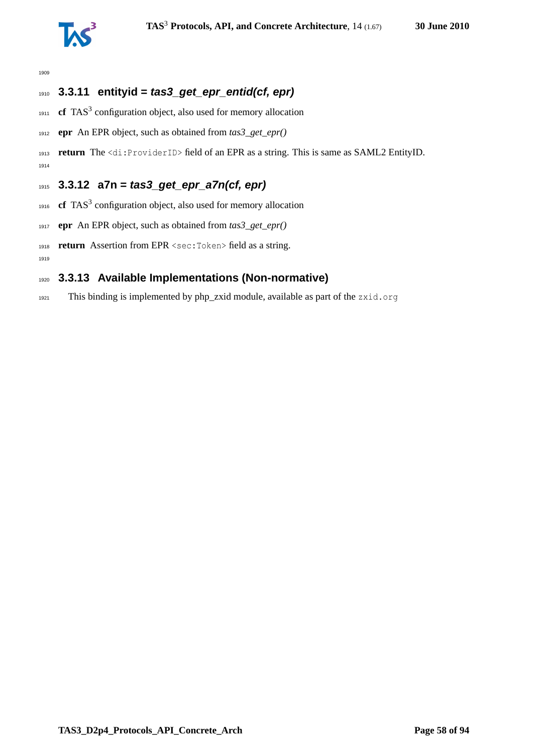### 3.3.11 entityid = *tas3_get_epr_entid(cf, epr)*

**cf** TAS$^3$ configuration object, also used for memory allocation

**epr** An EPR object, such as obtained from *tas3_get_epr()*

**return** The `<di:ProviderID>` field of an EPR as a string. This is same as SAML2 EntityID.

### 3.3.12 a7n = *tas3_get_epr_a7n(cf, epr)*

**cf** TAS$^3$ configuration object, also used for memory allocation

**epr** An EPR object, such as obtained from *tas3_get_epr()*

**return** Assertion from EPR `<sec:Token>` field as a string.

### 3.3.13 Available Implementations (Non-normative)

This binding is implemented by php_zxid module, available as part of the `zxid.org`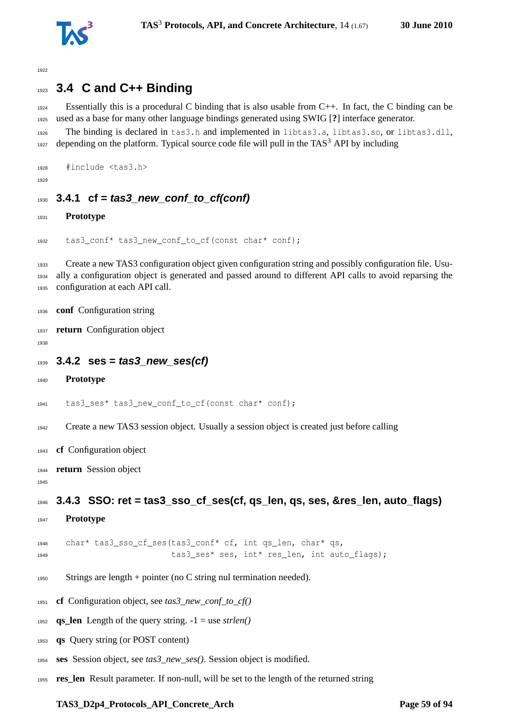## 3.4 C and C++ Binding

Essentially this is a procedural C binding that is also usable from C++. In fact, the C binding can be used as a base for many other language bindings generated using SWIG [**?**] interface generator.

The binding is declared in `tas3.h` and implemented in `libtas3.a`, `libtas3.so`, or `libtas3.dll`, depending on the platform. Typical source code file will pull in the TAS3 API by including

```
#include <tas3.h>
```

### 3.4.1 cf = *tas3_new_conf_to_cf(conf)*

**Prototype**

```
tas3_conf* tas3_new_conf_to_cf(const char* conf);
```

Create a new TAS3 configuration object given configuration string and possibly configuration file. Usually a configuration object is generated and passed around to different API calls to avoid reparsing the configuration at each API call.

**conf** Configuration string

**return** Configuration object

### 3.4.2 ses = *tas3_new_ses(cf)*

**Prototype**

```
tas3_ses* tas3_new_conf_to_cf(const char* conf);
```

Create a new TAS3 session object. Usually a session object is created just before calling

**cf** Configuration object

**return** Session object

### 3.4.3 SSO: ret = tas3_sso_cf_ses(cf, qs_len, qs, ses, &res_len, auto_flags)

**Prototype**

```
char* tas3_sso_cf_ses(tas3_conf* cf, int qs_len, char* qs,
                      tas3_ses* ses, int* res_len, int auto_flags);
```

Strings are length + pointer (no C string nul termination needed).

**cf** Configuration object, see *tas3_new_conf_to_cf()*

**qs_len** Length of the query string. -1 = use *strlen()*

**qs** Query string (or POST content)

**ses** Session object, see *tas3_new_ses()*. Session object is modified.

**res_len** Result parameter. If non-null, will be set to the length of the returned string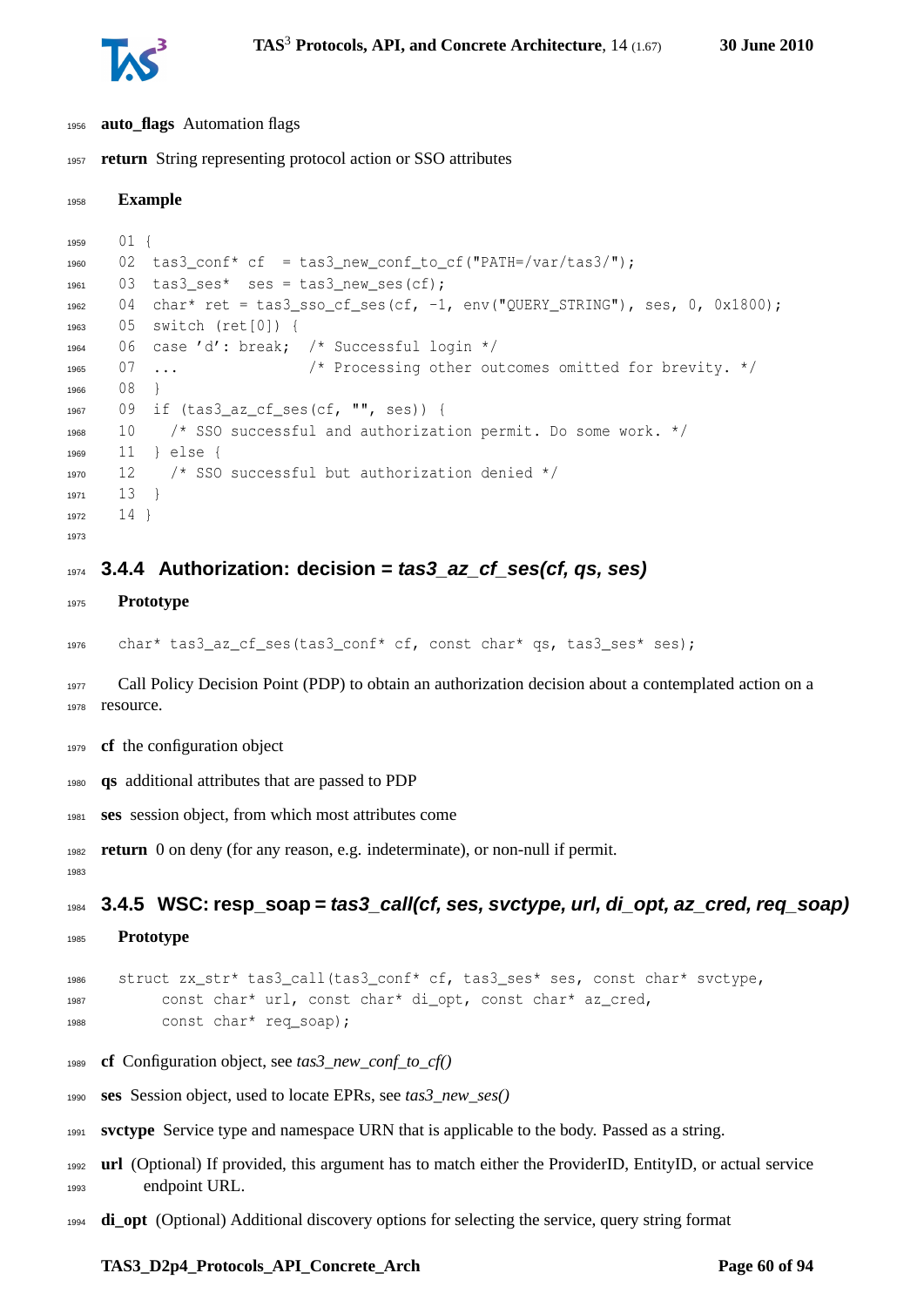**auto_flags** Automation flags

**return** String representing protocol action or SSO attributes

**Example**

```
01 {
02  tas3_conf* cf  = tas3_new_conf_to_cf("PATH=/var/tas3/");
03  tas3_ses*  ses = tas3_new_ses(cf);
04  char* ret = tas3_sso_cf_ses(cf, -1, env("QUERY_STRING"), ses, 0, 0x1800);
05  switch (ret[0]) {
06  case 'd': break;  /* Successful login */
07  ...               /* Processing other outcomes omitted for brevity. */
08  }
09  if (tas3_az_cf_ses(cf, "", ses)) {
10    /* SSO successful and authorization permit. Do some work. */
11  } else {
12    /* SSO successful but authorization denied */
13  }
14 }
```

### 3.4.4 Authorization: decision = *tas3_az_cf_ses(cf, qs, ses)*

**Prototype**

```
char* tas3_az_cf_ses(tas3_conf* cf, const char* qs, tas3_ses* ses);
```

Call Policy Decision Point (PDP) to obtain an authorization decision about a contemplated action on a resource.

**cf** the configuration object

**qs** additional attributes that are passed to PDP

**ses** session object, from which most attributes come

**return** 0 on deny (for any reason, e.g. indeterminate), or non-null if permit.

### 3.4.5 WSC: resp_soap = *tas3_call(cf, ses, svctype, url, di_opt, az_cred, req_soap)*

**Prototype**

```
struct zx_str* tas3_call(tas3_conf* cf, tas3_ses* ses, const char* svctype,
     const char* url, const char* di_opt, const char* az_cred,
     const char* req_soap);
```

**cf** Configuration object, see *tas3_new_conf_to_cf()*

**ses** Session object, used to locate EPRs, see *tas3_new_ses()*

**svctype** Service type and namespace URN that is applicable to the body. Passed as a string.

**url** (Optional) If provided, this argument has to match either the ProviderID, EntityID, or actual service endpoint URL.

**di_opt** (Optional) Additional discovery options for selecting the service, query string format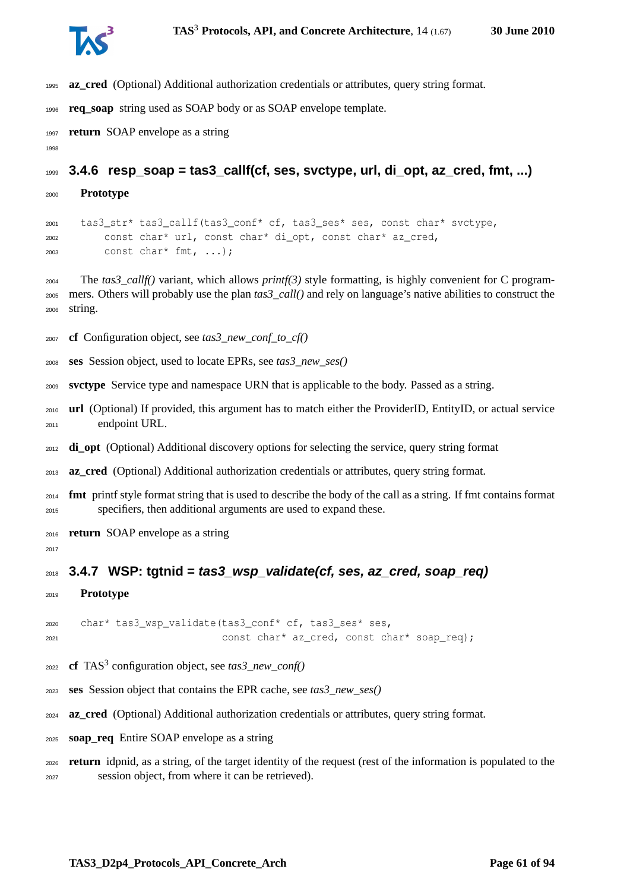**az_cred** (Optional) Additional authorization credentials or attributes, query string format.

**req_soap** string used as SOAP body or as SOAP envelope template.

**return** SOAP envelope as a string

### 3.4.6 resp_soap = tas3_callf(cf, ses, svctype, url, di_opt, az_cred, fmt, ...)

**Prototype**

```
tas3_str* tas3_callf(tas3_conf* cf, tas3_ses* ses, const char* svctype,
     const char* url, const char* di_opt, const char* az_cred,
     const char* fmt, ...);
```

The *tas3_callf()* variant, which allows *printf(3)* style formatting, is highly convenient for C programmers. Others will probably use the plan *tas3_call()* and rely on language's native abilities to construct the string.

**cf** Configuration object, see *tas3_new_conf_to_cf()*

**ses** Session object, used to locate EPRs, see *tas3_new_ses()*

**svctype** Service type and namespace URN that is applicable to the body. Passed as a string.

**url** (Optional) If provided, this argument has to match either the ProviderID, EntityID, or actual service endpoint URL.

**di_opt** (Optional) Additional discovery options for selecting the service, query string format

**az_cred** (Optional) Additional authorization credentials or attributes, query string format.

**fmt** printf style format string that is used to describe the body of the call as a string. If fmt contains format specifiers, then additional arguments are used to expand these.

**return** SOAP envelope as a string

### 3.4.7 WSP: tgtnid = *tas3_wsp_validate(cf, ses, az_cred, soap_req)*

**Prototype**

```
char* tas3_wsp_validate(tas3_conf* cf, tas3_ses* ses,
                        const char* az_cred, const char* soap_req);
```

**cf** $TAS^3$ configuration object, see *tas3_new_conf()*

**ses** Session object that contains the EPR cache, see *tas3_new_ses()*

**az_cred** (Optional) Additional authorization credentials or attributes, query string format.

**soap_req** Entire SOAP envelope as a string

**return** idpnid, as a string, of the target identity of the request (rest of the information is populated to the session object, from where it can be retrieved).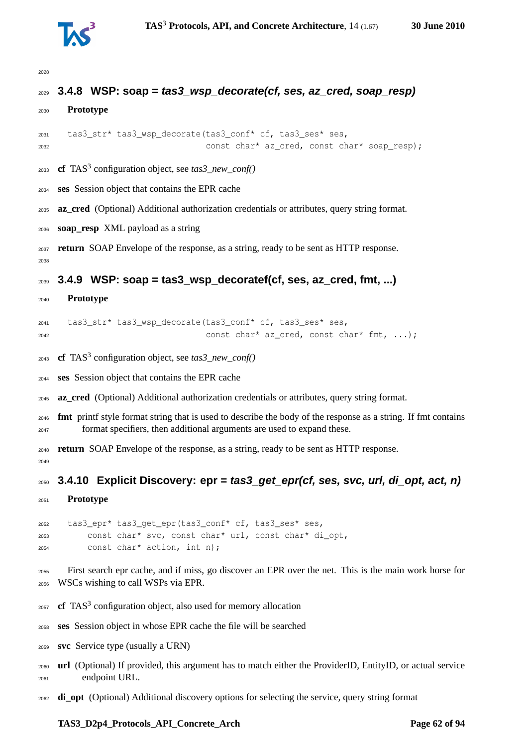### 3.4.8 WSP: soap = *tas3_wsp_decorate(cf, ses, az_cred, soap_resp)*

**Prototype**

```
tas3_str* tas3_wsp_decorate(tas3_conf* cf, tas3_ses* ses,
                            const char* az_cred, const char* soap_resp);
```

**cf** TAS$^3$ configuration object, see *tas3_new_conf()*

**ses** Session object that contains the EPR cache

**az_cred** (Optional) Additional authorization credentials or attributes, query string format.

**soap_resp** XML payload as a string

**return** SOAP Envelope of the response, as a string, ready to be sent as HTTP response.

### 3.4.9 WSP: soap = tas3_wsp_decoratef(cf, ses, az_cred, fmt, ...)

**Prototype**

```
tas3_str* tas3_wsp_decorate(tas3_conf* cf, tas3_ses* ses,
                            const char* az_cred, const char* fmt, ...);
```

**cf** TAS$^3$ configuration object, see *tas3_new_conf()*

**ses** Session object that contains the EPR cache

**az_cred** (Optional) Additional authorization credentials or attributes, query string format.

**fmt** printf style format string that is used to describe the body of the response as a string. If fmt contains format specifiers, then additional arguments are used to expand these.

**return** SOAP Envelope of the response, as a string, ready to be sent as HTTP response.

### 3.4.10 Explicit Discovery: epr = *tas3_get_epr(cf, ses, svc, url, di_opt, act, n)*

**Prototype**

```
tas3_epr* tas3_get_epr(tas3_conf* cf, tas3_ses* ses,
    const char* svc, const char* url, const char* di_opt,
    const char* action, int n);
```

First search epr cache, and if miss, go discover an EPR over the net. This is the main work horse for WSCs wishing to call WSPs via EPR.

**cf** TAS$^3$ configuration object, also used for memory allocation

**ses** Session object in whose EPR cache the file will be searched

**svc** Service type (usually a URN)

**url** (Optional) If provided, this argument has to match either the ProviderID, EntityID, or actual service endpoint URL.

**di_opt** (Optional) Additional discovery options for selecting the service, query string format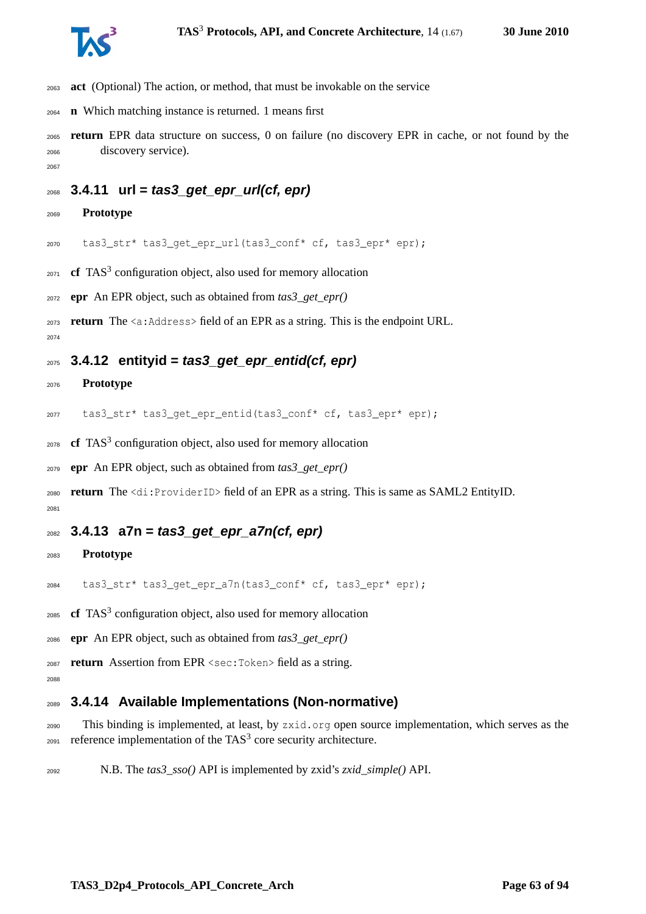**act** (Optional) The action, or method, that must be invokable on the service

**n** Which matching instance is returned. 1 means first

**return** EPR data structure on success, 0 on failure (no discovery EPR in cache, or not found by the discovery service).

### 3.4.11 url = *tas3_get_epr_url(cf, epr)*

**Prototype**

```
tas3_str* tas3_get_epr_url(tas3_conf* cf, tas3_epr* epr);
```

**cf** TAS[3] configuration object, also used for memory allocation

**epr** An EPR object, such as obtained from *tas3_get_epr()*

**return** The `<a:Address>` field of an EPR as a string. This is the endpoint URL.

### 3.4.12 entityid = *tas3_get_epr_entid(cf, epr)*

**Prototype**

```
tas3_str* tas3_get_epr_entid(tas3_conf* cf, tas3_epr* epr);
```

**cf** TAS[3] configuration object, also used for memory allocation

**epr** An EPR object, such as obtained from *tas3_get_epr()*

**return** The `<di:ProviderID>` field of an EPR as a string. This is same as SAML2 EntityID.

### 3.4.13 a7n = *tas3_get_epr_a7n(cf, epr)*

**Prototype**

```
tas3_str* tas3_get_epr_a7n(tas3_conf* cf, tas3_epr* epr);
```

**cf** TAS[3] configuration object, also used for memory allocation

**epr** An EPR object, such as obtained from *tas3_get_epr()*

**return** Assertion from EPR `<sec:Token>` field as a string.

### 3.4.14 Available Implementations (Non-normative)

This binding is implemented, at least, by `zxid.org` open source implementation, which serves as the reference implementation of the TAS[3] core security architecture.

N.B. The *tas3_sso()* API is implemented by zxid's *zxid_simple()* API.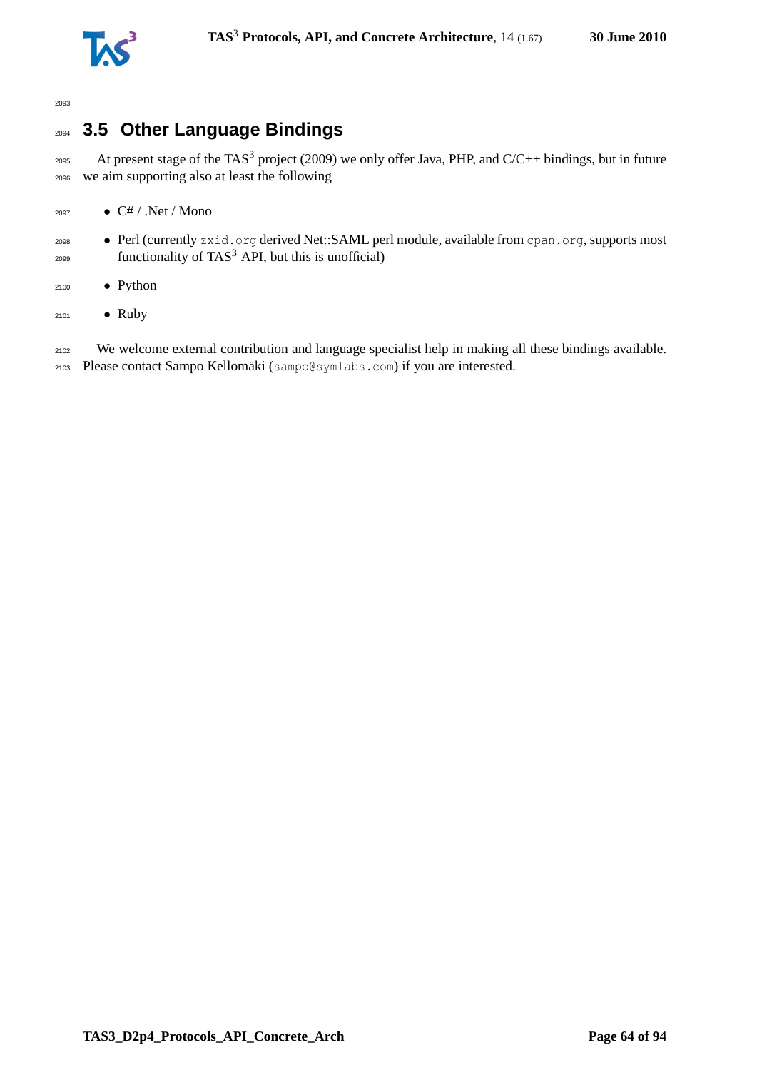## 3.5 Other Language Bindings

At present stage of the TAS$^3$ project (2009) we only offer Java, PHP, and C/C++ bindings, but in future we aim supporting also at least the following

- C# / .Net / Mono
- Perl (currently `zxid.org` derived Net::SAML perl module, available from `cpan.org`, supports most functionality of TAS$^3$ API, but this is unofficial)
- Python
- Ruby

We welcome external contribution and language specialist help in making all these bindings available. Please contact Sampo Kellomäki (`sampo@symlabs.com`) if you are interested.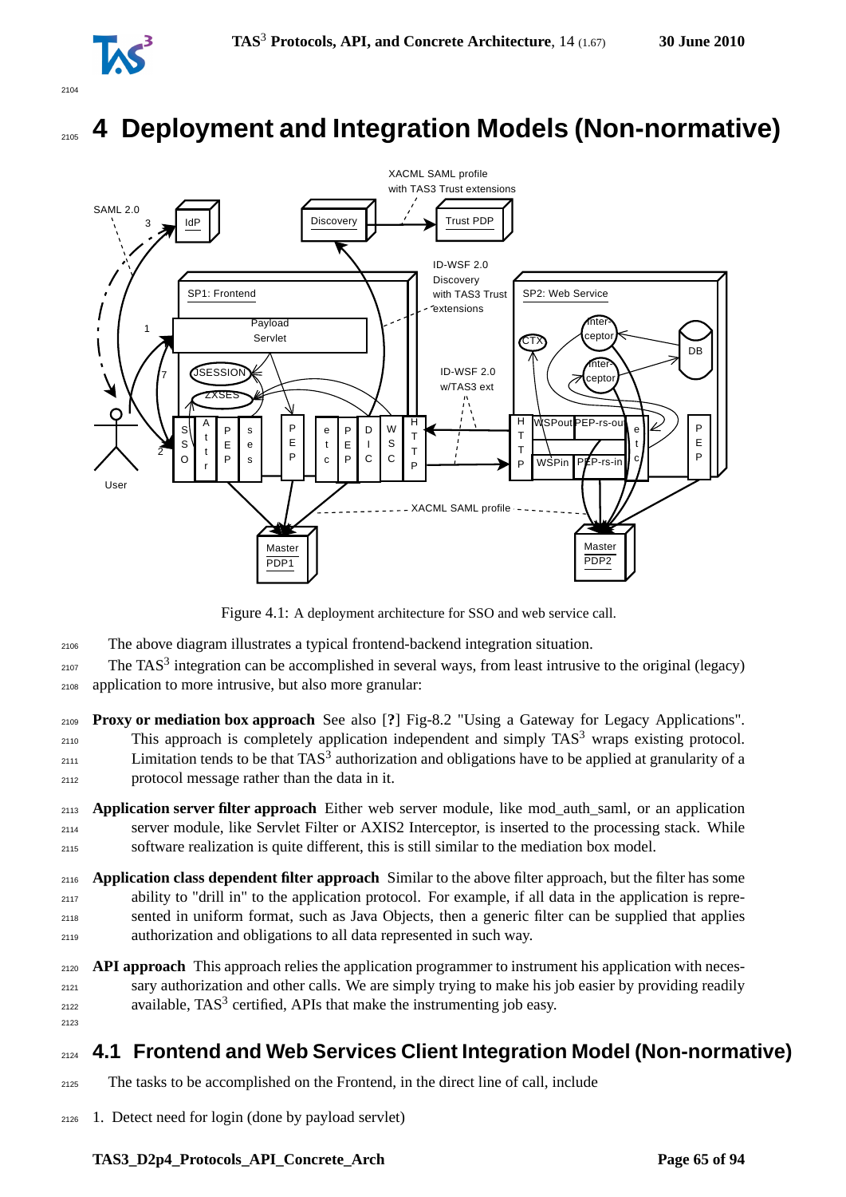# 4 Deployment and Integration Models (Non-normative)

Figure 4.1: A deployment architecture for SSO and web service call.

The above diagram illustrates a typical frontend-backend integration situation.

The TAS[3] integration can be accomplished in several ways, from least intrusive to the original (legacy) application to more intrusive, but also more granular:

**Proxy or mediation box approach** See also [?] Fig-8.2 "Using a Gateway for Legacy Applications". This approach is completely application independent and simply TAS[3] wraps existing protocol. Limitation tends to be that TAS[3] authorization and obligations have to be applied at granularity of a protocol message rather than the data in it.

**Application server filter approach** Either web server module, like mod_auth_saml, or an application server module, like Servlet Filter or AXIS2 Interceptor, is inserted to the processing stack. While software realization is quite different, this is still similar to the mediation box model.

**Application class dependent filter approach** Similar to the above filter approach, but the filter has some ability to "drill in" to the application protocol. For example, if all data in the application is represented in uniform format, such as Java Objects, then a generic filter can be supplied that applies authorization and obligations to all data represented in such way.

**API approach** This approach relies the application programmer to instrument his application with necessary authorization and other calls. We are simply trying to make his job easier by providing readily available, TAS[3] certified, APIs that make the instrumenting job easy.

## 4.1 Frontend and Web Services Client Integration Model (Non-normative)

The tasks to be accomplished on the Frontend, in the direct line of call, include

1. Detect need for login (done by payload servlet)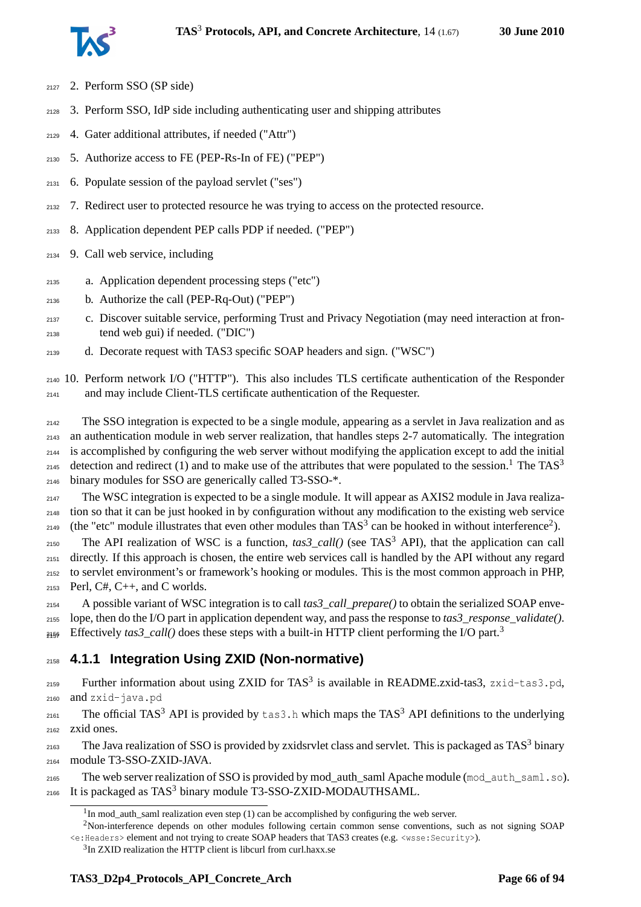2. Perform SSO (SP side)
3. Perform SSO, IdP side including authenticating user and shipping attributes
4. Gater additional attributes, if needed ("Attr")
5. Authorize access to FE (PEP-Rs-In of FE) ("PEP")
6. Populate session of the payload servlet ("ses")
7. Redirect user to protected resource he was trying to access on the protected resource.
8. Application dependent PEP calls PDP if needed. ("PEP")
9. Call web service, including
   a. Application dependent processing steps ("etc")
   b. Authorize the call (PEP-Rq-Out) ("PEP")
   c. Discover suitable service, performing Trust and Privacy Negotiation (may need interaction at frontend web gui) if needed. ("DIC")
   d. Decorate request with TAS3 specific SOAP headers and sign. ("WSC")
10. Perform network I/O ("HTTP"). This also includes TLS certificate authentication of the Responder and may include Client-TLS certificate authentication of the Requester.

The SSO integration is expected to be a single module, appearing as a servlet in Java realization and as an authentication module in web server realization, that handles steps 2-7 automatically. The integration is accomplished by configuring the web server without modifying the application except to add the initial detection and redirect (1) and to make use of the attributes that were populated to the session.[1] The TAS$^3$ binary modules for SSO are generically called T3-SSO-*.

The WSC integration is expected to be a single module. It will appear as AXIS2 module in Java realization so that it can be just hooked in by configuration without any modification to the existing web service (the "etc" module illustrates that even other modules than TAS$^3$ can be hooked in without interference[2]).

The API realization of WSC is a function, *tas3_call()* (see TAS$^3$ API), that the application can call directly. If this approach is chosen, the entire web services call is handled by the API without any regard to servlet environment's or framework's hooking or modules. This is the most common approach in PHP, Perl, C#, C++, and C worlds.

A possible variant of WSC integration is to call *tas3_call_prepare()* to obtain the serialized SOAP envelope, then do the I/O part in application dependent way, and pass the response to *tas3_response_validate()*. Effectively *tas3_call()* does these steps with a built-in HTTP client performing the I/O part.[3]

### 4.1.1 Integration Using ZXID (Non-normative)

Further information about using ZXID for TAS$^3$ is available in README.zxid-tas3, `zxid-tas3.pd`, and `zxid-java.pd`

The official TAS$^3$ API is provided by `tas3.h` which maps the TAS$^3$ API definitions to the underlying zxid ones.

The Java realization of SSO is provided by zxidsrvlet class and servlet. This is packaged as TAS$^3$ binary module T3-SSO-ZXID-JAVA.

The web server realization of SSO is provided by mod_auth_saml Apache module (`mod_auth_saml.so`). It is packaged as TAS$^3$ binary module T3-SSO-ZXID-MODAUTHSAML.

[1] In mod_auth_saml realization even step (1) can be accomplished by configuring the web server.

[2] Non-interference depends on other modules following certain common sense conventions, such as not signing SOAP `<e:Headers>` element and not trying to create SOAP headers that TAS3 creates (e.g. `<wsse:Security>`).

[3] In ZXID realization the HTTP client is libcurl from curl.haxx.se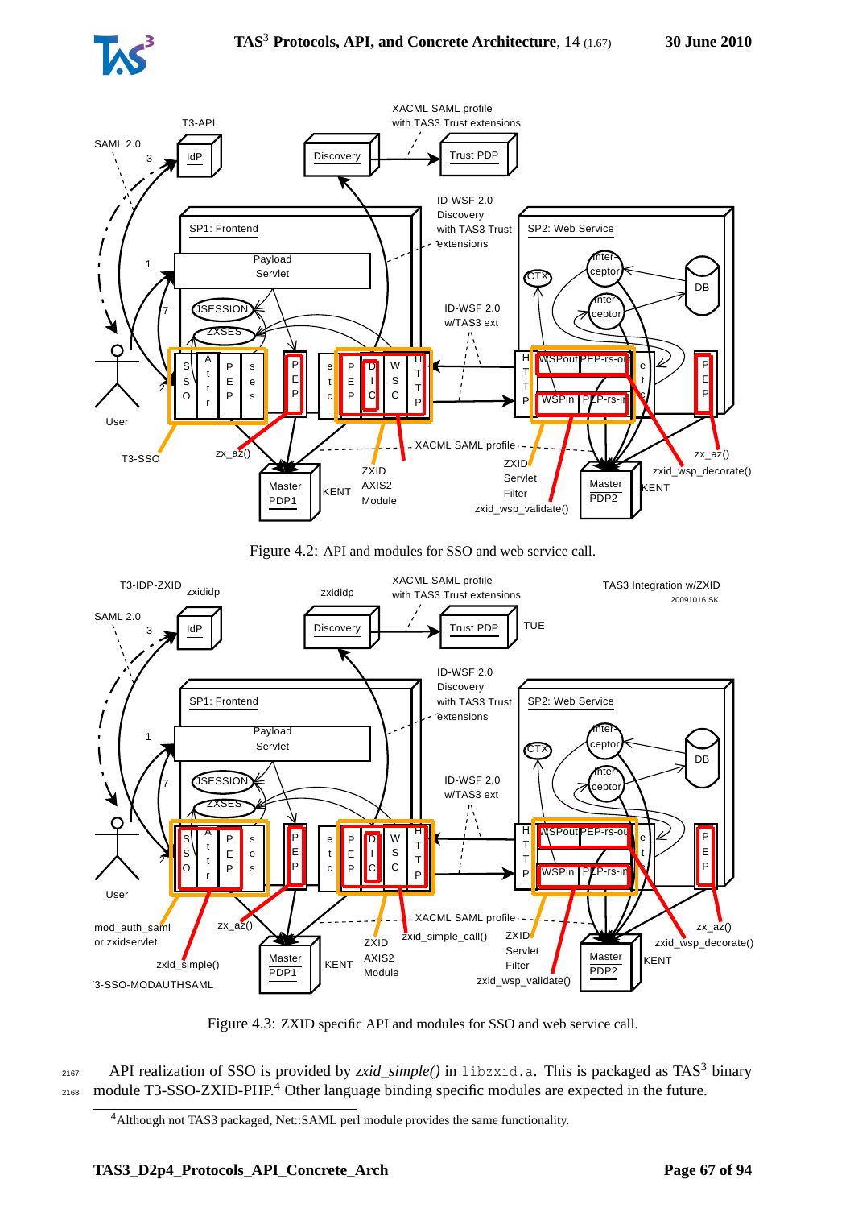Figure 4.2: API and modules for SSO and web service call.

Figure 4.3: ZXID specific API and modules for SSO and web service call.

API realization of SSO is provided by *zxid_simple()* in `libzxid.a`. This is packaged as TAS[3] binary module T3-SSO-ZXID-PHP.[4] Other language binding specific modules are expected in the future.

[4]Although not TAS3 packaged, Net::SAML perl module provides the same functionality.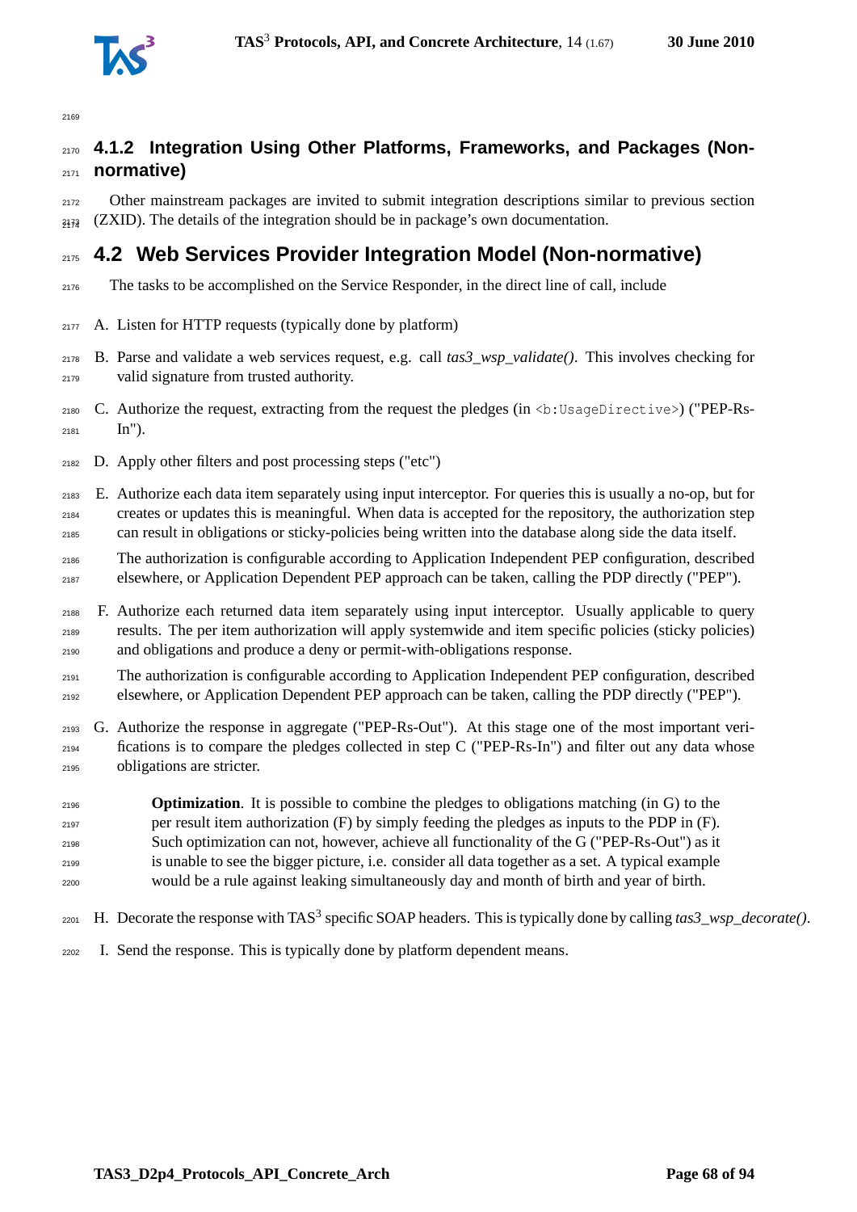### 4.1.2 Integration Using Other Platforms, Frameworks, and Packages (Non-normative)

Other mainstream packages are invited to submit integration descriptions similar to previous section (ZXID). The details of the integration should be in package's own documentation.

## 4.2 Web Services Provider Integration Model (Non-normative)

The tasks to be accomplished on the Service Responder, in the direct line of call, include

A. Listen for HTTP requests (typically done by platform)

B. Parse and validate a web services request, e.g. call *tas3_wsp_validate()*. This involves checking for valid signature from trusted authority.

C. Authorize the request, extracting from the request the pledges (in `<b:UsageDirective>`) ("PEP-Rs-In").

D. Apply other filters and post processing steps ("etc")

E. Authorize each data item separately using input interceptor. For queries this is usually a no-op, but for creates or updates this is meaningful. When data is accepted for the repository, the authorization step can result in obligations or sticky-policies being written into the database along side the data itself.

   The authorization is configurable according to Application Independent PEP configuration, described elsewhere, or Application Dependent PEP approach can be taken, calling the PDP directly ("PEP").

F. Authorize each returned data item separately using input interceptor. Usually applicable to query results. The per item authorization will apply systemwide and item specific policies (sticky policies) and obligations and produce a deny or permit-with-obligations response.

   The authorization is configurable according to Application Independent PEP configuration, described elsewhere, or Application Dependent PEP approach can be taken, calling the PDP directly ("PEP").

G. Authorize the response in aggregate ("PEP-Rs-Out"). At this stage one of the most important verifications is to compare the pledges collected in step C ("PEP-Rs-In") and filter out any data whose obligations are stricter.

   **Optimization**. It is possible to combine the pledges to obligations matching (in G) to the per result item authorization (F) by simply feeding the pledges as inputs to the PDP in (F). Such optimization can not, however, achieve all functionality of the G ("PEP-Rs-Out") as it is unable to see the bigger picture, i.e. consider all data together as a set. A typical example would be a rule against leaking simultaneously day and month of birth and year of birth.

H. Decorate the response with TAS$^3$ specific SOAP headers. This is typically done by calling *tas3_wsp_decorate()*.

I. Send the response. This is typically done by platform dependent means.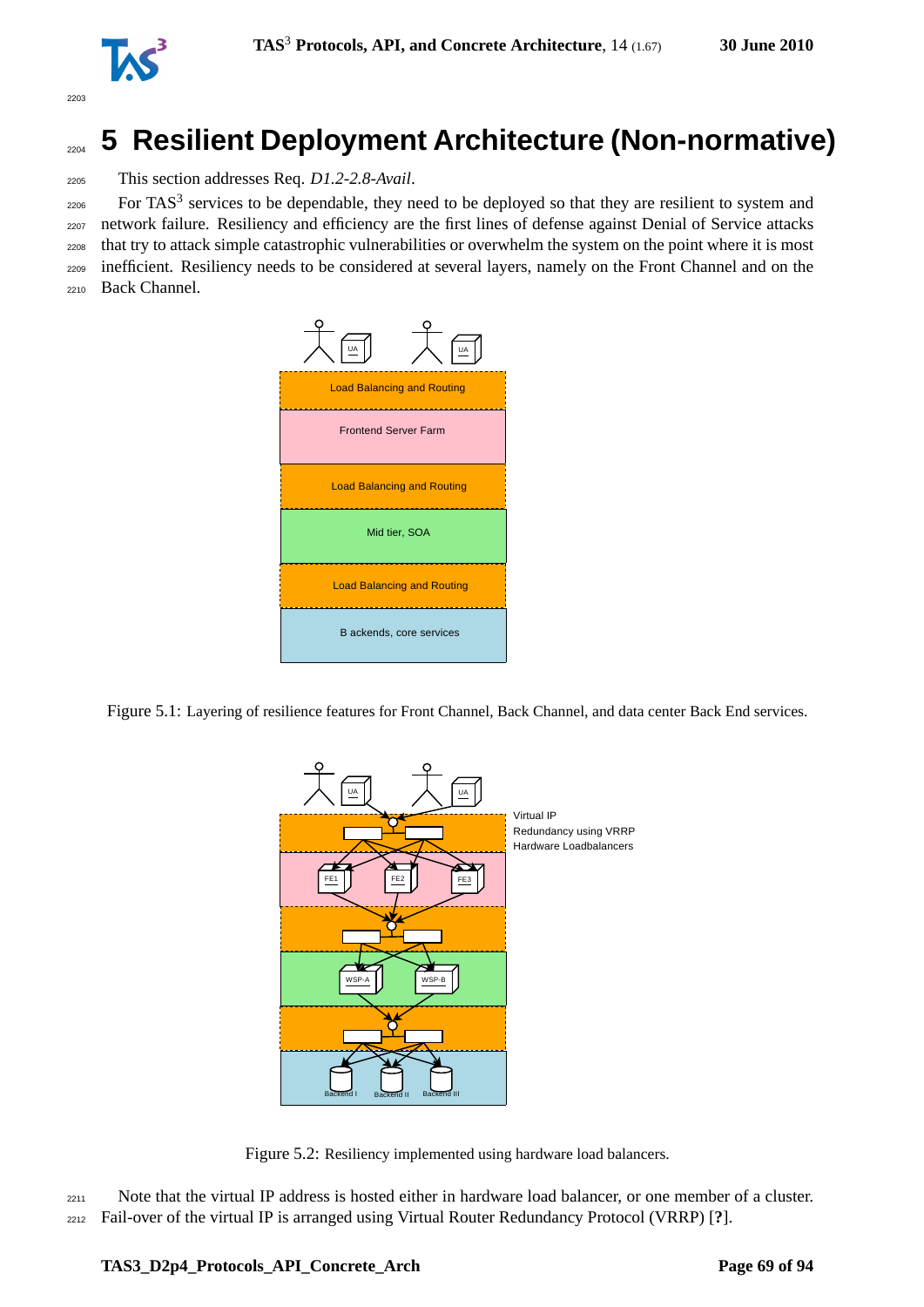# 5 Resilient Deployment Architecture (Non-normative)

This section addresses Req. *D1.2-2.8-Avail*.

For TAS[3] services to be dependable, they need to be deployed so that they are resilient to system and network failure. Resiliency and efficiency are the first lines of defense against Denial of Service attacks that try to attack simple catastrophic vulnerabilities or overwhelm the system on the point where it is most inefficient. Resiliency needs to be considered at several layers, namely on the Front Channel and on the Back Channel.

Figure 5.1: Layering of resilience features for Front Channel, Back Channel, and data center Back End services.

Figure 5.2: Resiliency implemented using hardware load balancers.

Note that the virtual IP address is hosted either in hardware load balancer, or one member of a cluster. Fail-over of the virtual IP is arranged using Virtual Router Redundancy Protocol (VRRP) [?].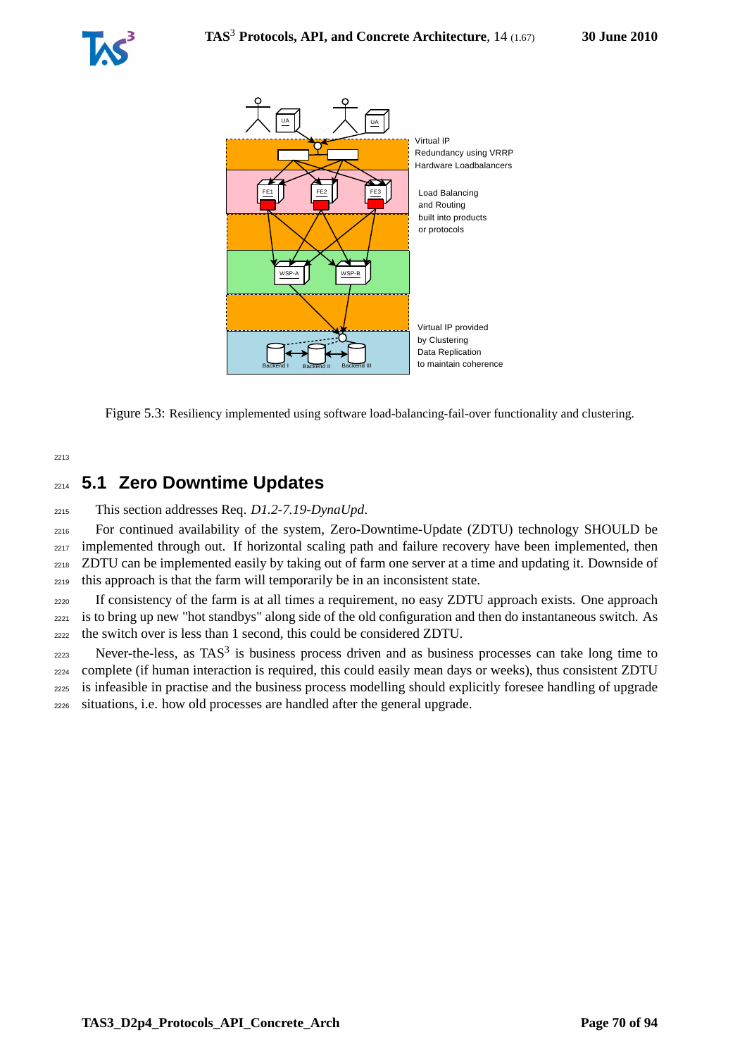Figure 5.3: Resiliency implemented using software load-balancing-fail-over functionality and clustering.

## 5.1 Zero Downtime Updates

This section addresses Req. *D1.2-7.19-DynaUpd*.

For continued availability of the system, Zero-Downtime-Update (ZDTU) technology SHOULD be implemented through out. If horizontal scaling path and failure recovery have been implemented, then ZDTU can be implemented easily by taking out of farm one server at a time and updating it. Downside of this approach is that the farm will temporarily be in an inconsistent state.

If consistency of the farm is at all times a requirement, no easy ZDTU approach exists. One approach is to bring up new "hot standbys" along side of the old configuration and then do instantaneous switch. As the switch over is less than 1 second, this could be considered ZDTU.

Never-the-less, as TAS[3] is business process driven and as business processes can take long time to complete (if human interaction is required, this could easily mean days or weeks), thus consistent ZDTU is infeasible in practise and the business process modelling should explicitly foresee handling of upgrade situations, i.e. how old processes are handled after the general upgrade.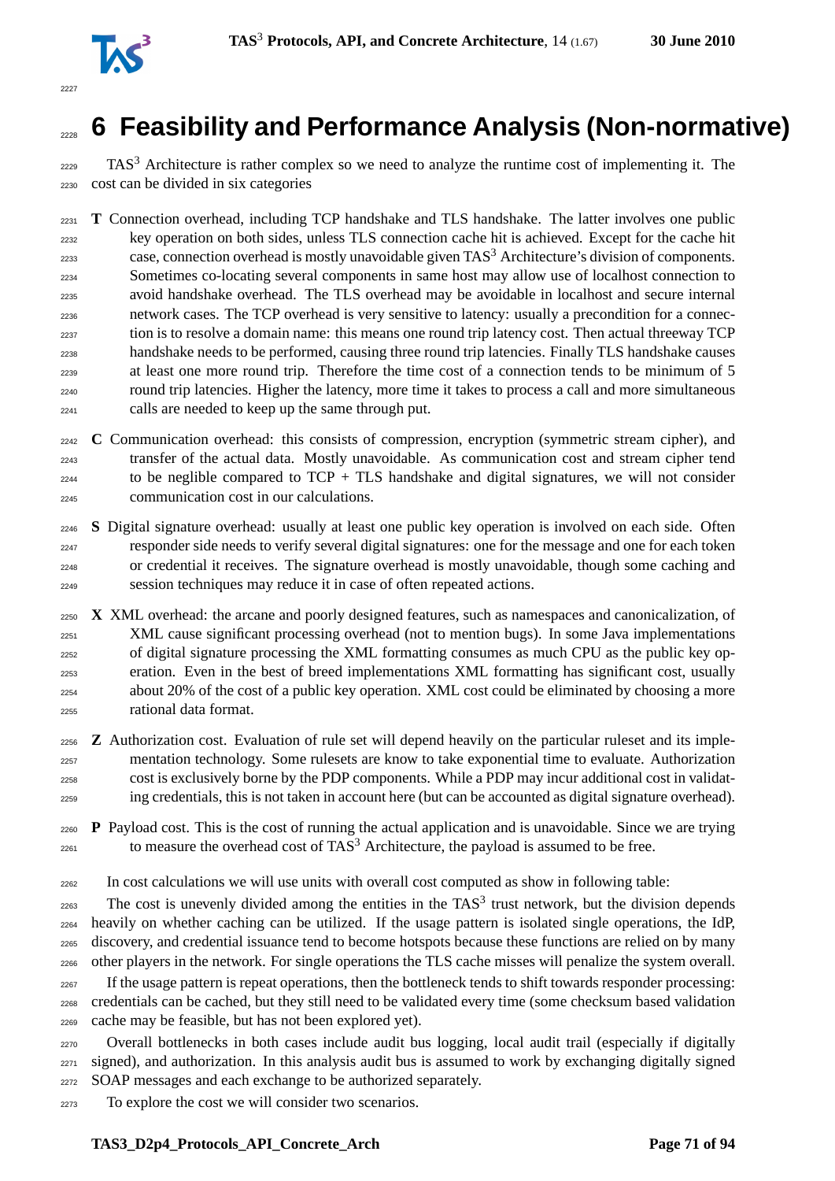# 6 Feasibility and Performance Analysis (Non-normative)

TAS$^3$ Architecture is rather complex so we need to analyze the runtime cost of implementing it. The cost can be divided in six categories

**T** Connection overhead, including TCP handshake and TLS handshake. The latter involves one public key operation on both sides, unless TLS connection cache hit is achieved. Except for the cache hit case, connection overhead is mostly unavoidable given TAS$^3$ Architecture's division of components. Sometimes co-locating several components in same host may allow use of localhost connection to avoid handshake overhead. The TLS overhead may be avoidable in localhost and secure internal network cases. The TCP overhead is very sensitive to latency: usually a precondition for a connection is to resolve a domain name: this means one round trip latency cost. Then actual threeway TCP handshake needs to be performed, causing three round trip latencies. Finally TLS handshake causes at least one more round trip. Therefore the time cost of a connection tends to be minimum of 5 round trip latencies. Higher the latency, more time it takes to process a call and more simultaneous calls are needed to keep up the same through put.

**C** Communication overhead: this consists of compression, encryption (symmetric stream cipher), and transfer of the actual data. Mostly unavoidable. As communication cost and stream cipher tend to be neglible compared to TCP + TLS handshake and digital signatures, we will not consider communication cost in our calculations.

**S** Digital signature overhead: usually at least one public key operation is involved on each side. Often responder side needs to verify several digital signatures: one for the message and one for each token or credential it receives. The signature overhead is mostly unavoidable, though some caching and session techniques may reduce it in case of often repeated actions.

**X** XML overhead: the arcane and poorly designed features, such as namespaces and canonicalization, of XML cause significant processing overhead (not to mention bugs). In some Java implementations of digital signature processing the XML formatting consumes as much CPU as the public key operation. Even in the best of breed implementations XML formatting has significant cost, usually about 20% of the cost of a public key operation. XML cost could be eliminated by choosing a more rational data format.

**Z** Authorization cost. Evaluation of rule set will depend heavily on the particular ruleset and its implementation technology. Some rulesets are know to take exponential time to evaluate. Authorization cost is exclusively borne by the PDP components. While a PDP may incur additional cost in validating credentials, this is not taken in account here (but can be accounted as digital signature overhead).

**P** Payload cost. This is the cost of running the actual application and is unavoidable. Since we are trying to measure the overhead cost of TAS$^3$ Architecture, the payload is assumed to be free.

In cost calculations we will use units with overall cost computed as show in following table:

The cost is unevenly divided among the entities in the TAS$^3$ trust network, but the division depends heavily on whether caching can be utilized. If the usage pattern is isolated single operations, the IdP, discovery, and credential issuance tend to become hotspots because these functions are relied on by many other players in the network. For single operations the TLS cache misses will penalize the system overall.

If the usage pattern is repeat operations, then the bottleneck tends to shift towards responder processing: credentials can be cached, but they still need to be validated every time (some checksum based validation cache may be feasible, but has not been explored yet).

Overall bottlenecks in both cases include audit bus logging, local audit trail (especially if digitally signed), and authorization. In this analysis audit bus is assumed to work by exchanging digitally signed SOAP messages and each exchange to be authorized separately.

To explore the cost we will consider two scenarios.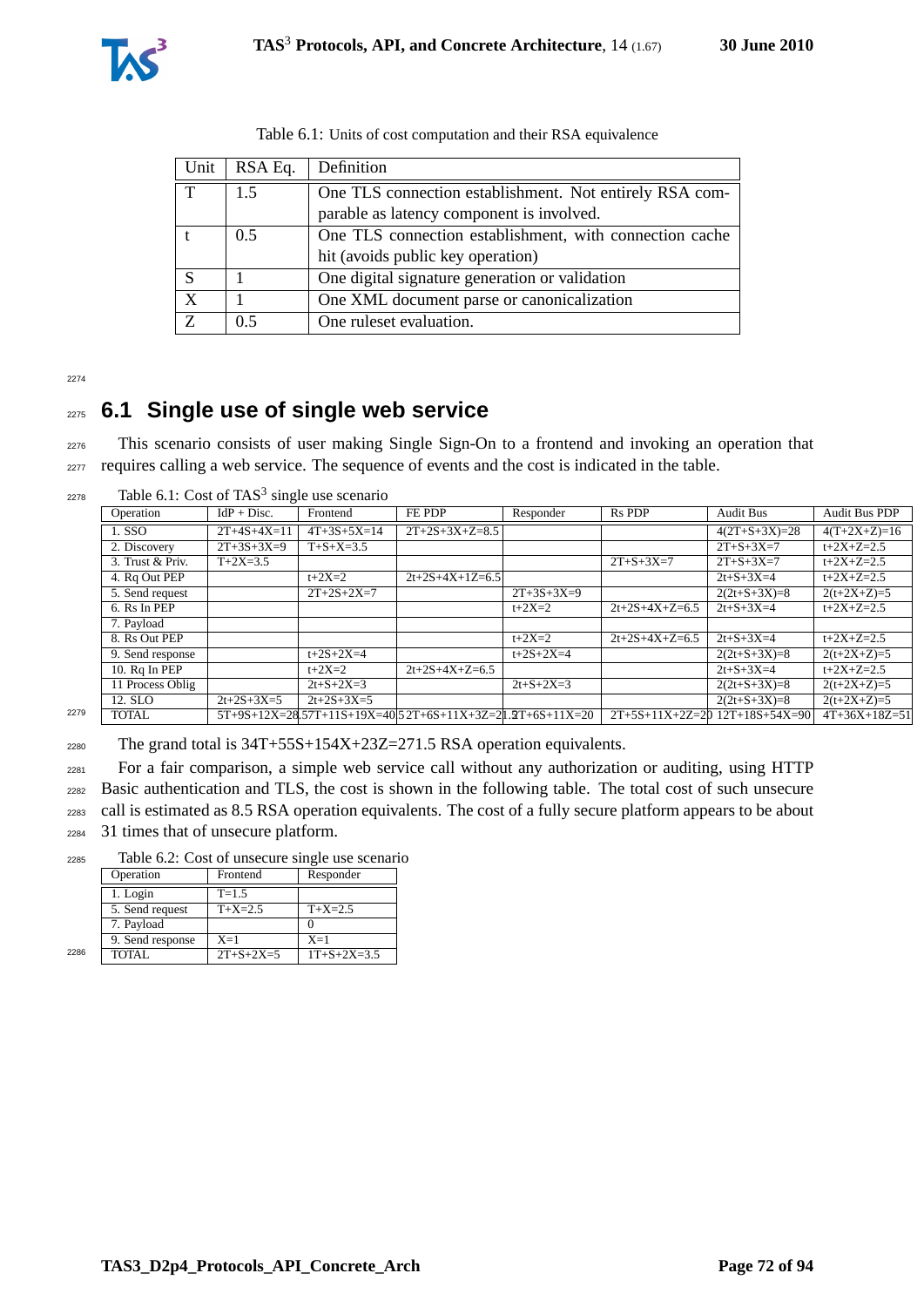Table 6.1: Units of cost computation and their RSA equivalence

| Unit | RSA Eq. | Definition |
|---|---|---|
| T | 1.5 | One TLS connection establishment. Not entirely RSA comparable as latency component is involved. |
| t | 0.5 | One TLS connection establishment, with connection cache hit (avoids public key operation) |
| S | 1 | One digital signature generation or validation |
| X | 1 | One XML document parse or canonicalization |
| Z | 0.5 | One ruleset evaluation. |

## 6.1 Single use of single web service

This scenario consists of user making Single Sign-On to a frontend and invoking an operation that requires calling a web service. The sequence of events and the cost is indicated in the table.

Table 6.1: Cost of TAS[3] single use scenario

| Operation | IdP + Disc. | Frontend | FE PDP | Responder | Rs PDP | Audit Bus | Audit Bus PDP |
|---|---|---|---|---|---|---|---|
| 1. SSO | 2T+4S+4X=11 | 4T+3S+5X=14 | 2T+2S+3X+Z=8.5 | | | 4(2T+S+3X)=28 | 4(T+2X+Z)=16 |
| 2. Discovery | 2T+3S+3X=9 | T+S+X=3.5 | | | | 2T+S+3X=7 | t+2X+Z=2.5 |
| 3. Trust & Priv. | T+2X=3.5 | | | | 2T+S+3X=7 | 2T+S+3X=7 | t+2X+Z=2.5 |
| 4. Rq Out PEP | | t+2X=2 | 2t+2S+4X+1Z=6.5 | | | 2t+S+3X=4 | t+2X+Z=2.5 |
| 5. Send request | | 2T+2S+2X=7 | | 2T+3S+3X=9 | | 2(2t+S+3X)=8 | 2(t+2X+Z)=5 |
| 6. Rs In PEP | | | | t+2X=2 | 2t+2S+4X+Z=6.5 | 2t+S+3X=4 | t+2X+Z=2.5 |
| 7. Payload | | | | | | | |
| 8. Rs Out PEP | | | | t+2X=2 | 2t+2S+4X+Z=6.5 | 2t+S+3X=4 | t+2X+Z=2.5 |
| 9. Send response | | t+2S+2X=4 | | t+2S+2X=4 | | 2(2t+S+3X)=8 | 2(t+2X+Z)=5 |
| 10. Rq In PEP | | t+2X=2 | 2t+2S+4X+Z=6.5 | | | 2t+S+3X=4 | t+2X+Z=2.5 |
| 11 Process Oblig | | 2t+S+2X=3 | | 2t+S+2X=3 | | 2(2t+S+3X)=8 | 2(t+2X+Z)=5 |
| 12. SLO | 2t+2S+3X=5 | 2t+2S+3X=5 | | | | 2(2t+S+3X)=8 | 2(t+2X+Z)=5 |
| TOTAL | 5T+9S+12X=28.5 | 7T+11S+19X=40.5 | 2T+6S+11X+3Z=21.5 | 2T+6S+11X=20 | 2T+5S+11X+2Z=20 | 12T+18S+54X=90 | 4T+36X+18Z=51 |

The grand total is 34T+55S+154X+23Z=271.5 RSA operation equivalents.

For a fair comparison, a simple web service call without any authorization or auditing, using HTTP Basic authentication and TLS, the cost is shown in the following table. The total cost of such unsecure call is estimated as 8.5 RSA operation equivalents. The cost of a fully secure platform appears to be about 31 times that of unsecure platform.

Table 6.2: Cost of unsecure single use scenario

| Operation | Frontend | Responder |
|---|---|---|
| 1. Login | T=1.5 | |
| 5. Send request | T+X=2.5 | T+X=2.5 |
| 7. Payload | | 0 |
| 9. Send response | X=1 | X=1 |
| TOTAL | 2T+S+2X=5 | 1T+2X=3.5 |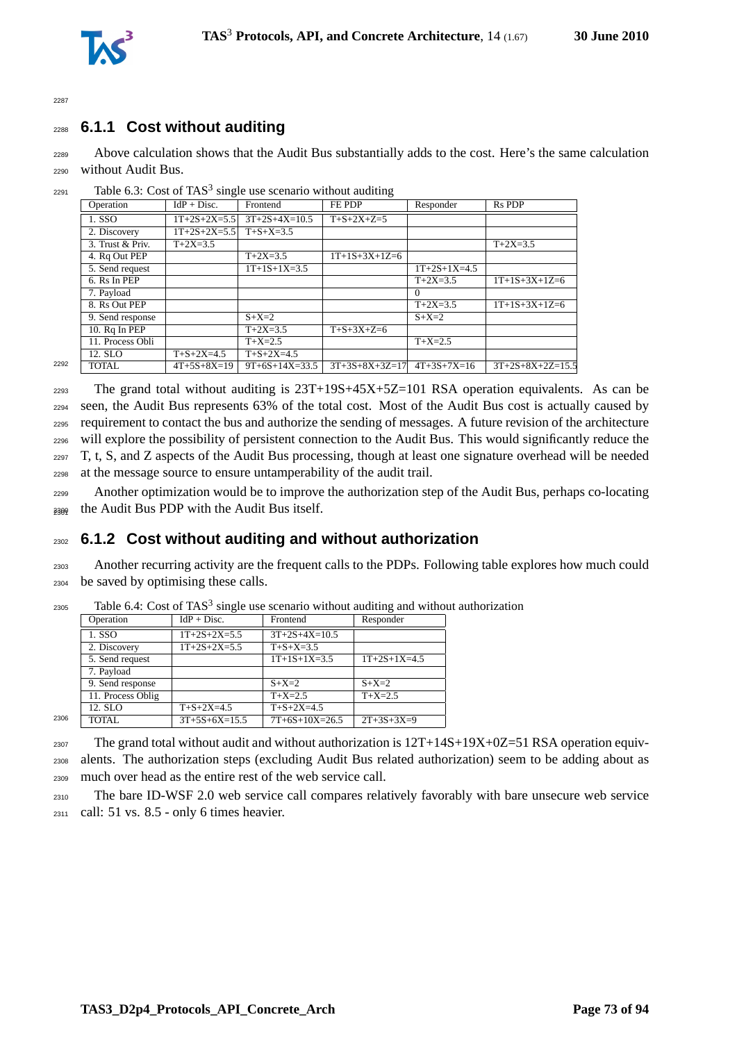### 6.1.1 Cost without auditing

Above calculation shows that the Audit Bus substantially adds to the cost. Here's the same calculation without Audit Bus.

Table 6.3: Cost of TAS[3] single use scenario without auditing

| Operation | IdP + Disc. | Frontend | FE PDP | Responder | Rs PDP |
|---|---|---|---|---|---|
| 1. SSO | 1T+2S+2X=5.5 | 3T+2S+4X=10.5 | T+S+2X+Z=5 | | |
| 2. Discovery | 1T+2S+2X=5.5 | T+S+X=3.5 | | | |
| 3. Trust & Priv. | T+2X=3.5 | | | | T+2X=3.5 |
| 4. Rq Out PEP | | T+2X=3.5 | 1T+1S+3X+1Z=6 | | |
| 5. Send request | | 1T+1S+1X=3.5 | | 1T+2S+1X=4.5 | |
| 6. Rs In PEP | | | | T+2X=3.5 | 1T+1S+3X+1Z=6 |
| 7. Payload | | | | 0 | |
| 8. Rs Out PEP | | | | T+2X=3.5 | 1T+1S+3X+1Z=6 |
| 9. Send response | | S+X=2 | | S+X=2 | |
| 10. Rq In PEP | | T+2X=3.5 | T+S+3X+Z=6 | | |
| 11. Process Obli | | T+X=2.5 | | T+X=2.5 | |
| 12. SLO | T+S+2X=4.5 | T+S+2X=4.5 | | | |
| TOTAL | 4T+5S+8X=19 | 9T+6S+14X=33.5 | 3T+3S+8X+3Z=17 | 4T+3S+7X=16 | 3T+2S+8X+2Z=15.5 |

The grand total without auditing is 23T+19S+45X+5Z=101 RSA operation equivalents. As can be seen, the Audit Bus represents 63% of the total cost. Most of the Audit Bus cost is actually caused by requirement to contact the bus and authorize the sending of messages. A future revision of the architecture will explore the possibility of persistent connection to the Audit Bus. This would significantly reduce the T, t, S, and Z aspects of the Audit Bus processing, though at least one signature overhead will be needed at the message source to ensure untamperability of the audit trail.

Another optimization would be to improve the authorization step of the Audit Bus, perhaps co-locating the Audit Bus PDP with the Audit Bus itself.

### 6.1.2 Cost without auditing and without authorization

Another recurring activity are the frequent calls to the PDPs. Following table explores how much could be saved by optimising these calls.

Table 6.4: Cost of TAS[3] single use scenario without auditing and without authorization

| Operation | IdP + Disc. | Frontend | Responder |
|---|---|---|---|
| 1. SSO | 1T+2S+2X=5.5 | 3T+2S+4X=10.5 | |
| 2. Discovery | 1T+2S+2X=5.5 | T+S+X=3.5 | |
| 5. Send request | | 1T+1S+1X=3.5 | 1T+2S+1X=4.5 |
| 7. Payload | | | |
| 9. Send response | | S+X=2 | S+X=2 |
| 11. Process Oblig | | T+X=2.5 | T+X=2.5 |
| 12. SLO | T+S+2X=4.5 | T+S+2X=4.5 | |
| TOTAL | 3T+5S+6X=15.5 | 7T+6S+10X=26.5 | 2T+3S+3X=9 |

The grand total without audit and without authorization is 12T+14S+19X+0Z=51 RSA operation equivalents. The authorization steps (excluding Audit Bus related authorization) seem to be adding about as much over head as the entire rest of the web service call.

The bare ID-WSF 2.0 web service call compares relatively favorably with bare unsecure web service call: 51 vs. 8.5 - only 6 times heavier.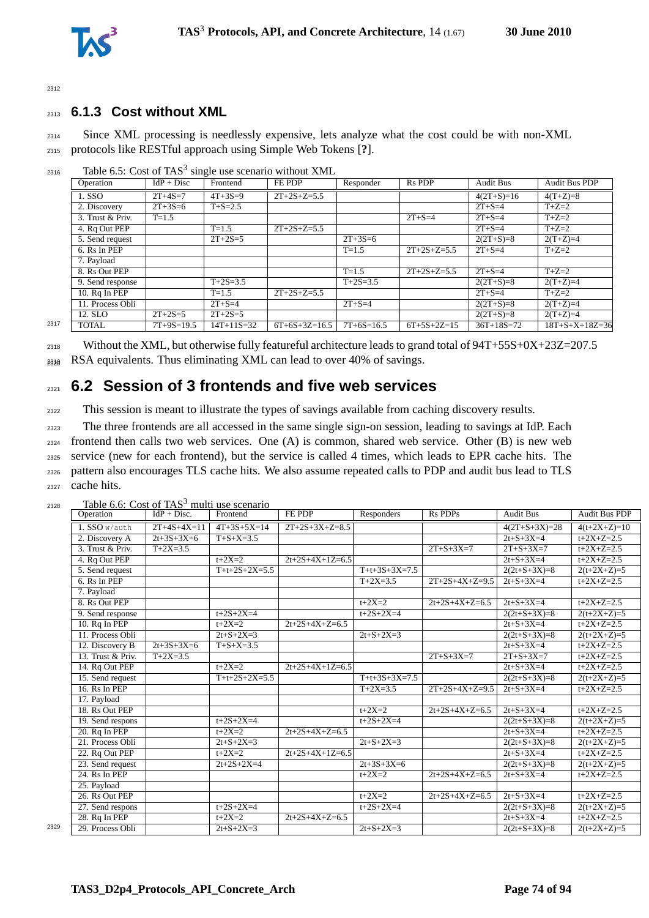### 6.1.3 Cost without XML

Since XML processing is needlessly expensive, lets analyze what the cost could be with non-XML protocols like RESTful approach using Simple Web Tokens [**?**].

Table 6.5: Cost of TAS[3] single use scenario without XML

| Operation | IdP + Disc | Frontend | FE PDP | Responder | Rs PDP | Audit Bus | Audit Bus PDP |
|---|---|---|---|---|---|---|---|
| 1. SSO | 2T+4S=7 | 4T+3S=9 | 2T+2S+Z=5.5 | | | 4(2T+S)=16 | 4(T+Z)=8 |
| 2. Discovery | 2T+3S=6 | T+S=2.5 | | | | 2T+S=4 | T+Z=2 |
| 3. Trust & Priv. | T=1.5 | | | | 2T+S=4 | 2T+S=4 | T+Z=2 |
| 4. Rq Out PEP | | T=1.5 | 2T+2S+Z=5.5 | | | 2T+S=4 | T+Z=2 |
| 5. Send request | | 2T+2S=5 | | 2T+3S=6 | | 2(2T+S)=8 | 2(T+Z)=4 |
| 6. Rs In PEP | | | | T=1.5 | 2T+2S+Z=5.5 | 2T+S=4 | T+Z=2 |
| 7. Payload | | | | | | | |
| 8. Rs Out PEP | | | | T=1.5 | 2T+2S+Z=5.5 | 2T+S=4 | T+Z=2 |
| 9. Send response | | T+2S=3.5 | | T+2S=3.5 | | 2(2T+S)=8 | 2(T+Z)=4 |
| 10. Rq In PEP | | T=1.5 | 2T+2S+Z=5.5 | | | 2T+S=4 | T+Z=2 |
| 11. Process Obli | | 2T+S=4 | | 2T+S=4 | | 2(2T+S)=8 | 2(T+Z)=4 |
| 12. SLO | 2T+2S=5 | 2T+2S=5 | | | | 2(2T+S)=8 | 2(T+Z)=4 |
| TOTAL | 7T+9S=19.5 | 14T+11S=32 | 6T+6S+3Z=16.5 | 7T+6S=16.5 | 6T+5S+2Z=15 | 36T+18S=72 | 18T+S+X+18Z=36 |

Without the XML, but otherwise fully featureful architecture leads to grand total of 94T+55S+0X+23Z=207.5 RSA equivalents. Thus eliminating XML can lead to over 40% of savings.

## 6.2 Session of 3 frontends and five web services

This session is meant to illustrate the types of savings available from caching discovery results.

The three frontends are all accessed in the same single sign-on session, leading to savings at IdP. Each frontend then calls two web services. One (A) is common, shared web service. Other (B) is new web service (new for each frontend), but the service is called 4 times, which leads to EPR cache hits. The pattern also encourages TLS cache hits. We also assume repeated calls to PDP and audit bus lead to TLS cache hits.

Table 6.6: Cost of TAS[3] multi use scenario

| Operation | IdP + Disc. | Frontend | FE PDP | Responders | Rs PDPs | Audit Bus | Audit Bus PDP |
|---|---|---|---|---|---|---|---|
| 1. SSO `w/auth` | 2T+4S+X=11 | 4T+3S+5X=14 | 2T+2S+3X+Z=8.5 | | | 4(2T+S+3X)=28 | 4(t+2X+Z)=10 |
| 2. Discovery A | 2t+3S+3X=6 | T+S+X=3.5 | | | | 2t+S+3X=4 | t+2X+Z=2.5 |
| 3. Trust & Priv. | T+2X=3.5 | | | | 2T+S+3X=7 | 2T+S+3X=7 | t+2X+Z=2.5 |
| 4. Rq Out PEP | | t+2X=2 | 2t+2S+4X+1Z=6.5 | | | 2t+S+3X=4 | t+2X+Z=2.5 |
| 5. Send request | | T+t+2S+2X=5.5 | | T+t+3S+3X=7.5 | | 2(2t+S+3X)=8 | 2(t+2X+Z)=5 |
| 6. Rs In PEP | | | | T+2X=3.5 | 2T+2S+4X+Z=9.5 | 2t+S+3X=4 | t+2X+Z=2.5 |
| 7. Payload | | | | | | | |
| 8. Rs Out PEP | | | | t+2X=2 | 2t+2S+4X+Z=6.5 | 2t+S+3X=4 | t+2X+Z=2.5 |
| 9. Send response | | t+2S+2X=4 | | t+2S+2X=4 | | 2(2t+S+3X)=8 | 2(t+2X+Z)=5 |
| 10. Rq In PEP | | t+2X=2 | 2t+2S+4X+Z=6.5 | | | 2t+S+3X=4 | t+2X+Z=2.5 |
| 11. Process Obli | | 2t+S+2X=3 | | 2t+S+2X=3 | | 2(2t+S+3X)=8 | 2(t+2X+Z)=5 |
| 12. Discovery B | 2t+3S+3X=6 | T+S+X=3.5 | | | | 2t+S+3X=4 | t+2X+Z=2.5 |
| 13. Trust & Priv. | T+2X=3.5 | | | | 2T+S+3X=7 | 2T+S+3X=7 | t+2X+Z=2.5 |
| 14. Rq Out PEP | | t+2X=2 | 2t+2S+4X+1Z=6.5 | | | 2t+S+3X=4 | t+2X+Z=2.5 |
| 15. Send request | | T+t+2S+2X=5.5 | | T+t+3S+3X=7.5 | | 2(2t+S+3X)=8 | 2(t+2X+Z)=5 |
| 16. Rs In PEP | | | | T+2X=3.5 | 2T+2S+4X+Z=9.5 | 2t+S+3X=4 | t+2X+Z=2.5 |
| 17. Payload | | | | | | | |
| 18. Rs Out PEP | | | | t+2X=2 | 2t+2S+4X+Z=6.5 | 2t+S+3X=4 | t+2X+Z=2.5 |
| 19. Send respons | | t+2S+2X=4 | | t+2S+2X=4 | | 2(2t+S+3X)=8 | 2(t+2X+Z)=5 |
| 20. Rq In PEP | | t+2X=2 | 2t+2S+4X+Z=6.5 | | | 2t+S+3X=4 | t+2X+Z=2.5 |
| 21. Process Obli | | 2t+S+2X=3 | | 2t+S+2X=3 | | 2(2t+S+3X)=8 | 2(t+2X+Z)=5 |
| 22. Rq Out PEP | | t+2X=2 | 2t+2S+4X+1Z=6.5 | | | 2t+S+3X=4 | t+2X+Z=2.5 |
| 23. Send request | | 2t+2S+2X=4 | | 2t+3S+3X=6 | | 2(2t+S+3X)=8 | 2(t+2X+Z)=5 |
| 24. Rs In PEP | | | | t+2X=2 | 2t+2S+4X+Z=6.5 | 2t+S+3X=4 | t+2X+Z=2.5 |
| 25. Payload | | | | | | | |
| 26. Rs Out PEP | | | | t+2X=2 | 2t+2S+4X+Z=6.5 | 2t+S+3X=4 | t+2X+Z=2.5 |
| 27. Send respons | | t+2S+2X=4 | | t+2S+2X=4 | | 2(2t+S+3X)=8 | 2(t+2X+Z)=5 |
| 28. Rq In PEP | | t+2X=2 | 2t+2S+4X+Z=6.5 | | | 2t+S+3X=4 | t+2X+Z=2.5 |
| 29. Process Obli | | 2t+S+2X=3 | | 2t+S+2X=3 | | 2(2t+S+3X)=8 | 2(t+2X+Z)=5 |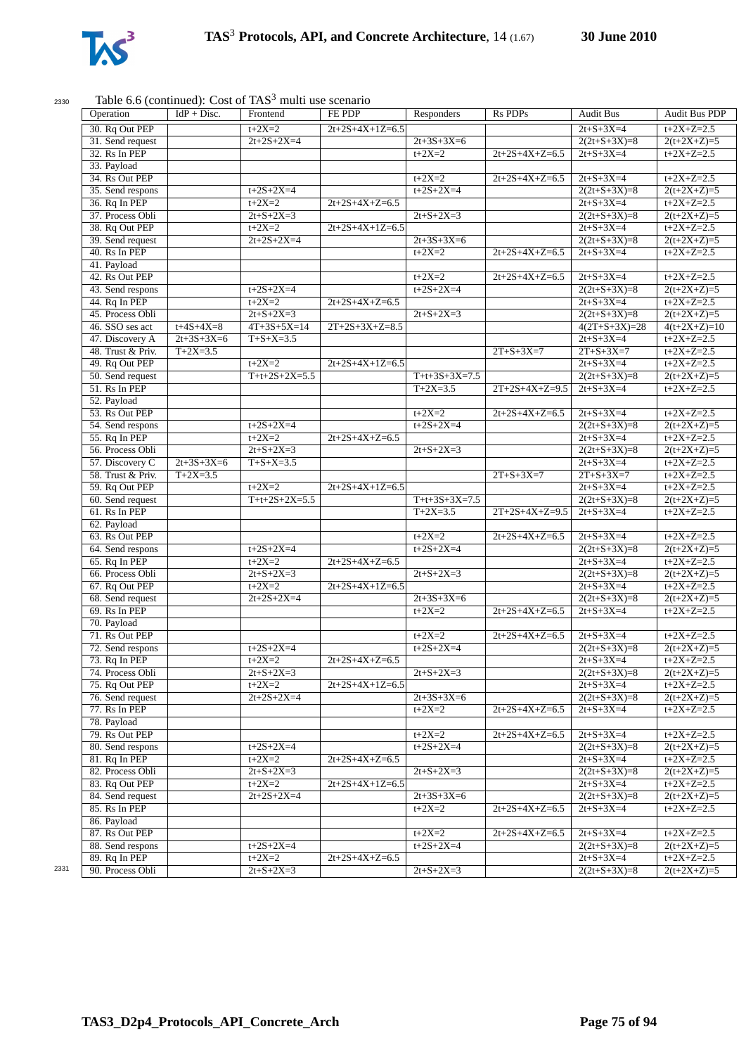Table 6.6 (continued): Cost of TAS[3] multi use scenario

| Operation | IdP + Disc. | Frontend | FE PDP | Responders | Rs PDPs | Audit Bus | Audit Bus PDP |
|---|---|---|---|---|---|---|---|
| 30. Rq Out PEP | | t+2X=2 | 2t+2S+4X+1Z=6.5 | | | 2t+S+3X=4 | t+2X+Z=2.5 |
| 31. Send request | | 2t+2S+2X=4 | | 2t+3S+3X=6 | | 2(2t+S+3X)=8 | 2(t+2X+Z)=5 |
| 32. Rs In PEP | | | | t+2X=2 | 2t+2S+4X+Z=6.5 | 2t+S+3X=4 | t+2X+Z=2.5 |
| 33. Payload | | | | | | | |
| 34. Rs Out PEP | | | | t+2X=2 | 2t+2S+4X+Z=6.5 | 2t+S+3X=4 | t+2X+Z=2.5 |
| 35. Send respons | | t+2S+2X=4 | | t+2S+2X=4 | | 2(2t+S+3X)=8 | 2(t+2X+Z)=5 |
| 36. Rq In PEP | | t+2X=2 | 2t+2S+4X+Z=6.5 | | | 2t+S+3X=4 | t+2X+Z=2.5 |
| 37. Process Obli | | 2t+S+2X=3 | | 2t+S+2X=3 | | 2(2t+S+3X)=8 | 2(t+2X+Z)=5 |
| 38. Rq Out PEP | | t+2X=2 | 2t+2S+4X+1Z=6.5 | | | 2t+S+3X=4 | t+2X+Z=2.5 |
| 39. Send request | | 2t+2S+2X=4 | | 2t+3S+3X=6 | | 2(2t+S+3X)=8 | 2(t+2X+Z)=5 |
| 40. Rs In PEP | | | | t+2X=2 | 2t+2S+4X+Z=6.5 | 2t+S+3X=4 | t+2X+Z=2.5 |
| 41. Payload | | | | | | | |
| 42. Rs Out PEP | | | | t+2X=2 | 2t+2S+4X+Z=6.5 | 2t+S+3X=4 | t+2X+Z=2.5 |
| 43. Send respons | | t+2S+2X=4 | | t+2S+2X=4 | | 2(2t+S+3X)=8 | 2(t+2X+Z)=5 |
| 44. Rq In PEP | | t+2X=2 | 2t+2S+4X+Z=6.5 | | | 2t+S+3X=4 | t+2X+Z=2.5 |
| 45. Process Obli | | 2t+S+2X=3 | | 2t+S+2X=3 | | 2(2t+S+3X)=8 | 2(t+2X+Z)=5 |
| 46. SSO ses act | t+4S+4X=8 | 4T+3S+5X=14 | 2T+2S+3X+Z=8.5 | | | 4(2T+S+3X)=28 | 4(t+2X+Z)=10 |
| 47. Discovery A | 2t+3S+3X=6 | T+S+X=3.5 | | | | 2t+S+3X=4 | t+2X+Z=2.5 |
| 48. Trust & Priv. | T+2X=3.5 | | | | 2T+S+3X=7 | 2T+S+3X=7 | t+2X+Z=2.5 |
| 49. Rq Out PEP | | t+2X=2 | 2t+2S+4X+1Z=6.5 | | | 2t+S+3X=4 | t+2X+Z=2.5 |
| 50. Send request | | T+t+2S+2X=5.5 | | T+t+3S+3X=7.5 | | 2(2t+S+3X)=8 | 2(t+2X+Z)=5 |
| 51. Rs In PEP | | | | T+2X=3.5 | 2T+2S+4X+Z=9.5 | 2t+S+3X=4 | t+2X+Z=2.5 |
| 52. Payload | | | | | | | |
| 53. Rs Out PEP | | | | t+2X=2 | 2t+2S+4X+Z=6.5 | 2t+S+3X=4 | t+2X+Z=2.5 |
| 54. Send respons | | t+2S+2X=4 | | t+2S+2X=4 | | 2(2t+S+3X)=8 | 2(t+2X+Z)=5 |
| 55. Rq In PEP | | t+2X=2 | 2t+2S+4X+Z=6.5 | | | 2t+S+3X=4 | t+2X+Z=2.5 |
| 56. Process Obli | | 2t+S+2X=3 | | 2t+S+2X=3 | | 2(2t+S+3X)=8 | 2(t+2X+Z)=5 |
| 57. Discovery C | 2t+3S+3X=6 | T+S+X=3.5 | | | | 2t+S+3X=4 | t+2X+Z=2.5 |
| 58. Trust & Priv. | T+2X=3.5 | | | | 2T+S+3X=7 | 2T+S+3X=7 | t+2X+Z=2.5 |
| 59. Rq Out PEP | | t+2X=2 | 2t+2S+4X+1Z=6.5 | | | 2t+S+3X=4 | t+2X+Z=2.5 |
| 60. Send request | | T+t+2S+2X=5.5 | | T+t+3S+3X=7.5 | | 2(2t+S+3X)=8 | 2(t+2X+Z)=5 |
| 61. Rs In PEP | | | | T+2X=3.5 | 2T+2S+4X+Z=9.5 | 2t+S+3X=4 | t+2X+Z=2.5 |
| 62. Payload | | | | | | | |
| 63. Rs Out PEP | | | | t+2X=2 | 2t+2S+4X+Z=6.5 | 2t+S+3X=4 | t+2X+Z=2.5 |
| 64. Send respons | | t+2S+2X=4 | | t+2S+2X=4 | | 2(2t+S+3X)=8 | 2(t+2X+Z)=5 |
| 65. Rq In PEP | | t+2X=2 | 2t+2S+4X+Z=6.5 | | | 2t+S+3X=4 | t+2X+Z=2.5 |
| 66. Process Obli | | 2t+S+2X=3 | | 2t+S+2X=3 | | 2(2t+S+3X)=8 | 2(t+2X+Z)=5 |
| 67. Rq Out PEP | | t+2X=2 | 2t+2S+4X+1Z=6.5 | | | 2t+S+3X=4 | t+2X+Z=2.5 |
| 68. Send request | | 2t+2S+2X=4 | | 2t+3S+3X=6 | | 2(2t+S+3X)=8 | 2(t+2X+Z)=5 |
| 69. Rs In PEP | | | | t+2X=2 | 2t+2S+4X+Z=6.5 | 2t+S+3X=4 | t+2X+Z=2.5 |
| 70. Payload | | | | | | | |
| 71. Rs Out PEP | | | | t+2X=2 | 2t+2S+4X+Z=6.5 | 2t+S+3X=4 | t+2X+Z=2.5 |
| 72. Send respons | | t+2S+2X=4 | | t+2S+2X=4 | | 2(2t+S+3X)=8 | 2(t+2X+Z)=5 |
| 73. Rq In PEP | | t+2X=2 | 2t+2S+4X+Z=6.5 | | | 2t+S+3X=4 | t+2X+Z=2.5 |
| 74. Process Obli | | 2t+S+2X=3 | | 2t+S+2X=3 | | 2(2t+S+3X)=8 | 2(t+2X+Z)=5 |
| 75. Rq Out PEP | | t+2X=2 | 2t+2S+4X+1Z=6.5 | | | 2t+S+3X=4 | t+2X+Z=2.5 |
| 76. Send request | | 2t+2S+2X=4 | | 2t+3S+3X=6 | | 2(2t+S+3X)=8 | 2(t+2X+Z)=5 |
| 77. Rs In PEP | | | | t+2X=2 | 2t+2S+4X+Z=6.5 | 2t+S+3X=4 | t+2X+Z=2.5 |
| 78. Payload | | | | | | | |
| 79. Rs Out PEP | | | | t+2X=2 | 2t+2S+4X+Z=6.5 | 2t+S+3X=4 | t+2X+Z=2.5 |
| 80. Send respons | | t+2S+2X=4 | | t+2S+2X=4 | | 2(2t+S+3X)=8 | 2(t+2X+Z)=5 |
| 81. Rq In PEP | | t+2X=2 | 2t+2S+4X+Z=6.5 | | | 2t+S+3X=4 | t+2X+Z=2.5 |
| 82. Process Obli | | 2t+S+2X=3 | | 2t+S+2X=3 | | 2(2t+S+3X)=8 | 2(t+2X+Z)=5 |
| 83. Rq Out PEP | | t+2X=2 | 2t+2S+4X+1Z=6.5 | | | 2t+S+3X=4 | t+2X+Z=2.5 |
| 84. Send request | | 2t+2S+2X=4 | | 2t+3S+3X=6 | | 2(2t+S+3X)=8 | 2(t+2X+Z)=5 |
| 85. Rs In PEP | | | | t+2X=2 | 2t+2S+4X+Z=6.5 | 2t+S+3X=4 | t+2X+Z=2.5 |
| 86. Payload | | | | | | | |
| 87. Rs Out PEP | | | | t+2X=2 | 2t+2S+4X+Z=6.5 | 2t+S+3X=4 | t+2X+Z=2.5 |
| 88. Send respons | | t+2S+2X=4 | | t+2S+2X=4 | | 2(2t+S+3X)=8 | 2(t+2X+Z)=5 |
| 89. Rq In PEP | | t+2X=2 | 2t+2S+4X+Z=6.5 | | | 2t+S+3X=4 | t+2X+Z=2.5 |
| 90. Process Obli | | 2t+S+2X=3 | | 2t+S+2X=3 | | 2(2t+S+3X)=8 | 2(t+2X+Z)=5 |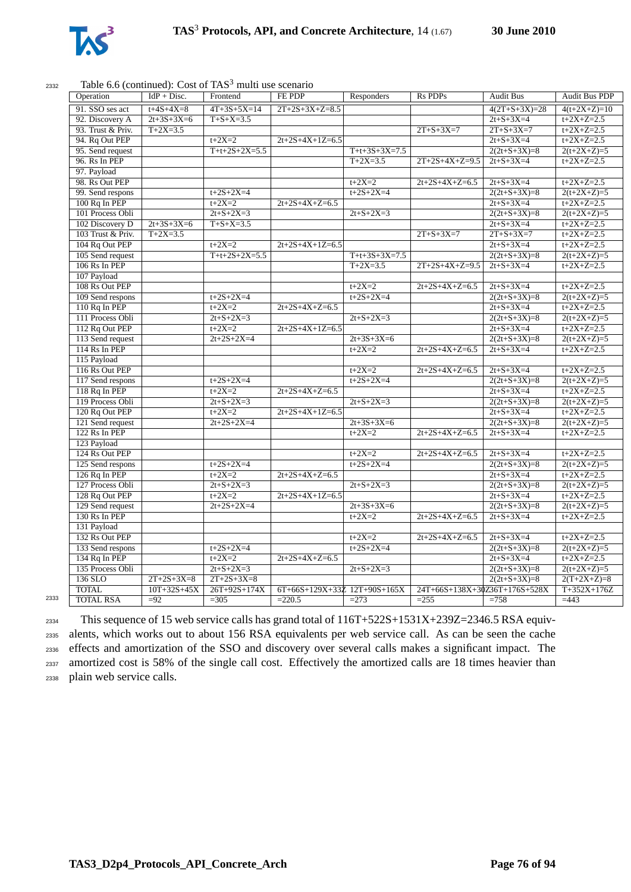Table 6.6 (continued): Cost of TAS[3] multi use scenario

| Operation | IdP + Disc. | Frontend | FE PDP | Responders | Rs PDPs | Audit Bus | Audit Bus PDP |
|---|---|---|---|---|---|---|---|
| 91. SSO ses act | t+4S+4X=8 | 4T+3S+5X=14 | 2T+2S+3X+Z=8.5 | | | 4(2T+S+3X)=28 | 4(t+2X+Z)=10 |
| 92. Discovery A | 2t+3S+3X=6 | T+S+X=3.5 | | | | 2t+S+3X=4 | t+2X+Z=2.5 |
| 93. Trust & Priv. | T+2X=3.5 | | | | 2T+S+3X=7 | 2T+S+3X=7 | t+2X+Z=2.5 |
| 94. Rq Out PEP | | t+2X=2 | 2t+2S+4X+1Z=6.5 | | | 2t+S+3X=4 | t+2X+Z=2.5 |
| 95. Send request | | T+t+2S+2X=5.5 | | T+t+3S+3X=7.5 | | 2(2t+S+3X)=8 | 2(t+2X+Z)=5 |
| 96. Rs In PEP | | | | T+2X=3.5 | 2T+2S+4X+Z=9.5 | 2t+S+3X=4 | t+2X+Z=2.5 |
| 97. Payload | | | | | | | |
| 98. Rs Out PEP | | | | t+2X=2 | 2t+2S+4X+Z=6.5 | 2t+S+3X=4 | t+2X+Z=2.5 |
| 99. Send respons | | t+2S+2X=4 | | t+2S+2X=4 | | 2(2t+S+3X)=8 | 2(t+2X+Z)=5 |
| 100 Rq In PEP | | t+2X=2 | 2t+2S+4X+Z=6.5 | | | 2t+S+3X=4 | t+2X+Z=2.5 |
| 101 Process Obli | | 2t+S+2X=3 | | 2t+S+2X=3 | | 2(2t+S+3X)=8 | 2(t+2X+Z)=5 |
| 102 Discovery D | 2t+3S+3X=6 | T+S+X=3.5 | | | | 2t+S+3X=4 | t+2X+Z=2.5 |
| 103 Trust & Priv. | T+2X=3.5 | | | | 2T+S+3X=7 | 2T+S+3X=7 | t+2X+Z=2.5 |
| 104 Rq Out PEP | | t+2X=2 | 2t+2S+4X+1Z=6.5 | | | 2t+S+3X=4 | t+2X+Z=2.5 |
| 105 Send request | | T+t+2S+2X=5.5 | | T+t+3S+3X=7.5 | | 2(2t+S+3X)=8 | 2(t+2X+Z)=5 |
| 106 Rs In PEP | | | | T+2X=3.5 | 2T+2S+4X+Z=9.5 | 2t+S+3X=4 | t+2X+Z=2.5 |
| 107 Payload | | | | | | | |
| 108 Rs Out PEP | | | | t+2X=2 | 2t+2S+4X+Z=6.5 | 2t+S+3X=4 | t+2X+Z=2.5 |
| 109 Send respons | | t+2S+2X=4 | | t+2S+2X=4 | | 2(2t+S+3X)=8 | 2(t+2X+Z)=5 |
| 110 Rq In PEP | | t+2X=2 | 2t+2S+4X+Z=6.5 | | | 2t+S+3X=4 | t+2X+Z=2.5 |
| 111 Process Obli | | 2t+S+2X=3 | | 2t+S+2X=3 | | 2(2t+S+3X)=8 | 2(t+2X+Z)=5 |
| 112 Rq Out PEP | | t+2X=2 | 2t+2S+4X+1Z=6.5 | | | 2t+S+3X=4 | t+2X+Z=2.5 |
| 113 Send request | | 2t+2S+2X=4 | | 2t+3S+3X=6 | | 2(2t+S+3X)=8 | 2(t+2X+Z)=5 |
| 114 Rs In PEP | | | | t+2X=2 | 2t+2S+4X+Z=6.5 | 2t+S+3X=4 | t+2X+Z=2.5 |
| 115 Payload | | | | | | | |
| 116 Rs Out PEP | | | | t+2X=2 | 2t+2S+4X+Z=6.5 | 2t+S+3X=4 | t+2X+Z=2.5 |
| 117 Send respons | | t+2S+2X=4 | | t+2S+2X=4 | | 2(2t+S+3X)=8 | 2(t+2X+Z)=5 |
| 118 Rq In PEP | | t+2X=2 | 2t+2S+4X+Z=6.5 | | | 2t+S+3X=4 | t+2X+Z=2.5 |
| 119 Process Obli | | 2t+S+2X=3 | | 2t+S+2X=3 | | 2(2t+S+3X)=8 | 2(t+2X+Z)=5 |
| 120 Rq Out PEP | | t+2X=2 | 2t+2S+4X+1Z=6.5 | | | 2t+S+3X=4 | t+2X+Z=2.5 |
| 121 Send request | | 2t+2S+2X=4 | | 2t+3S+3X=6 | | 2(2t+S+3X)=8 | 2(t+2X+Z)=5 |
| 122 Rs In PEP | | | | t+2X=2 | 2t+2S+4X+Z=6.5 | 2t+S+3X=4 | t+2X+Z=2.5 |
| 123 Payload | | | | | | | |
| 124 Rs Out PEP | | | | t+2X=2 | 2t+2S+4X+Z=6.5 | 2t+S+3X=4 | t+2X+Z=2.5 |
| 125 Send respons | | t+2S+2X=4 | | t+2S+2X=4 | | 2(2t+S+3X)=8 | 2(t+2X+Z)=5 |
| 126 Rq In PEP | | t+2X=2 | 2t+2S+4X+Z=6.5 | | | 2t+S+3X=4 | t+2X+Z=2.5 |
| 127 Process Obli | | 2t+S+2X=3 | | 2t+S+2X=3 | | 2(2t+S+3X)=8 | 2(t+2X+Z)=5 |
| 128 Rq Out PEP | | t+2X=2 | 2t+2S+4X+1Z=6.5 | | | 2t+S+3X=4 | t+2X+Z=2.5 |
| 129 Send request | | 2t+2S+2X=4 | | 2t+3S+3X=6 | | 2(2t+S+3X)=8 | 2(t+2X+Z)=5 |
| 130 Rs In PEP | | | | t+2X=2 | 2t+2S+4X+Z=6.5 | 2t+S+3X=4 | t+2X+Z=2.5 |
| 131 Payload | | | | | | | |
| 132 Rs Out PEP | | | | t+2X=2 | 2t+2S+4X+Z=6.5 | 2t+S+3X=4 | t+2X+Z=2.5 |
| 133 Send respons | | t+2S+2X=4 | | t+2S+2X=4 | | 2(2t+S+3X)=8 | 2(t+2X+Z)=5 |
| 134 Rq In PEP | | t+2X=2 | 2t+2S+4X+Z=6.5 | | | 2t+S+3X=4 | t+2X+Z=2.5 |
| 135 Process Obli | | 2t+S+2X=3 | | 2t+S+2X=3 | | 2(2t+S+3X)=8 | 2(t+2X+Z)=5 |
| 136 SLO | 2T+2S+3X=8 | 2T+2S+3X=8 | | | | 2(2t+S+3X)=8 | 2(T+2X+Z)=8 |
| TOTAL | 10T+32S+45X | 26T+92S+174X | 6T+66S+129X+33Z | 12T+90S+165X | 24T+66S+138X+30Z | 36T+176S+528X | T+352X+176Z |
| TOTAL RSA | =92 | =305 | =220.5 | =273 | =255 | =758 | =443 |

This sequence of 15 web service calls has grand total of 116T+522S+1531X+239Z=2346.5 RSA equivalents, which works out to about 156 RSA equivalents per web service call. As can be seen the cache effects and amortization of the SSO and discovery over several calls makes a significant impact. The amortized cost is 58% of the single call cost. Effectively the amortized calls are 18 times heavier than plain web service calls.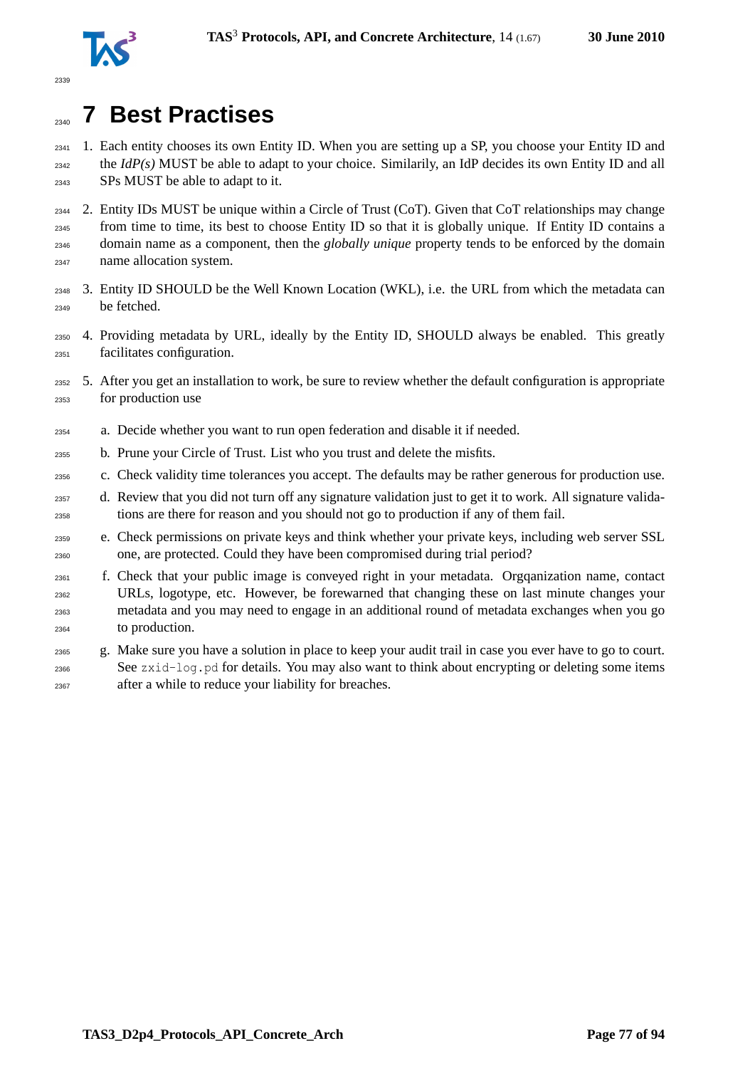# 7 Best Practises

1. Each entity chooses its own Entity ID. When you are setting up a SP, you choose your Entity ID and the *IdP(s)* MUST be able to adapt to your choice. Similarly, an IdP decides its own Entity ID and all SPs MUST be able to adapt to it.
2. Entity IDs MUST be unique within a Circle of Trust (CoT). Given that CoT relationships may change from time to time, its best to choose Entity ID so that it is globally unique. If Entity ID contains a domain name as a component, then the *globally unique* property tends to be enforced by the domain name allocation system.
3. Entity ID SHOULD be the Well Known Location (WKL), i.e. the URL from which the metadata can be fetched.
4. Providing metadata by URL, ideally by the Entity ID, SHOULD always be enabled. This greatly facilitates configuration.
5. After you get an installation to work, be sure to review whether the default configuration is appropriate for production use
   a. Decide whether you want to run open federation and disable it if needed.
   b. Prune your Circle of Trust. List who you trust and delete the misfits.
   c. Check validity time tolerances you accept. The defaults may be rather generous for production use.
   d. Review that you did not turn off any signature validation just to get it to work. All signature validations are there for reason and you should not go to production if any of them fail.
   e. Check permissions on private keys and think whether your private keys, including web server SSL one, are protected. Could they have been compromised during trial period?
   f. Check that your public image is conveyed right in your metadata. Orgqanization name, contact URLs, logotype, etc. However, be forewarned that changing these on last minute changes your metadata and you may need to engage in an additional round of metadata exchanges when you go to production.
   g. Make sure you have a solution in place to keep your audit trail in case you ever have to go to court. See `zxid-log.pd` for details. You may also want to think about encrypting or deleting some items after a while to reduce your liability for breaches.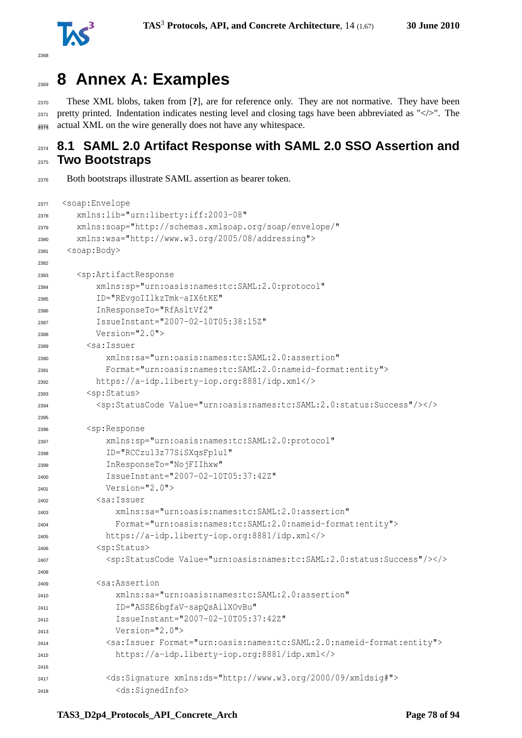# 8 Annex A: Examples

These XML blobs, taken from [**?**], are for reference only. They are not normative. They have been pretty printed. Indentation indicates nesting level and closing tags have been abbreviated as "</>". The actual XML on the wire generally does not have any whitespace.

## 8.1 SAML 2.0 Artifact Response with SAML 2.0 SSO Assertion and Two Bootstraps

Both bootstraps illustrate SAML assertion as bearer token.

```
<soap:Envelope
   xmlns:lib="urn:liberty:iff:2003-08"
   xmlns:soap="http://schemas.xmlsoap.org/soap/envelope/"
   xmlns:wsa="http://www.w3.org/2005/08/addressing">
 <soap:Body>

   <sp:ArtifactResponse
       xmlns:sp="urn:oasis:names:tc:SAML:2.0:protocol"
       ID="REvgoIIlkzTmk-aIX6tKE"
       InResponseTo="RfAsltVf2"
       IssueInstant="2007-02-10T05:38:15Z"
       Version="2.0">
     <sa:Issuer
         xmlns:sa="urn:oasis:names:tc:SAML:2.0:assertion"
         Format="urn:oasis:names:tc:SAML:2.0:nameid-format:entity">
       https://a-idp.liberty-iop.org:8881/idp.xml</>
     <sp:Status>
       <sp:StatusCode Value="urn:oasis:names:tc:SAML:2.0:status:Success"/></>

     <sp:Response
         xmlns:sp="urn:oasis:names:tc:SAML:2.0:protocol"
         ID="RCCzu13z77SiSXqsFp1u1"
         InResponseTo="NojFIIhxw"
         IssueInstant="2007-02-10T05:37:42Z"
         Version="2.0">
       <sa:Issuer
           xmlns:sa="urn:oasis:names:tc:SAML:2.0:assertion"
           Format="urn:oasis:names:tc:SAML:2.0:nameid-format:entity">
         https://a-idp.liberty-iop.org:8881/idp.xml</>
       <sp:Status>
         <sp:StatusCode Value="urn:oasis:names:tc:SAML:2.0:status:Success"/></>

       <sa:Assertion
           xmlns:sa="urn:oasis:names:tc:SAML:2.0:assertion"
           ID="ASSE6bgfaV-sapQsAilXOvBu"
           IssueInstant="2007-02-10T05:37:42Z"
           Version="2.0">
         <sa:Issuer Format="urn:oasis:names:tc:SAML:2.0:nameid-format:entity">
           https://a-idp.liberty-iop.org:8881/idp.xml</>

         <ds:Signature xmlns:ds="http://www.w3.org/2000/09/xmldsig#">
           <ds:SignedInfo>
```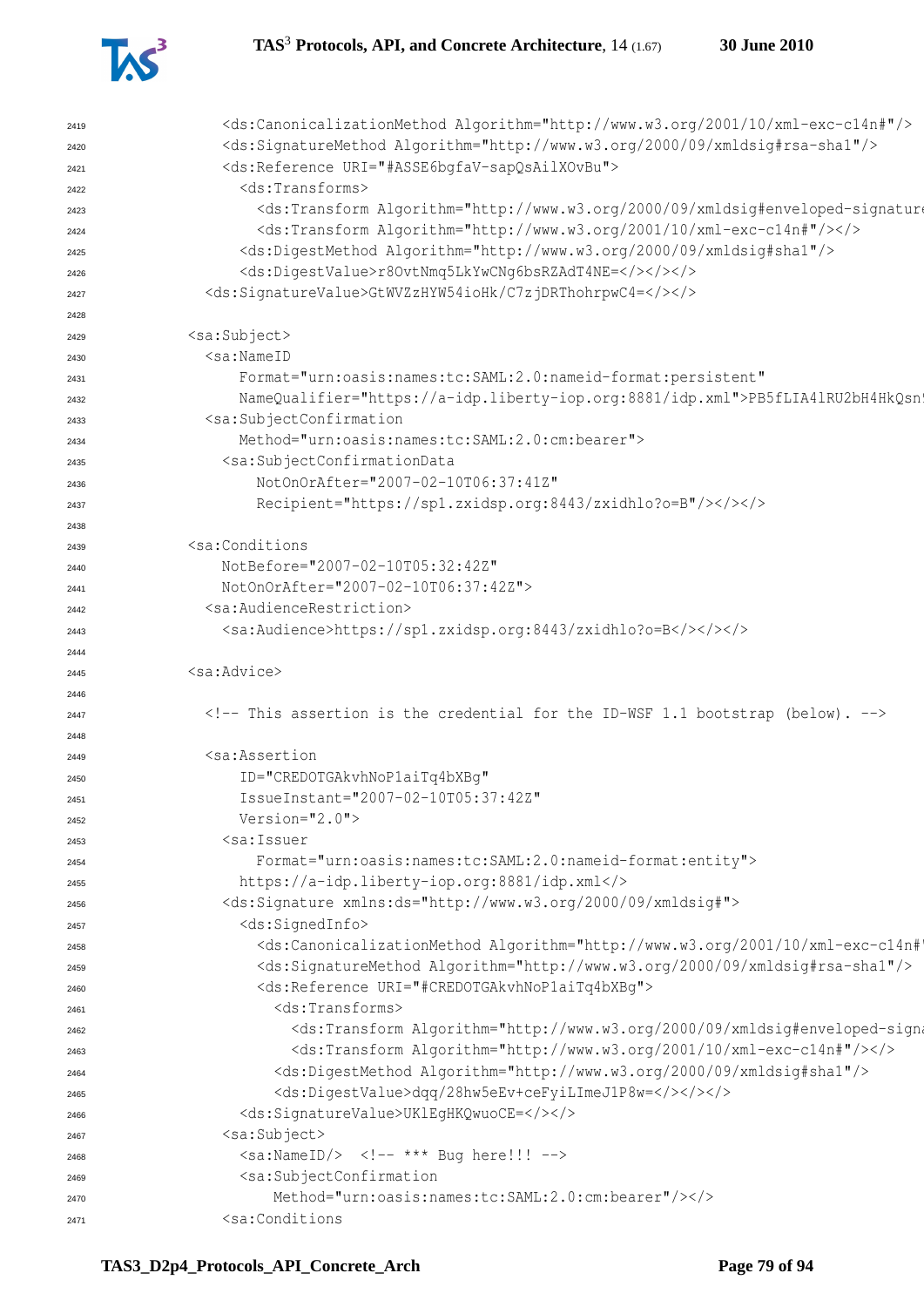```
2419            <ds:CanonicalizationMethod Algorithm="http://www.w3.org/2001/10/xml-exc-c14n#"/>
2420            <ds:SignatureMethod Algorithm="http://www.w3.org/2000/09/xmldsig#rsa-sha1"/>
2421            <ds:Reference URI="#ASSE6bgfaV-sapQsAilXOvBu">
2422              <ds:Transforms>
2423                <ds:Transform Algorithm="http://www.w3.org/2000/09/xmldsig#enveloped-signature
2424                <ds:Transform Algorithm="http://www.w3.org/2001/10/xml-exc-c14n#"/></>
2425              <ds:DigestMethod Algorithm="http://www.w3.org/2000/09/xmldsig#sha1"/>
2426              <ds:DigestValue>r8OvtNmq5LkYwCNg6bsRZAdT4NE=</></></>
2427          <ds:SignatureValue>GtWVZzHYW54ioHk/C7zjDRThohrpwC4=</></>
2428
2429        <sa:Subject>
2430          <sa:NameID
2431              Format="urn:oasis:names:tc:SAML:2.0:nameid-format:persistent"
2432              NameQualifier="https://a-idp.liberty-iop.org:8881/idp.xml">PB5fLIA4lRU2bH4HkQsn
2433          <sa:SubjectConfirmation
2434              Method="urn:oasis:names:tc:SAML:2.0:cm:bearer">
2435            <sa:SubjectConfirmationData
2436                NotOnOrAfter="2007-02-10T06:37:41Z"
2437                Recipient="https://sp1.zxidsp.org:8443/zxidhlo?o=B"/></></>
2438
2439        <sa:Conditions
2440            NotBefore="2007-02-10T05:32:42Z"
2441            NotOnOrAfter="2007-02-10T06:37:42Z">
2442          <sa:AudienceRestriction>
2443            <sa:Audience>https://sp1.zxidsp.org:8443/zxidhlo?o=B</></></>
2444
2445        <sa:Advice>
2446
2447          <!-- This assertion is the credential for the ID-WSF 1.1 bootstrap (below). -->
2448
2449          <sa:Assertion
2450              ID="CREDOTGAkvhNoP1aiTq4bXBg"
2451              IssueInstant="2007-02-10T05:37:42Z"
2452              Version="2.0">
2453            <sa:Issuer
2454                Format="urn:oasis:names:tc:SAML:2.0:nameid-format:entity">
2455              https://a-idp.liberty-iop.org:8881/idp.xml</>
2456            <ds:Signature xmlns:ds="http://www.w3.org/2000/09/xmldsig#">
2457              <ds:SignedInfo>
2458                <ds:CanonicalizationMethod Algorithm="http://www.w3.org/2001/10/xml-exc-c14n#
2459                <ds:SignatureMethod Algorithm="http://www.w3.org/2000/09/xmldsig#rsa-sha1"/>
2460                <ds:Reference URI="#CREDOTGAkvhNoP1aiTq4bXBg">
2461                  <ds:Transforms>
2462                    <ds:Transform Algorithm="http://www.w3.org/2000/09/xmldsig#enveloped-signa
2463                    <ds:Transform Algorithm="http://www.w3.org/2001/10/xml-exc-c14n#"/></>
2464                  <ds:DigestMethod Algorithm="http://www.w3.org/2000/09/xmldsig#sha1"/>
2465                  <ds:DigestValue>dqq/28hw5eEv+ceFyiLImeJ1P8w=</></></>
2466              <ds:SignatureValue>UKlEgHKQwuoCE=</></>
2467            <sa:Subject>
2468              <sa:NameID/>  <!-- *** Bug here!!! -->
2469              <sa:SubjectConfirmation
2470                  Method="urn:oasis:names:tc:SAML:2.0:cm:bearer"/></>
2471            <sa:Conditions
```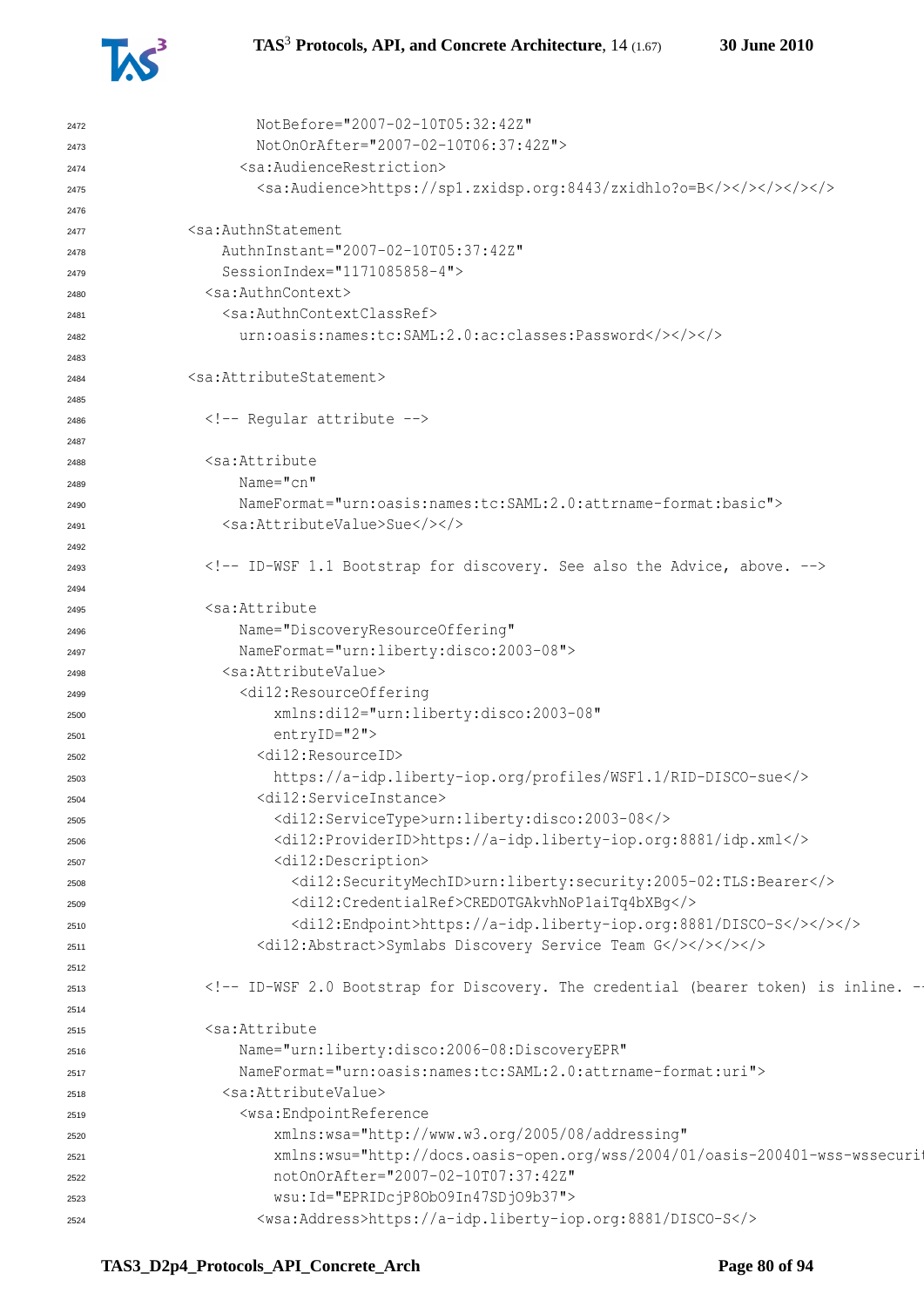```
2472              NotBefore="2007-02-10T05:32:42Z"
2473              NotOnOrAfter="2007-02-10T06:37:42Z">
2474            <sa:AudienceRestriction>
2475              <sa:Audience>https://sp1.zxidsp.org:8443/zxidhlo?o=B</></></></></></>
2476
2477        <sa:AuthnStatement
2478            AuthnInstant="2007-02-10T05:37:42Z"
2479            SessionIndex="1171085858-4">
2480          <sa:AuthnContext>
2481            <sa:AuthnContextClassRef>
2482              urn:oasis:names:tc:SAML:2.0:ac:classes:Password</></></>
2483
2484        <sa:AttributeStatement>
2485
2486          <!-- Regular attribute -->
2487
2488          <sa:Attribute
2489              Name="cn"
2490              NameFormat="urn:oasis:names:tc:SAML:2.0:attrname-format:basic">
2491            <sa:AttributeValue>Sue</></>
2492
2493          <!-- ID-WSF 1.1 Bootstrap for discovery. See also the Advice, above. -->
2494
2495          <sa:Attribute
2496              Name="DiscoveryResourceOffering"
2497              NameFormat="urn:liberty:disco:2003-08">
2498            <sa:AttributeValue>
2499              <di12:ResourceOffering
2500                  xmlns:di12="urn:liberty:disco:2003-08"
2501                  entryID="2">
2502                <di12:ResourceID>
2503                  https://a-idp.liberty-iop.org/profiles/WSF1.1/RID-DISCO-sue</>
2504                <di12:ServiceInstance>
2505                  <di12:ServiceType>urn:liberty:disco:2003-08</>
2506                  <di12:ProviderID>https://a-idp.liberty-iop.org:8881/idp.xml</>
2507                  <di12:Description>
2508                    <di12:SecurityMechID>urn:liberty:security:2005-02:TLS:Bearer</>
2509                    <di12:CredentialRef>CREDOTGAkvhNoP1aiTq4bXBg</>
2510                    <di12:Endpoint>https://a-idp.liberty-iop.org:8881/DISCO-S</></></>
2511                <di12:Abstract>Symlabs Discovery Service Team G</></></></>
2512
2513          <!-- ID-WSF 2.0 Bootstrap for Discovery. The credential (bearer token) is inline. -
2514
2515          <sa:Attribute
2516              Name="urn:liberty:disco:2006-08:DiscoveryEPR"
2517              NameFormat="urn:oasis:names:tc:SAML:2.0:attrname-format:uri">
2518            <sa:AttributeValue>
2519              <wsa:EndpointReference
2520                  xmlns:wsa="http://www.w3.org/2005/08/addressing"
2521                  xmlns:wsu="http://docs.oasis-open.org/wss/2004/01/oasis-200401-wss-wssecuri
2522                  notOnOrAfter="2007-02-10T07:37:42Z"
2523                  wsu:Id="EPRIDcjP8ObO9In47SDjO9b37">
2524                <wsa:Address>https://a-idp.liberty-iop.org:8881/DISCO-S</>
```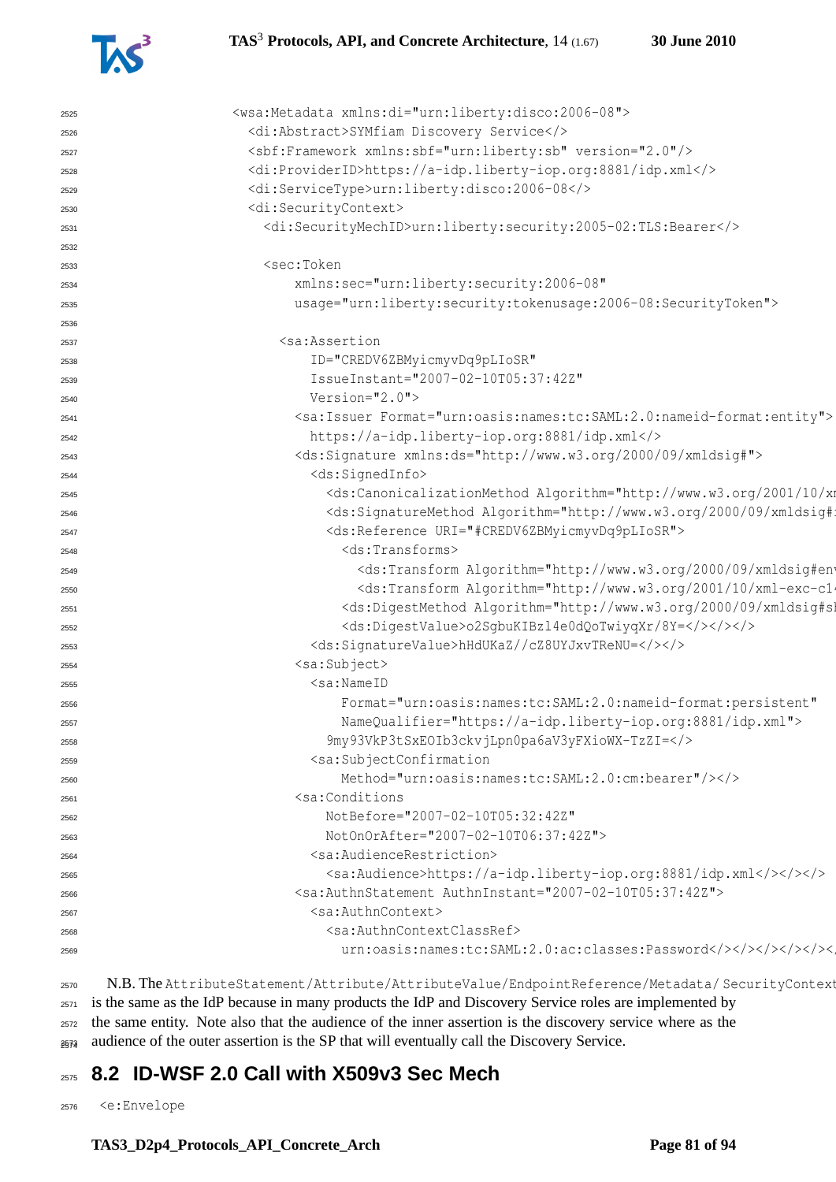```
<wsa:Metadata xmlns:di="urn:liberty:disco:2006-08">
  <di:Abstract>SYMfiam Discovery Service</>
  <sbf:Framework xmlns:sbf="urn:liberty:sb" version="2.0"/>
  <di:ProviderID>https://a-idp.liberty-iop.org:8881/idp.xml</>
  <di:ServiceType>urn:liberty:disco:2006-08</>
  <di:SecurityContext>
    <di:SecurityMechID>urn:liberty:security:2005-02:TLS:Bearer</>

    <sec:Token
        xmlns:sec="urn:liberty:security:2006-08"
        usage="urn:liberty:security:tokenusage:2006-08:SecurityToken">

      <sa:Assertion
          ID="CREDV6ZBMyicmyvDq9pLIoSR"
          IssueInstant="2007-02-10T05:37:42Z"
          Version="2.0">
        <sa:Issuer Format="urn:oasis:names:tc:SAML:2.0:nameid-format:entity">
          https://a-idp.liberty-iop.org:8881/idp.xml</>
        <ds:Signature xmlns:ds="http://www.w3.org/2000/09/xmldsig#">
          <ds:SignedInfo>
            <ds:CanonicalizationMethod Algorithm="http://www.w3.org/2001/10/xm
            <ds:SignatureMethod Algorithm="http://www.w3.org/2000/09/xmldsig#
            <ds:Reference URI="#CREDV6ZBMyicmyvDq9pLIoSR">
              <ds:Transforms>
                <ds:Transform Algorithm="http://www.w3.org/2000/09/xmldsig#env
                <ds:Transform Algorithm="http://www.w3.org/2001/10/xml-exc-c14
              <ds:DigestMethod Algorithm="http://www.w3.org/2000/09/xmldsig#sh
              <ds:DigestValue>o2SgbuKIBzl4e0dQoTwiyqXr/8Y=</></></>
          <ds:SignatureValue>hHdUKaZ//cZ8UYJxvTReNU=</></>
        <sa:Subject>
          <sa:NameID
              Format="urn:oasis:names:tc:SAML:2.0:nameid-format:persistent"
              NameQualifier="https://a-idp.liberty-iop.org:8881/idp.xml">
            9my93VkP3tSxEOIb3ckvjLpn0pa6aV3yFXioWX-TzZI=</>
          <sa:SubjectConfirmation
              Method="urn:oasis:names:tc:SAML:2.0:cm:bearer"/></>
        <sa:Conditions
            NotBefore="2007-02-10T05:32:42Z"
            NotOnOrAfter="2007-02-10T06:37:42Z">
          <sa:AudienceRestriction>
            <sa:Audience>https://a-idp.liberty-iop.org:8881/idp.xml</></></>
        <sa:AuthnStatement AuthnInstant="2007-02-10T05:37:42Z">
          <sa:AuthnContext>
            <sa:AuthnContextClassRef>
              urn:oasis:names:tc:SAML:2.0:ac:classes:Password</></></></></></
```

N.B. The `AttributeStatement/Attribute/AttributeValue/EndpointReference/Metadata/ SecurityContext` is the same as the IdP because in many products the IdP and Discovery Service roles are implemented by the same entity. Note also that the audience of the inner assertion is the discovery service where as the audience of the outer assertion is the SP that will eventually call the Discovery Service.

## 8.2 ID-WSF 2.0 Call with X509v3 Sec Mech

```
<e:Envelope
```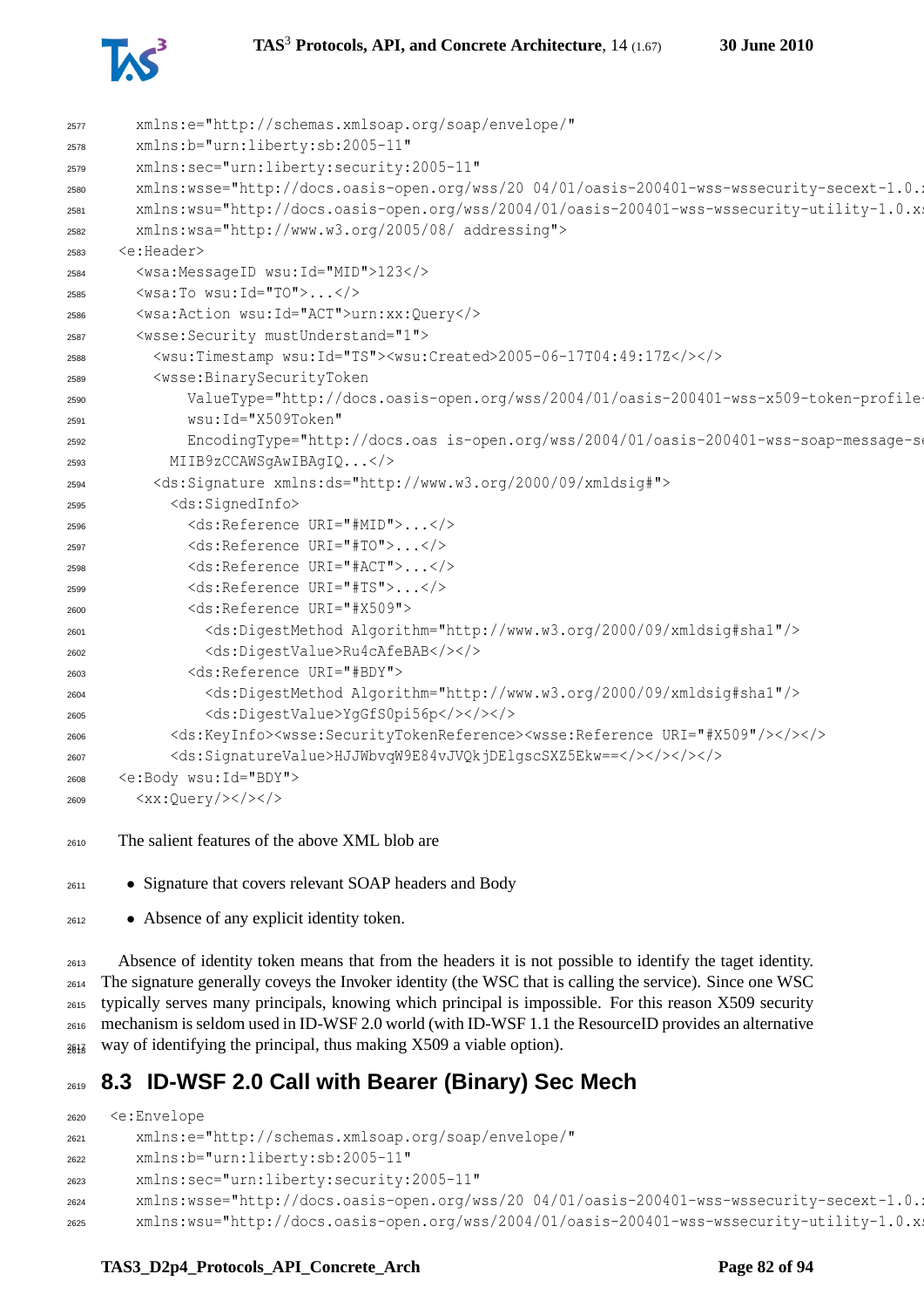```
    xmlns:e="http://schemas.xmlsoap.org/soap/envelope/"
    xmlns:b="urn:liberty:sb:2005-11"
    xmlns:sec="urn:liberty:security:2005-11"
    xmlns:wsse="http://docs.oasis-open.org/wss/20 04/01/oasis-200401-wss-wssecurity-secext-1.0.
    xmlns:wsu="http://docs.oasis-open.org/wss/2004/01/oasis-200401-wss-wssecurity-utility-1.0.x
    xmlns:wsa="http://www.w3.org/2005/08/ addressing">
  <e:Header>
    <wsa:MessageID wsu:Id="MID">123</>
    <wsa:To wsu:Id="TO">...</>
    <wsa:Action wsu:Id="ACT">urn:xx:Query</>
    <wsse:Security mustUnderstand="1">
      <wsu:Timestamp wsu:Id="TS"><wsu:Created>2005-06-17T04:49:17Z</></>
      <wsse:BinarySecurityToken
          ValueType="http://docs.oasis-open.org/wss/2004/01/oasis-200401-wss-x509-token-profile-
          wsu:Id="X509Token"
          EncodingType="http://docs.oas is-open.org/wss/2004/01/oasis-200401-wss-soap-message-s
        MIIB9zCCAWSgAwIBAgIQ...</>
      <ds:Signature xmlns:ds="http://www.w3.org/2000/09/xmldsig#">
        <ds:SignedInfo>
          <ds:Reference URI="#MID">...</>
          <ds:Reference URI="#TO">...</>
          <ds:Reference URI="#ACT">...</>
          <ds:Reference URI="#TS">...</>
          <ds:Reference URI="#X509">
            <ds:DigestMethod Algorithm="http://www.w3.org/2000/09/xmldsig#sha1"/>
            <ds:DigestValue>Ru4cAfeBAB</></>
          <ds:Reference URI="#BDY">
            <ds:DigestMethod Algorithm="http://www.w3.org/2000/09/xmldsig#sha1"/>
            <ds:DigestValue>YgGfS0pi56p</></></>
        <ds:KeyInfo><wsse:SecurityTokenReference><wsse:Reference URI="#X509"/></></></>
        <ds:SignatureValue>HJJWbvqW9E84vJVQkjDElgscSXZ5Ekw==</></></></></>
  <e:Body wsu:Id="BDY">
    <xx:Query/></></>
```

The salient features of the above XML blob are

- Signature that covers relevant SOAP headers and Body
- Absence of any explicit identity token.

Absence of identity token means that from the headers it is not possible to identify the taget identity. The signature generally coveys the Invoker identity (the WSC that is calling the service). Since one WSC typically serves many principals, knowing which principal is impossible. For this reason X509 security mechanism is seldom used in ID-WSF 2.0 world (with ID-WSF 1.1 the ResourceID provides an alternative way of identifying the principal, thus making X509 a viable option).

## 8.3 ID-WSF 2.0 Call with Bearer (Binary) Sec Mech

```
<e:Envelope
    xmlns:e="http://schemas.xmlsoap.org/soap/envelope/"
    xmlns:b="urn:liberty:sb:2005-11"
    xmlns:sec="urn:liberty:security:2005-11"
    xmlns:wsse="http://docs.oasis-open.org/wss/20 04/01/oasis-200401-wss-wssecurity-secext-1.0.
    xmlns:wsu="http://docs.oasis-open.org/wss/2004/01/oasis-200401-wss-wssecurity-utility-1.0.x
```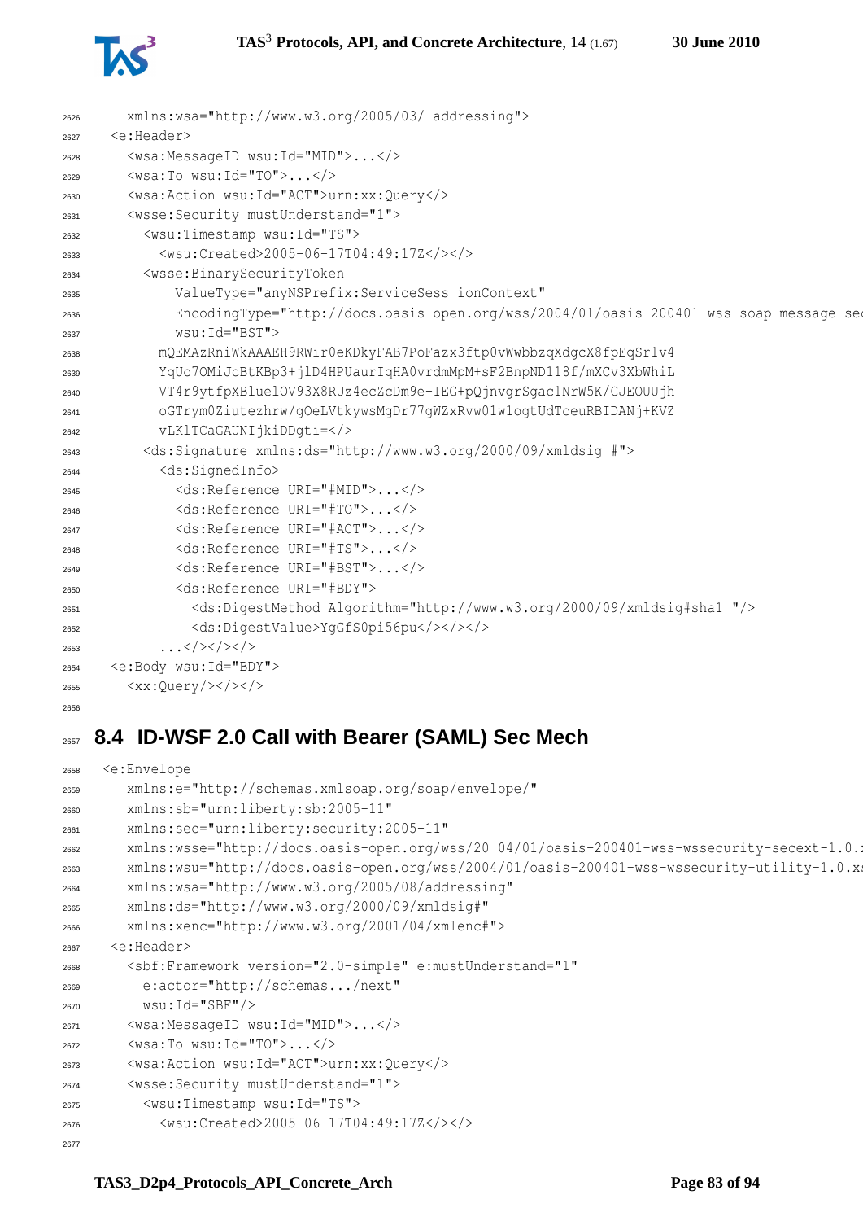```
    xmlns:wsa="http://www.w3.org/2005/03/ addressing">
  <e:Header>
    <wsa:MessageID wsu:Id="MID">...</>
    <wsa:To wsu:Id="TO">...</>
    <wsa:Action wsu:Id="ACT">urn:xx:Query</>
    <wsse:Security mustUnderstand="1">
      <wsu:Timestamp wsu:Id="TS">
        <wsu:Created>2005-06-17T04:49:17Z</></>
      <wsse:BinarySecurityToken
          ValueType="anyNSPrefix:ServiceSess ionContext"
          EncodingType="http://docs.oasis-open.org/wss/2004/01/oasis-200401-wss-soap-message-sec
          wsu:Id="BST">
        mQEMAzRniWkAAAEH9RWir0eKDkyFAB7PoFazx3ftp0vWwbbzqXdgcX8fpEqSr1v4
        YqUc7OMiJcBtKBp3+jlD4HPUaurIqHA0vrdmMpM+sF2BnpND118f/mXCv3XbWhiL
        VT4r9ytfpXBluelOV93X8RUz4ecZcDm9e+IEG+pQjnvgrSgac1NrW5K/CJEOUUjh
        oGTrym0Ziutezhrw/gOeLVtkywsMgDr77gWZxRvw01w1ogtUdTceuRBIDANj+KVZ
        vLKlTCaGAUNIjkiDDgti=</>
      <ds:Signature xmlns:ds="http://www.w3.org/2000/09/xmldsig #">
        <ds:SignedInfo>
          <ds:Reference URI="#MID">...</>
          <ds:Reference URI="#TO">...</>
          <ds:Reference URI="#ACT">...</>
          <ds:Reference URI="#TS">...</>
          <ds:Reference URI="#BST">...</>
          <ds:Reference URI="#BDY">
            <ds:DigestMethod Algorithm="http://www.w3.org/2000/09/xmldsig#sha1 "/>
            <ds:DigestValue>YgGfS0pi56pu</></></>
        ...</></></>
  <e:Body wsu:Id="BDY">
    <xx:Query/></></>
```

## 8.4 ID-WSF 2.0 Call with Bearer (SAML) Sec Mech

```
 <e:Envelope
    xmlns:e="http://schemas.xmlsoap.org/soap/envelope/"
    xmlns:sb="urn:liberty:sb:2005-11"
    xmlns:sec="urn:liberty:security:2005-11"
    xmlns:wsse="http://docs.oasis-open.org/wss/20 04/01/oasis-200401-wss-wssecurity-secext-1.0.x
    xmlns:wsu="http://docs.oasis-open.org/wss/2004/01/oasis-200401-wss-wssecurity-utility-1.0.xs
    xmlns:wsa="http://www.w3.org/2005/08/addressing"
    xmlns:ds="http://www.w3.org/2000/09/xmldsig#"
    xmlns:xenc="http://www.w3.org/2001/04/xmlenc#">
  <e:Header>
    <sbf:Framework version="2.0-simple" e:mustUnderstand="1"
      e:actor="http://schemas.../next"
      wsu:Id="SBF"/>
    <wsa:MessageID wsu:Id="MID">...</>
    <wsa:To wsu:Id="TO">...</>
    <wsa:Action wsu:Id="ACT">urn:xx:Query</>
    <wsse:Security mustUnderstand="1">
      <wsu:Timestamp wsu:Id="TS">
        <wsu:Created>2005-06-17T04:49:17Z</></>
```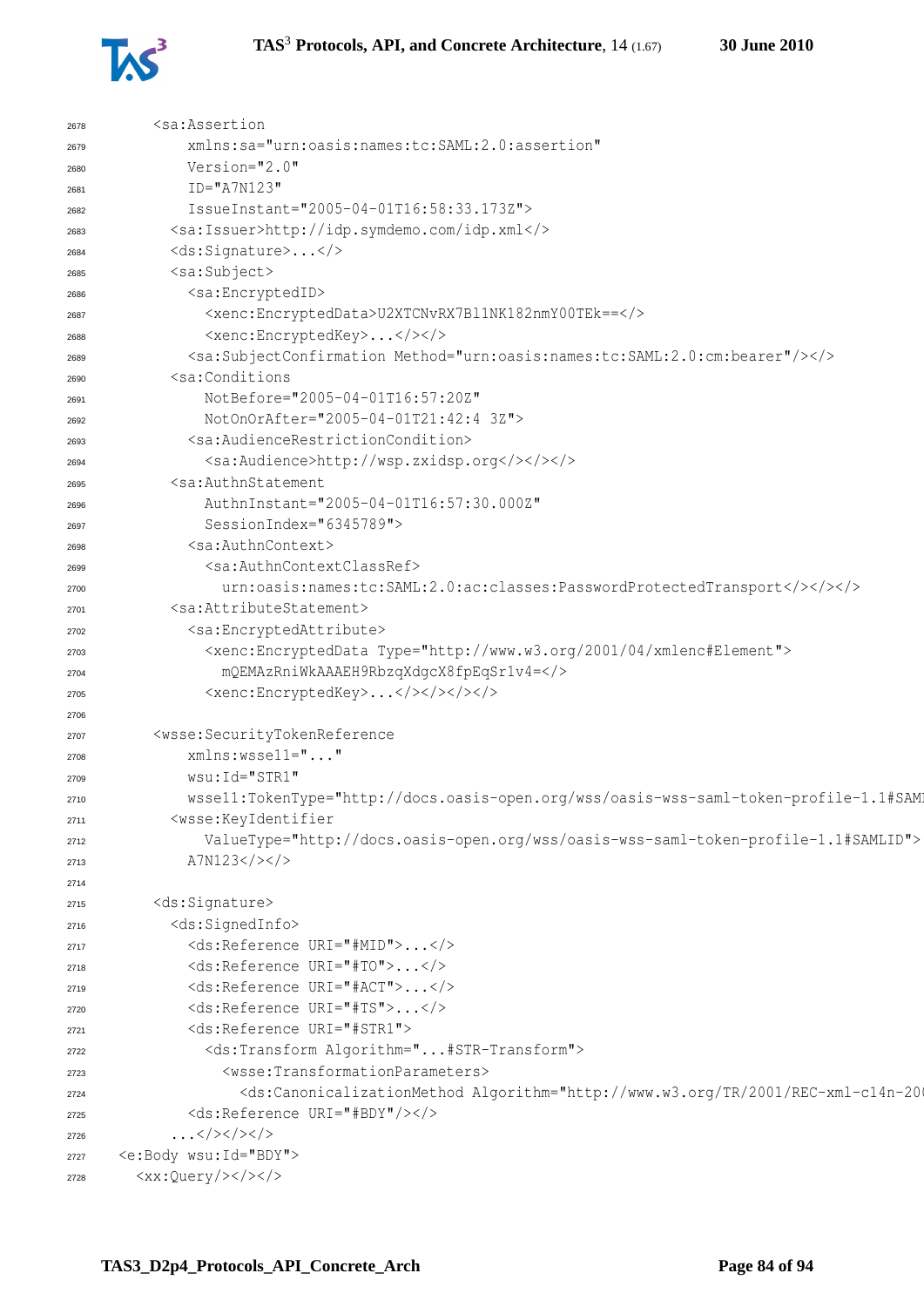```
      <sa:Assertion
          xmlns:sa="urn:oasis:names:tc:SAML:2.0:assertion"
          Version="2.0"
          ID="A7N123"
          IssueInstant="2005-04-01T16:58:33.173Z">
        <sa:Issuer>http://idp.symdemo.com/idp.xml</>
        <ds:Signature>...</>
        <sa:Subject>
          <sa:EncryptedID>
            <xenc:EncryptedData>U2XTCNvRX7Bl1NK182nmY00TEk==</>
            <xenc:EncryptedKey>...</></>
          <sa:SubjectConfirmation Method="urn:oasis:names:tc:SAML:2.0:cm:bearer"/></>
        <sa:Conditions
            NotBefore="2005-04-01T16:57:20Z"
            NotOnOrAfter="2005-04-01T21:42:4 3Z">
          <sa:AudienceRestrictionCondition>
            <sa:Audience>http://wsp.zxidsp.org</></></>
        <sa:AuthnStatement
            AuthnInstant="2005-04-01T16:57:30.000Z"
            SessionIndex="6345789">
          <sa:AuthnContext>
            <sa:AuthnContextClassRef>
              urn:oasis:names:tc:SAML:2.0:ac:classes:PasswordProtectedTransport</></></>
        <sa:AttributeStatement>
          <sa:EncryptedAttribute>
            <xenc:EncryptedData Type="http://www.w3.org/2001/04/xmlenc#Element">
              mQEMAzRniWkAAAEH9RbzqXdgcX8fpEqSr1v4=</>
            <xenc:EncryptedKey>...</></></></>

      <wsse:SecurityTokenReference
          xmlns:wsse11="..."
          wsu:Id="STR1"
          wsse11:TokenType="http://docs.oasis-open.org/wss/oasis-wss-saml-token-profile-1.1#SAMI
        <wsse:KeyIdentifier
            ValueType="http://docs.oasis-open.org/wss/oasis-wss-saml-token-profile-1.1#SAMLID">
          A7N123</></>

      <ds:Signature>
        <ds:SignedInfo>
          <ds:Reference URI="#MID">...</>
          <ds:Reference URI="#TO">...</>
          <ds:Reference URI="#ACT">...</>
          <ds:Reference URI="#TS">...</>
          <ds:Reference URI="#STR1">
            <ds:Transform Algorithm="...#STR-Transform">
              <wsse:TransformationParameters>
                <ds:CanonicalizationMethod Algorithm="http://www.w3.org/TR/2001/REC-xml-c14n-20
          <ds:Reference URI="#BDY"/></>
        ...</></></>
  <e:Body wsu:Id="BDY">
    <xx:Query/></></>
```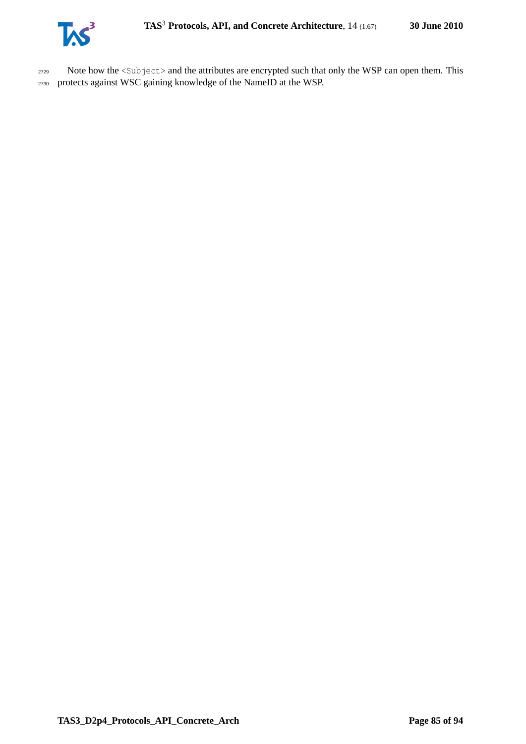Note how the `<Subject>` and the attributes are encrypted such that only the WSP can open them. This protects against WSC gaining knowledge of the NameID at the WSP.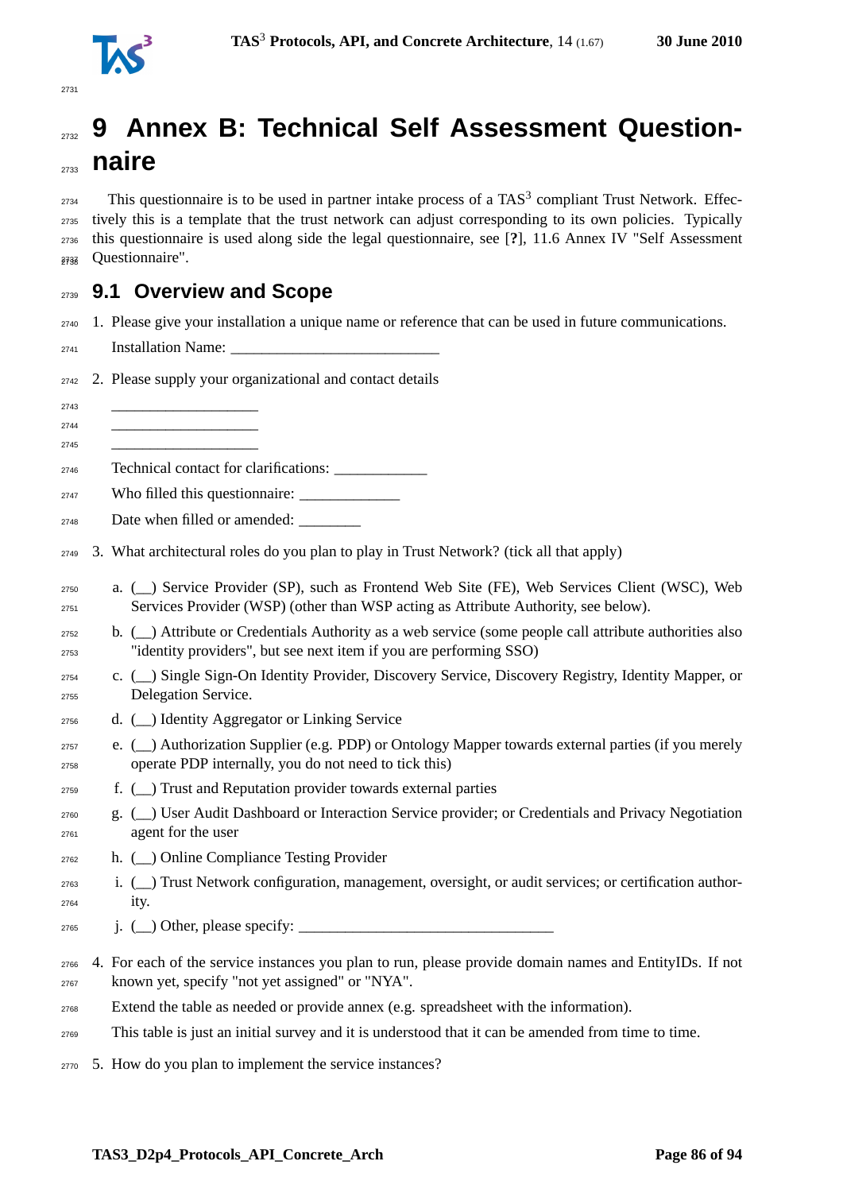# 9 Annex B: Technical Self Assessment Questionnaire

This questionnaire is to be used in partner intake process of a TAS$^3$ compliant Trust Network. Effectively this is a template that the trust network can adjust corresponding to its own policies. Typically this questionnaire is used along side the legal questionnaire, see [**?**], 11.6 Annex IV "Self Assessment Questionnaire".

## 9.1 Overview and Scope

1. Please give your installation a unique name or reference that can be used in future communications.

   Installation Name: ___________________________

2. Please supply your organizational and contact details

   ___________________
   ___________________
   ___________________

   Technical contact for clarifications: ____________

   Who filled this questionnaire: _____________

   Date when filled or amended: ________

3. What architectural roles do you plan to play in Trust Network? (tick all that apply)

   a. (__) Service Provider (SP), such as Frontend Web Site (FE), Web Services Client (WSC), Web Services Provider (WSP) (other than WSP acting as Attribute Authority, see below).
   b. (__) Attribute or Credentials Authority as a web service (some people call attribute authorities also "identity providers", but see next item if you are performing SSO)
   c. (__) Single Sign-On Identity Provider, Discovery Service, Discovery Registry, Identity Mapper, or Delegation Service.
   d. (__) Identity Aggregator or Linking Service
   e. (__) Authorization Supplier (e.g. PDP) or Ontology Mapper towards external parties (if you merely operate PDP internally, you do not need to tick this)
   f. (__) Trust and Reputation provider towards external parties
   g. (__) User Audit Dashboard or Interaction Service provider; or Credentials and Privacy Negotiation agent for the user
   h. (__) Online Compliance Testing Provider
   i. (__) Trust Network configuration, management, oversight, or audit services; or certification authority.
   j. (__) Other, please specify: _________________________________

4. For each of the service instances you plan to run, please provide domain names and EntityIDs. If not known yet, specify "not yet assigned" or "NYA".

   Extend the table as needed or provide annex (e.g. spreadsheet with the information).

   This table is just an initial survey and it is understood that it can be amended from time to time.

5. How do you plan to implement the service instances?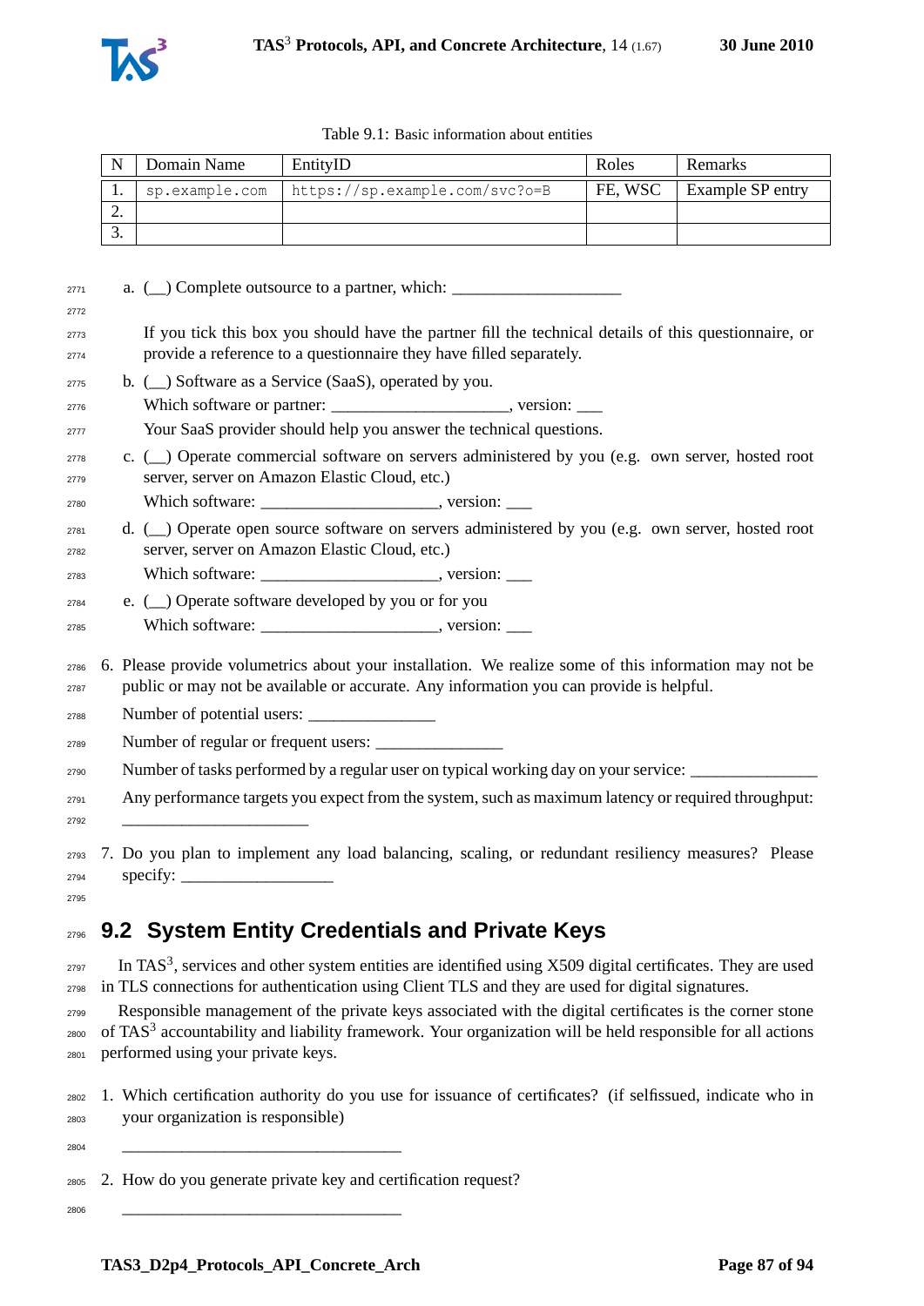Table 9.1: Basic information about entities

| N | Domain Name | EntityID | Roles | Remarks |
|---|---|---|---|---|
| 1. | `sp.example.com` | `https://sp.example.com/svc?o=B` | FE, WSC | Example SP entry |
| 2. | | | | |
| 3. | | | | |

a. (__) Complete outsource to a partner, which: ____________________

If you tick this box you should have the partner fill the technical details of this questionnaire, or provide a reference to a questionnaire they have filled separately.

b. (__) Software as a Service (SaaS), operated by you.
Which software or partner: ____________________, version: ___
Your SaaS provider should help you answer the technical questions.

c. (__) Operate commercial software on servers administered by you (e.g. own server, hosted root server, server on Amazon Elastic Cloud, etc.)
Which software: ____________________, version: ___

d. (__) Operate open source software on servers administered by you (e.g. own server, hosted root server, server on Amazon Elastic Cloud, etc.)
Which software: ____________________, version: ___

e. (__) Operate software developed by you or for you
Which software: ____________________, version: ___

6. Please provide volumetrics about your installation. We realize some of this information may not be public or may not be available or accurate. Any information you can provide is helpful.

   Number of potential users: _______________

   Number of regular or frequent users: _______________

   Number of tasks performed by a regular user on typical working day on your service: _______________

   Any performance targets you expect from the system, such as maximum latency or required throughput: ______________________

7. Do you plan to implement any load balancing, scaling, or redundant resiliency measures? Please specify: __________________

## 9.2 System Entity Credentials and Private Keys

In TAS3, services and other system entities are identified using X509 digital certificates. They are used in TLS connections for authentication using Client TLS and they are used for digital signatures.

Responsible management of the private keys associated with the digital certificates is the corner stone of TAS3 accountability and liability framework. Your organization will be held responsible for all actions performed using your private keys.

1. Which certification authority do you use for issuance of certificates? (if selfissued, indicate who in your organization is responsible)

   _________________________________

2. How do you generate private key and certification request?

   _________________________________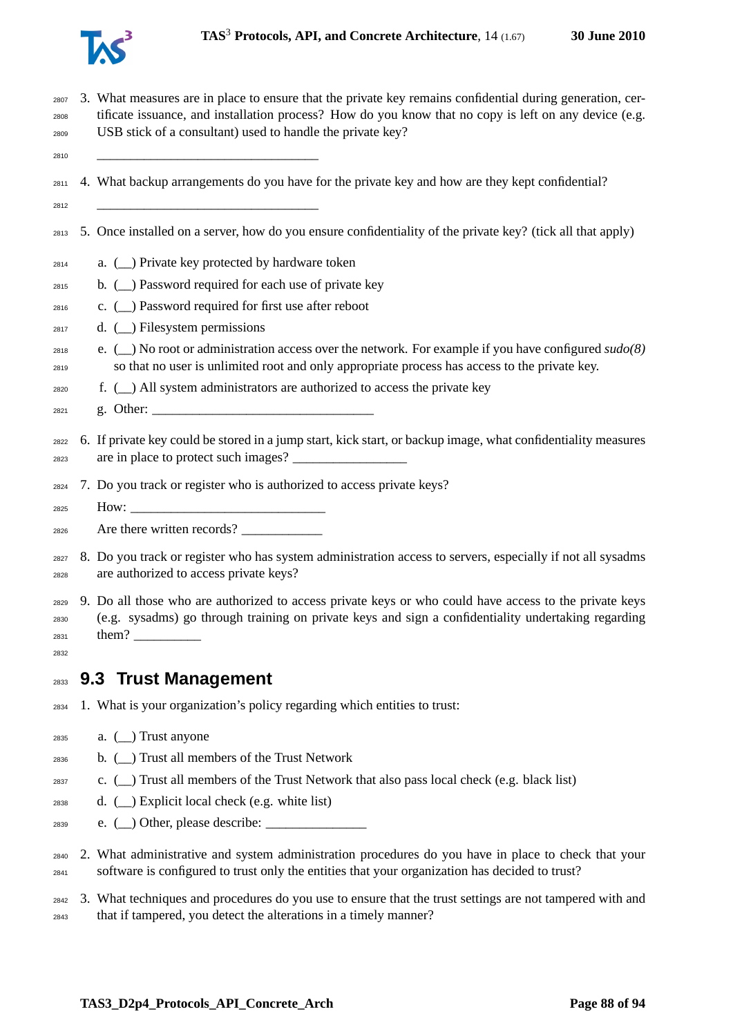3. What measures are in place to ensure that the private key remains confidential during generation, certificate issuance, and installation process? How do you know that no copy is left on any device (e.g. USB stick of a consultant) used to handle the private key?

   ______________________________

4. What backup arrangements do you have for the private key and how are they kept confidential?

   ______________________________

5. Once installed on a server, how do you ensure confidentiality of the private key? (tick all that apply)

   a. (__) Private key protected by hardware token
   b. (__) Password required for each use of private key
   c. (__) Password required for first use after reboot
   d. (__) Filesystem permissions
   e. (__) No root or administration access over the network. For example if you have configured *sudo(8)* so that no user is unlimited root and only appropriate process has access to the private key.
   f. (__) All system administrators are authorized to access the private key
   g. Other: ______________________________

6. If private key could be stored in a jump start, kick start, or backup image, what confidentiality measures are in place to protect such images? _______________

7. Do you track or register who is authorized to access private keys?

   How: ___________________________

   Are there written records? ___________

8. Do you track or register who has system administration access to servers, especially if not all sysadms are authorized to access private keys?

9. Do all those who are authorized to access private keys or who could have access to the private keys (e.g. sysadms) go through training on private keys and sign a confidentiality undertaking regarding them? _________

## 9.3 Trust Management

1. What is your organization's policy regarding which entities to trust:

   a. (__) Trust anyone
   b. (__) Trust all members of the Trust Network
   c. (__) Trust all members of the Trust Network that also pass local check (e.g. black list)
   d. (__) Explicit local check (e.g. white list)
   e. (__) Other, please describe: ______________

2. What administrative and system administration procedures do you have in place to check that your software is configured to trust only the entities that your organization has decided to trust?

3. What techniques and procedures do you use to ensure that the trust settings are not tampered with and that if tampered, you detect the alterations in a timely manner?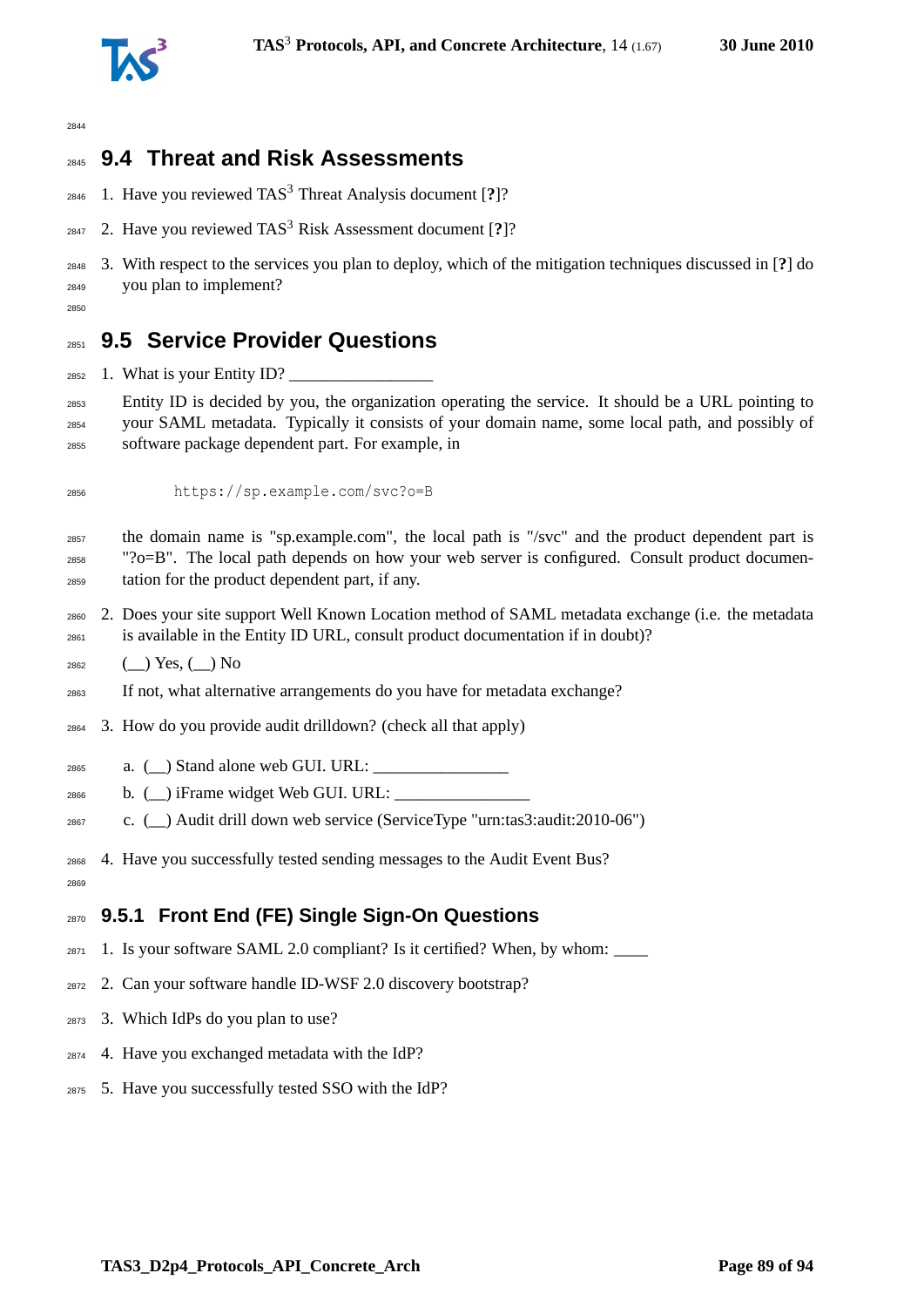## 9.4 Threat and Risk Assessments

1. Have you reviewed TAS[3] Threat Analysis document [**?**]?
2. Have you reviewed TAS[3] Risk Assessment document [**?**]?
3. With respect to the services you plan to deploy, which of the mitigation techniques discussed in [**?**] do you plan to implement?

## 9.5 Service Provider Questions

1. What is your Entity ID? ________________

   Entity ID is decided by you, the organization operating the service. It should be a URL pointing to your SAML metadata. Typically it consists of your domain name, some local path, and possibly of software package dependent part. For example, in

   ```
   https://sp.example.com/svc?o=B
   ```

   the domain name is "sp.example.com", the local path is "/svc" and the product dependent part is "?o=B". The local path depends on how your web server is configured. Consult product documentation for the product dependent part, if any.

2. Does your site support Well Known Location method of SAML metadata exchange (i.e. the metadata is available in the Entity ID URL, consult product documentation if in doubt)?

   (__) Yes, (__) No

   If not, what alternative arrangements do you have for metadata exchange?

3. How do you provide audit drilldown? (check all that apply)

   a. (__) Stand alone web GUI. URL: ________________
   b. (__) iFrame widget Web GUI. URL: ________________
   c. (__) Audit drill down web service (ServiceType "urn:tas3:audit:2010-06")

4. Have you successfully tested sending messages to the Audit Event Bus?

### 9.5.1 Front End (FE) Single Sign-On Questions

1. Is your software SAML 2.0 compliant? Is it certified? When, by whom: ____
2. Can your software handle ID-WSF 2.0 discovery bootstrap?
3. Which IdPs do you plan to use?
4. Have you exchanged metadata with the IdP?
5. Have you successfully tested SSO with the IdP?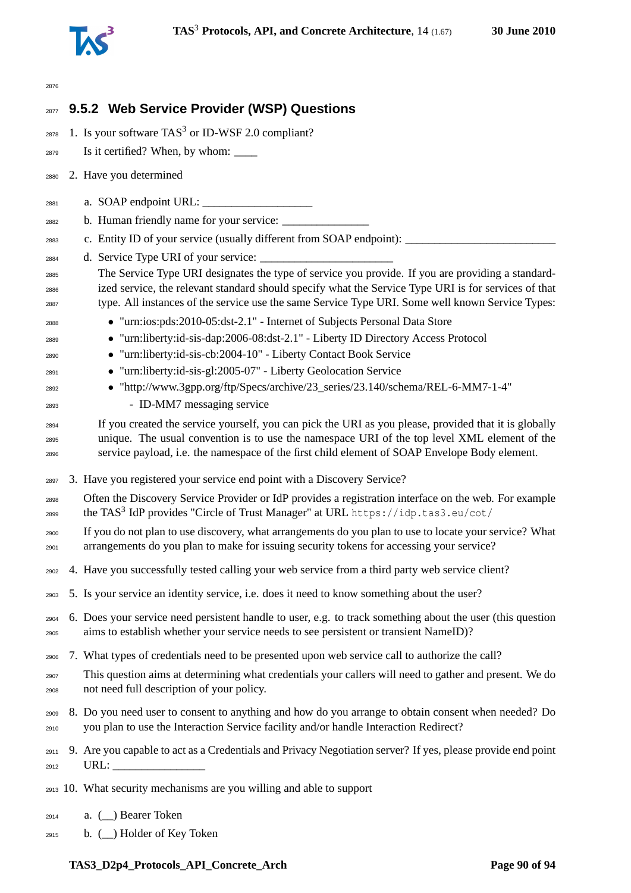### 9.5.2 Web Service Provider (WSP) Questions

1. Is your software TAS[3] or ID-WSF 2.0 compliant?

   Is it certified? When, by whom: ____

2. Have you determined

   a. SOAP endpoint URL: ___________________

   b. Human friendly name for your service: _______________

   c. Entity ID of your service (usually different from SOAP endpoint): __________________________

   d. Service Type URI of your service: _______________________

      The Service Type URI designates the type of service you provide. If you are providing a standardized service, the relevant standard should specify what the Service Type URI is for services of that type. All instances of the service use the same Service Type URI. Some well known Service Types:

      - "urn:ios:pds:2010-05:dst-2.1" - Internet of Subjects Personal Data Store
      - "urn:liberty:id-sis-dap:2006-08:dst-2.1" - Liberty ID Directory Access Protocol
      - "urn:liberty:id-sis-cb:2004-10" - Liberty Contact Book Service
      - "urn:liberty:id-sis-gl:2005-07" - Liberty Geolocation Service
      - "http://www.3gpp.org/ftp/Specs/archive/23_series/23.140/schema/REL-6-MM7-1-4" - ID-MM7 messaging service

      If you created the service yourself, you can pick the URI as you please, provided that it is globally unique. The usual convention is to use the namespace URI of the top level XML element of the service payload, i.e. the namespace of the first child element of SOAP Envelope Body element.

3. Have you registered your service end point with a Discovery Service?

   Often the Discovery Service Provider or IdP provides a registration interface on the web. For example the TAS[3] IdP provides "Circle of Trust Manager" at URL `https://idp.tas3.eu/cot/`

   If you do not plan to use discovery, what arrangements do you plan to use to locate your service? What arrangements do you plan to make for issuing security tokens for accessing your service?

4. Have you successfully tested calling your web service from a third party web service client?

5. Is your service an identity service, i.e. does it need to know something about the user?

6. Does your service need persistent handle to user, e.g. to track something about the user (this question aims to establish whether your service needs to see persistent or transient NameID)?

7. What types of credentials need to be presented upon web service call to authorize the call?

   This question aims at determining what credentials your callers will need to gather and present. We do not need full description of your policy.

8. Do you need user to consent to anything and how do you arrange to obtain consent when needed? Do you plan to use the Interaction Service facility and/or handle Interaction Redirect?

9. Are you capable to act as a Credentials and Privacy Negotiation server? If yes, please provide end point URL: ________________

10. What security mechanisms are you willing and able to support

    a. (__) Bearer Token

    b. (__) Holder of Key Token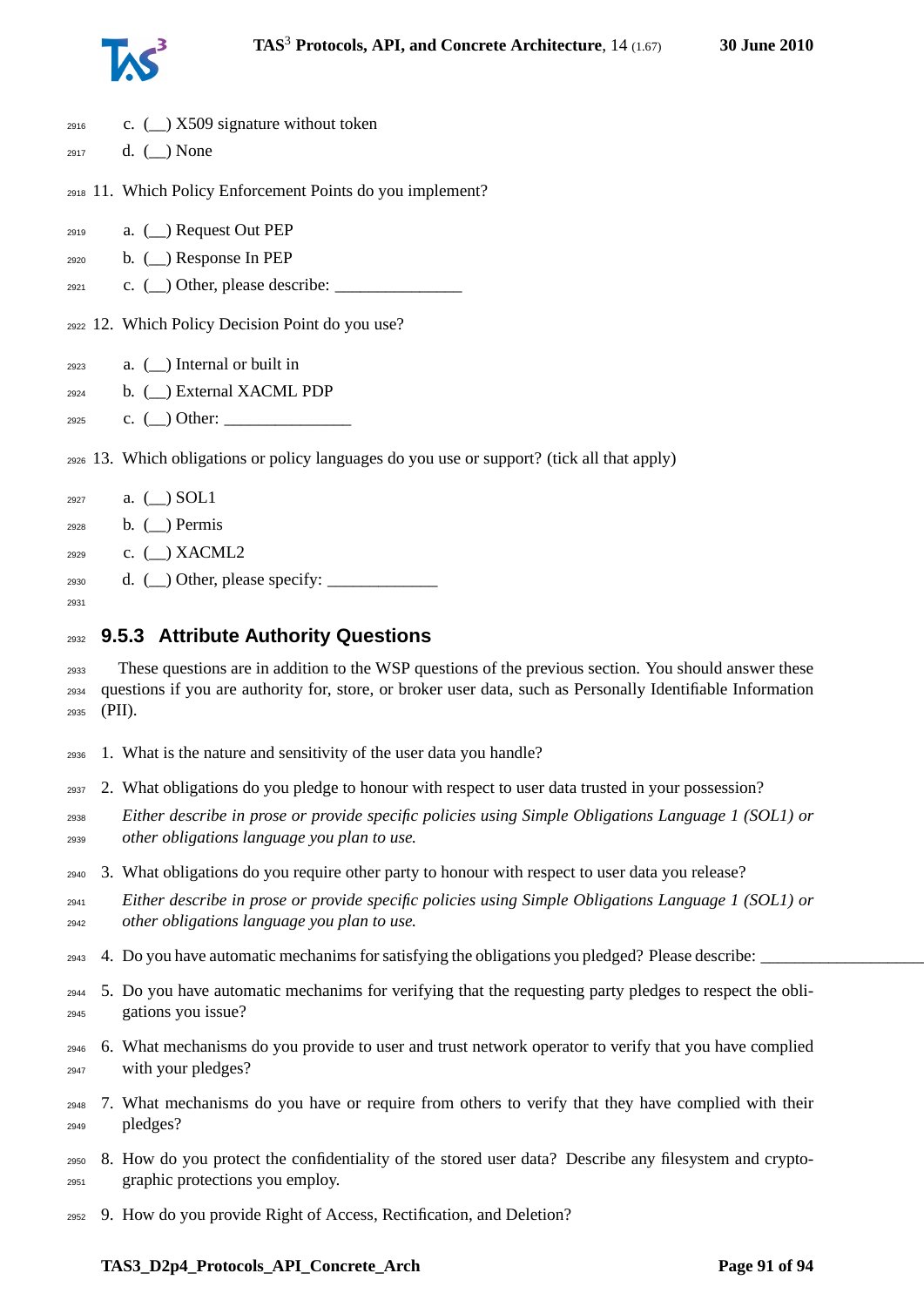c. (__) X509 signature without token
d. (__) None

11. Which Policy Enforcement Points do you implement?
    a. (__) Request Out PEP
    b. (__) Response In PEP
    c. (__) Other, please describe: _______________

12. Which Policy Decision Point do you use?
    a. (__) Internal or built in
    b. (__) External XACML PDP
    c. (__) Other: _______________

13. Which obligations or policy languages do you use or support? (tick all that apply)
    a. (__) SOL1
    b. (__) Permis
    c. (__) XACML2
    d. (__) Other, please specify: _____________

### 9.5.3 Attribute Authority Questions

These questions are in addition to the WSP questions of the previous section. You should answer these questions if you are authority for, store, or broker user data, such as Personally Identifiable Information (PII).

1. What is the nature and sensitivity of the user data you handle?
2. What obligations do you pledge to honour with respect to user data trusted in your possession?
   *Either describe in prose or provide specific policies using Simple Obligations Language 1 (SOL1) or other obligations language you plan to use.*
3. What obligations do you require other party to honour with respect to user data you release?
   *Either describe in prose or provide specific policies using Simple Obligations Language 1 (SOL1) or other obligations language you plan to use.*
4. Do you have automatic mechanims for satisfying the obligations you pledged? Please describe: ___________________
5. Do you have automatic mechanims for verifying that the requesting party pledges to respect the obligations you issue?
6. What mechanisms do you provide to user and trust network operator to verify that you have complied with your pledges?
7. What mechanisms do you have or require from others to verify that they have complied with their pledges?
8. How do you protect the confidentiality of the stored user data? Describe any filesystem and cryptographic protections you employ.
9. How do you provide Right of Access, Rectification, and Deletion?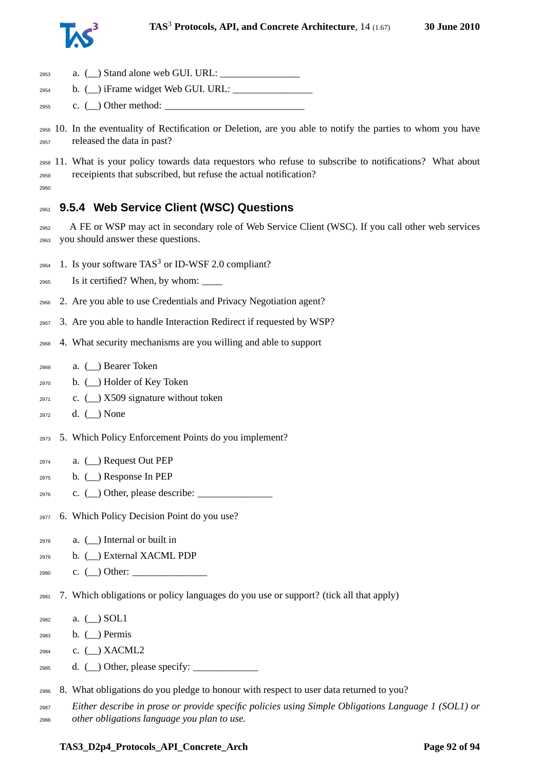a. (__) Stand alone web GUI. URL: ________________

b. (__) iFrame widget Web GUI. URL: ________________

c. (__) Other method: ____________________________

10. In the eventuality of Rectification or Deletion, are you able to notify the parties to whom you have released the data in past?

11. What is your policy towards data requestors who refuse to subscribe to notifications? What about receipients that subscribed, but refuse the actual notification?

### 9.5.4 Web Service Client (WSC) Questions

A FE or WSP may act in secondary role of Web Service Client (WSC). If you call other web services you should answer these questions.

1. Is your software TAS$^3$ or ID-WSF 2.0 compliant?

   Is it certified? When, by whom: ____

2. Are you able to use Credentials and Privacy Negotiation agent?

3. Are you able to handle Interaction Redirect if requested by WSP?

4. What security mechanisms are you willing and able to support

   a. (__) Bearer Token

   b. (__) Holder of Key Token

   c. (__) X509 signature without token

   d. (__) None

5. Which Policy Enforcement Points do you implement?

   a. (__) Request Out PEP

   b. (__) Response In PEP

   c. (__) Other, please describe: _______________

6. Which Policy Decision Point do you use?

   a. (__) Internal or built in

   b. (__) External XACML PDP

   c. (__) Other: _______________

7. Which obligations or policy languages do you use or support? (tick all that apply)

   a. (__) SOL1

   b. (__) Permis

   c. (__) XACML2

   d. (__) Other, please specify: _____________

8. What obligations do you pledge to honour with respect to user data returned to you?

   *Either describe in prose or provide specific policies using Simple Obligations Language 1 (SOL1) or other obligations language you plan to use.*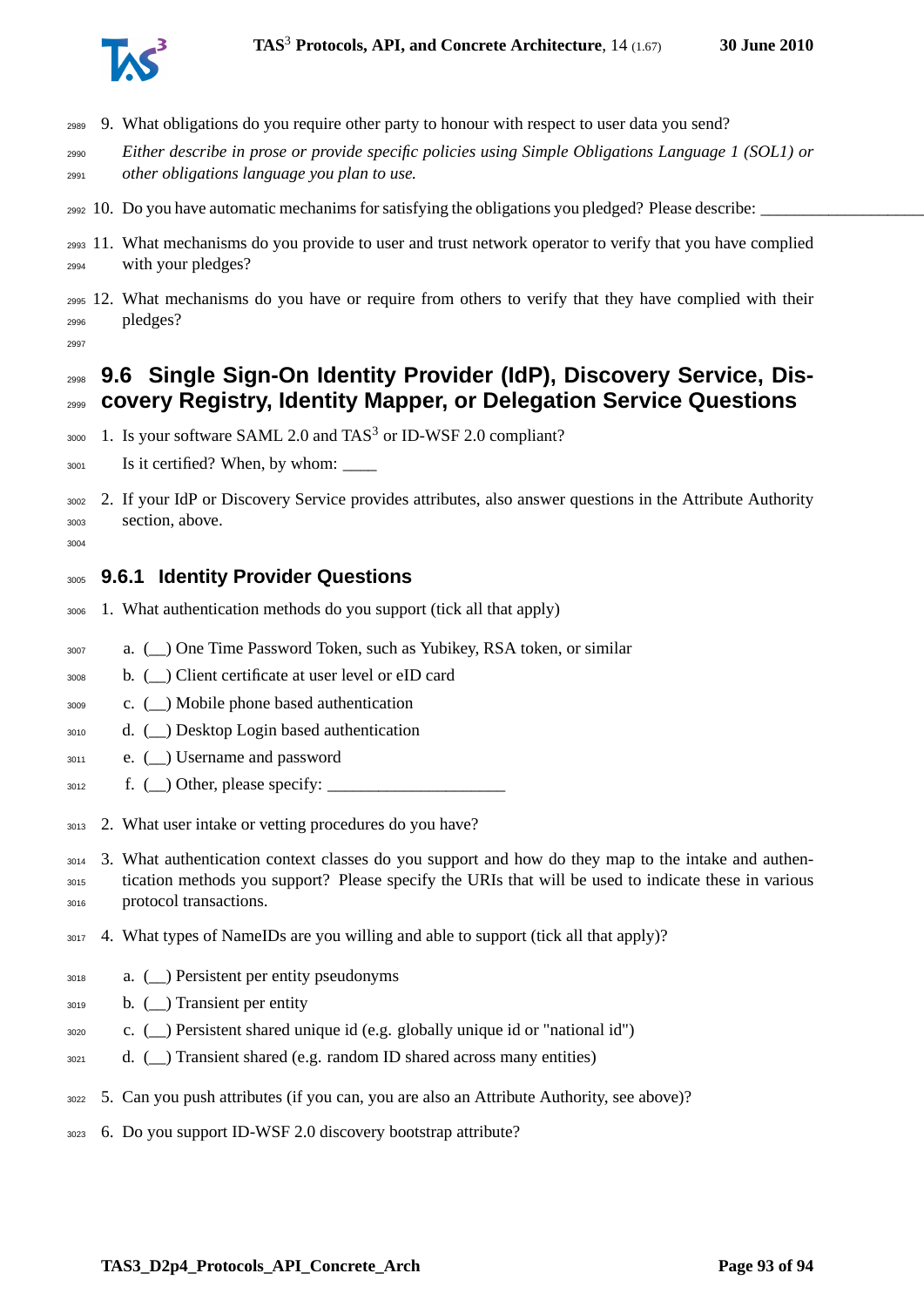9. What obligations do you require other party to honour with respect to user data you send?

   *Either describe in prose or provide specific policies using Simple Obligations Language 1 (SOL1) or other obligations language you plan to use.*

10. Do you have automatic mechanims for satisfying the obligations you pledged? Please describe: ____________________

11. What mechanisms do you provide to user and trust network operator to verify that you have complied with your pledges?

12. What mechanisms do you have or require from others to verify that they have complied with their pledges?

## 9.6 Single Sign-On Identity Provider (IdP), Discovery Service, Discovery Registry, Identity Mapper, or Delegation Service Questions

1. Is your software SAML 2.0 and TAS[3] or ID-WSF 2.0 compliant?

   Is it certified? When, by whom: ____

2. If your IdP or Discovery Service provides attributes, also answer questions in the Attribute Authority section, above.

### 9.6.1 Identity Provider Questions

1. What authentication methods do you support (tick all that apply)

   a. (__) One Time Password Token, such as Yubikey, RSA token, or similar
   b. (__) Client certificate at user level or eID card
   c. (__) Mobile phone based authentication
   d. (__) Desktop Login based authentication
   e. (__) Username and password
   f. (__) Other, please specify: _____________________

2. What user intake or vetting procedures do you have?

3. What authentication context classes do you support and how do they map to the intake and authentication methods you support? Please specify the URIs that will be used to indicate these in various protocol transactions.

4. What types of NameIDs are you willing and able to support (tick all that apply)?

   a. (__) Persistent per entity pseudonyms
   b. (__) Transient per entity
   c. (__) Persistent shared unique id (e.g. globally unique id or "national id")
   d. (__) Transient shared (e.g. random ID shared across many entities)

5. Can you push attributes (if you can, you are also an Attribute Authority, see above)?

6. Do you support ID-WSF 2.0 discovery bootstrap attribute?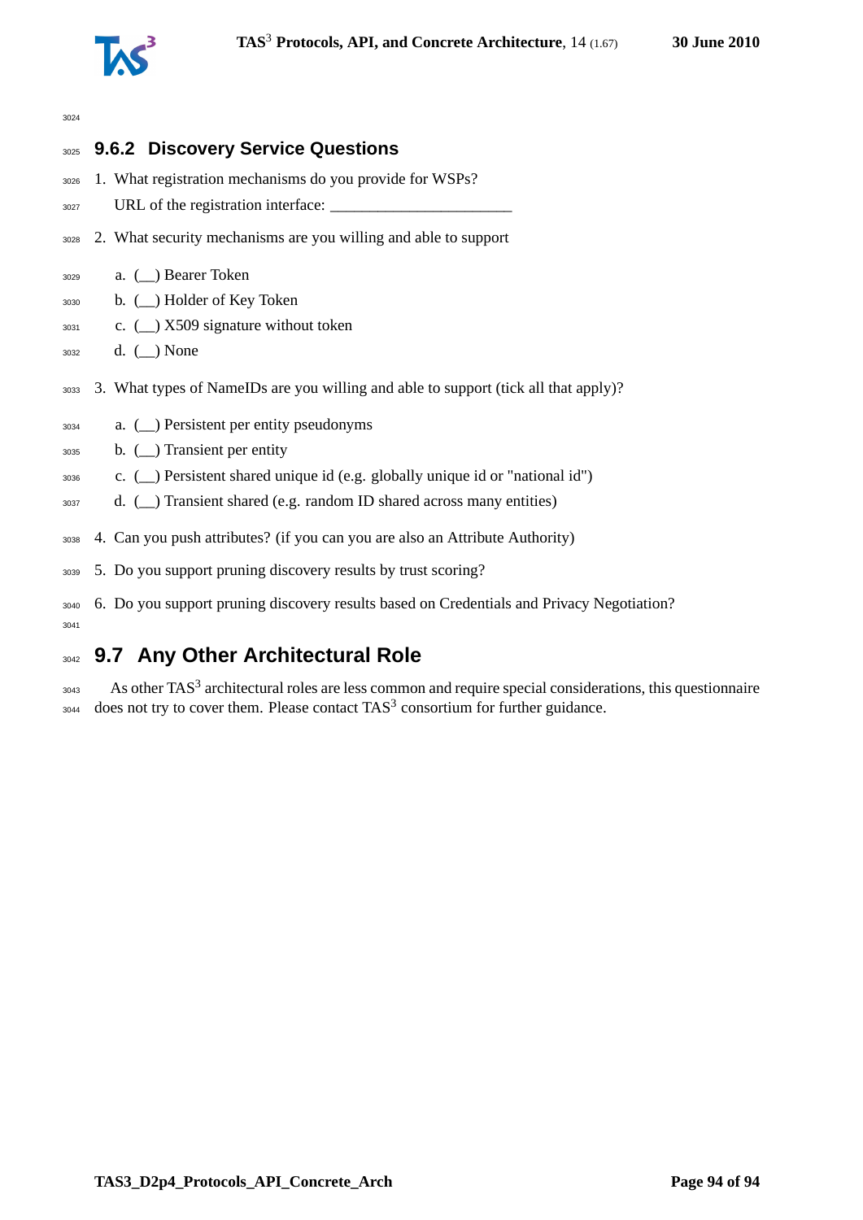### 9.6.2 Discovery Service Questions

1. What registration mechanisms do you provide for WSPs?
   URL of the registration interface: ______________________
2. What security mechanisms are you willing and able to support
   a. (__) Bearer Token
   b. (__) Holder of Key Token
   c. (__) X509 signature without token
   d. (__) None
3. What types of NameIDs are you willing and able to support (tick all that apply)?
   a. (__) Persistent per entity pseudonyms
   b. (__) Transient per entity
   c. (__) Persistent shared unique id (e.g. globally unique id or "national id")
   d. (__) Transient shared (e.g. random ID shared across many entities)
4. Can you push attributes? (if you can you are also an Attribute Authority)
5. Do you support pruning discovery results by trust scoring?
6. Do you support pruning discovery results based on Credentials and Privacy Negotiation?

## 9.7 Any Other Architectural Role

As other TAS[3] architectural roles are less common and require special considerations, this questionnaire does not try to cover them. Please contact TAS[3] consortium for further guidance.